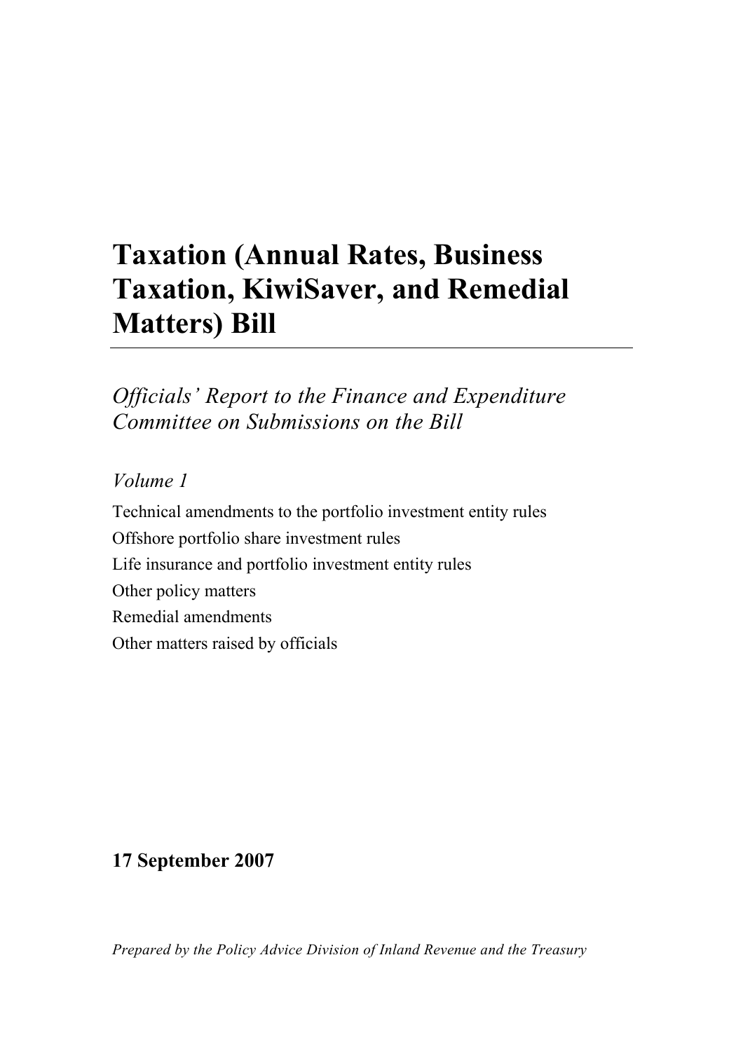# Taxation (Annual Rates, Business Taxation, KiwiSaver, and Remedial Matters) Bill

---

*Officials' Report to the Finance and Expenditure Committee on Submissions on the Bill*

*Volume 1*

Technical amendments to the portfolio investment entity rules

Offshore portfolio share investment rules

Life insurance and portfolio investment entity rules

Other policy matters

Remedial amendments

Other matters raised by officials

**17 September 2007**

*Prepared by the Policy Advice Division of Inland Revenue and the Treasury*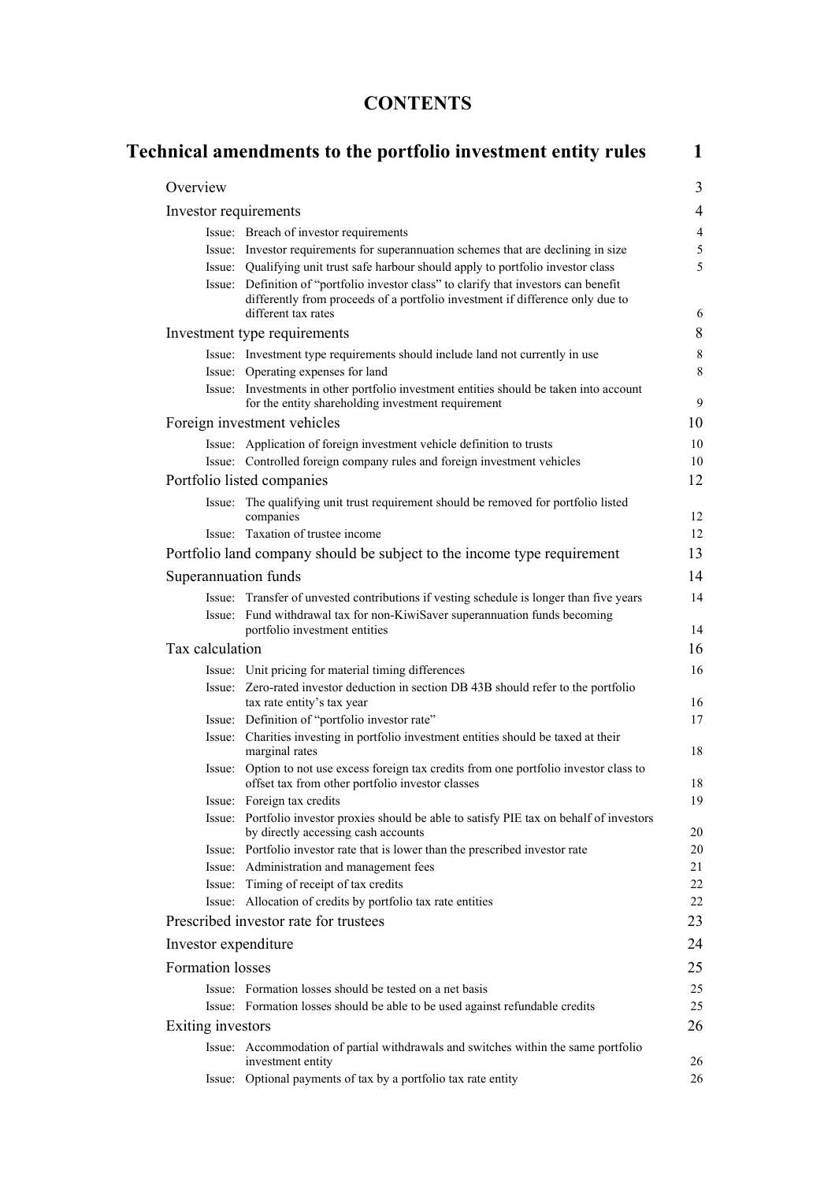# CONTENTS

## Technical amendments to the portfolio investment entity rules — 1

| | |
|---|---|
| **Overview** | **3** |
| **Investor requirements** | **4** |
| Issue: Breach of investor requirements | 4 |
| Issue: Investor requirements for superannuation schemes that are declining in size | 5 |
| Issue: Qualifying unit trust safe harbour should apply to portfolio investor class | 5 |
| Issue: Definition of "portfolio investor class" to clarify that investors can benefit differently from proceeds of a portfolio investment if difference only due to different tax rates | 6 |
| **Investment type requirements** | **8** |
| Issue: Investment type requirements should include land not currently in use | 8 |
| Issue: Operating expenses for land | 8 |
| Issue: Investments in other portfolio investment entities should be taken into account for the entity shareholding investment requirement | 9 |
| **Foreign investment vehicles** | **10** |
| Issue: Application of foreign investment vehicle definition to trusts | 10 |
| Issue: Controlled foreign company rules and foreign investment vehicles | 10 |
| **Portfolio listed companies** | **12** |
| Issue: The qualifying unit trust requirement should be removed for portfolio listed companies | 12 |
| Issue: Taxation of trustee income | 12 |
| **Portfolio land company should be subject to the income type requirement** | **13** |
| **Superannuation funds** | **14** |
| Issue: Transfer of unvested contributions if vesting schedule is longer than five years | 14 |
| Issue: Fund withdrawal tax for non-KiwiSaver superannuation funds becoming portfolio investment entities | 14 |
| **Tax calculation** | **16** |
| Issue: Unit pricing for material timing differences | 16 |
| Issue: Zero-rated investor deduction in section DB 43B should refer to the portfolio tax rate entity's tax year | 16 |
| Issue: Definition of "portfolio investor rate" | 17 |
| Issue: Charities investing in portfolio investment entities should be taxed at their marginal rates | 18 |
| Issue: Option to not use excess foreign tax credits from one portfolio investor class to offset tax from other portfolio investor classes | 18 |
| Issue: Foreign tax credits | 19 |
| Issue: Portfolio investor proxies should be able to satisfy PIE tax on behalf of investors by directly accessing cash accounts | 20 |
| Issue: Portfolio investor rate that is lower than the prescribed investor rate | 20 |
| Issue: Administration and management fees | 21 |
| Issue: Timing of receipt of tax credits | 22 |
| Issue: Allocation of credits by portfolio tax rate entities | 22 |
| **Prescribed investor rate for trustees** | **23** |
| **Investor expenditure** | **24** |
| **Formation losses** | **25** |
| Issue: Formation losses should be tested on a net basis | 25 |
| Issue: Formation losses should be able to be used against refundable credits | 25 |
| **Exiting investors** | **26** |
| Issue: Accommodation of partial withdrawals and switches within the same portfolio investment entity | 26 |
| Issue: Optional payments of tax by a portfolio tax rate entity | 26 |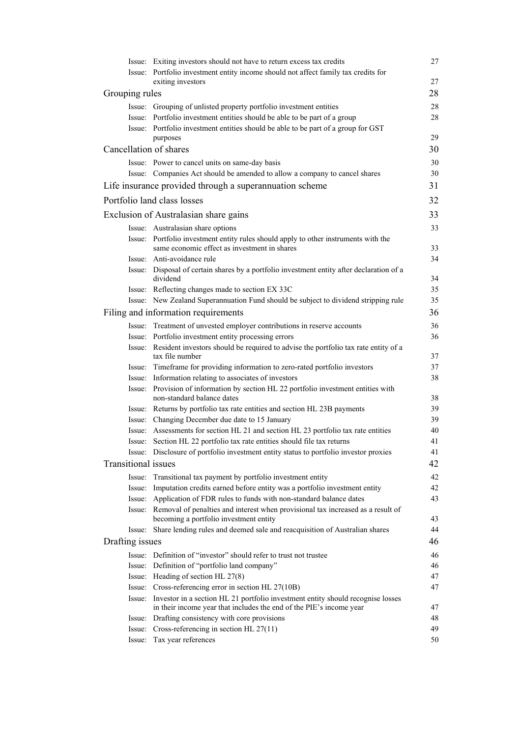| | |
|---|---|
| Issue: Exiting investors should not have to return excess tax credits | 27 |
| Issue: Portfolio investment entity income should not affect family tax credits for exiting investors | 27 |
| **Grouping rules** | **28** |
| Issue: Grouping of unlisted property portfolio investment entities | 28 |
| Issue: Portfolio investment entities should be able to be part of a group | 28 |
| Issue: Portfolio investment entities should be able to be part of a group for GST purposes | 29 |
| **Cancellation of shares** | **30** |
| Issue: Power to cancel units on same-day basis | 30 |
| Issue: Companies Act should be amended to allow a company to cancel shares | 30 |
| **Life insurance provided through a superannuation scheme** | **31** |
| **Portfolio land class losses** | **32** |
| **Exclusion of Australasian share gains** | **33** |
| Issue: Australasian share options | 33 |
| Issue: Portfolio investment entity rules should apply to other instruments with the same economic effect as investment in shares | 33 |
| Issue: Anti-avoidance rule | 34 |
| Issue: Disposal of certain shares by a portfolio investment entity after declaration of a dividend | 34 |
| Issue: Reflecting changes made to section EX 33C | 35 |
| Issue: New Zealand Superannuation Fund should be subject to dividend stripping rule | 35 |
| **Filing and information requirements** | **36** |
| Issue: Treatment of unvested employer contributions in reserve accounts | 36 |
| Issue: Portfolio investment entity processing errors | 36 |
| Issue: Resident investors should be required to advise the portfolio tax rate entity of a tax file number | 37 |
| Issue: Timeframe for providing information to zero-rated portfolio investors | 37 |
| Issue: Information relating to associates of investors | 38 |
| Issue: Provision of information by section HL 22 portfolio investment entities with non-standard balance dates | 38 |
| Issue: Returns by portfolio tax rate entities and section HL 23B payments | 39 |
| Issue: Changing December due date to 15 January | 39 |
| Issue: Assessments for section HL 21 and section HL 23 portfolio tax rate entities | 40 |
| Issue: Section HL 22 portfolio tax rate entities should file tax returns | 41 |
| Issue: Disclosure of portfolio investment entity status to portfolio investor proxies | 41 |
| **Transitional issues** | **42** |
| Issue: Transitional tax payment by portfolio investment entity | 42 |
| Issue: Imputation credits earned before entity was a portfolio investment entity | 42 |
| Issue: Application of FDR rules to funds with non-standard balance dates | 43 |
| Issue: Removal of penalties and interest when provisional tax increased as a result of becoming a portfolio investment entity | 43 |
| Issue: Share lending rules and deemed sale and reacquisition of Australian shares | 44 |
| **Drafting issues** | **46** |
| Issue: Definition of "investor" should refer to trust not trustee | 46 |
| Issue: Definition of "portfolio land company" | 46 |
| Issue: Heading of section HL 27(8) | 47 |
| Issue: Cross-referencing error in section HL 27(10B) | 47 |
| Issue: Investor in a section HL 21 portfolio investment entity should recognise losses in their income year that includes the end of the PIE's income year | 47 |
| Issue: Drafting consistency with core provisions | 48 |
| Issue: Cross-referencing in section HL 27(11) | 49 |
| Issue: Tax year references | 50 |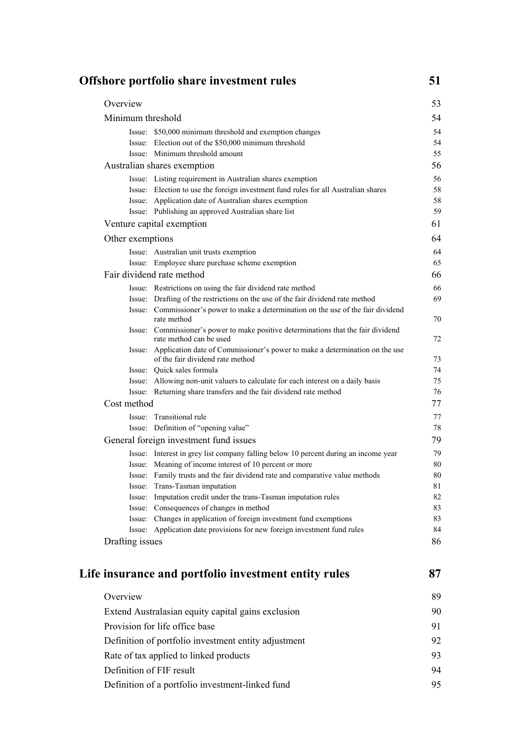## Offshore portfolio share investment rules 51

| | |
|---|---|
| Overview | 53 |
| Minimum threshold | 54 |
| Issue: $50,000 minimum threshold and exemption changes | 54 |
| Issue: Election out of the $50,000 minimum threshold | 54 |
| Issue: Minimum threshold amount | 55 |
| Australian shares exemption | 56 |
| Issue: Listing requirement in Australian shares exemption | 56 |
| Issue: Election to use the foreign investment fund rules for all Australian shares | 58 |
| Issue: Application date of Australian shares exemption | 58 |
| Issue: Publishing an approved Australian share list | 59 |
| Venture capital exemption | 61 |
| Other exemptions | 64 |
| Issue: Australian unit trusts exemption | 64 |
| Issue: Employee share purchase scheme exemption | 65 |
| Fair dividend rate method | 66 |
| Issue: Restrictions on using the fair dividend rate method | 66 |
| Issue: Drafting of the restrictions on the use of the fair dividend rate method | 69 |
| Issue: Commissioner's power to make a determination on the use of the fair dividend rate method | 70 |
| Issue: Commissioner's power to make positive determinations that the fair dividend rate method can be used | 72 |
| Issue: Application date of Commissioner's power to make a determination on the use of the fair dividend rate method | 73 |
| Issue: Quick sales formula | 74 |
| Issue: Allowing non-unit valuers to calculate for each interest on a daily basis | 75 |
| Issue: Returning share transfers and the fair dividend rate method | 76 |
| Cost method | 77 |
| Issue: Transitional rule | 77 |
| Issue: Definition of "opening value" | 78 |
| General foreign investment fund issues | 79 |
| Issue: Interest in grey list company falling below 10 percent during an income year | 79 |
| Issue: Meaning of income interest of 10 percent or more | 80 |
| Issue: Family trusts and the fair dividend rate and comparative value methods | 80 |
| Issue: Trans-Tasman imputation | 81 |
| Issue: Imputation credit under the trans-Tasman imputation rules | 82 |
| Issue: Consequences of changes in method | 83 |
| Issue: Changes in application of foreign investment fund exemptions | 83 |
| Issue: Application date provisions for new foreign investment fund rules | 84 |
| Drafting issues | 86 |

## Life insurance and portfolio investment entity rules 87

| | |
|---|---|
| Overview | 89 |
| Extend Australasian equity capital gains exclusion | 90 |
| Provision for life office base | 91 |
| Definition of portfolio investment entity adjustment | 92 |
| Rate of tax applied to linked products | 93 |
| Definition of FIF result | 94 |
| Definition of a portfolio investment-linked fund | 95 |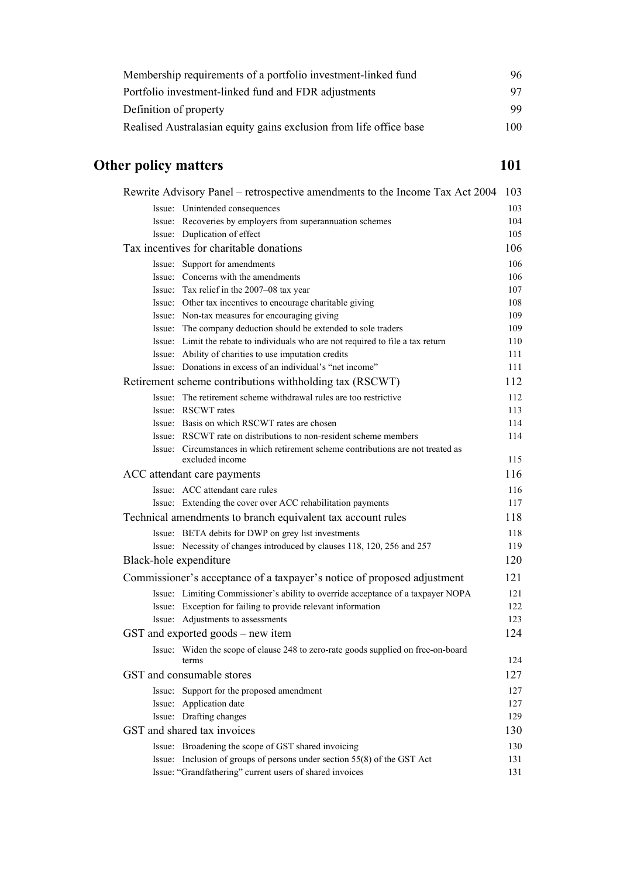| | |
|---|---|
| Membership requirements of a portfolio investment-linked fund | 96 |
| Portfolio investment-linked fund and FDR adjustments | 97 |
| Definition of property | 99 |
| Realised Australasian equity gains exclusion from life office base | 100 |

## Other policy matters 101

| | |
|---|---|
| Rewrite Advisory Panel – retrospective amendments to the Income Tax Act 2004 | 103 |
| Issue: Unintended consequences | 103 |
| Issue: Recoveries by employers from superannuation schemes | 104 |
| Issue: Duplication of effect | 105 |
| Tax incentives for charitable donations | 106 |
| Issue: Support for amendments | 106 |
| Issue: Concerns with the amendments | 106 |
| Issue: Tax relief in the 2007–08 tax year | 107 |
| Issue: Other tax incentives to encourage charitable giving | 108 |
| Issue: Non-tax measures for encouraging giving | 109 |
| Issue: The company deduction should be extended to sole traders | 109 |
| Issue: Limit the rebate to individuals who are not required to file a tax return | 110 |
| Issue: Ability of charities to use imputation credits | 111 |
| Issue: Donations in excess of an individual's "net income" | 111 |
| Retirement scheme contributions withholding tax (RSCWT) | 112 |
| Issue: The retirement scheme withdrawal rules are too restrictive | 112 |
| Issue: RSCWT rates | 113 |
| Issue: Basis on which RSCWT rates are chosen | 114 |
| Issue: RSCWT rate on distributions to non-resident scheme members | 114 |
| Issue: Circumstances in which retirement scheme contributions are not treated as excluded income | 115 |
| ACC attendant care payments | 116 |
| Issue: ACC attendant care rules | 116 |
| Issue: Extending the cover over ACC rehabilitation payments | 117 |
| Technical amendments to branch equivalent tax account rules | 118 |
| Issue: BETA debits for DWP on grey list investments | 118 |
| Issue: Necessity of changes introduced by clauses 118, 120, 256 and 257 | 119 |
| Black-hole expenditure | 120 |
| Commissioner's acceptance of a taxpayer's notice of proposed adjustment | 121 |
| Issue: Limiting Commissioner's ability to override acceptance of a taxpayer NOPA | 121 |
| Issue: Exception for failing to provide relevant information | 122 |
| Issue: Adjustments to assessments | 123 |
| GST and exported goods – new item | 124 |
| Issue: Widen the scope of clause 248 to zero-rate goods supplied on free-on-board terms | 124 |
| GST and consumable stores | 127 |
| Issue: Support for the proposed amendment | 127 |
| Issue: Application date | 127 |
| Issue: Drafting changes | 129 |
| GST and shared tax invoices | 130 |
| Issue: Broadening the scope of GST shared invoicing | 130 |
| Issue: Inclusion of groups of persons under section 55(8) of the GST Act | 131 |
| Issue: "Grandfathering" current users of shared invoices | 131 |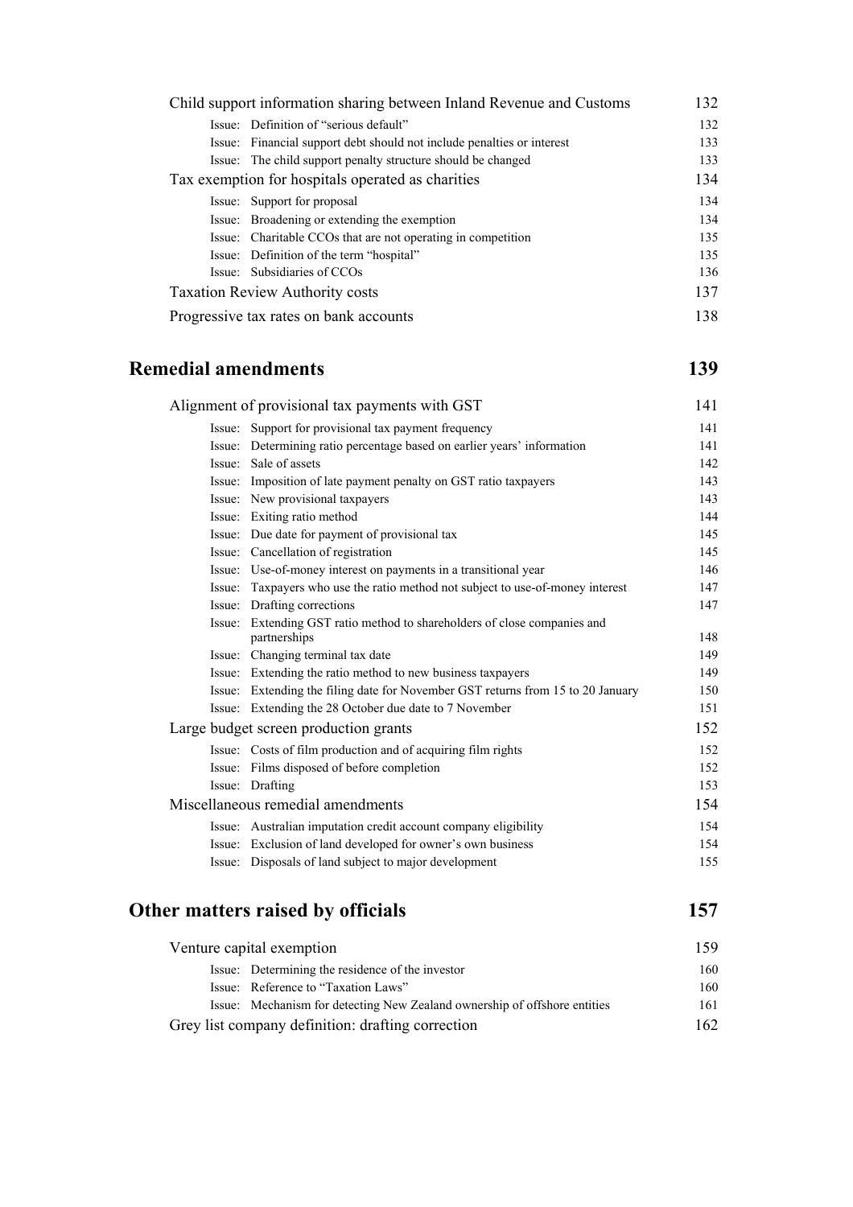| | |
|---|---|
| Child support information sharing between Inland Revenue and Customs | 132 |
| Issue: Definition of "serious default" | 132 |
| Issue: Financial support debt should not include penalties or interest | 133 |
| Issue: The child support penalty structure should be changed | 133 |
| Tax exemption for hospitals operated as charities | 134 |
| Issue: Support for proposal | 134 |
| Issue: Broadening or extending the exemption | 134 |
| Issue: Charitable CCOs that are not operating in competition | 135 |
| Issue: Definition of the term "hospital" | 135 |
| Issue: Subsidiaries of CCOs | 136 |
| Taxation Review Authority costs | 137 |
| Progressive tax rates on bank accounts | 138 |

## Remedial amendments 139

| | |
|---|---|
| Alignment of provisional tax payments with GST | 141 |
| Issue: Support for provisional tax payment frequency | 141 |
| Issue: Determining ratio percentage based on earlier years' information | 141 |
| Issue: Sale of assets | 142 |
| Issue: Imposition of late payment penalty on GST ratio taxpayers | 143 |
| Issue: New provisional taxpayers | 143 |
| Issue: Exiting ratio method | 144 |
| Issue: Due date for payment of provisional tax | 145 |
| Issue: Cancellation of registration | 145 |
| Issue: Use-of-money interest on payments in a transitional year | 146 |
| Issue: Taxpayers who use the ratio method not subject to use-of-money interest | 147 |
| Issue: Drafting corrections | 147 |
| Issue: Extending GST ratio method to shareholders of close companies and partnerships | 148 |
| Issue: Changing terminal tax date | 149 |
| Issue: Extending the ratio method to new business taxpayers | 149 |
| Issue: Extending the filing date for November GST returns from 15 to 20 January | 150 |
| Issue: Extending the 28 October due date to 7 November | 151 |
| Large budget screen production grants | 152 |
| Issue: Costs of film production and of acquiring film rights | 152 |
| Issue: Films disposed of before completion | 152 |
| Issue: Drafting | 153 |
| Miscellaneous remedial amendments | 154 |
| Issue: Australian imputation credit account company eligibility | 154 |
| Issue: Exclusion of land developed for owner's own business | 154 |
| Issue: Disposals of land subject to major development | 155 |

## Other matters raised by officials 157

| | |
|---|---|
| Venture capital exemption | 159 |
| Issue: Determining the residence of the investor | 160 |
| Issue: Reference to "Taxation Laws" | 160 |
| Issue: Mechanism for detecting New Zealand ownership of offshore entities | 161 |
| Grey list company definition: drafting correction | 162 |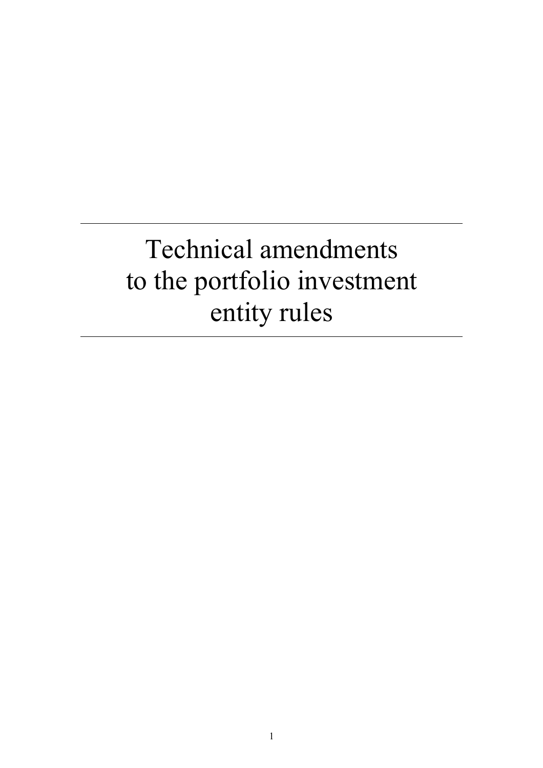# Technical amendments to the portfolio investment entity rules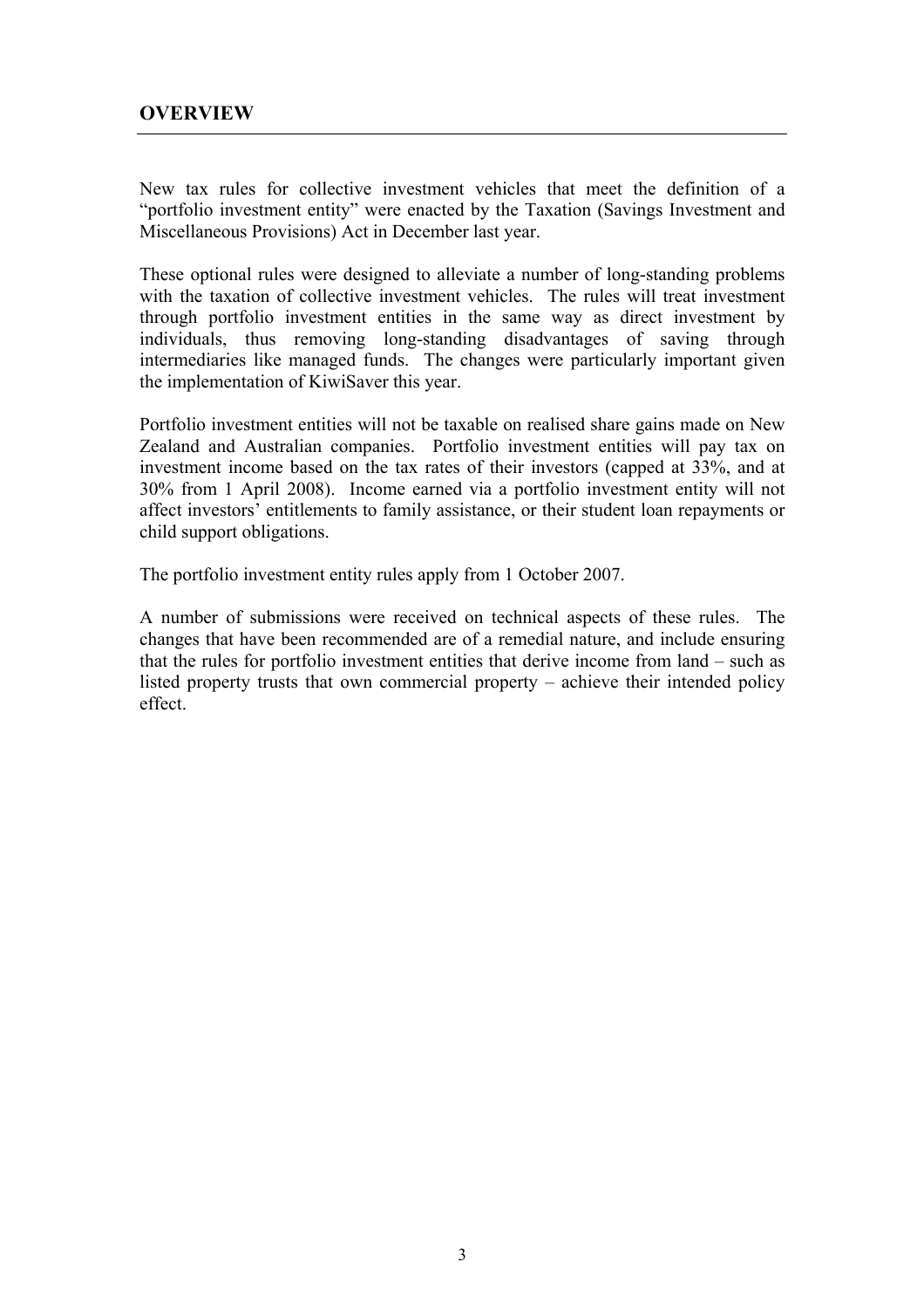## OVERVIEW

New tax rules for collective investment vehicles that meet the definition of a "portfolio investment entity" were enacted by the Taxation (Savings Investment and Miscellaneous Provisions) Act in December last year.

These optional rules were designed to alleviate a number of long-standing problems with the taxation of collective investment vehicles. The rules will treat investment through portfolio investment entities in the same way as direct investment by individuals, thus removing long-standing disadvantages of saving through intermediaries like managed funds. The changes were particularly important given the implementation of KiwiSaver this year.

Portfolio investment entities will not be taxable on realised share gains made on New Zealand and Australian companies. Portfolio investment entities will pay tax on investment income based on the tax rates of their investors (capped at 33%, and at 30% from 1 April 2008). Income earned via a portfolio investment entity will not affect investors' entitlements to family assistance, or their student loan repayments or child support obligations.

The portfolio investment entity rules apply from 1 October 2007.

A number of submissions were received on technical aspects of these rules. The changes that have been recommended are of a remedial nature, and include ensuring that the rules for portfolio investment entities that derive income from land – such as listed property trusts that own commercial property – achieve their intended policy effect.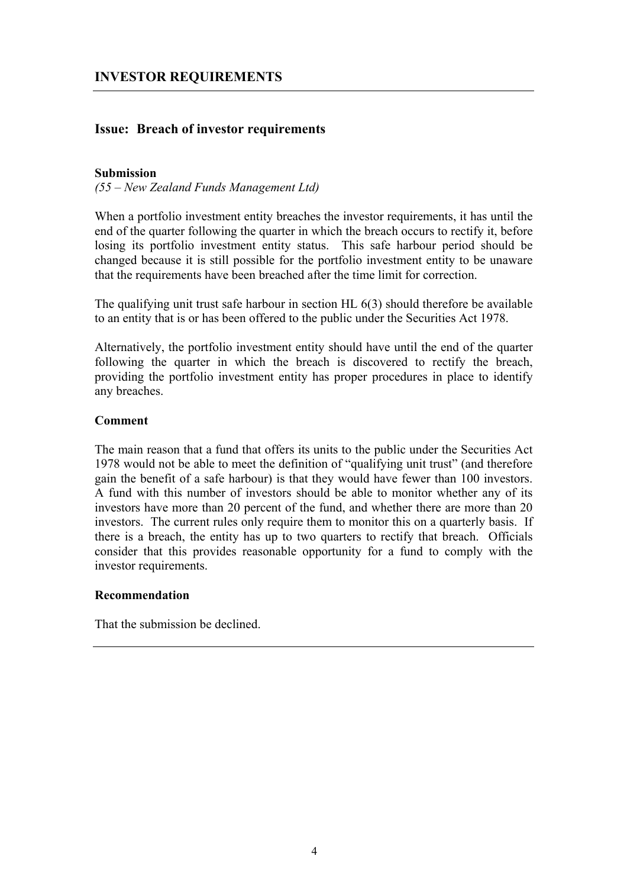## INVESTOR REQUIREMENTS

### Issue: Breach of investor requirements

**Submission**

*(55 – New Zealand Funds Management Ltd)*

When a portfolio investment entity breaches the investor requirements, it has until the end of the quarter following the quarter in which the breach occurs to rectify it, before losing its portfolio investment entity status. This safe harbour period should be changed because it is still possible for the portfolio investment entity to be unaware that the requirements have been breached after the time limit for correction.

The qualifying unit trust safe harbour in section HL 6(3) should therefore be available to an entity that is or has been offered to the public under the Securities Act 1978.

Alternatively, the portfolio investment entity should have until the end of the quarter following the quarter in which the breach is discovered to rectify the breach, providing the portfolio investment entity has proper procedures in place to identify any breaches.

**Comment**

The main reason that a fund that offers its units to the public under the Securities Act 1978 would not be able to meet the definition of "qualifying unit trust" (and therefore gain the benefit of a safe harbour) is that they would have fewer than 100 investors. A fund with this number of investors should be able to monitor whether any of its investors have more than 20 percent of the fund, and whether there are more than 20 investors. The current rules only require them to monitor this on a quarterly basis. If there is a breach, the entity has up to two quarters to rectify that breach. Officials consider that this provides reasonable opportunity for a fund to comply with the investor requirements.

**Recommendation**

That the submission be declined.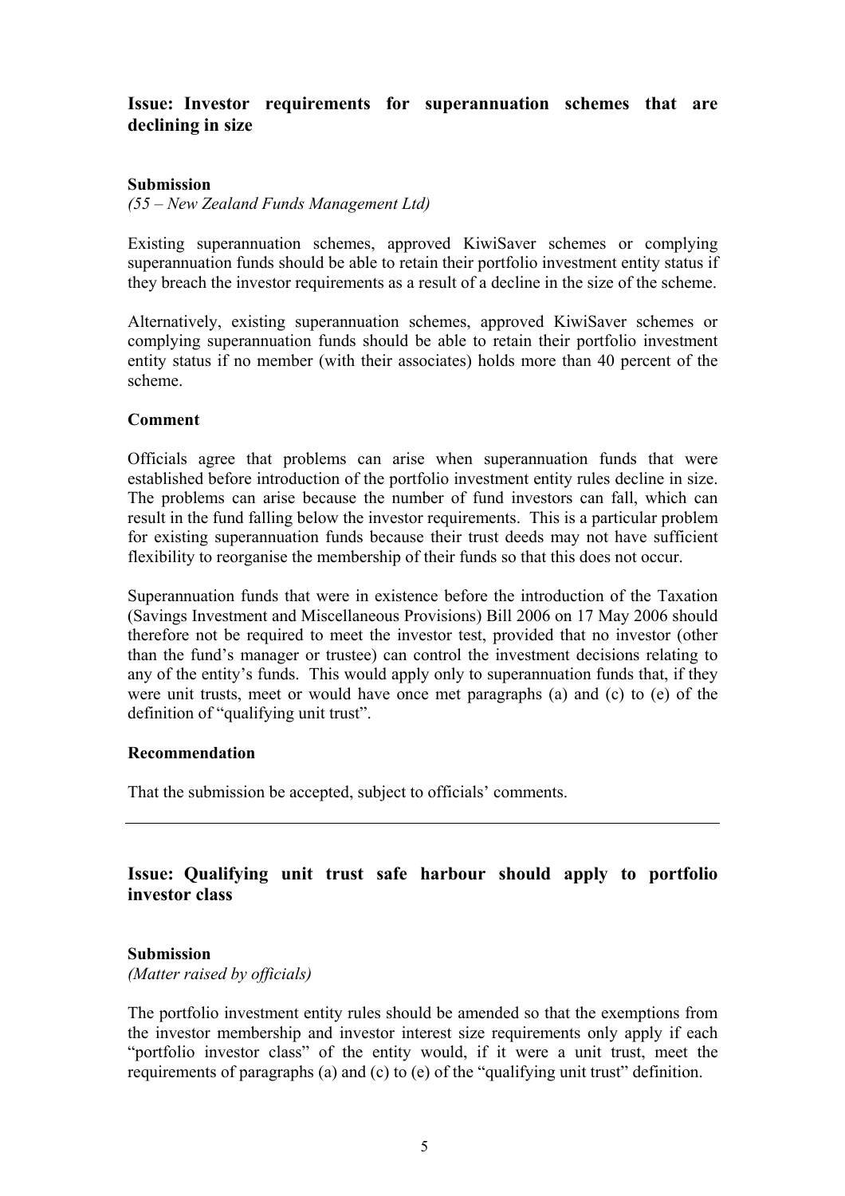## Issue: Investor requirements for superannuation schemes that are declining in size

### Submission

*(55 – New Zealand Funds Management Ltd)*

Existing superannuation schemes, approved KiwiSaver schemes or complying superannuation funds should be able to retain their portfolio investment entity status if they breach the investor requirements as a result of a decline in the size of the scheme.

Alternatively, existing superannuation schemes, approved KiwiSaver schemes or complying superannuation funds should be able to retain their portfolio investment entity status if no member (with their associates) holds more than 40 percent of the scheme.

### Comment

Officials agree that problems can arise when superannuation funds that were established before introduction of the portfolio investment entity rules decline in size. The problems can arise because the number of fund investors can fall, which can result in the fund falling below the investor requirements. This is a particular problem for existing superannuation funds because their trust deeds may not have sufficient flexibility to reorganise the membership of their funds so that this does not occur.

Superannuation funds that were in existence before the introduction of the Taxation (Savings Investment and Miscellaneous Provisions) Bill 2006 on 17 May 2006 should therefore not be required to meet the investor test, provided that no investor (other than the fund's manager or trustee) can control the investment decisions relating to any of the entity's funds. This would apply only to superannuation funds that, if they were unit trusts, meet or would have once met paragraphs (a) and (c) to (e) of the definition of "qualifying unit trust".

### Recommendation

That the submission be accepted, subject to officials' comments.

---

## Issue: Qualifying unit trust safe harbour should apply to portfolio investor class

### Submission

*(Matter raised by officials)*

The portfolio investment entity rules should be amended so that the exemptions from the investor membership and investor interest size requirements only apply if each "portfolio investor class" of the entity would, if it were a unit trust, meet the requirements of paragraphs (a) and (c) to (e) of the "qualifying unit trust" definition.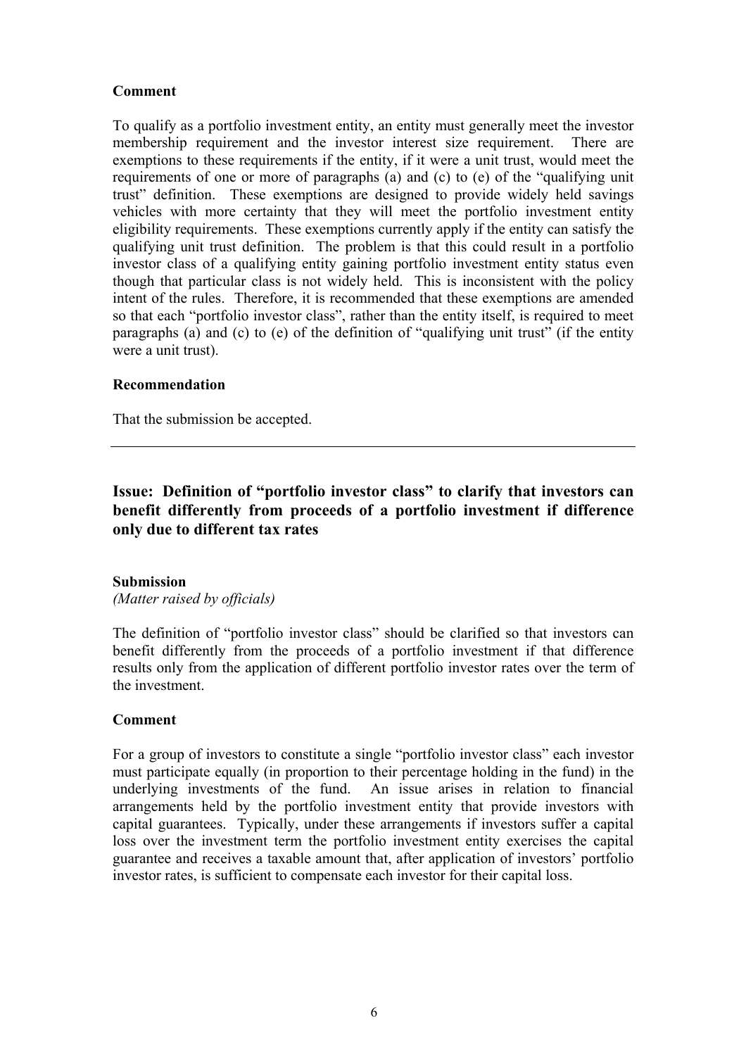**Comment**

To qualify as a portfolio investment entity, an entity must generally meet the investor membership requirement and the investor interest size requirement. There are exemptions to these requirements if the entity, if it were a unit trust, would meet the requirements of one or more of paragraphs (a) and (c) to (e) of the "qualifying unit trust" definition. These exemptions are designed to provide widely held savings vehicles with more certainty that they will meet the portfolio investment entity eligibility requirements. These exemptions currently apply if the entity can satisfy the qualifying unit trust definition. The problem is that this could result in a portfolio investor class of a qualifying entity gaining portfolio investment entity status even though that particular class is not widely held. This is inconsistent with the policy intent of the rules. Therefore, it is recommended that these exemptions are amended so that each "portfolio investor class", rather than the entity itself, is required to meet paragraphs (a) and (c) to (e) of the definition of "qualifying unit trust" (if the entity were a unit trust).

**Recommendation**

That the submission be accepted.

---

### Issue: Definition of "portfolio investor class" to clarify that investors can benefit differently from proceeds of a portfolio investment if difference only due to different tax rates

**Submission**

*(Matter raised by officials)*

The definition of "portfolio investor class" should be clarified so that investors can benefit differently from the proceeds of a portfolio investment if that difference results only from the application of different portfolio investor rates over the term of the investment.

**Comment**

For a group of investors to constitute a single "portfolio investor class" each investor must participate equally (in proportion to their percentage holding in the fund) in the underlying investments of the fund. An issue arises in relation to financial arrangements held by the portfolio investment entity that provide investors with capital guarantees. Typically, under these arrangements if investors suffer a capital loss over the investment term the portfolio investment entity exercises the capital guarantee and receives a taxable amount that, after application of investors' portfolio investor rates, is sufficient to compensate each investor for their capital loss.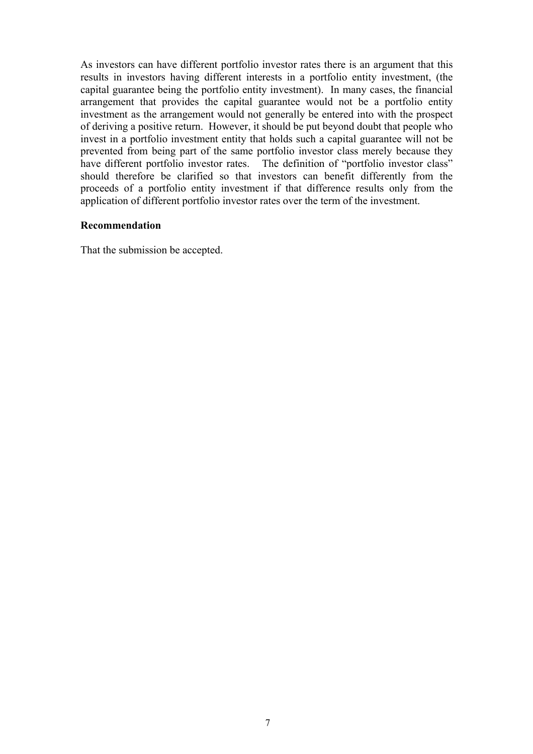As investors can have different portfolio investor rates there is an argument that this results in investors having different interests in a portfolio entity investment, (the capital guarantee being the portfolio entity investment). In many cases, the financial arrangement that provides the capital guarantee would not be a portfolio entity investment as the arrangement would not generally be entered into with the prospect of deriving a positive return. However, it should be put beyond doubt that people who invest in a portfolio investment entity that holds such a capital guarantee will not be prevented from being part of the same portfolio investor class merely because they have different portfolio investor rates. The definition of "portfolio investor class" should therefore be clarified so that investors can benefit differently from the proceeds of a portfolio entity investment if that difference results only from the application of different portfolio investor rates over the term of the investment.

**Recommendation**

That the submission be accepted.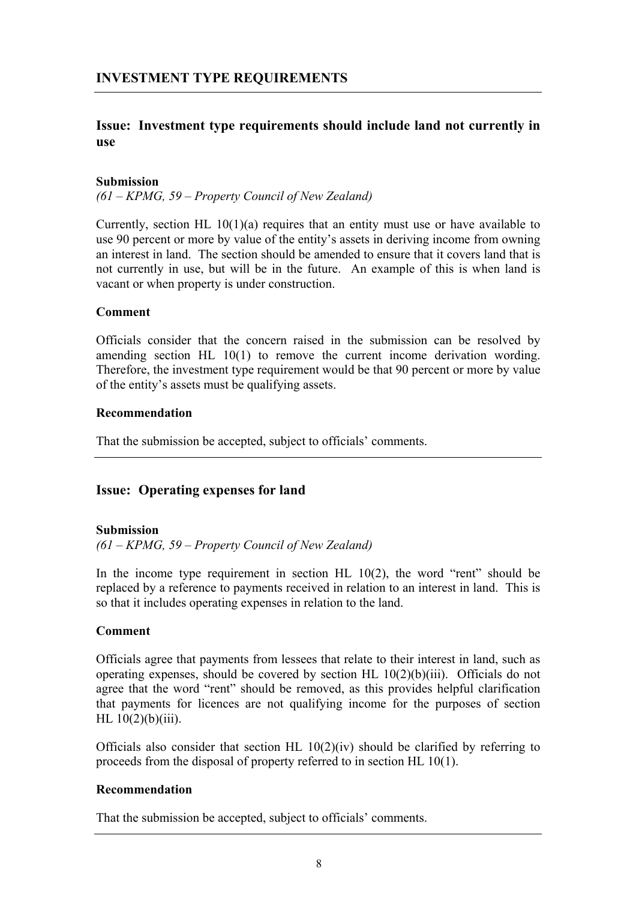## INVESTMENT TYPE REQUIREMENTS

### Issue: Investment type requirements should include land not currently in use

**Submission**

*(61 – KPMG, 59 – Property Council of New Zealand)*

Currently, section HL 10(1)(a) requires that an entity must use or have available to use 90 percent or more by value of the entity's assets in deriving income from owning an interest in land. The section should be amended to ensure that it covers land that is not currently in use, but will be in the future. An example of this is when land is vacant or when property is under construction.

**Comment**

Officials consider that the concern raised in the submission can be resolved by amending section HL 10(1) to remove the current income derivation wording. Therefore, the investment type requirement would be that 90 percent or more by value of the entity's assets must be qualifying assets.

**Recommendation**

That the submission be accepted, subject to officials' comments.

### Issue: Operating expenses for land

**Submission**

*(61 – KPMG, 59 – Property Council of New Zealand)*

In the income type requirement in section HL 10(2), the word "rent" should be replaced by a reference to payments received in relation to an interest in land. This is so that it includes operating expenses in relation to the land.

**Comment**

Officials agree that payments from lessees that relate to their interest in land, such as operating expenses, should be covered by section HL 10(2)(b)(iii). Officials do not agree that the word "rent" should be removed, as this provides helpful clarification that payments for licences are not qualifying income for the purposes of section HL 10(2)(b)(iii).

Officials also consider that section HL 10(2)(iv) should be clarified by referring to proceeds from the disposal of property referred to in section HL 10(1).

**Recommendation**

That the submission be accepted, subject to officials' comments.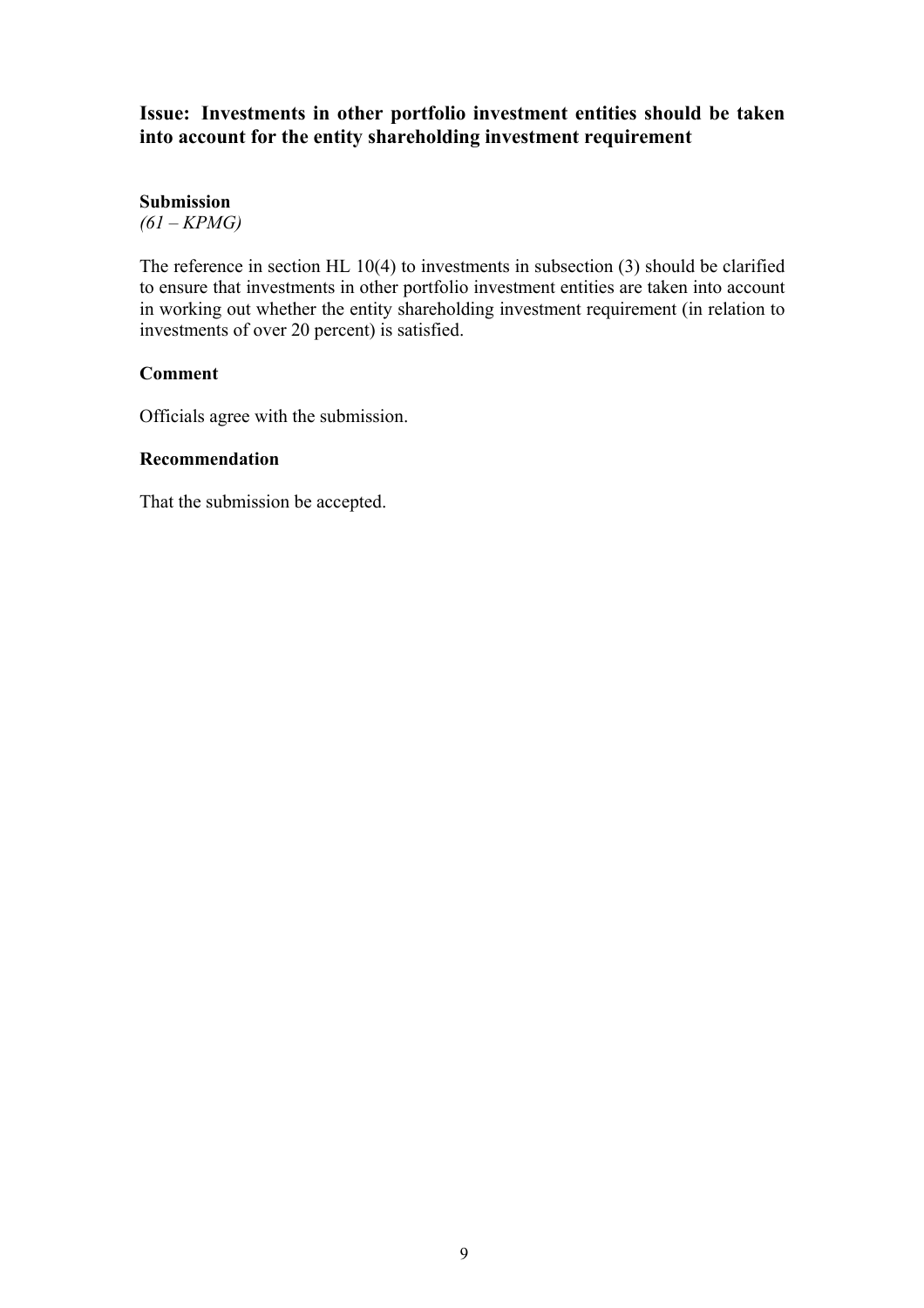## Issue: Investments in other portfolio investment entities should be taken into account for the entity shareholding investment requirement

**Submission**

*(61 – KPMG)*

The reference in section HL 10(4) to investments in subsection (3) should be clarified to ensure that investments in other portfolio investment entities are taken into account in working out whether the entity shareholding investment requirement (in relation to investments of over 20 percent) is satisfied.

**Comment**

Officials agree with the submission.

**Recommendation**

That the submission be accepted.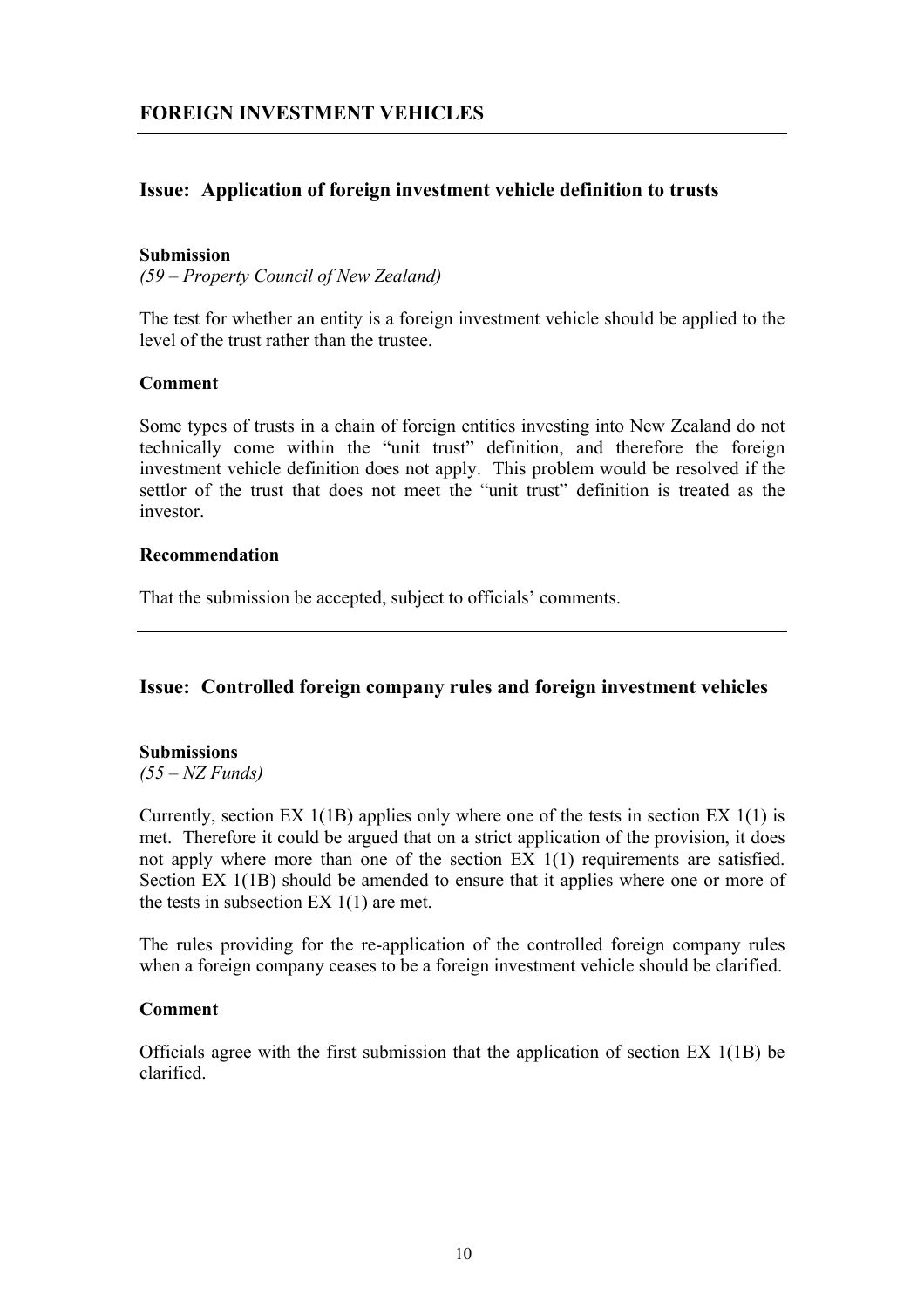## FOREIGN INVESTMENT VEHICLES

### Issue: Application of foreign investment vehicle definition to trusts

**Submission**

*(59 – Property Council of New Zealand)*

The test for whether an entity is a foreign investment vehicle should be applied to the level of the trust rather than the trustee.

**Comment**

Some types of trusts in a chain of foreign entities investing into New Zealand do not technically come within the "unit trust" definition, and therefore the foreign investment vehicle definition does not apply. This problem would be resolved if the settlor of the trust that does not meet the "unit trust" definition is treated as the investor.

**Recommendation**

That the submission be accepted, subject to officials' comments.

---

### Issue: Controlled foreign company rules and foreign investment vehicles

**Submissions**

*(55 – NZ Funds)*

Currently, section EX 1(1B) applies only where one of the tests in section EX 1(1) is met. Therefore it could be argued that on a strict application of the provision, it does not apply where more than one of the section EX 1(1) requirements are satisfied. Section EX 1(1B) should be amended to ensure that it applies where one or more of the tests in subsection EX 1(1) are met.

The rules providing for the re-application of the controlled foreign company rules when a foreign company ceases to be a foreign investment vehicle should be clarified.

**Comment**

Officials agree with the first submission that the application of section EX 1(1B) be clarified.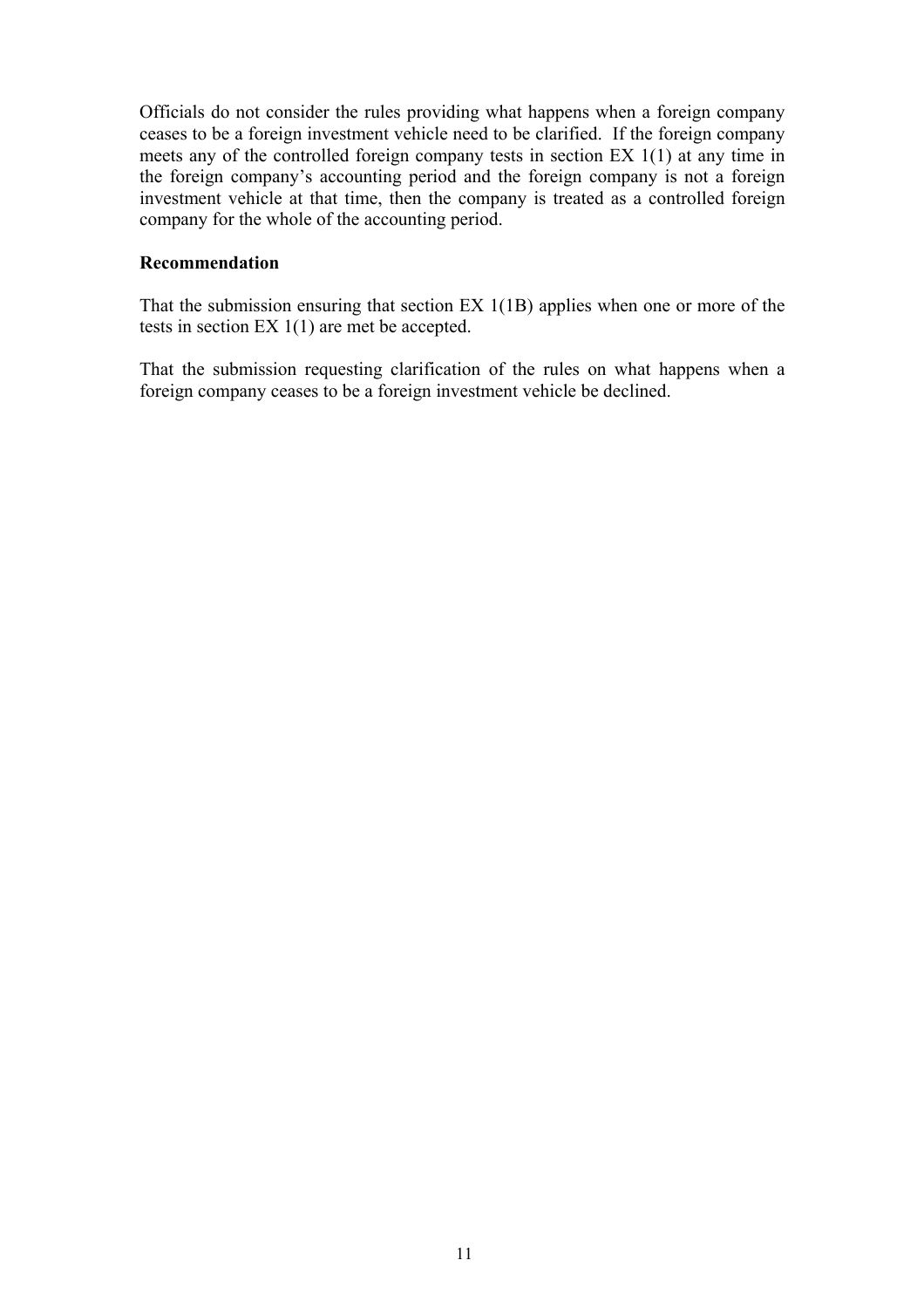Officials do not consider the rules providing what happens when a foreign company ceases to be a foreign investment vehicle need to be clarified. If the foreign company meets any of the controlled foreign company tests in section EX 1(1) at any time in the foreign company's accounting period and the foreign company is not a foreign investment vehicle at that time, then the company is treated as a controlled foreign company for the whole of the accounting period.

**Recommendation**

That the submission ensuring that section EX 1(1B) applies when one or more of the tests in section EX 1(1) are met be accepted.

That the submission requesting clarification of the rules on what happens when a foreign company ceases to be a foreign investment vehicle be declined.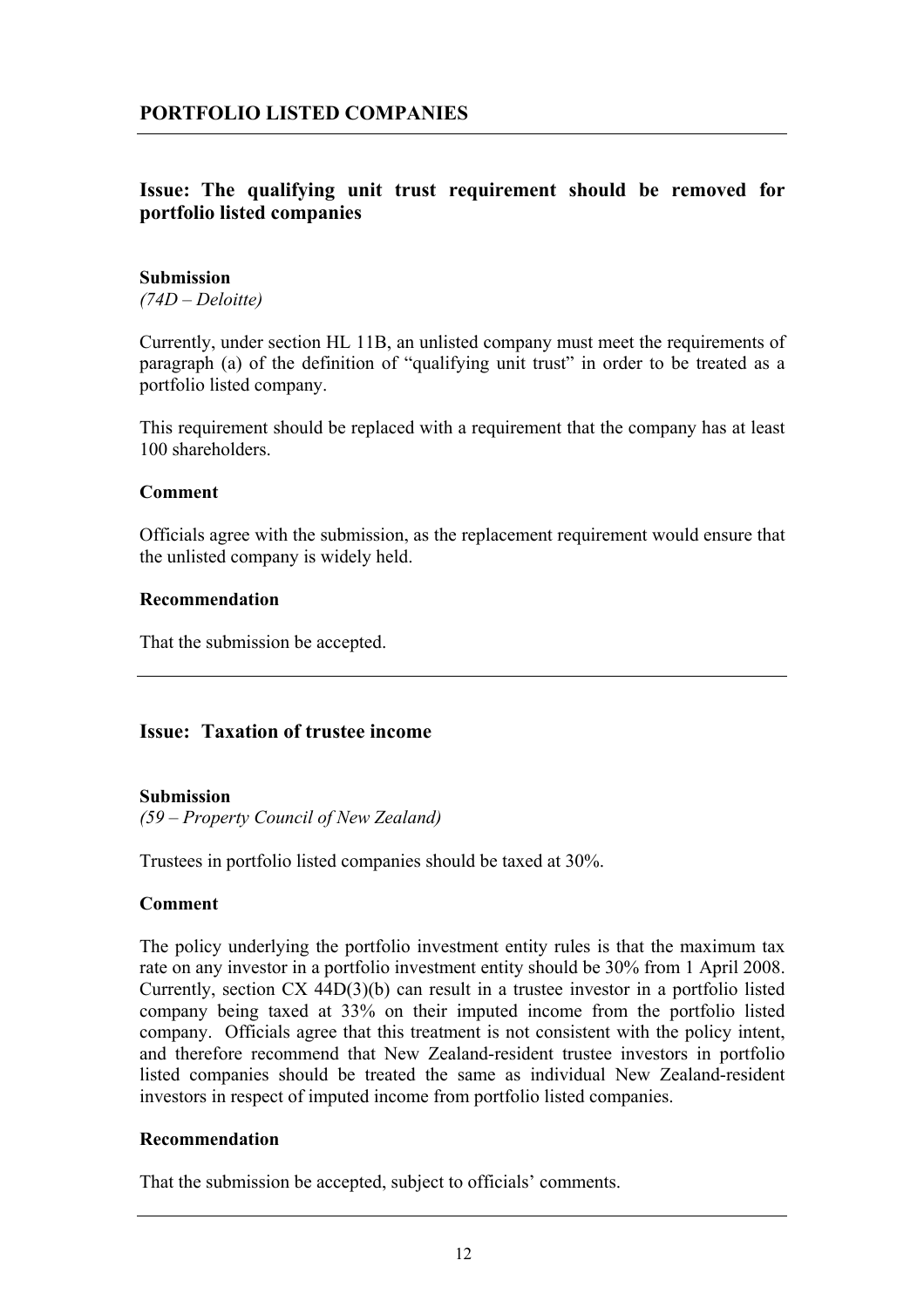## PORTFOLIO LISTED COMPANIES

### Issue: The qualifying unit trust requirement should be removed for portfolio listed companies

**Submission**

*(74D – Deloitte)*

Currently, under section HL 11B, an unlisted company must meet the requirements of paragraph (a) of the definition of "qualifying unit trust" in order to be treated as a portfolio listed company.

This requirement should be replaced with a requirement that the company has at least 100 shareholders.

**Comment**

Officials agree with the submission, as the replacement requirement would ensure that the unlisted company is widely held.

**Recommendation**

That the submission be accepted.

---

### Issue: Taxation of trustee income

**Submission**

*(59 – Property Council of New Zealand)*

Trustees in portfolio listed companies should be taxed at 30%.

**Comment**

The policy underlying the portfolio investment entity rules is that the maximum tax rate on any investor in a portfolio investment entity should be 30% from 1 April 2008. Currently, section CX 44D(3)(b) can result in a trustee investor in a portfolio listed company being taxed at 33% on their imputed income from the portfolio listed company. Officials agree that this treatment is not consistent with the policy intent, and therefore recommend that New Zealand-resident trustee investors in portfolio listed companies should be treated the same as individual New Zealand-resident investors in respect of imputed income from portfolio listed companies.

**Recommendation**

That the submission be accepted, subject to officials' comments.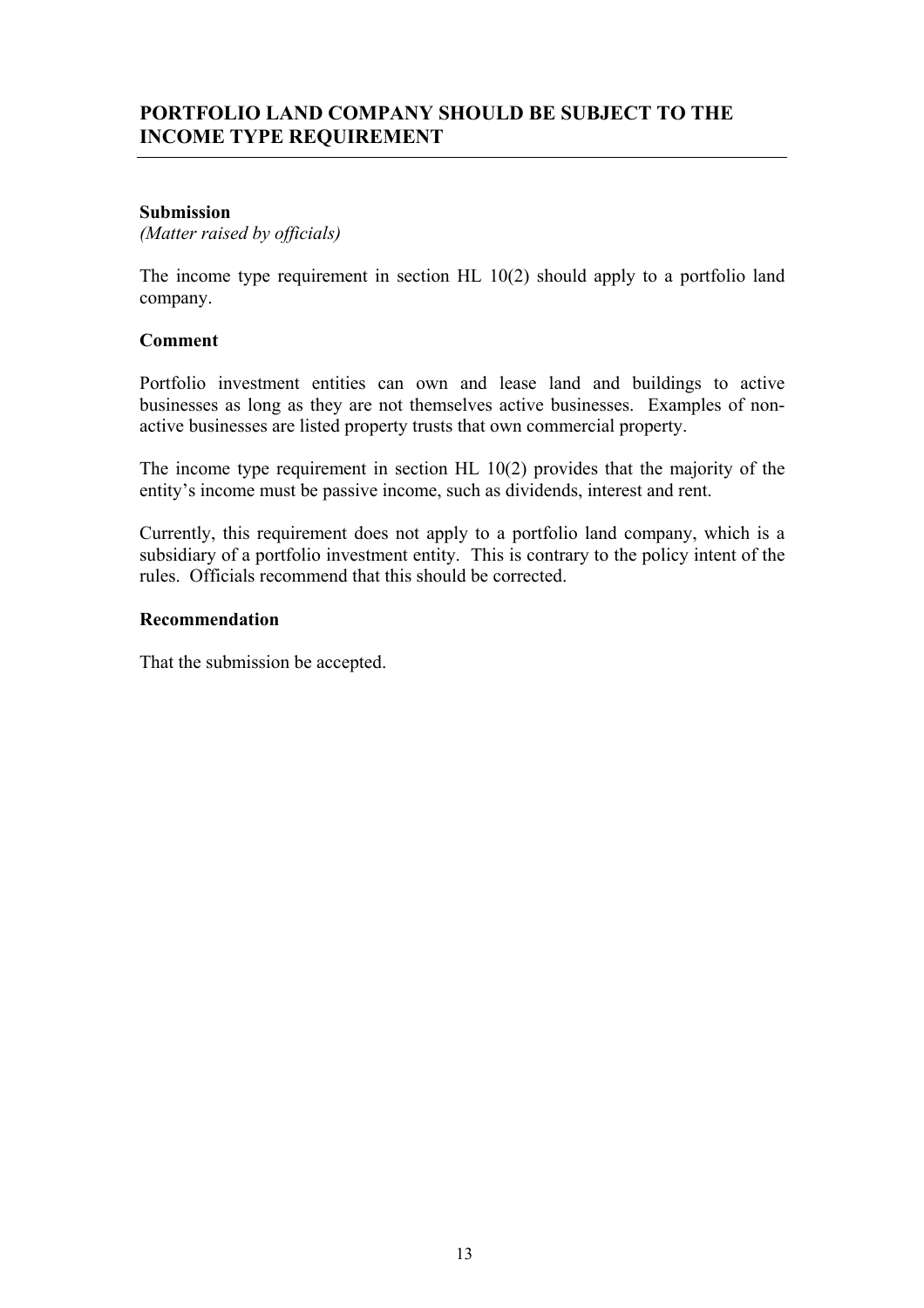## PORTFOLIO LAND COMPANY SHOULD BE SUBJECT TO THE INCOME TYPE REQUIREMENT

**Submission**
*(Matter raised by officials)*

The income type requirement in section HL 10(2) should apply to a portfolio land company.

**Comment**

Portfolio investment entities can own and lease land and buildings to active businesses as long as they are not themselves active businesses. Examples of non-active businesses are listed property trusts that own commercial property.

The income type requirement in section HL 10(2) provides that the majority of the entity's income must be passive income, such as dividends, interest and rent.

Currently, this requirement does not apply to a portfolio land company, which is a subsidiary of a portfolio investment entity. This is contrary to the policy intent of the rules. Officials recommend that this should be corrected.

**Recommendation**

That the submission be accepted.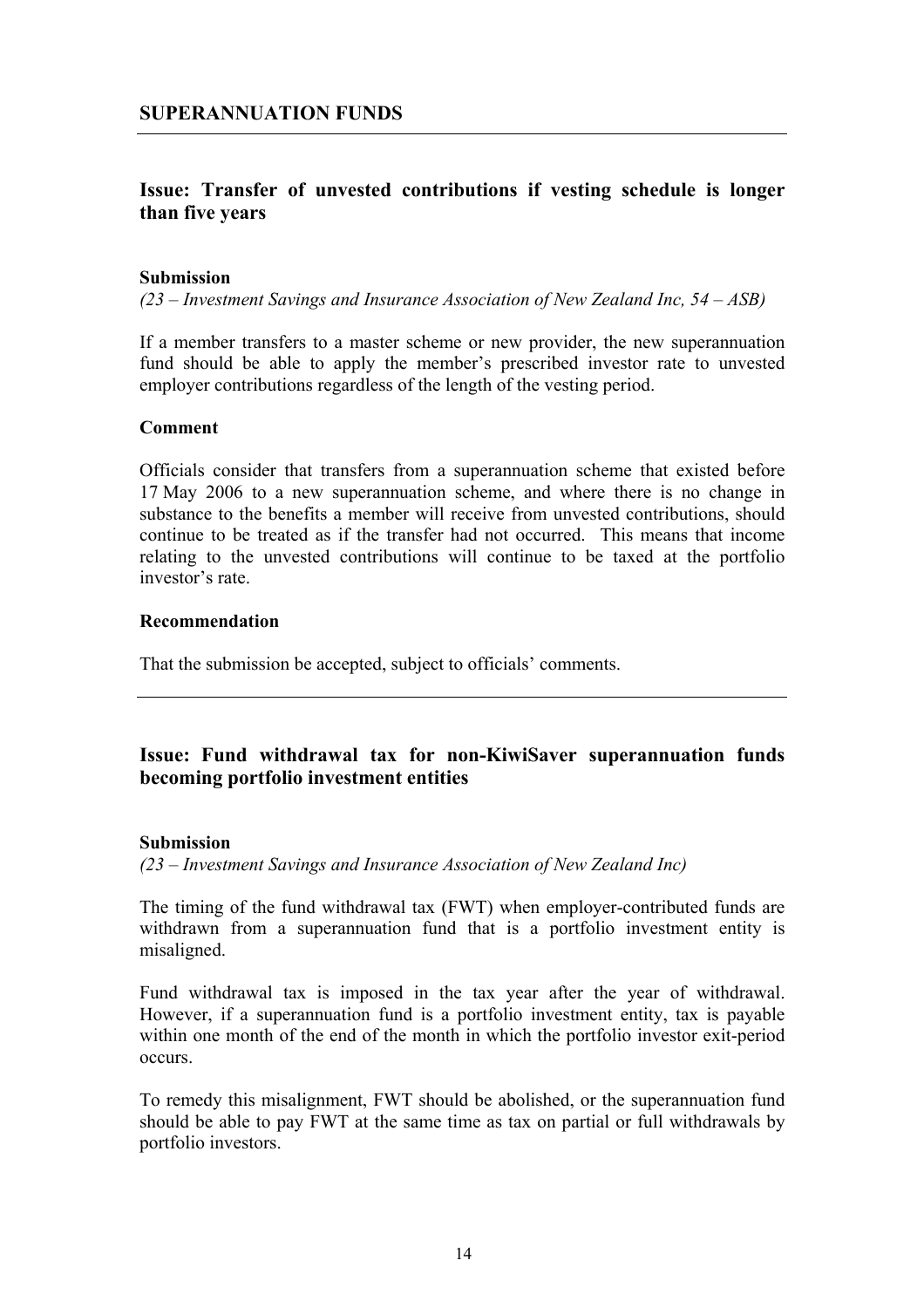## SUPERANNUATION FUNDS

---

### Issue: Transfer of unvested contributions if vesting schedule is longer than five years

**Submission**

*(23 – Investment Savings and Insurance Association of New Zealand Inc, 54 – ASB)*

If a member transfers to a master scheme or new provider, the new superannuation fund should be able to apply the member's prescribed investor rate to unvested employer contributions regardless of the length of the vesting period.

**Comment**

Officials consider that transfers from a superannuation scheme that existed before 17 May 2006 to a new superannuation scheme, and where there is no change in substance to the benefits a member will receive from unvested contributions, should continue to be treated as if the transfer had not occurred. This means that income relating to the unvested contributions will continue to be taxed at the portfolio investor's rate.

**Recommendation**

That the submission be accepted, subject to officials' comments.

---

### Issue: Fund withdrawal tax for non-KiwiSaver superannuation funds becoming portfolio investment entities

**Submission**

*(23 – Investment Savings and Insurance Association of New Zealand Inc)*

The timing of the fund withdrawal tax (FWT) when employer-contributed funds are withdrawn from a superannuation fund that is a portfolio investment entity is misaligned.

Fund withdrawal tax is imposed in the tax year after the year of withdrawal. However, if a superannuation fund is a portfolio investment entity, tax is payable within one month of the end of the month in which the portfolio investor exit-period occurs.

To remedy this misalignment, FWT should be abolished, or the superannuation fund should be able to pay FWT at the same time as tax on partial or full withdrawals by portfolio investors.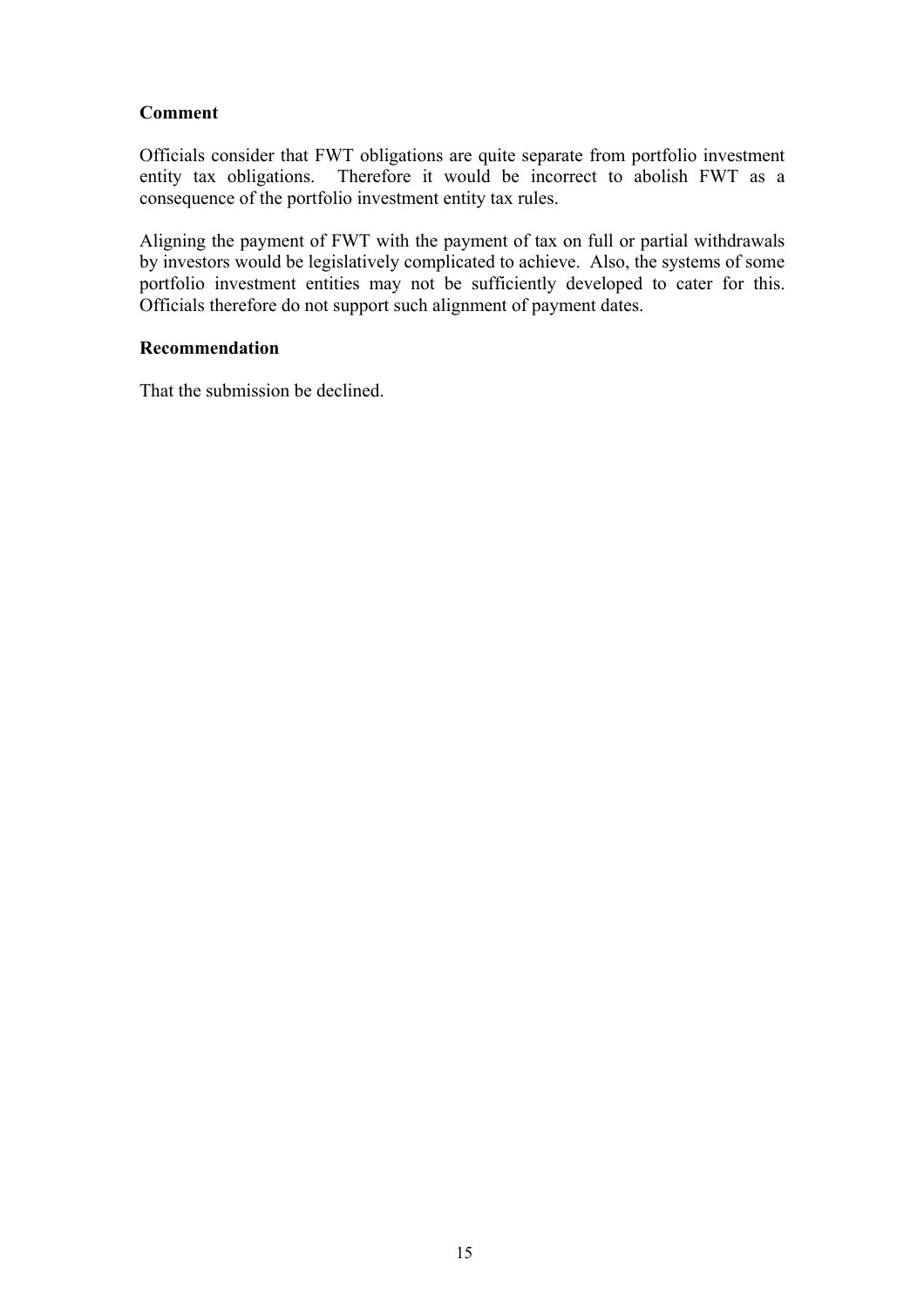**Comment**

Officials consider that FWT obligations are quite separate from portfolio investment entity tax obligations. Therefore it would be incorrect to abolish FWT as a consequence of the portfolio investment entity tax rules.

Aligning the payment of FWT with the payment of tax on full or partial withdrawals by investors would be legislatively complicated to achieve. Also, the systems of some portfolio investment entities may not be sufficiently developed to cater for this. Officials therefore do not support such alignment of payment dates.

**Recommendation**

That the submission be declined.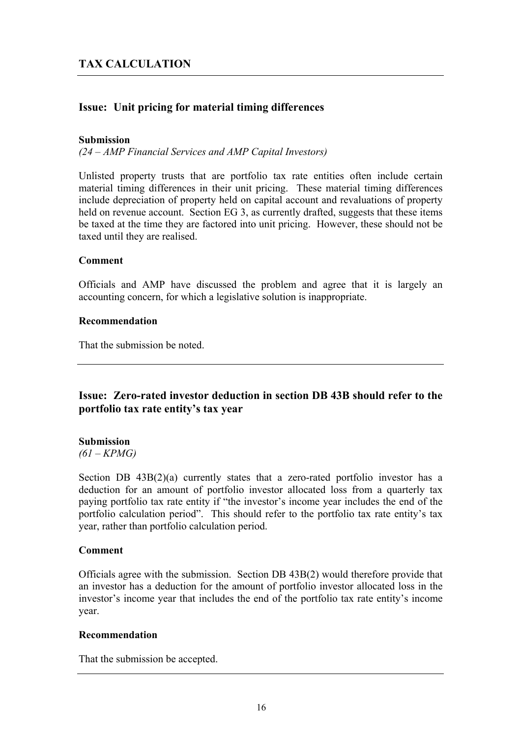## TAX CALCULATION

### Issue: Unit pricing for material timing differences

**Submission**

*(24 – AMP Financial Services and AMP Capital Investors)*

Unlisted property trusts that are portfolio tax rate entities often include certain material timing differences in their unit pricing. These material timing differences include depreciation of property held on capital account and revaluations of property held on revenue account. Section EG 3, as currently drafted, suggests that these items be taxed at the time they are factored into unit pricing. However, these should not be taxed until they are realised.

**Comment**

Officials and AMP have discussed the problem and agree that it is largely an accounting concern, for which a legislative solution is inappropriate.

**Recommendation**

That the submission be noted.

---

### Issue: Zero-rated investor deduction in section DB 43B should refer to the portfolio tax rate entity's tax year

**Submission**

*(61 – KPMG)*

Section DB 43B(2)(a) currently states that a zero-rated portfolio investor has a deduction for an amount of portfolio investor allocated loss from a quarterly tax paying portfolio tax rate entity if "the investor's income year includes the end of the portfolio calculation period". This should refer to the portfolio tax rate entity's tax year, rather than portfolio calculation period.

**Comment**

Officials agree with the submission. Section DB 43B(2) would therefore provide that an investor has a deduction for the amount of portfolio investor allocated loss in the investor's income year that includes the end of the portfolio tax rate entity's income year.

**Recommendation**

That the submission be accepted.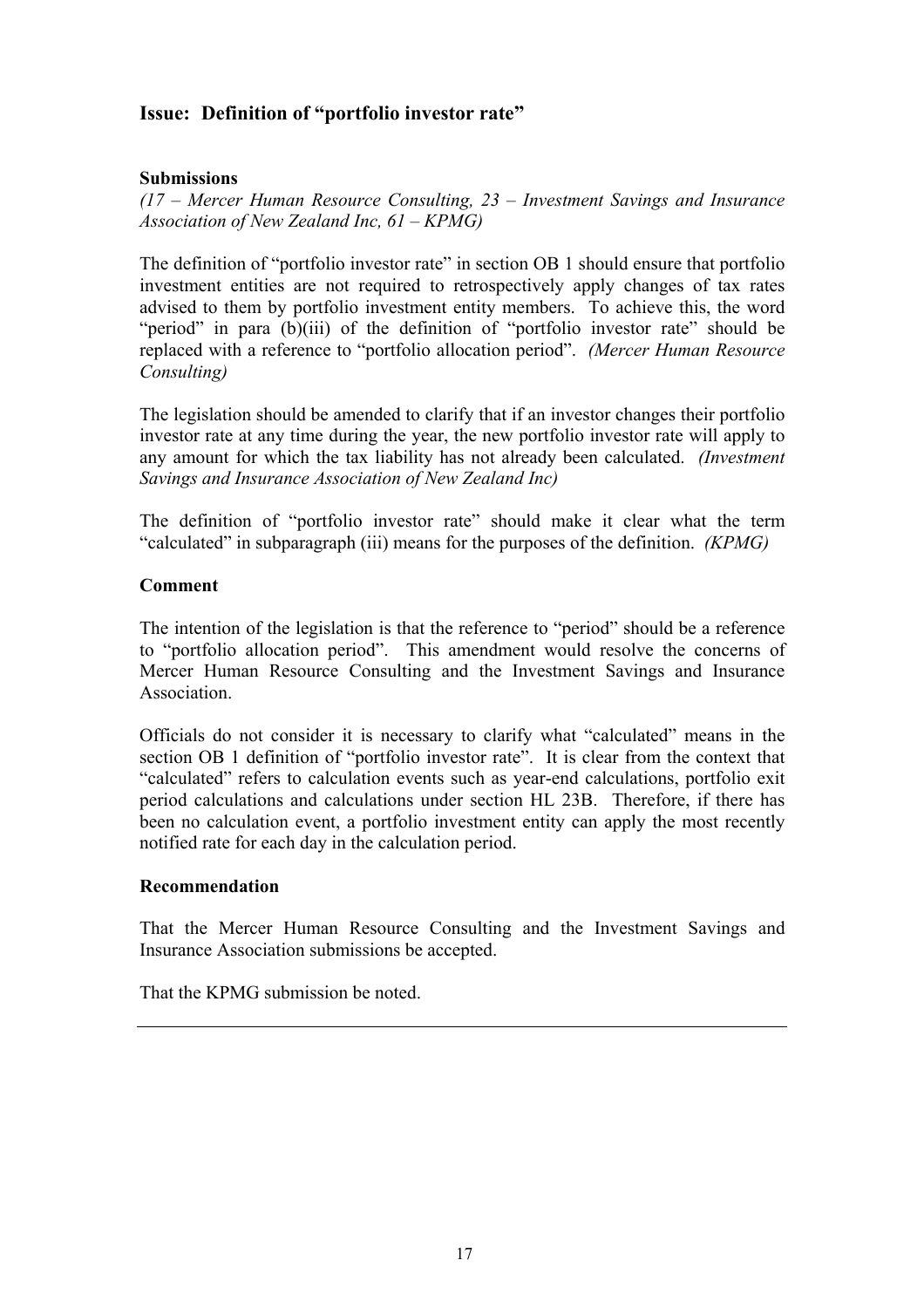## Issue: Definition of "portfolio investor rate"

### Submissions

*(17 – Mercer Human Resource Consulting, 23 – Investment Savings and Insurance Association of New Zealand Inc, 61 – KPMG)*

The definition of "portfolio investor rate" in section OB 1 should ensure that portfolio investment entities are not required to retrospectively apply changes of tax rates advised to them by portfolio investment entity members. To achieve this, the word "period" in para (b)(iii) of the definition of "portfolio investor rate" should be replaced with a reference to "portfolio allocation period". *(Mercer Human Resource Consulting)*

The legislation should be amended to clarify that if an investor changes their portfolio investor rate at any time during the year, the new portfolio investor rate will apply to any amount for which the tax liability has not already been calculated. *(Investment Savings and Insurance Association of New Zealand Inc)*

The definition of "portfolio investor rate" should make it clear what the term "calculated" in subparagraph (iii) means for the purposes of the definition. *(KPMG)*

### Comment

The intention of the legislation is that the reference to "period" should be a reference to "portfolio allocation period". This amendment would resolve the concerns of Mercer Human Resource Consulting and the Investment Savings and Insurance Association.

Officials do not consider it is necessary to clarify what "calculated" means in the section OB 1 definition of "portfolio investor rate". It is clear from the context that "calculated" refers to calculation events such as year-end calculations, portfolio exit period calculations and calculations under section HL 23B. Therefore, if there has been no calculation event, a portfolio investment entity can apply the most recently notified rate for each day in the calculation period.

### Recommendation

That the Mercer Human Resource Consulting and the Investment Savings and Insurance Association submissions be accepted.

That the KPMG submission be noted.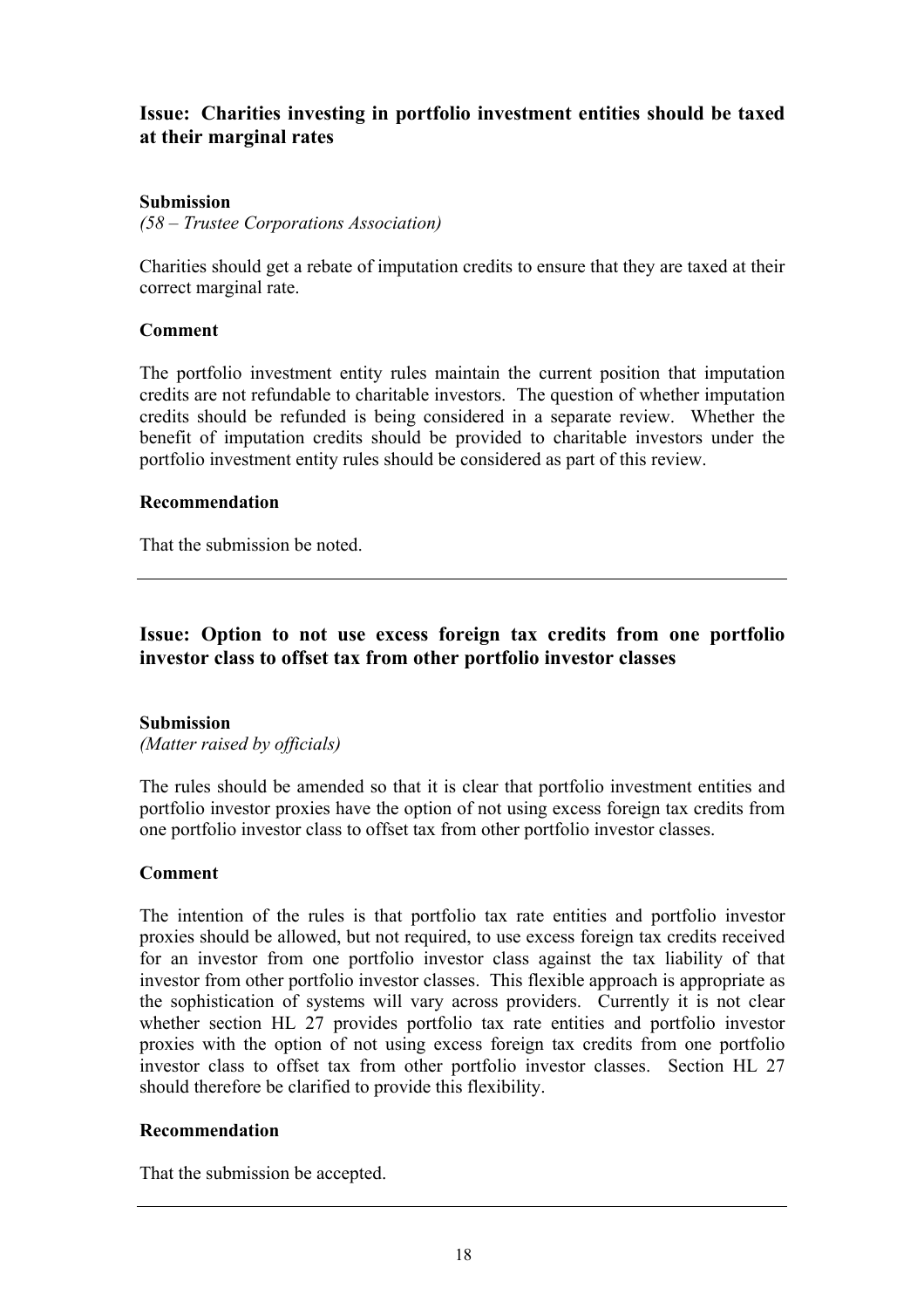## Issue: Charities investing in portfolio investment entities should be taxed at their marginal rates

### Submission

*(58 – Trustee Corporations Association)*

Charities should get a rebate of imputation credits to ensure that they are taxed at their correct marginal rate.

### Comment

The portfolio investment entity rules maintain the current position that imputation credits are not refundable to charitable investors. The question of whether imputation credits should be refunded is being considered in a separate review. Whether the benefit of imputation credits should be provided to charitable investors under the portfolio investment entity rules should be considered as part of this review.

### Recommendation

That the submission be noted.

---

## Issue: Option to not use excess foreign tax credits from one portfolio investor class to offset tax from other portfolio investor classes

### Submission

*(Matter raised by officials)*

The rules should be amended so that it is clear that portfolio investment entities and portfolio investor proxies have the option of not using excess foreign tax credits from one portfolio investor class to offset tax from other portfolio investor classes.

### Comment

The intention of the rules is that portfolio tax rate entities and portfolio investor proxies should be allowed, but not required, to use excess foreign tax credits received for an investor from one portfolio investor class against the tax liability of that investor from other portfolio investor classes. This flexible approach is appropriate as the sophistication of systems will vary across providers. Currently it is not clear whether section HL 27 provides portfolio tax rate entities and portfolio investor proxies with the option of not using excess foreign tax credits from one portfolio investor class to offset tax from other portfolio investor classes. Section HL 27 should therefore be clarified to provide this flexibility.

### Recommendation

That the submission be accepted.

---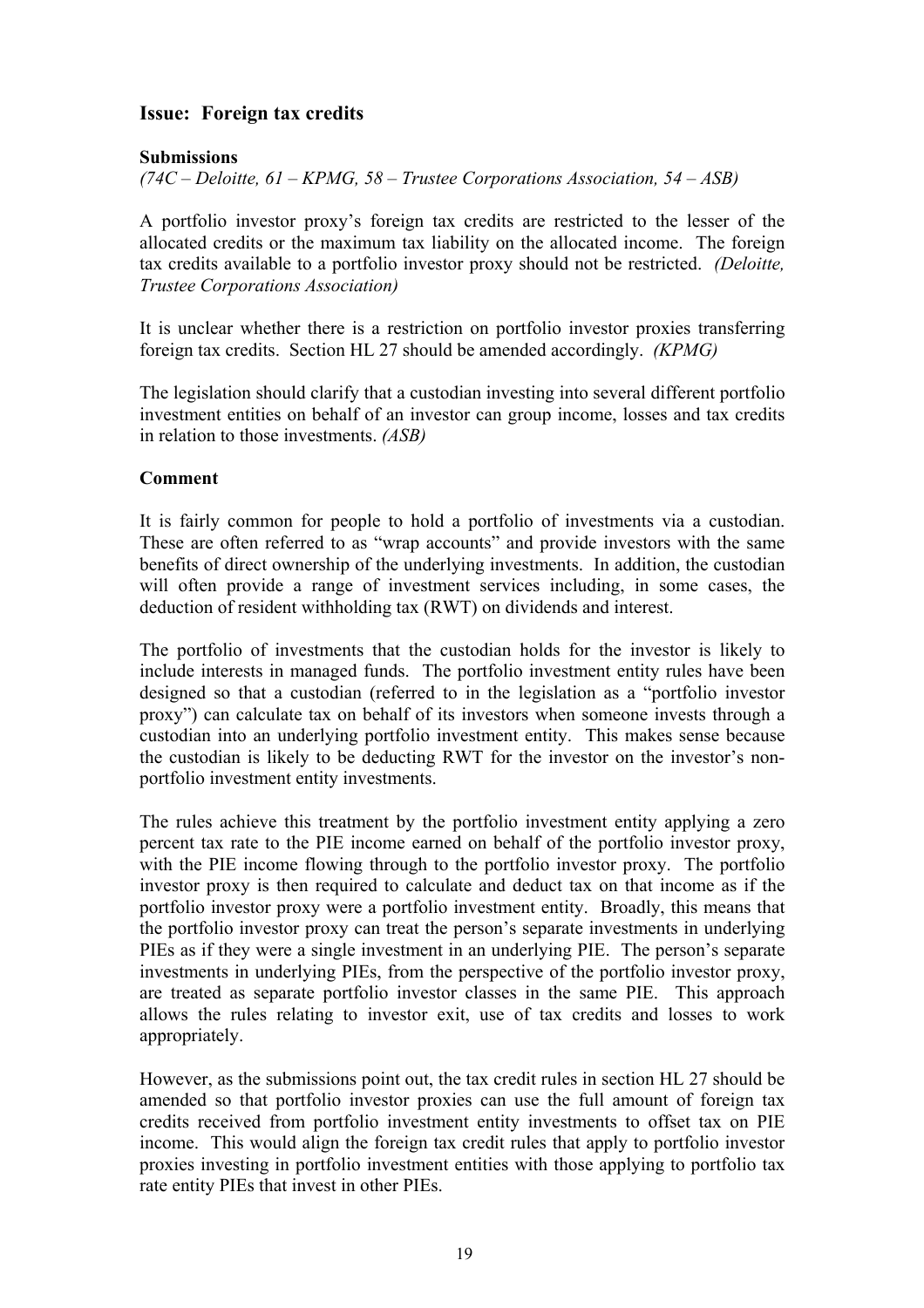## Issue: Foreign tax credits

### Submissions

*(74C – Deloitte, 61 – KPMG, 58 – Trustee Corporations Association, 54 – ASB)*

A portfolio investor proxy's foreign tax credits are restricted to the lesser of the allocated credits or the maximum tax liability on the allocated income. The foreign tax credits available to a portfolio investor proxy should not be restricted. *(Deloitte, Trustee Corporations Association)*

It is unclear whether there is a restriction on portfolio investor proxies transferring foreign tax credits. Section HL 27 should be amended accordingly. *(KPMG)*

The legislation should clarify that a custodian investing into several different portfolio investment entities on behalf of an investor can group income, losses and tax credits in relation to those investments. *(ASB)*

### Comment

It is fairly common for people to hold a portfolio of investments via a custodian. These are often referred to as "wrap accounts" and provide investors with the same benefits of direct ownership of the underlying investments. In addition, the custodian will often provide a range of investment services including, in some cases, the deduction of resident withholding tax (RWT) on dividends and interest.

The portfolio of investments that the custodian holds for the investor is likely to include interests in managed funds. The portfolio investment entity rules have been designed so that a custodian (referred to in the legislation as a "portfolio investor proxy") can calculate tax on behalf of its investors when someone invests through a custodian into an underlying portfolio investment entity. This makes sense because the custodian is likely to be deducting RWT for the investor on the investor's non-portfolio investment entity investments.

The rules achieve this treatment by the portfolio investment entity applying a zero percent tax rate to the PIE income earned on behalf of the portfolio investor proxy, with the PIE income flowing through to the portfolio investor proxy. The portfolio investor proxy is then required to calculate and deduct tax on that income as if the portfolio investor proxy were a portfolio investment entity. Broadly, this means that the portfolio investor proxy can treat the person's separate investments in underlying PIEs as if they were a single investment in an underlying PIE. The person's separate investments in underlying PIEs, from the perspective of the portfolio investor proxy, are treated as separate portfolio investor classes in the same PIE. This approach allows the rules relating to investor exit, use of tax credits and losses to work appropriately.

However, as the submissions point out, the tax credit rules in section HL 27 should be amended so that portfolio investor proxies can use the full amount of foreign tax credits received from portfolio investment entity investments to offset tax on PIE income. This would align the foreign tax credit rules that apply to portfolio investor proxies investing in portfolio investment entities with those applying to portfolio tax rate entity PIEs that invest in other PIEs.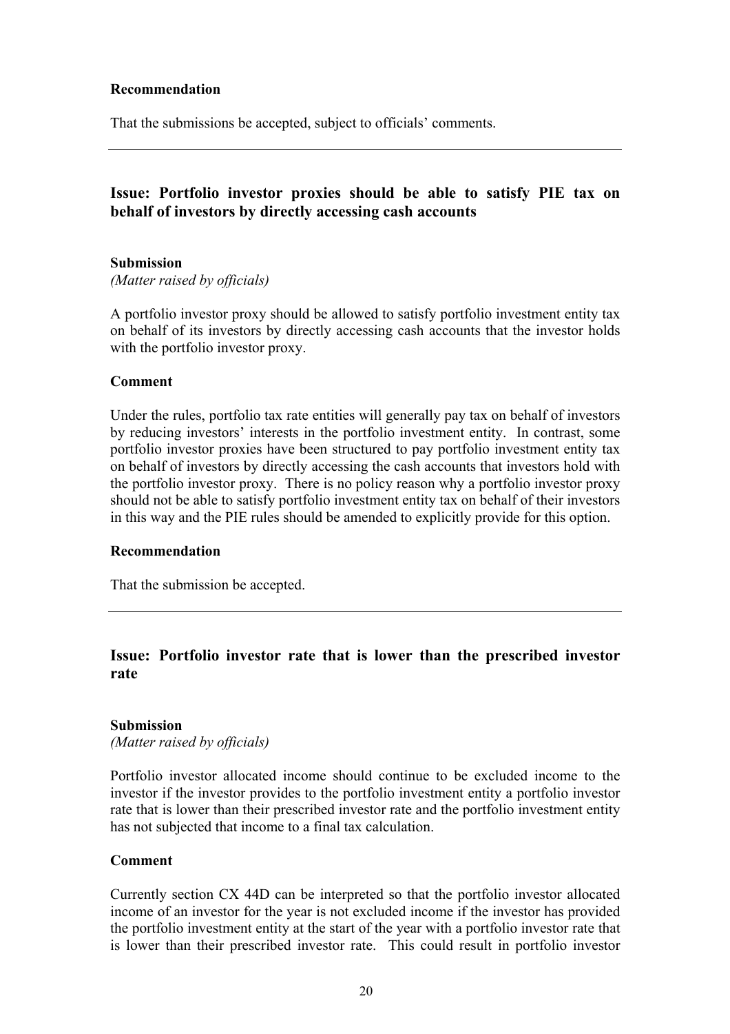**Recommendation**

That the submissions be accepted, subject to officials' comments.

---

## Issue: Portfolio investor proxies should be able to satisfy PIE tax on behalf of investors by directly accessing cash accounts

**Submission**

*(Matter raised by officials)*

A portfolio investor proxy should be allowed to satisfy portfolio investment entity tax on behalf of its investors by directly accessing cash accounts that the investor holds with the portfolio investor proxy.

**Comment**

Under the rules, portfolio tax rate entities will generally pay tax on behalf of investors by reducing investors' interests in the portfolio investment entity. In contrast, some portfolio investor proxies have been structured to pay portfolio investment entity tax on behalf of investors by directly accessing the cash accounts that investors hold with the portfolio investor proxy. There is no policy reason why a portfolio investor proxy should not be able to satisfy portfolio investment entity tax on behalf of their investors in this way and the PIE rules should be amended to explicitly provide for this option.

**Recommendation**

That the submission be accepted.

---

## Issue: Portfolio investor rate that is lower than the prescribed investor rate

**Submission**

*(Matter raised by officials)*

Portfolio investor allocated income should continue to be excluded income to the investor if the investor provides to the portfolio investment entity a portfolio investor rate that is lower than their prescribed investor rate and the portfolio investment entity has not subjected that income to a final tax calculation.

**Comment**

Currently section CX 44D can be interpreted so that the portfolio investor allocated income of an investor for the year is not excluded income if the investor has provided the portfolio investment entity at the start of the year with a portfolio investor rate that is lower than their prescribed investor rate. This could result in portfolio investor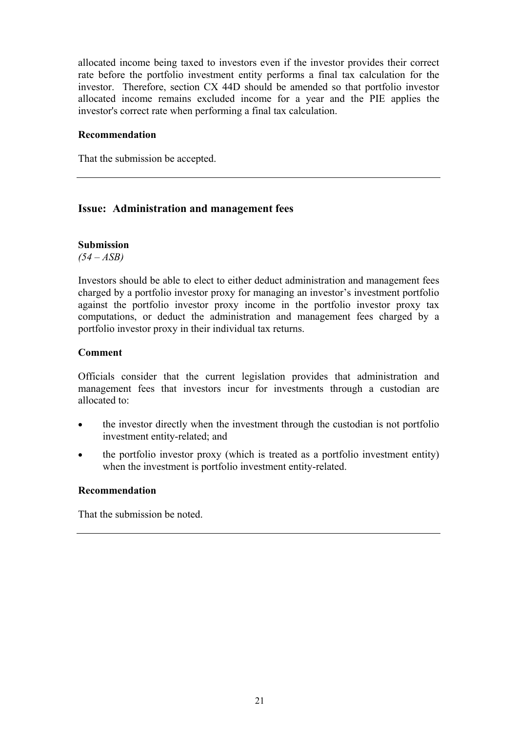allocated income being taxed to investors even if the investor provides their correct rate before the portfolio investment entity performs a final tax calculation for the investor. Therefore, section CX 44D should be amended so that portfolio investor allocated income remains excluded income for a year and the PIE applies the investor's correct rate when performing a final tax calculation.

**Recommendation**

That the submission be accepted.

---

## Issue: Administration and management fees

**Submission**

*(54 – ASB)*

Investors should be able to elect to either deduct administration and management fees charged by a portfolio investor proxy for managing an investor's investment portfolio against the portfolio investor proxy income in the portfolio investor proxy tax computations, or deduct the administration and management fees charged by a portfolio investor proxy in their individual tax returns.

**Comment**

Officials consider that the current legislation provides that administration and management fees that investors incur for investments through a custodian are allocated to:

- the investor directly when the investment through the custodian is not portfolio investment entity-related; and
- the portfolio investor proxy (which is treated as a portfolio investment entity) when the investment is portfolio investment entity-related.

**Recommendation**

That the submission be noted.

---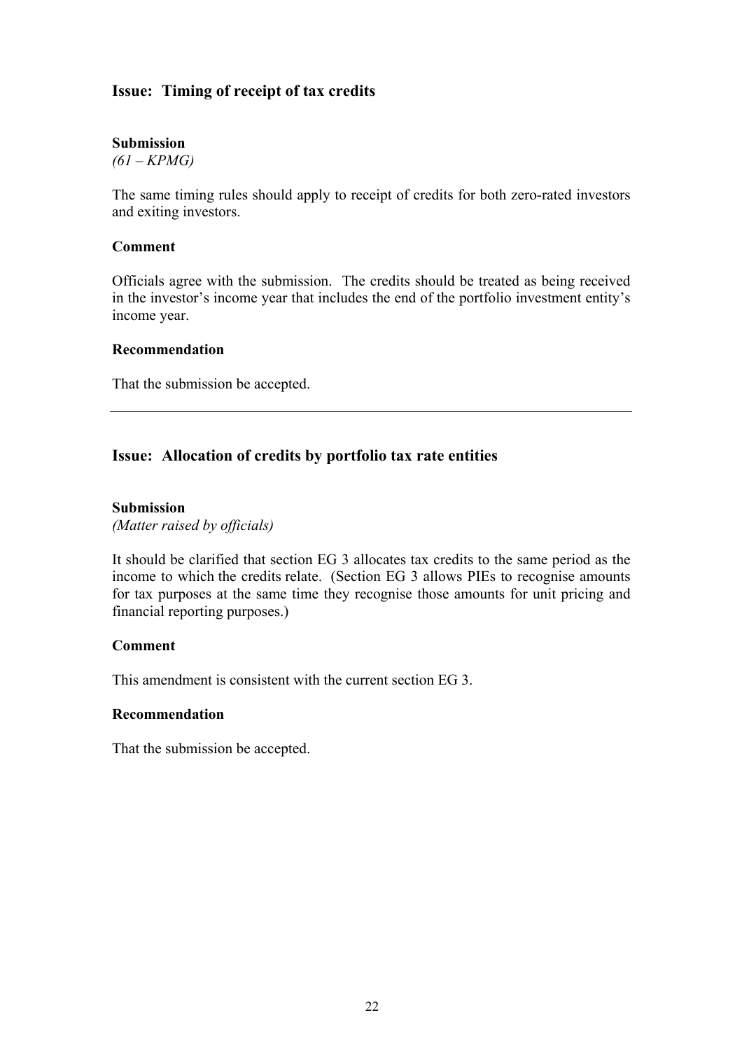## Issue: Timing of receipt of tax credits

**Submission**
*(61 – KPMG)*

The same timing rules should apply to receipt of credits for both zero-rated investors and exiting investors.

**Comment**

Officials agree with the submission. The credits should be treated as being received in the investor's income year that includes the end of the portfolio investment entity's income year.

**Recommendation**

That the submission be accepted.

---

## Issue: Allocation of credits by portfolio tax rate entities

**Submission**
*(Matter raised by officials)*

It should be clarified that section EG 3 allocates tax credits to the same period as the income to which the credits relate. (Section EG 3 allows PIEs to recognise amounts for tax purposes at the same time they recognise those amounts for unit pricing and financial reporting purposes.)

**Comment**

This amendment is consistent with the current section EG 3.

**Recommendation**

That the submission be accepted.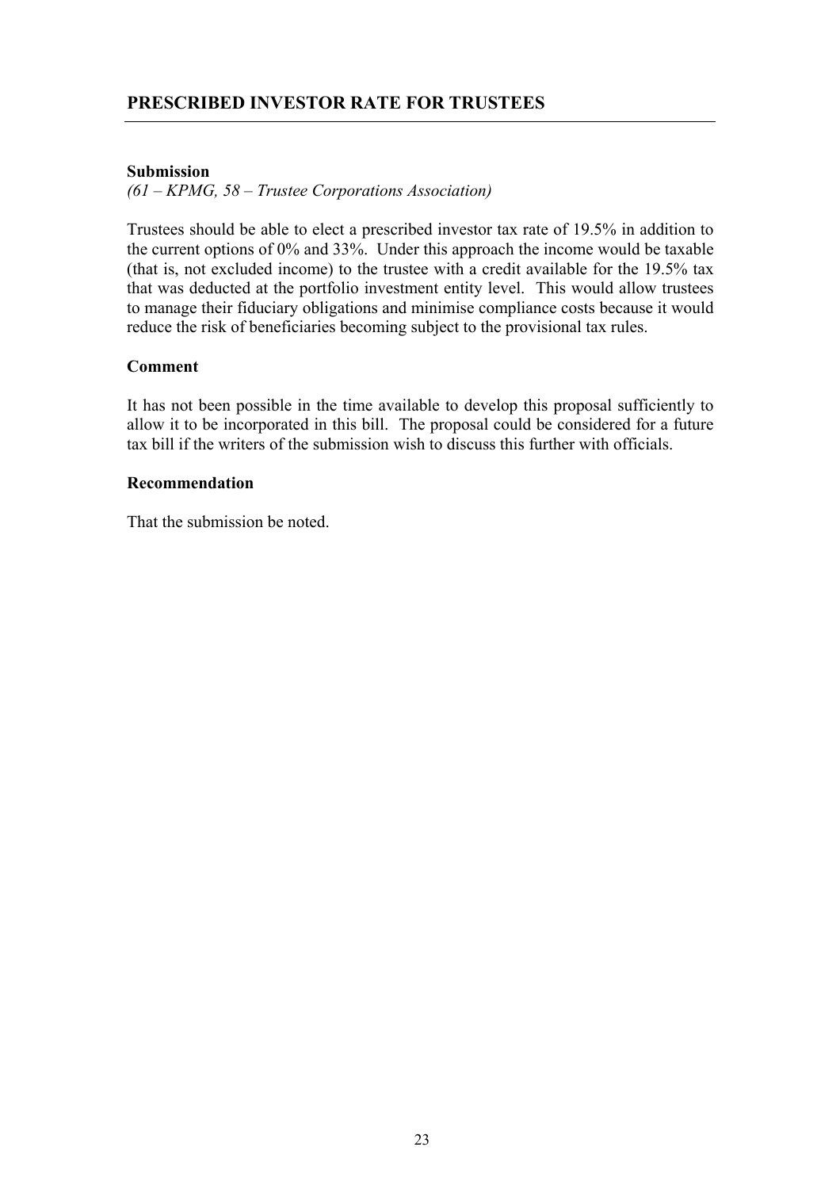## PRESCRIBED INVESTOR RATE FOR TRUSTEES

**Submission**

*(61 – KPMG, 58 – Trustee Corporations Association)*

Trustees should be able to elect a prescribed investor tax rate of 19.5% in addition to the current options of 0% and 33%. Under this approach the income would be taxable (that is, not excluded income) to the trustee with a credit available for the 19.5% tax that was deducted at the portfolio investment entity level. This would allow trustees to manage their fiduciary obligations and minimise compliance costs because it would reduce the risk of beneficiaries becoming subject to the provisional tax rules.

**Comment**

It has not been possible in the time available to develop this proposal sufficiently to allow it to be incorporated in this bill. The proposal could be considered for a future tax bill if the writers of the submission wish to discuss this further with officials.

**Recommendation**

That the submission be noted.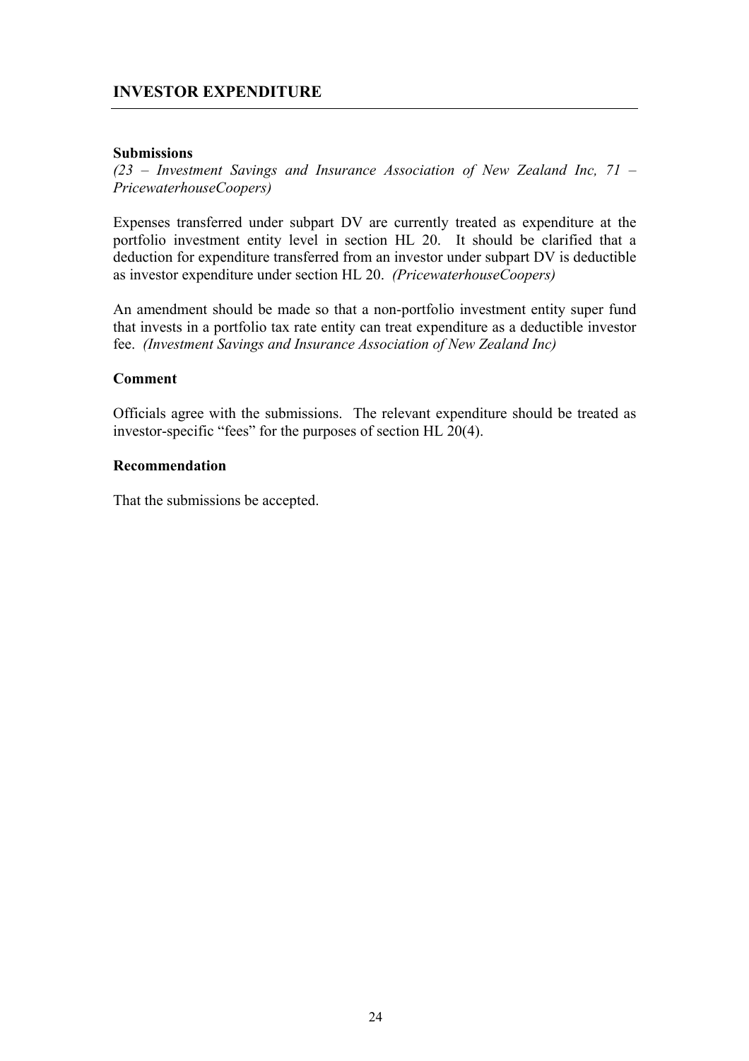## INVESTOR EXPENDITURE

**Submissions**

*(23 – Investment Savings and Insurance Association of New Zealand Inc, 71 – PricewaterhouseCoopers)*

Expenses transferred under subpart DV are currently treated as expenditure at the portfolio investment entity level in section HL 20. It should be clarified that a deduction for expenditure transferred from an investor under subpart DV is deductible as investor expenditure under section HL 20. *(PricewaterhouseCoopers)*

An amendment should be made so that a non-portfolio investment entity super fund that invests in a portfolio tax rate entity can treat expenditure as a deductible investor fee. *(Investment Savings and Insurance Association of New Zealand Inc)*

**Comment**

Officials agree with the submissions. The relevant expenditure should be treated as investor-specific "fees" for the purposes of section HL 20(4).

**Recommendation**

That the submissions be accepted.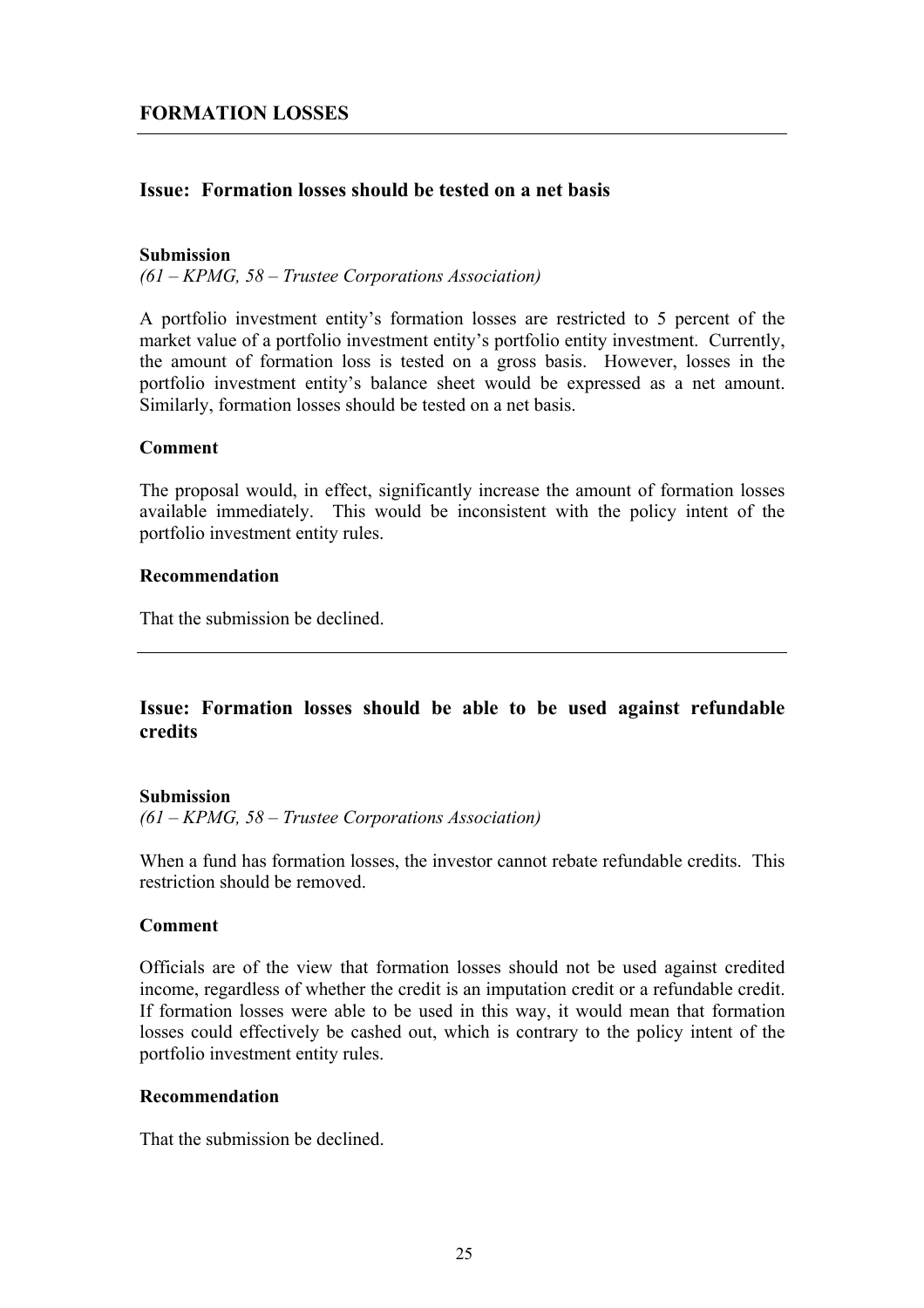## FORMATION LOSSES

### Issue: Formation losses should be tested on a net basis

**Submission**

*(61 – KPMG, 58 – Trustee Corporations Association)*

A portfolio investment entity's formation losses are restricted to 5 percent of the market value of a portfolio investment entity's portfolio entity investment. Currently, the amount of formation loss is tested on a gross basis. However, losses in the portfolio investment entity's balance sheet would be expressed as a net amount. Similarly, formation losses should be tested on a net basis.

**Comment**

The proposal would, in effect, significantly increase the amount of formation losses available immediately. This would be inconsistent with the policy intent of the portfolio investment entity rules.

**Recommendation**

That the submission be declined.

---

### Issue: Formation losses should be able to be used against refundable credits

**Submission**

*(61 – KPMG, 58 – Trustee Corporations Association)*

When a fund has formation losses, the investor cannot rebate refundable credits. This restriction should be removed.

**Comment**

Officials are of the view that formation losses should not be used against credited income, regardless of whether the credit is an imputation credit or a refundable credit. If formation losses were able to be used in this way, it would mean that formation losses could effectively be cashed out, which is contrary to the policy intent of the portfolio investment entity rules.

**Recommendation**

That the submission be declined.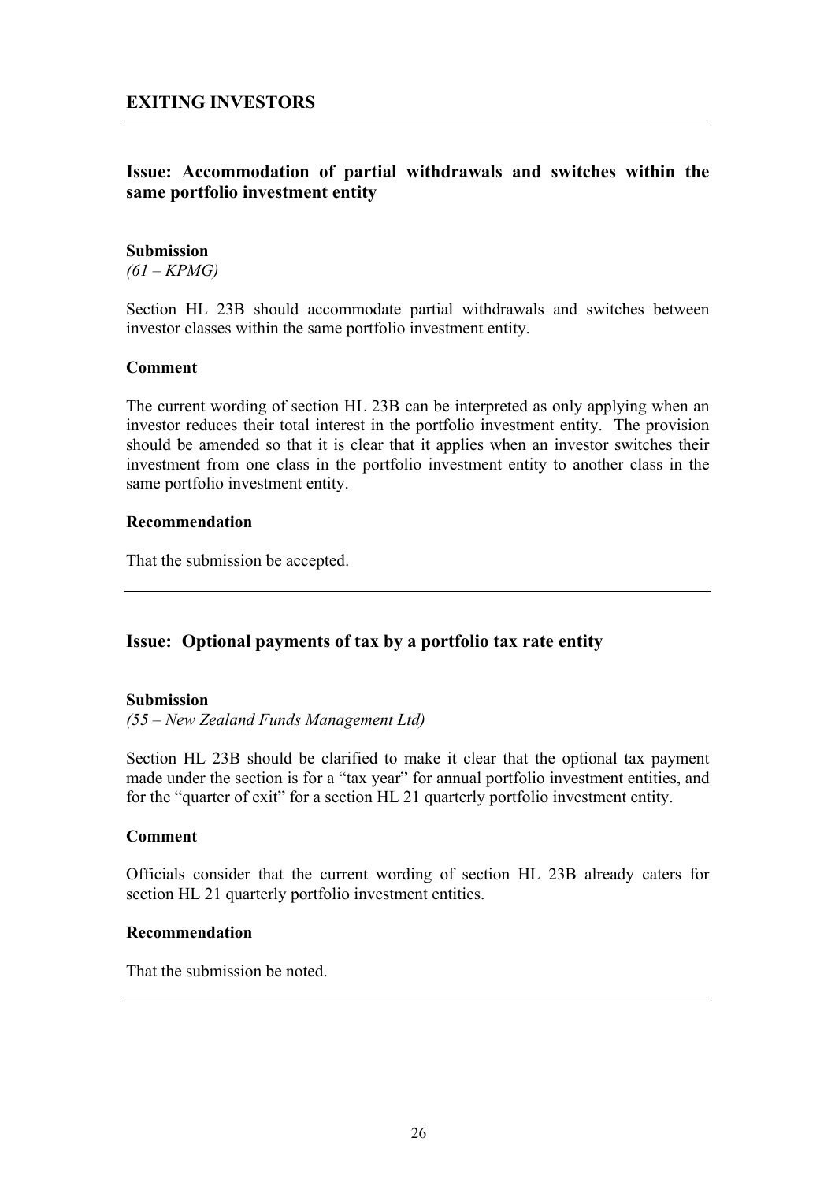## EXITING INVESTORS

### Issue: Accommodation of partial withdrawals and switches within the same portfolio investment entity

**Submission**

*(61 – KPMG)*

Section HL 23B should accommodate partial withdrawals and switches between investor classes within the same portfolio investment entity.

**Comment**

The current wording of section HL 23B can be interpreted as only applying when an investor reduces their total interest in the portfolio investment entity. The provision should be amended so that it is clear that it applies when an investor switches their investment from one class in the portfolio investment entity to another class in the same portfolio investment entity.

**Recommendation**

That the submission be accepted.

---

### Issue: Optional payments of tax by a portfolio tax rate entity

**Submission**

*(55 – New Zealand Funds Management Ltd)*

Section HL 23B should be clarified to make it clear that the optional tax payment made under the section is for a "tax year" for annual portfolio investment entities, and for the "quarter of exit" for a section HL 21 quarterly portfolio investment entity.

**Comment**

Officials consider that the current wording of section HL 23B already caters for section HL 21 quarterly portfolio investment entities.

**Recommendation**

That the submission be noted.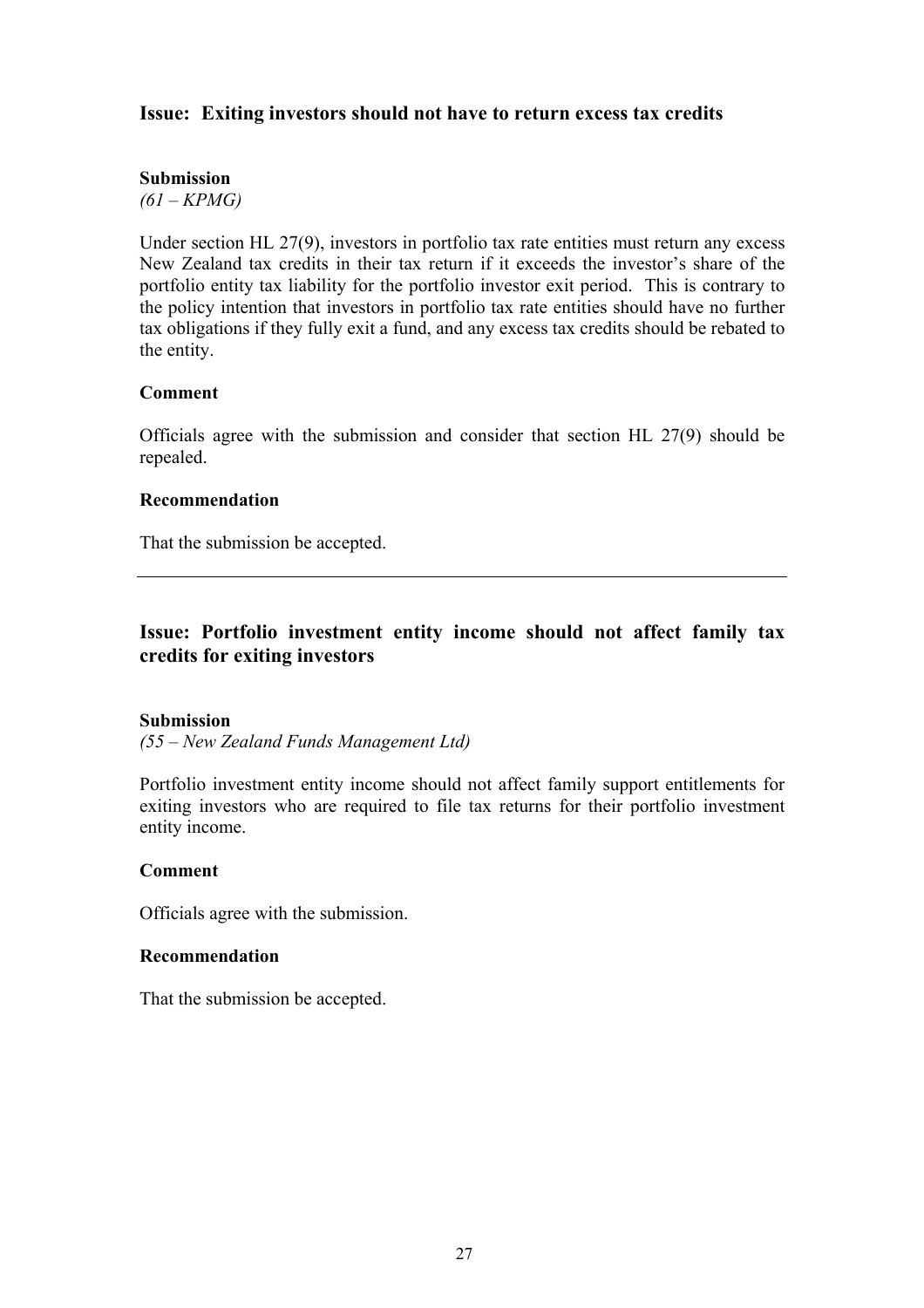## Issue: Exiting investors should not have to return excess tax credits

**Submission**
*(61 – KPMG)*

Under section HL 27(9), investors in portfolio tax rate entities must return any excess New Zealand tax credits in their tax return if it exceeds the investor's share of the portfolio entity tax liability for the portfolio investor exit period. This is contrary to the policy intention that investors in portfolio tax rate entities should have no further tax obligations if they fully exit a fund, and any excess tax credits should be rebated to the entity.

**Comment**

Officials agree with the submission and consider that section HL 27(9) should be repealed.

**Recommendation**

That the submission be accepted.

---

## Issue: Portfolio investment entity income should not affect family tax credits for exiting investors

**Submission**
*(55 – New Zealand Funds Management Ltd)*

Portfolio investment entity income should not affect family support entitlements for exiting investors who are required to file tax returns for their portfolio investment entity income.

**Comment**

Officials agree with the submission.

**Recommendation**

That the submission be accepted.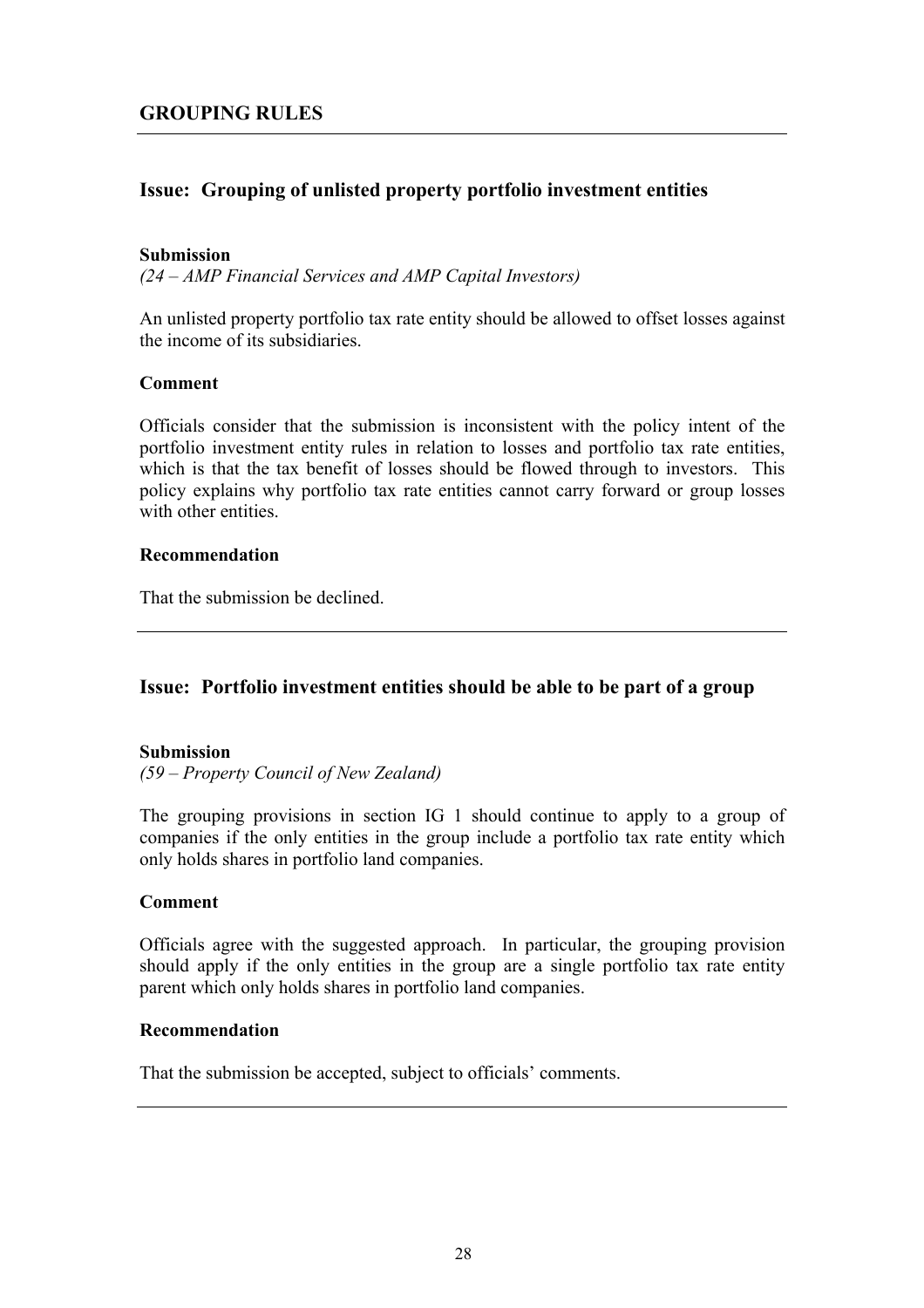## GROUPING RULES

### Issue: Grouping of unlisted property portfolio investment entities

**Submission**

*(24 – AMP Financial Services and AMP Capital Investors)*

An unlisted property portfolio tax rate entity should be allowed to offset losses against the income of its subsidiaries.

**Comment**

Officials consider that the submission is inconsistent with the policy intent of the portfolio investment entity rules in relation to losses and portfolio tax rate entities, which is that the tax benefit of losses should be flowed through to investors. This policy explains why portfolio tax rate entities cannot carry forward or group losses with other entities.

**Recommendation**

That the submission be declined.

---

### Issue: Portfolio investment entities should be able to be part of a group

**Submission**

*(59 – Property Council of New Zealand)*

The grouping provisions in section IG 1 should continue to apply to a group of companies if the only entities in the group include a portfolio tax rate entity which only holds shares in portfolio land companies.

**Comment**

Officials agree with the suggested approach. In particular, the grouping provision should apply if the only entities in the group are a single portfolio tax rate entity parent which only holds shares in portfolio land companies.

**Recommendation**

That the submission be accepted, subject to officials' comments.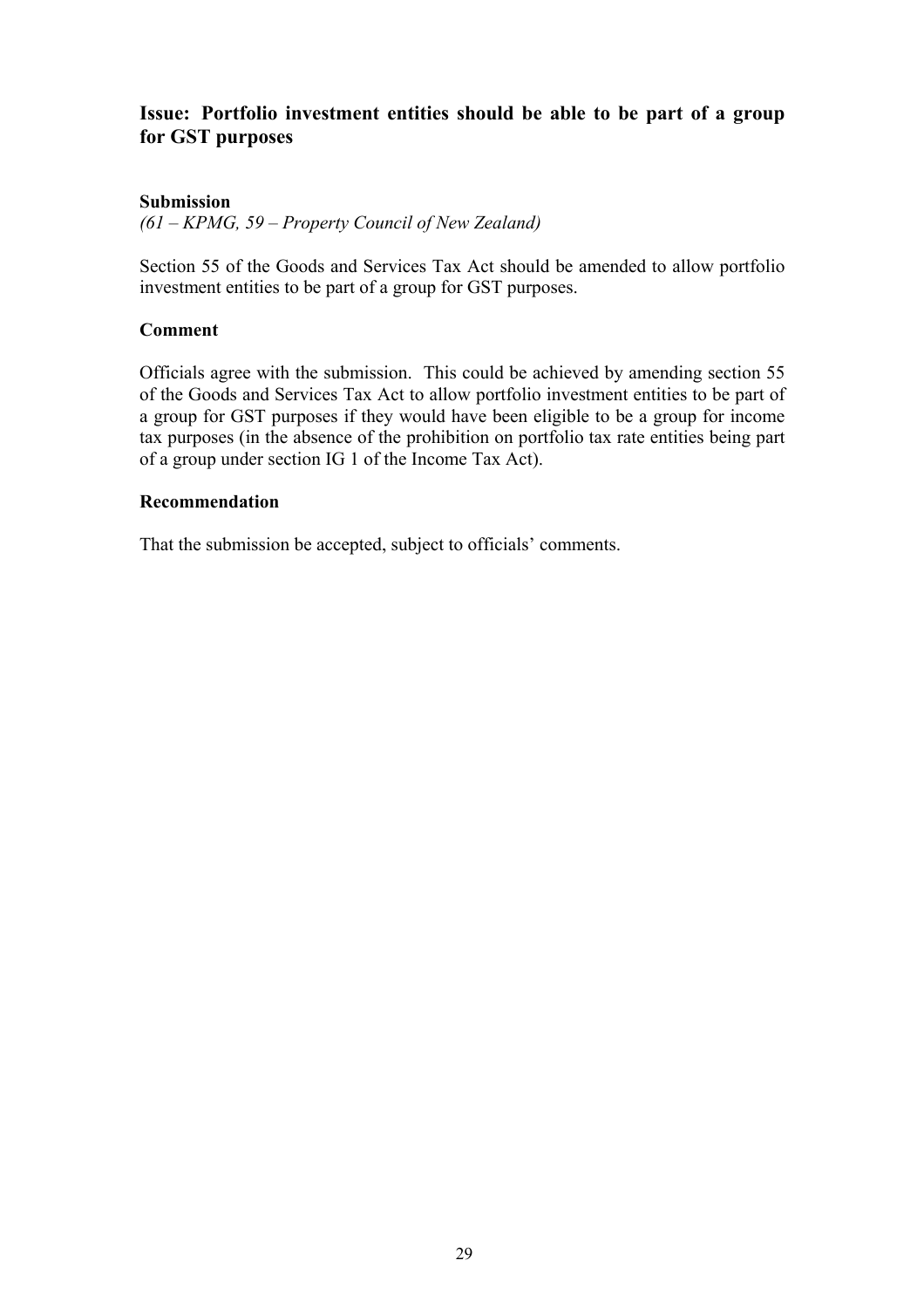## Issue: Portfolio investment entities should be able to be part of a group for GST purposes

### Submission

*(61 – KPMG, 59 – Property Council of New Zealand)*

Section 55 of the Goods and Services Tax Act should be amended to allow portfolio investment entities to be part of a group for GST purposes.

### Comment

Officials agree with the submission. This could be achieved by amending section 55 of the Goods and Services Tax Act to allow portfolio investment entities to be part of a group for GST purposes if they would have been eligible to be a group for income tax purposes (in the absence of the prohibition on portfolio tax rate entities being part of a group under section IG 1 of the Income Tax Act).

### Recommendation

That the submission be accepted, subject to officials' comments.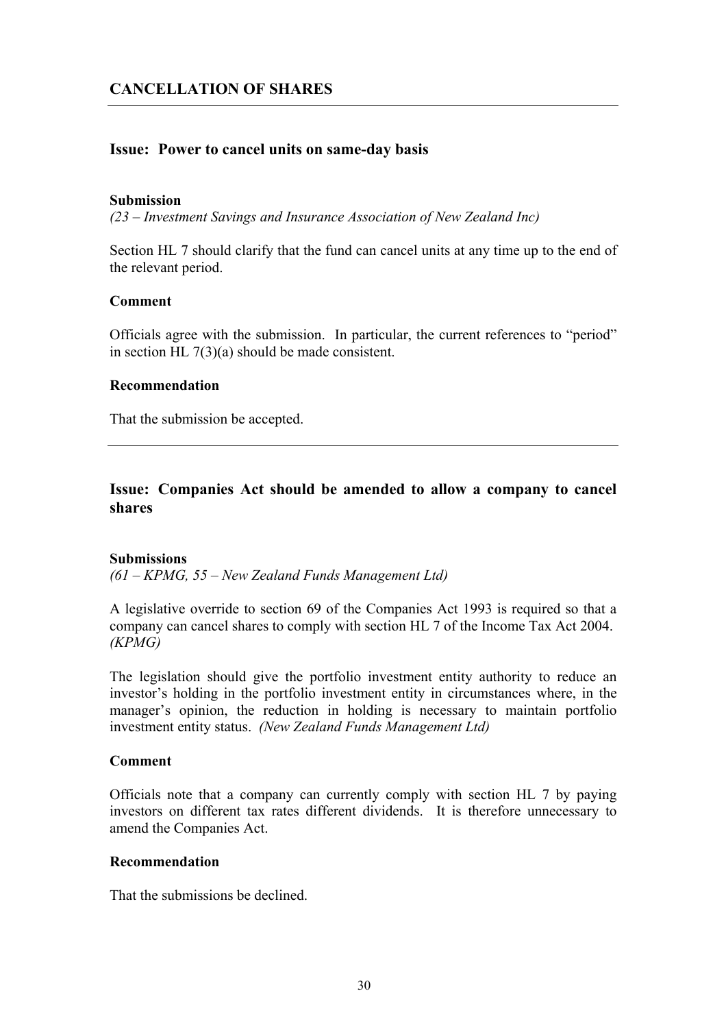## CANCELLATION OF SHARES

### Issue: Power to cancel units on same-day basis

**Submission**

*(23 – Investment Savings and Insurance Association of New Zealand Inc)*

Section HL 7 should clarify that the fund can cancel units at any time up to the end of the relevant period.

**Comment**

Officials agree with the submission. In particular, the current references to "period" in section HL 7(3)(a) should be made consistent.

**Recommendation**

That the submission be accepted.

---

### Issue: Companies Act should be amended to allow a company to cancel shares

**Submissions**

*(61 – KPMG, 55 – New Zealand Funds Management Ltd)*

A legislative override to section 69 of the Companies Act 1993 is required so that a company can cancel shares to comply with section HL 7 of the Income Tax Act 2004. *(KPMG)*

The legislation should give the portfolio investment entity authority to reduce an investor's holding in the portfolio investment entity in circumstances where, in the manager's opinion, the reduction in holding is necessary to maintain portfolio investment entity status. *(New Zealand Funds Management Ltd)*

**Comment**

Officials note that a company can currently comply with section HL 7 by paying investors on different tax rates different dividends. It is therefore unnecessary to amend the Companies Act.

**Recommendation**

That the submissions be declined.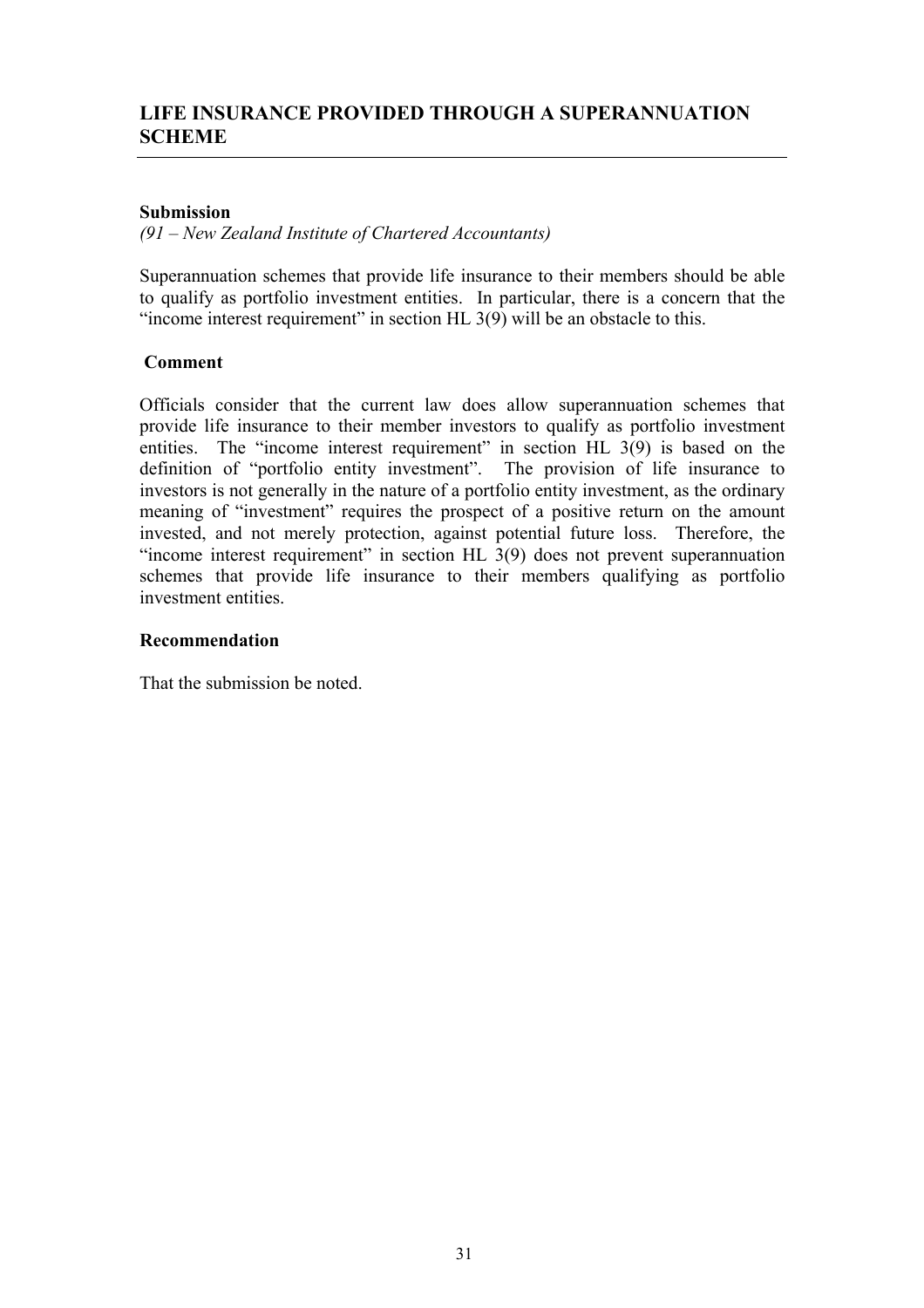## LIFE INSURANCE PROVIDED THROUGH A SUPERANNUATION SCHEME

**Submission**

*(91 – New Zealand Institute of Chartered Accountants)*

Superannuation schemes that provide life insurance to their members should be able to qualify as portfolio investment entities. In particular, there is a concern that the "income interest requirement" in section HL 3(9) will be an obstacle to this.

**Comment**

Officials consider that the current law does allow superannuation schemes that provide life insurance to their member investors to qualify as portfolio investment entities. The "income interest requirement" in section HL 3(9) is based on the definition of "portfolio entity investment". The provision of life insurance to investors is not generally in the nature of a portfolio entity investment, as the ordinary meaning of "investment" requires the prospect of a positive return on the amount invested, and not merely protection, against potential future loss. Therefore, the "income interest requirement" in section HL 3(9) does not prevent superannuation schemes that provide life insurance to their members qualifying as portfolio investment entities.

**Recommendation**

That the submission be noted.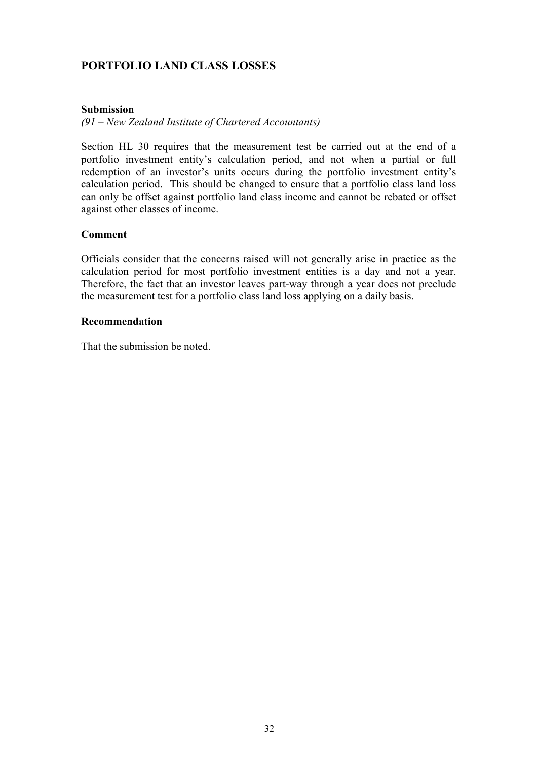## PORTFOLIO LAND CLASS LOSSES

**Submission**

*(91 – New Zealand Institute of Chartered Accountants)*

Section HL 30 requires that the measurement test be carried out at the end of a portfolio investment entity's calculation period, and not when a partial or full redemption of an investor's units occurs during the portfolio investment entity's calculation period. This should be changed to ensure that a portfolio class land loss can only be offset against portfolio land class income and cannot be rebated or offset against other classes of income.

**Comment**

Officials consider that the concerns raised will not generally arise in practice as the calculation period for most portfolio investment entities is a day and not a year. Therefore, the fact that an investor leaves part-way through a year does not preclude the measurement test for a portfolio class land loss applying on a daily basis.

**Recommendation**

That the submission be noted.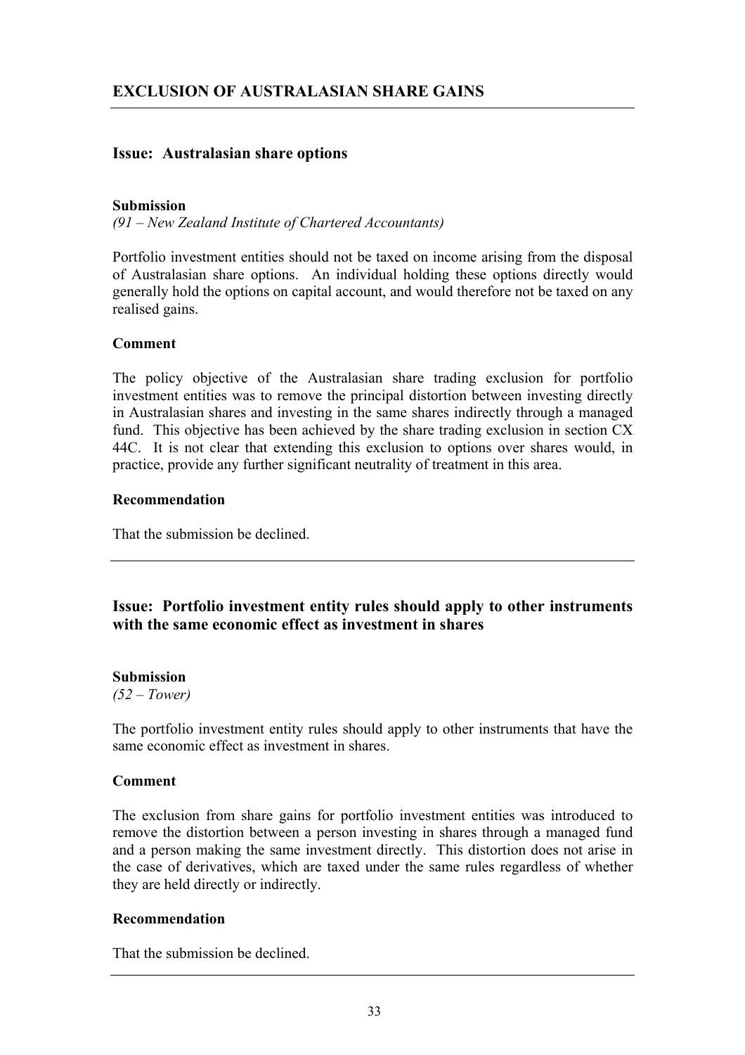## EXCLUSION OF AUSTRALASIAN SHARE GAINS

### Issue: Australasian share options

**Submission**

*(91 – New Zealand Institute of Chartered Accountants)*

Portfolio investment entities should not be taxed on income arising from the disposal of Australasian share options. An individual holding these options directly would generally hold the options on capital account, and would therefore not be taxed on any realised gains.

**Comment**

The policy objective of the Australasian share trading exclusion for portfolio investment entities was to remove the principal distortion between investing directly in Australasian shares and investing in the same shares indirectly through a managed fund. This objective has been achieved by the share trading exclusion in section CX 44C. It is not clear that extending this exclusion to options over shares would, in practice, provide any further significant neutrality of treatment in this area.

**Recommendation**

That the submission be declined.

---

### Issue: Portfolio investment entity rules should apply to other instruments with the same economic effect as investment in shares

**Submission**

*(52 – Tower)*

The portfolio investment entity rules should apply to other instruments that have the same economic effect as investment in shares.

**Comment**

The exclusion from share gains for portfolio investment entities was introduced to remove the distortion between a person investing in shares through a managed fund and a person making the same investment directly. This distortion does not arise in the case of derivatives, which are taxed under the same rules regardless of whether they are held directly or indirectly.

**Recommendation**

That the submission be declined.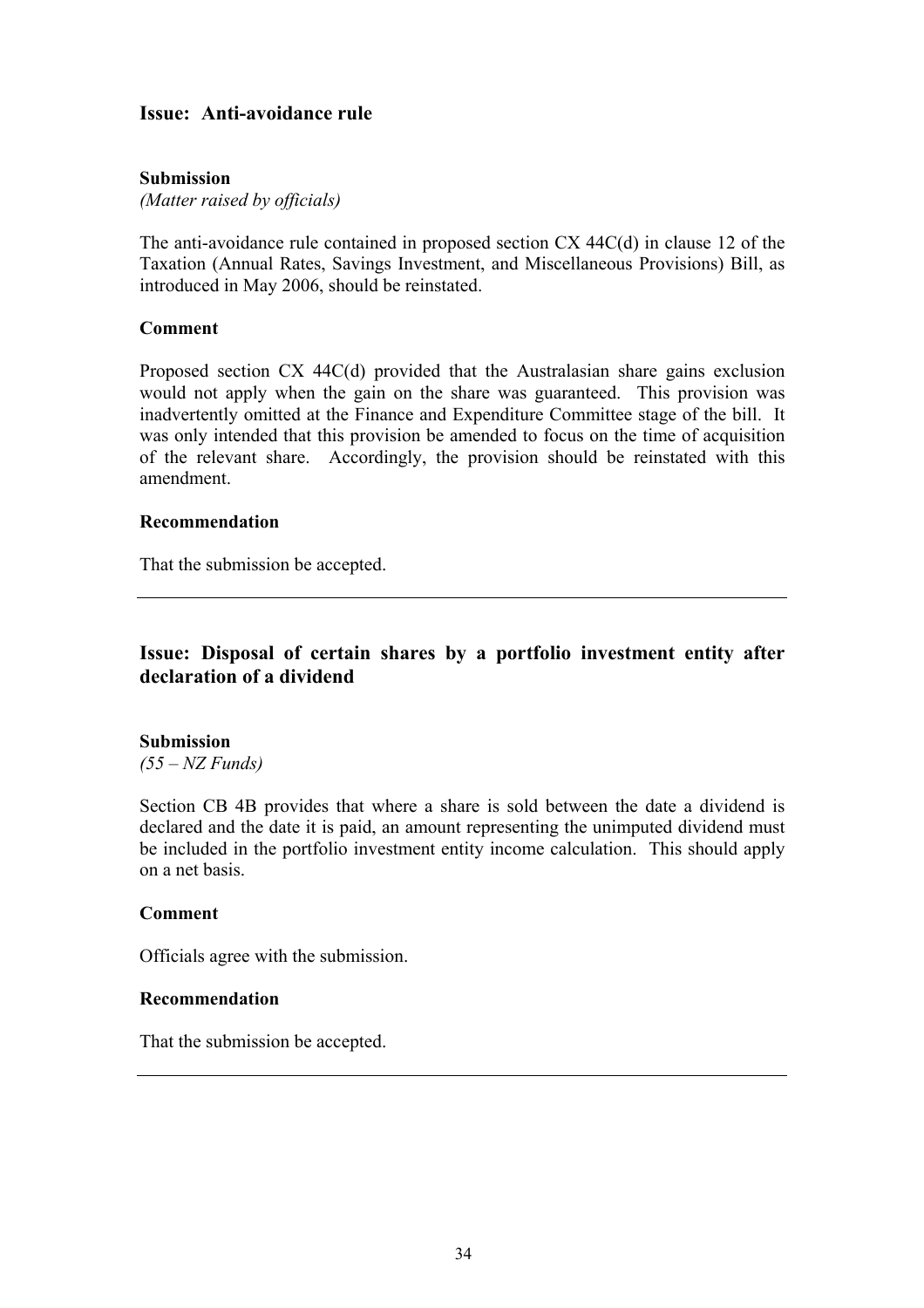## Issue: Anti-avoidance rule

**Submission**

*(Matter raised by officials)*

The anti-avoidance rule contained in proposed section CX 44C(d) in clause 12 of the Taxation (Annual Rates, Savings Investment, and Miscellaneous Provisions) Bill, as introduced in May 2006, should be reinstated.

**Comment**

Proposed section CX 44C(d) provided that the Australasian share gains exclusion would not apply when the gain on the share was guaranteed. This provision was inadvertently omitted at the Finance and Expenditure Committee stage of the bill. It was only intended that this provision be amended to focus on the time of acquisition of the relevant share. Accordingly, the provision should be reinstated with this amendment.

**Recommendation**

That the submission be accepted.

---

## Issue: Disposal of certain shares by a portfolio investment entity after declaration of a dividend

**Submission**

*(55 – NZ Funds)*

Section CB 4B provides that where a share is sold between the date a dividend is declared and the date it is paid, an amount representing the unimputed dividend must be included in the portfolio investment entity income calculation. This should apply on a net basis.

**Comment**

Officials agree with the submission.

**Recommendation**

That the submission be accepted.

---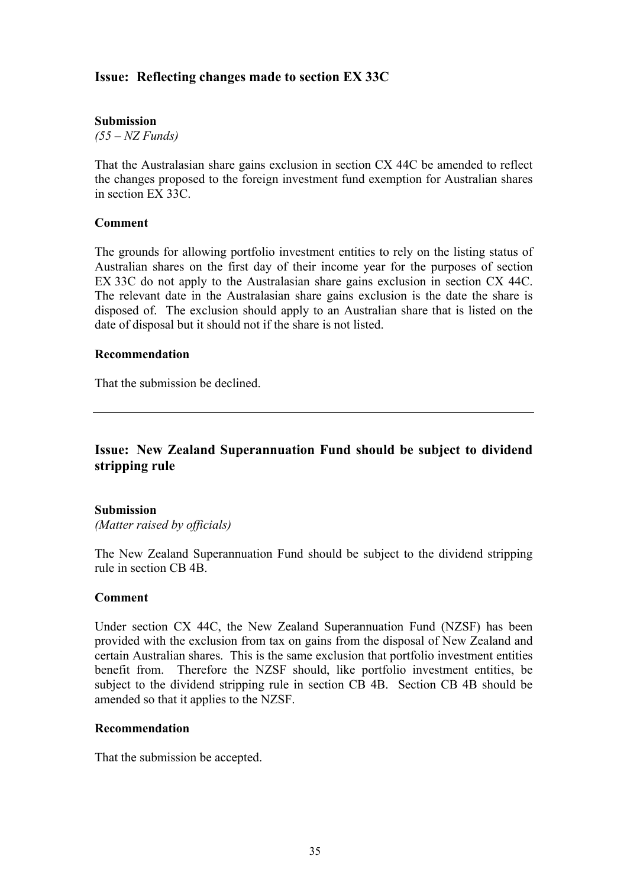## Issue: Reflecting changes made to section EX 33C

**Submission**

*(55 – NZ Funds)*

That the Australasian share gains exclusion in section CX 44C be amended to reflect the changes proposed to the foreign investment fund exemption for Australian shares in section EX 33C.

**Comment**

The grounds for allowing portfolio investment entities to rely on the listing status of Australian shares on the first day of their income year for the purposes of section EX 33C do not apply to the Australasian share gains exclusion in section CX 44C. The relevant date in the Australasian share gains exclusion is the date the share is disposed of. The exclusion should apply to an Australian share that is listed on the date of disposal but it should not if the share is not listed.

**Recommendation**

That the submission be declined.

---

## Issue: New Zealand Superannuation Fund should be subject to dividend stripping rule

**Submission**

*(Matter raised by officials)*

The New Zealand Superannuation Fund should be subject to the dividend stripping rule in section CB 4B.

**Comment**

Under section CX 44C, the New Zealand Superannuation Fund (NZSF) has been provided with the exclusion from tax on gains from the disposal of New Zealand and certain Australian shares. This is the same exclusion that portfolio investment entities benefit from. Therefore the NZSF should, like portfolio investment entities, be subject to the dividend stripping rule in section CB 4B. Section CB 4B should be amended so that it applies to the NZSF.

**Recommendation**

That the submission be accepted.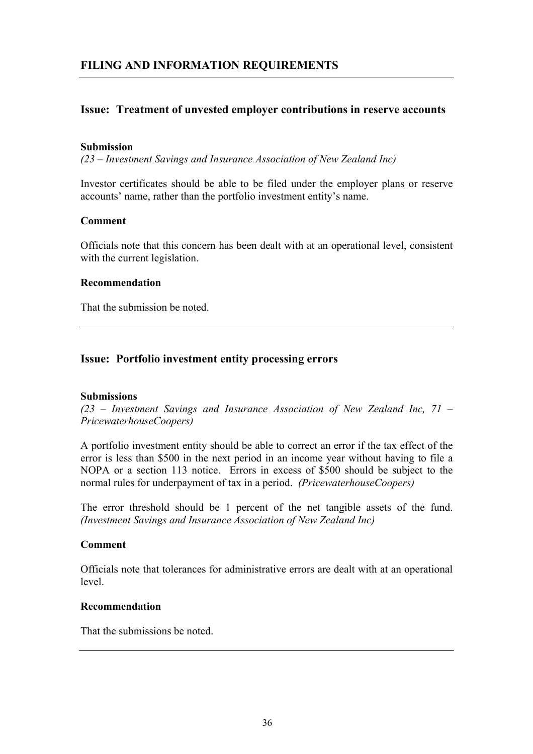## FILING AND INFORMATION REQUIREMENTS

### Issue: Treatment of unvested employer contributions in reserve accounts

**Submission**

*(23 – Investment Savings and Insurance Association of New Zealand Inc)*

Investor certificates should be able to be filed under the employer plans or reserve accounts' name, rather than the portfolio investment entity's name.

**Comment**

Officials note that this concern has been dealt with at an operational level, consistent with the current legislation.

**Recommendation**

That the submission be noted.

---

### Issue: Portfolio investment entity processing errors

**Submissions**

*(23 – Investment Savings and Insurance Association of New Zealand Inc, 71 – PricewaterhouseCoopers)*

A portfolio investment entity should be able to correct an error if the tax effect of the error is less than $500 in the next period in an income year without having to file a NOPA or a section 113 notice. Errors in excess of $500 should be subject to the normal rules for underpayment of tax in a period. *(PricewaterhouseCoopers)*

The error threshold should be 1 percent of the net tangible assets of the fund. *(Investment Savings and Insurance Association of New Zealand Inc)*

**Comment**

Officials note that tolerances for administrative errors are dealt with at an operational level.

**Recommendation**

That the submissions be noted.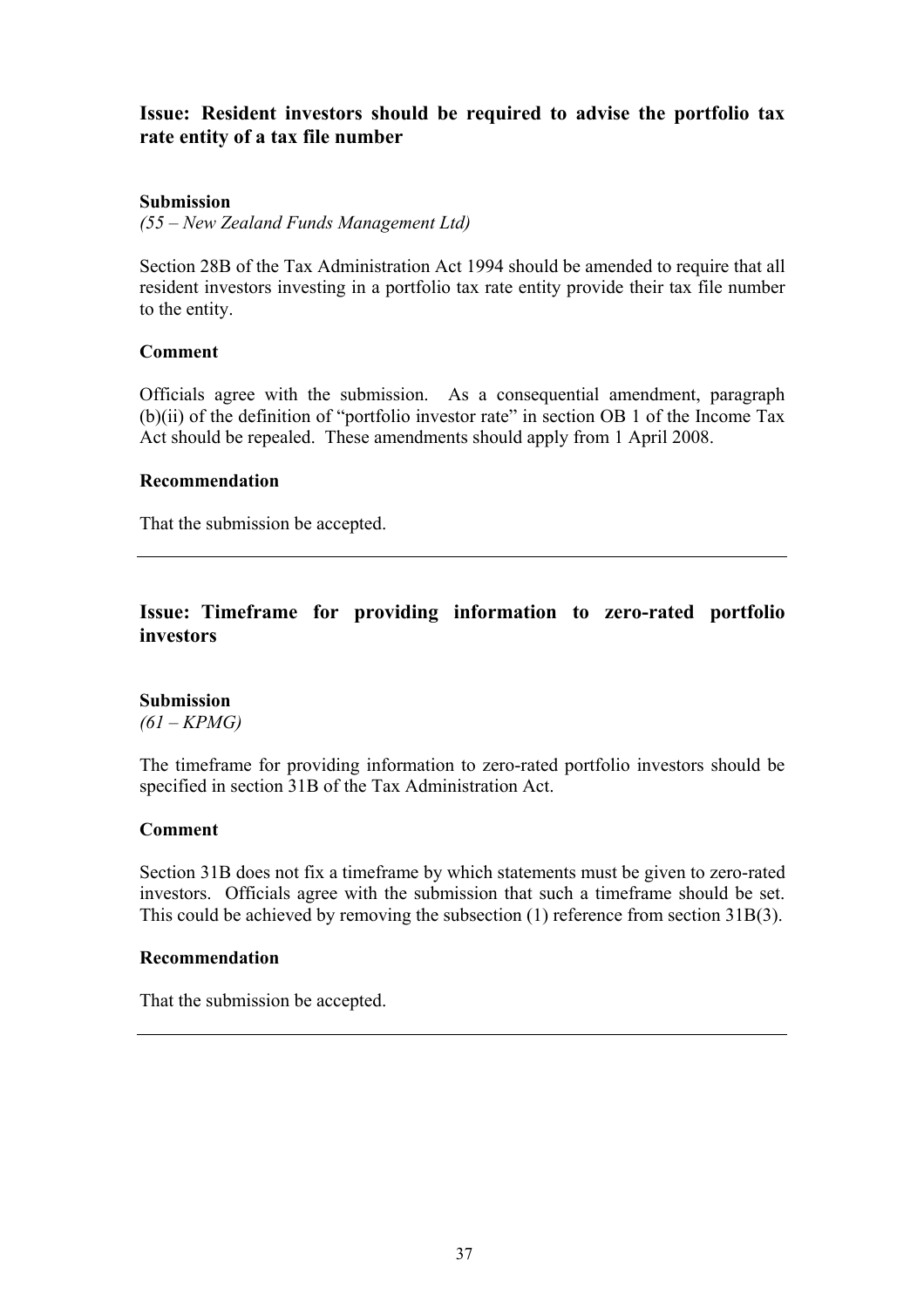## Issue: Resident investors should be required to advise the portfolio tax rate entity of a tax file number

### Submission

*(55 – New Zealand Funds Management Ltd)*

Section 28B of the Tax Administration Act 1994 should be amended to require that all resident investors investing in a portfolio tax rate entity provide their tax file number to the entity.

### Comment

Officials agree with the submission. As a consequential amendment, paragraph (b)(ii) of the definition of "portfolio investor rate" in section OB 1 of the Income Tax Act should be repealed. These amendments should apply from 1 April 2008.

### Recommendation

That the submission be accepted.

---

## Issue: Timeframe for providing information to zero-rated portfolio investors

### Submission

*(61 – KPMG)*

The timeframe for providing information to zero-rated portfolio investors should be specified in section 31B of the Tax Administration Act.

### Comment

Section 31B does not fix a timeframe by which statements must be given to zero-rated investors. Officials agree with the submission that such a timeframe should be set. This could be achieved by removing the subsection (1) reference from section 31B(3).

### Recommendation

That the submission be accepted.

---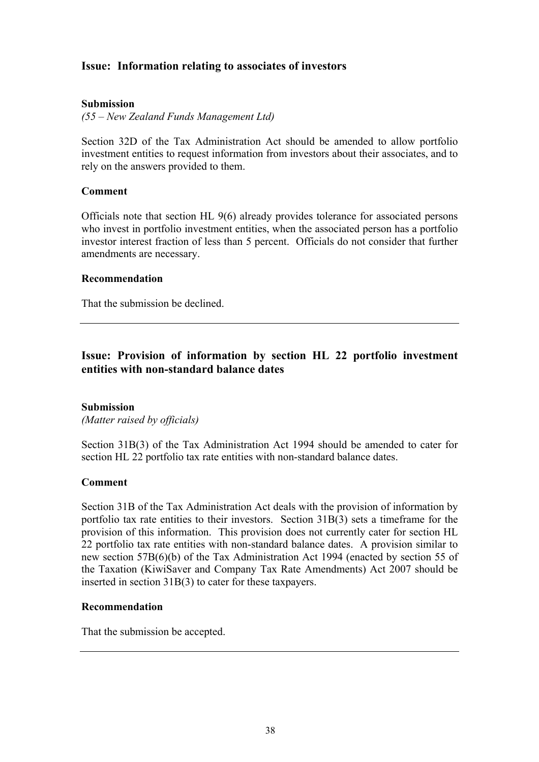## Issue: Information relating to associates of investors

### Submission

*(55 – New Zealand Funds Management Ltd)*

Section 32D of the Tax Administration Act should be amended to allow portfolio investment entities to request information from investors about their associates, and to rely on the answers provided to them.

### Comment

Officials note that section HL 9(6) already provides tolerance for associated persons who invest in portfolio investment entities, when the associated person has a portfolio investor interest fraction of less than 5 percent. Officials do not consider that further amendments are necessary.

### Recommendation

That the submission be declined.

---

## Issue: Provision of information by section HL 22 portfolio investment entities with non-standard balance dates

### Submission

*(Matter raised by officials)*

Section 31B(3) of the Tax Administration Act 1994 should be amended to cater for section HL 22 portfolio tax rate entities with non-standard balance dates.

### Comment

Section 31B of the Tax Administration Act deals with the provision of information by portfolio tax rate entities to their investors. Section 31B(3) sets a timeframe for the provision of this information. This provision does not currently cater for section HL 22 portfolio tax rate entities with non-standard balance dates. A provision similar to new section 57B(6)(b) of the Tax Administration Act 1994 (enacted by section 55 of the Taxation (KiwiSaver and Company Tax Rate Amendments) Act 2007 should be inserted in section 31B(3) to cater for these taxpayers.

### Recommendation

That the submission be accepted.

---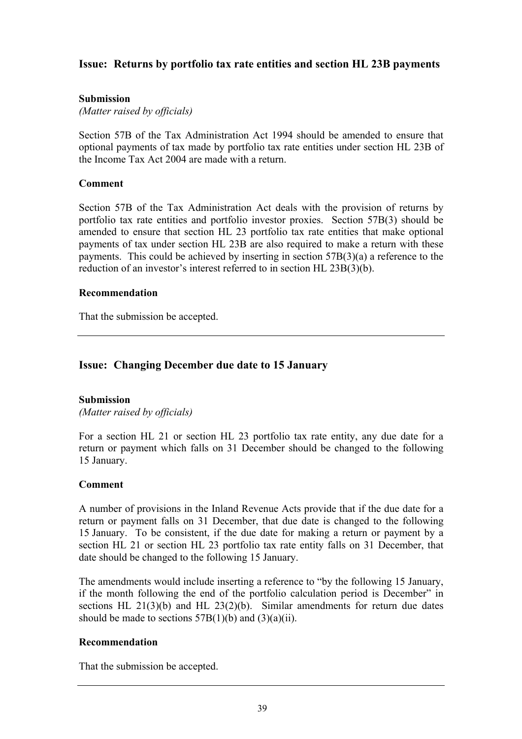## Issue: Returns by portfolio tax rate entities and section HL 23B payments

**Submission**

*(Matter raised by officials)*

Section 57B of the Tax Administration Act 1994 should be amended to ensure that optional payments of tax made by portfolio tax rate entities under section HL 23B of the Income Tax Act 2004 are made with a return.

**Comment**

Section 57B of the Tax Administration Act deals with the provision of returns by portfolio tax rate entities and portfolio investor proxies. Section 57B(3) should be amended to ensure that section HL 23 portfolio tax rate entities that make optional payments of tax under section HL 23B are also required to make a return with these payments. This could be achieved by inserting in section 57B(3)(a) a reference to the reduction of an investor's interest referred to in section HL 23B(3)(b).

**Recommendation**

That the submission be accepted.

---

## Issue: Changing December due date to 15 January

**Submission**

*(Matter raised by officials)*

For a section HL 21 or section HL 23 portfolio tax rate entity, any due date for a return or payment which falls on 31 December should be changed to the following 15 January.

**Comment**

A number of provisions in the Inland Revenue Acts provide that if the due date for a return or payment falls on 31 December, that due date is changed to the following 15 January. To be consistent, if the due date for making a return or payment by a section HL 21 or section HL 23 portfolio tax rate entity falls on 31 December, that date should be changed to the following 15 January.

The amendments would include inserting a reference to "by the following 15 January, if the month following the end of the portfolio calculation period is December" in sections HL 21(3)(b) and HL 23(2)(b). Similar amendments for return due dates should be made to sections 57B(1)(b) and (3)(a)(ii).

**Recommendation**

That the submission be accepted.

---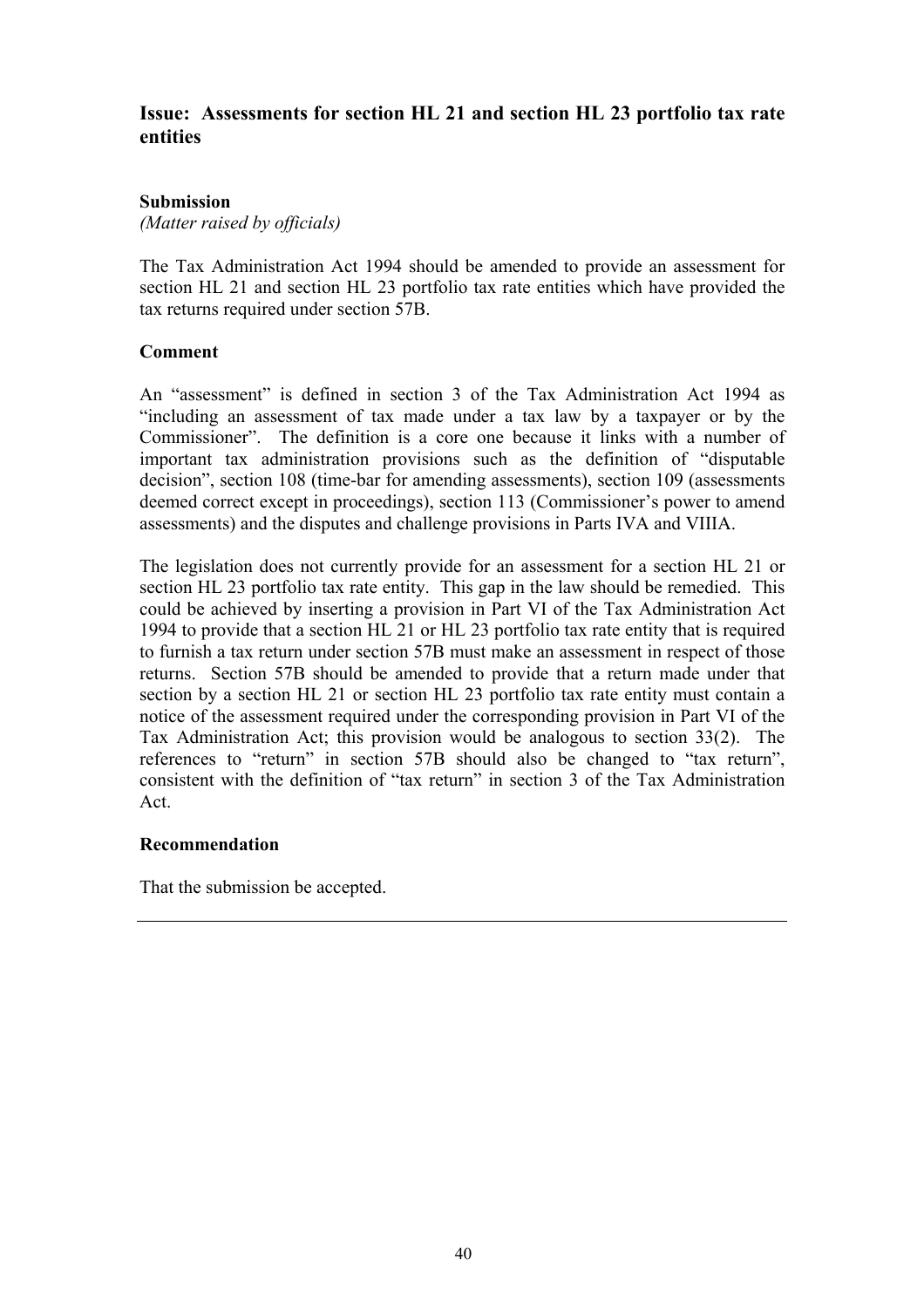### Issue: Assessments for section HL 21 and section HL 23 portfolio tax rate entities

**Submission**

*(Matter raised by officials)*

The Tax Administration Act 1994 should be amended to provide an assessment for section HL 21 and section HL 23 portfolio tax rate entities which have provided the tax returns required under section 57B.

**Comment**

An "assessment" is defined in section 3 of the Tax Administration Act 1994 as "including an assessment of tax made under a tax law by a taxpayer or by the Commissioner". The definition is a core one because it links with a number of important tax administration provisions such as the definition of "disputable decision", section 108 (time-bar for amending assessments), section 109 (assessments deemed correct except in proceedings), section 113 (Commissioner's power to amend assessments) and the disputes and challenge provisions in Parts IVA and VIIIA.

The legislation does not currently provide for an assessment for a section HL 21 or section HL 23 portfolio tax rate entity. This gap in the law should be remedied. This could be achieved by inserting a provision in Part VI of the Tax Administration Act 1994 to provide that a section HL 21 or HL 23 portfolio tax rate entity that is required to furnish a tax return under section 57B must make an assessment in respect of those returns. Section 57B should be amended to provide that a return made under that section by a section HL 21 or section HL 23 portfolio tax rate entity must contain a notice of the assessment required under the corresponding provision in Part VI of the Tax Administration Act; this provision would be analogous to section 33(2). The references to "return" in section 57B should also be changed to "tax return", consistent with the definition of "tax return" in section 3 of the Tax Administration Act.

**Recommendation**

That the submission be accepted.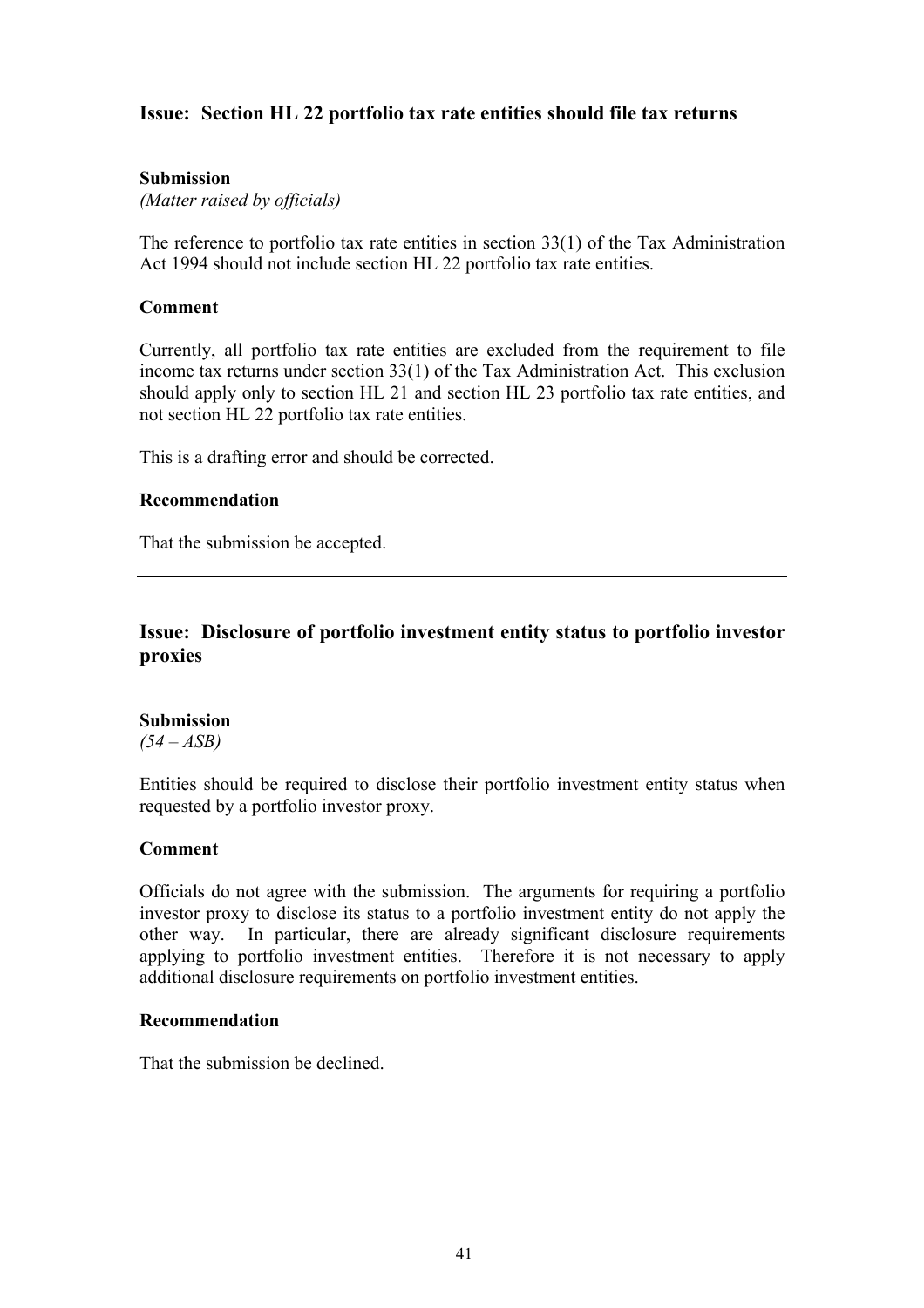## Issue: Section HL 22 portfolio tax rate entities should file tax returns

**Submission**

*(Matter raised by officials)*

The reference to portfolio tax rate entities in section 33(1) of the Tax Administration Act 1994 should not include section HL 22 portfolio tax rate entities.

**Comment**

Currently, all portfolio tax rate entities are excluded from the requirement to file income tax returns under section 33(1) of the Tax Administration Act. This exclusion should apply only to section HL 21 and section HL 23 portfolio tax rate entities, and not section HL 22 portfolio tax rate entities.

This is a drafting error and should be corrected.

**Recommendation**

That the submission be accepted.

---

## Issue: Disclosure of portfolio investment entity status to portfolio investor proxies

**Submission**

*(54 – ASB)*

Entities should be required to disclose their portfolio investment entity status when requested by a portfolio investor proxy.

**Comment**

Officials do not agree with the submission. The arguments for requiring a portfolio investor proxy to disclose its status to a portfolio investment entity do not apply the other way. In particular, there are already significant disclosure requirements applying to portfolio investment entities. Therefore it is not necessary to apply additional disclosure requirements on portfolio investment entities.

**Recommendation**

That the submission be declined.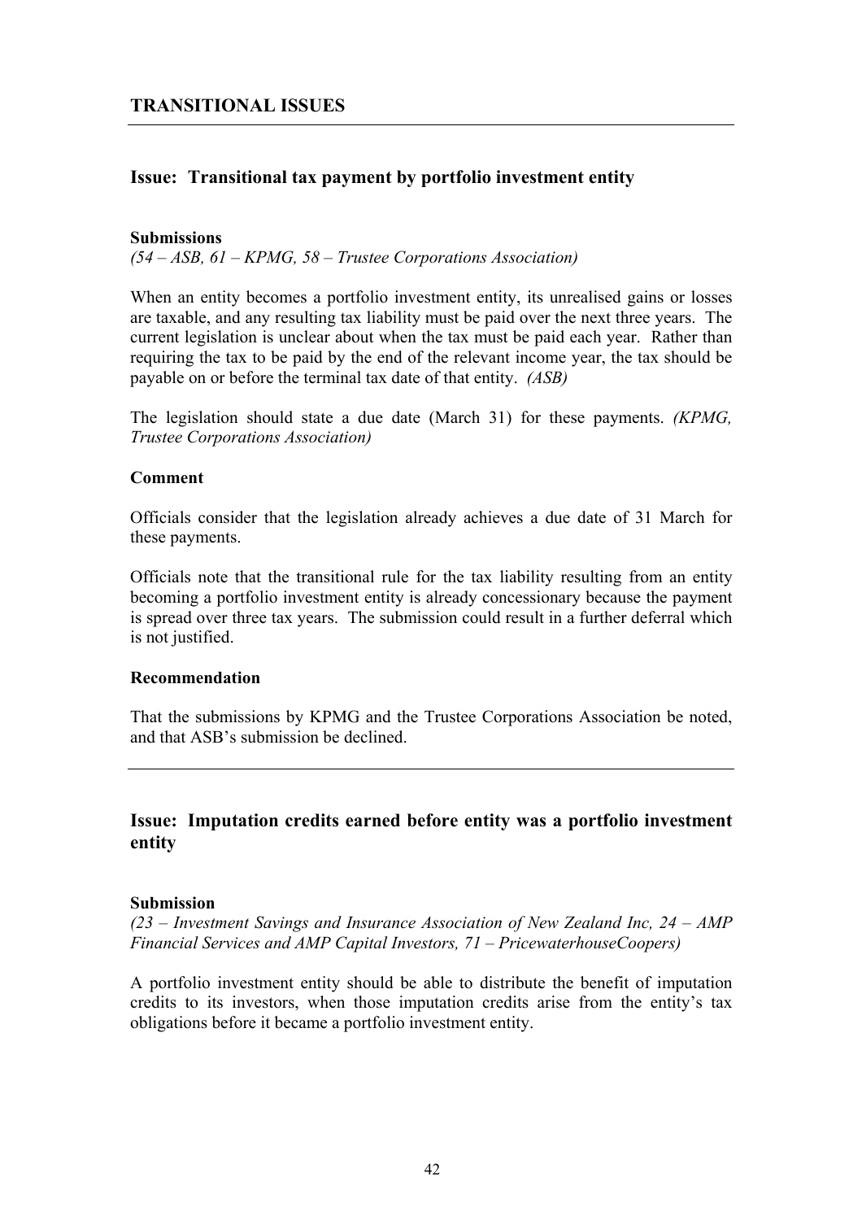## TRANSITIONAL ISSUES

---

### Issue: Transitional tax payment by portfolio investment entity

**Submissions**

*(54 – ASB, 61 – KPMG, 58 – Trustee Corporations Association)*

When an entity becomes a portfolio investment entity, its unrealised gains or losses are taxable, and any resulting tax liability must be paid over the next three years. The current legislation is unclear about when the tax must be paid each year. Rather than requiring the tax to be paid by the end of the relevant income year, the tax should be payable on or before the terminal tax date of that entity. *(ASB)*

The legislation should state a due date (March 31) for these payments. *(KPMG, Trustee Corporations Association)*

**Comment**

Officials consider that the legislation already achieves a due date of 31 March for these payments.

Officials note that the transitional rule for the tax liability resulting from an entity becoming a portfolio investment entity is already concessionary because the payment is spread over three tax years. The submission could result in a further deferral which is not justified.

**Recommendation**

That the submissions by KPMG and the Trustee Corporations Association be noted, and that ASB's submission be declined.

---

### Issue: Imputation credits earned before entity was a portfolio investment entity

**Submission**

*(23 – Investment Savings and Insurance Association of New Zealand Inc, 24 – AMP Financial Services and AMP Capital Investors, 71 – PricewaterhouseCoopers)*

A portfolio investment entity should be able to distribute the benefit of imputation credits to its investors, when those imputation credits arise from the entity's tax obligations before it became a portfolio investment entity.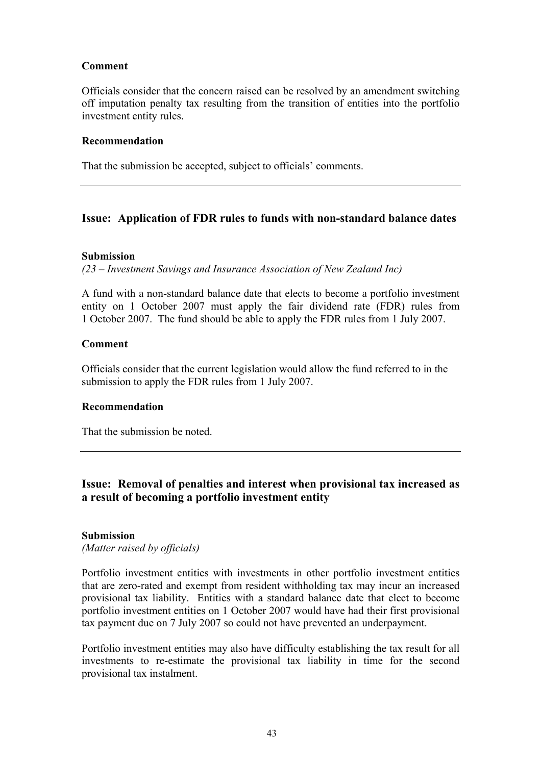**Comment**

Officials consider that the concern raised can be resolved by an amendment switching off imputation penalty tax resulting from the transition of entities into the portfolio investment entity rules.

**Recommendation**

That the submission be accepted, subject to officials' comments.

---

## Issue: Application of FDR rules to funds with non-standard balance dates

**Submission**

*(23 – Investment Savings and Insurance Association of New Zealand Inc)*

A fund with a non-standard balance date that elects to become a portfolio investment entity on 1 October 2007 must apply the fair dividend rate (FDR) rules from 1 October 2007. The fund should be able to apply the FDR rules from 1 July 2007.

**Comment**

Officials consider that the current legislation would allow the fund referred to in the submission to apply the FDR rules from 1 July 2007.

**Recommendation**

That the submission be noted.

---

## Issue: Removal of penalties and interest when provisional tax increased as a result of becoming a portfolio investment entity

**Submission**

*(Matter raised by officials)*

Portfolio investment entities with investments in other portfolio investment entities that are zero-rated and exempt from resident withholding tax may incur an increased provisional tax liability. Entities with a standard balance date that elect to become portfolio investment entities on 1 October 2007 would have had their first provisional tax payment due on 7 July 2007 so could not have prevented an underpayment.

Portfolio investment entities may also have difficulty establishing the tax result for all investments to re-estimate the provisional tax liability in time for the second provisional tax instalment.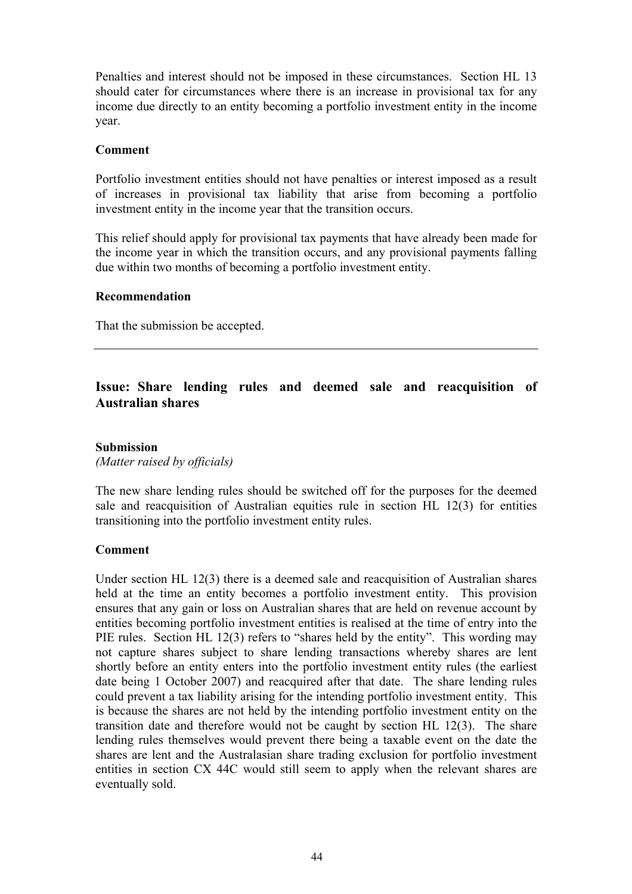Penalties and interest should not be imposed in these circumstances. Section HL 13 should cater for circumstances where there is an increase in provisional tax for any income due directly to an entity becoming a portfolio investment entity in the income year.

**Comment**

Portfolio investment entities should not have penalties or interest imposed as a result of increases in provisional tax liability that arise from becoming a portfolio investment entity in the income year that the transition occurs.

This relief should apply for provisional tax payments that have already been made for the income year in which the transition occurs, and any provisional payments falling due within two months of becoming a portfolio investment entity.

**Recommendation**

That the submission be accepted.

---

## Issue: Share lending rules and deemed sale and reacquisition of Australian shares

**Submission**
*(Matter raised by officials)*

The new share lending rules should be switched off for the purposes for the deemed sale and reacquisition of Australian equities rule in section HL 12(3) for entities transitioning into the portfolio investment entity rules.

**Comment**

Under section HL 12(3) there is a deemed sale and reacquisition of Australian shares held at the time an entity becomes a portfolio investment entity. This provision ensures that any gain or loss on Australian shares that are held on revenue account by entities becoming portfolio investment entities is realised at the time of entry into the PIE rules. Section HL 12(3) refers to "shares held by the entity". This wording may not capture shares subject to share lending transactions whereby shares are lent shortly before an entity enters into the portfolio investment entity rules (the earliest date being 1 October 2007) and reacquired after that date. The share lending rules could prevent a tax liability arising for the intending portfolio investment entity. This is because the shares are not held by the intending portfolio investment entity on the transition date and therefore would not be caught by section HL 12(3). The share lending rules themselves would prevent there being a taxable event on the date the shares are lent and the Australasian share trading exclusion for portfolio investment entities in section CX 44C would still seem to apply when the relevant shares are eventually sold.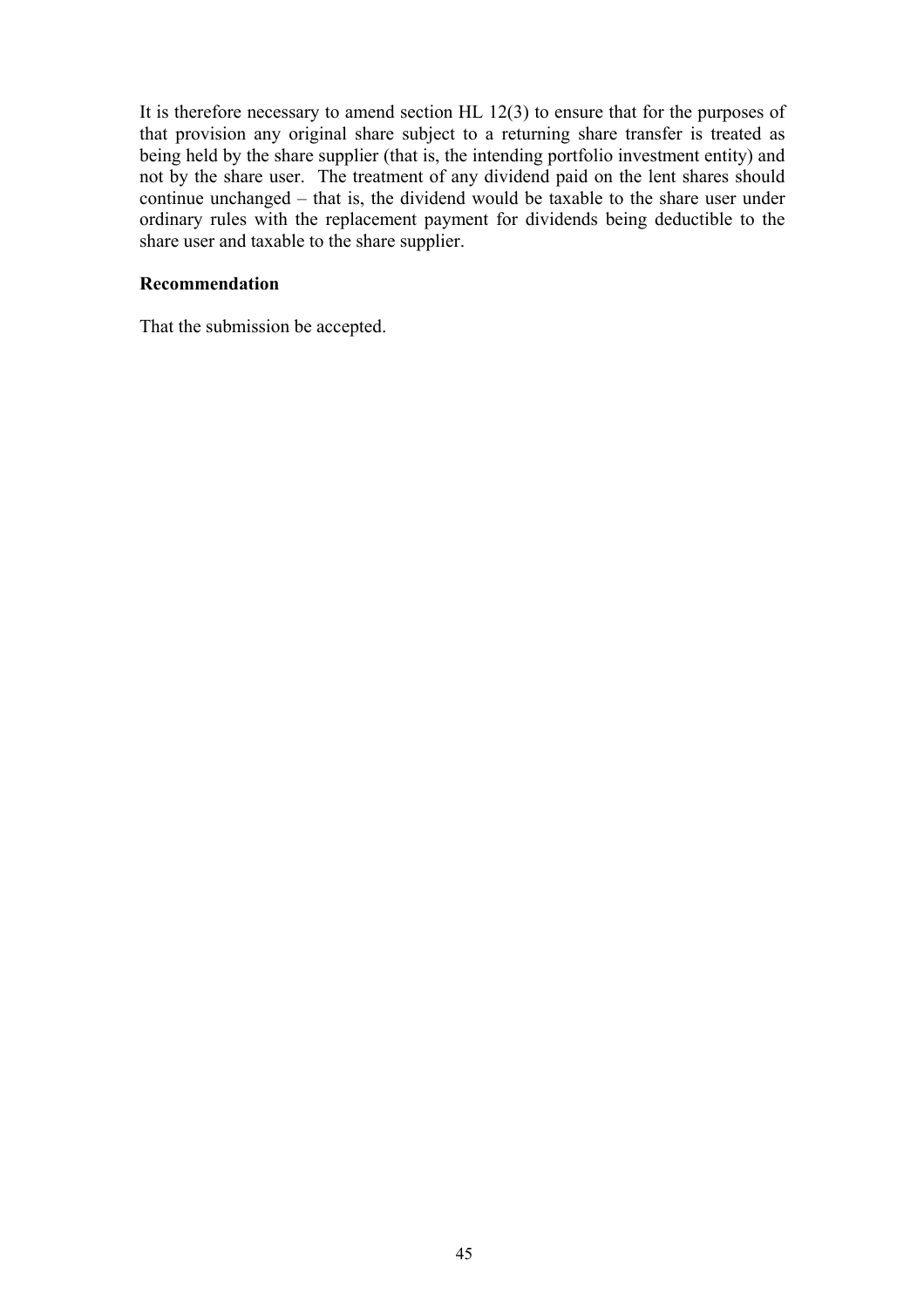It is therefore necessary to amend section HL 12(3) to ensure that for the purposes of that provision any original share subject to a returning share transfer is treated as being held by the share supplier (that is, the intending portfolio investment entity) and not by the share user. The treatment of any dividend paid on the lent shares should continue unchanged – that is, the dividend would be taxable to the share user under ordinary rules with the replacement payment for dividends being deductible to the share user and taxable to the share supplier.

**Recommendation**

That the submission be accepted.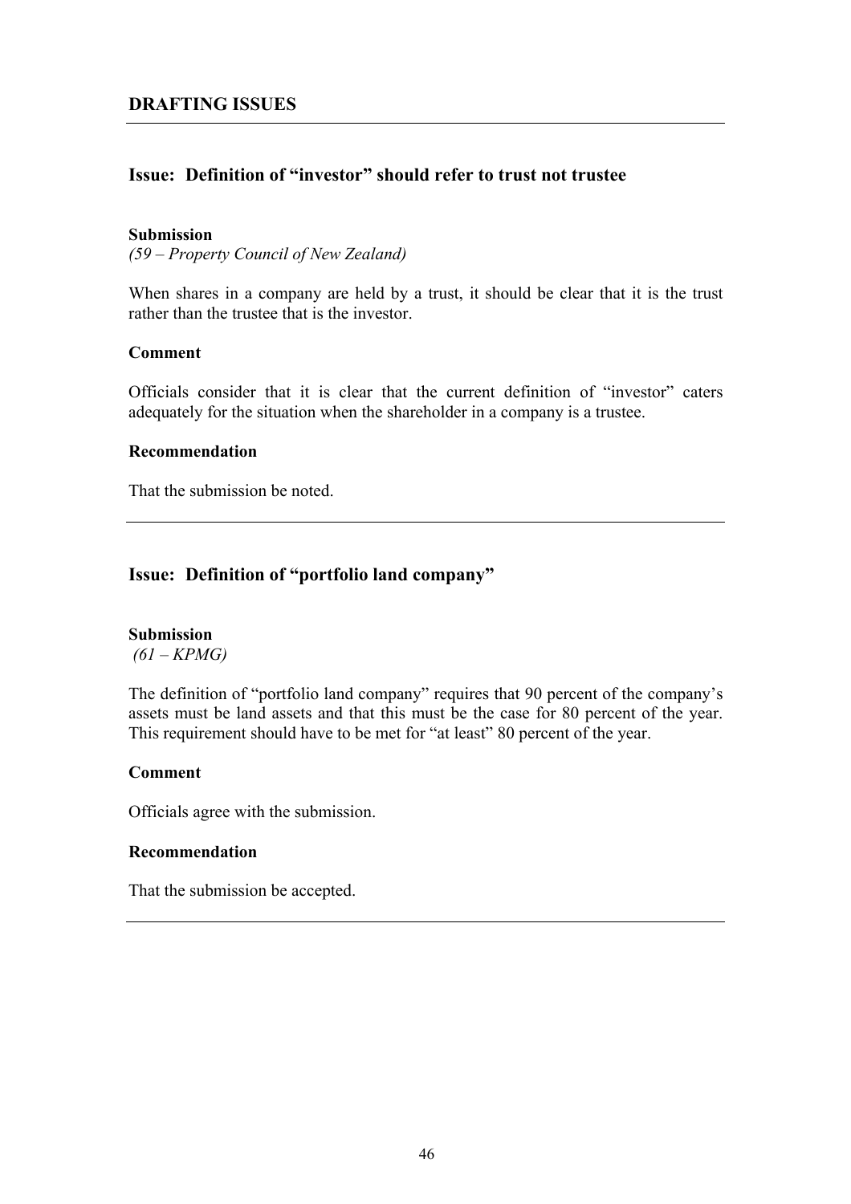## DRAFTING ISSUES

---

### Issue: Definition of "investor" should refer to trust not trustee

**Submission**
*(59 – Property Council of New Zealand)*

When shares in a company are held by a trust, it should be clear that it is the trust rather than the trustee that is the investor.

**Comment**

Officials consider that it is clear that the current definition of "investor" caters adequately for the situation when the shareholder in a company is a trustee.

**Recommendation**

That the submission be noted.

---

### Issue: Definition of "portfolio land company"

**Submission**
*(61 – KPMG)*

The definition of "portfolio land company" requires that 90 percent of the company's assets must be land assets and that this must be the case for 80 percent of the year. This requirement should have to be met for "at least" 80 percent of the year.

**Comment**

Officials agree with the submission.

**Recommendation**

That the submission be accepted.

---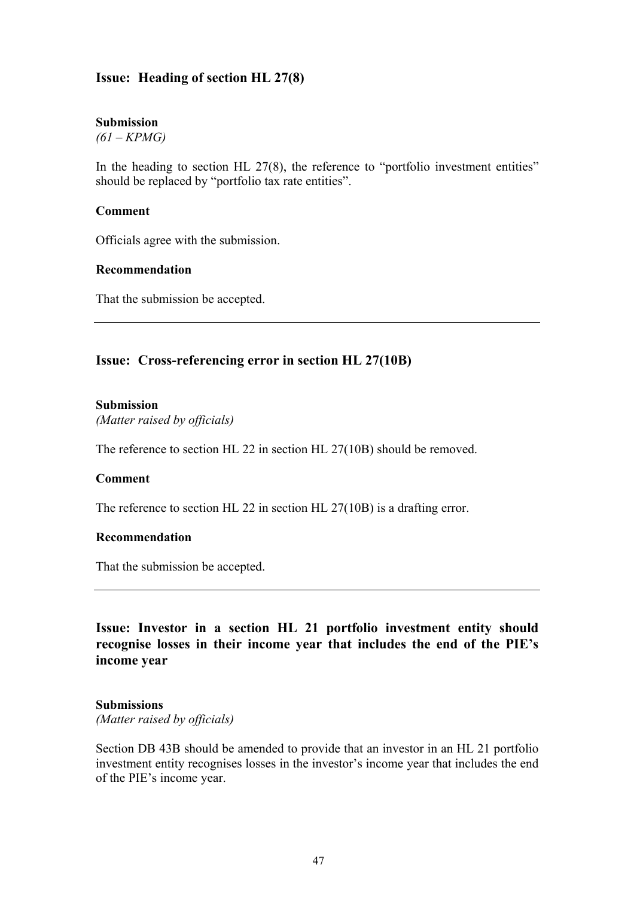## Issue: Heading of section HL 27(8)

**Submission**

*(61 – KPMG)*

In the heading to section HL 27(8), the reference to "portfolio investment entities" should be replaced by "portfolio tax rate entities".

**Comment**

Officials agree with the submission.

**Recommendation**

That the submission be accepted.

---

## Issue: Cross-referencing error in section HL 27(10B)

**Submission**

*(Matter raised by officials)*

The reference to section HL 22 in section HL 27(10B) should be removed.

**Comment**

The reference to section HL 22 in section HL 27(10B) is a drafting error.

**Recommendation**

That the submission be accepted.

---

## Issue: Investor in a section HL 21 portfolio investment entity should recognise losses in their income year that includes the end of the PIE's income year

**Submissions**

*(Matter raised by officials)*

Section DB 43B should be amended to provide that an investor in an HL 21 portfolio investment entity recognises losses in the investor's income year that includes the end of the PIE's income year.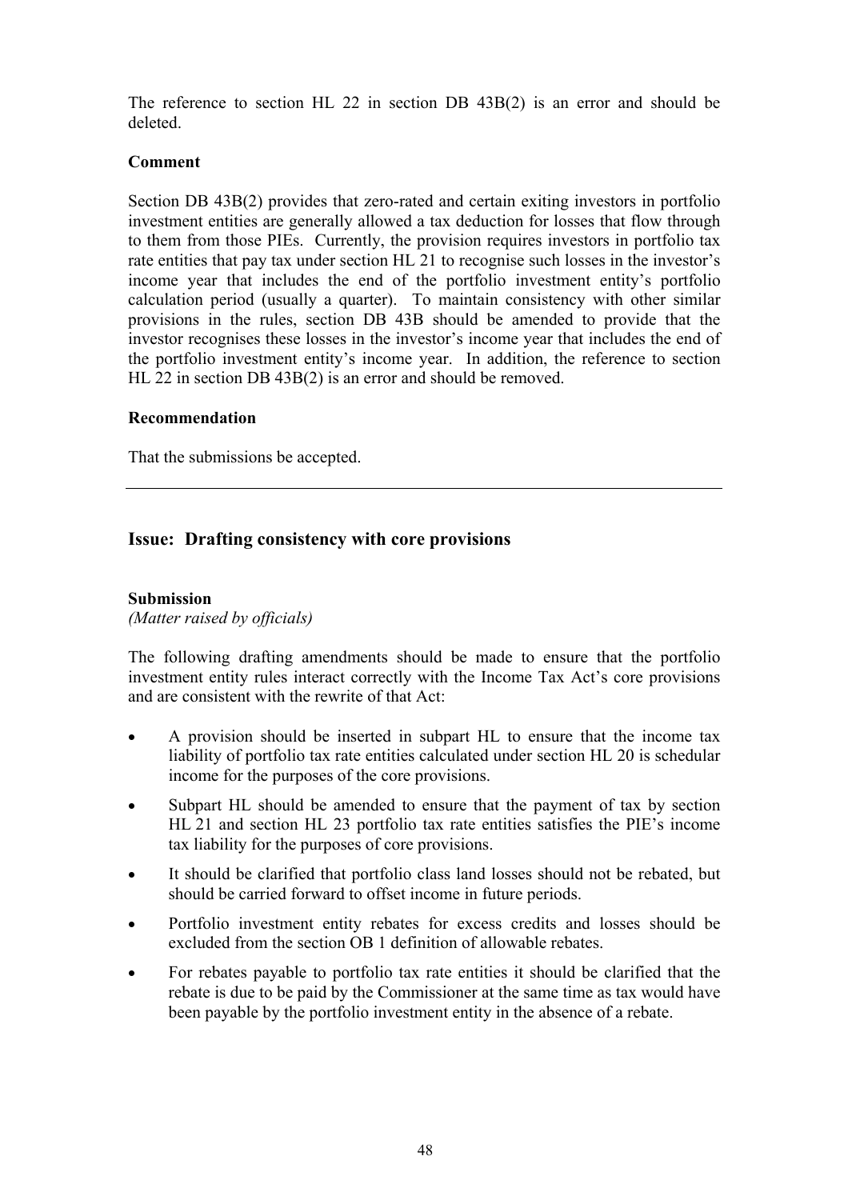The reference to section HL 22 in section DB 43B(2) is an error and should be deleted.

**Comment**

Section DB 43B(2) provides that zero-rated and certain exiting investors in portfolio investment entities are generally allowed a tax deduction for losses that flow through to them from those PIEs. Currently, the provision requires investors in portfolio tax rate entities that pay tax under section HL 21 to recognise such losses in the investor's income year that includes the end of the portfolio investment entity's portfolio calculation period (usually a quarter). To maintain consistency with other similar provisions in the rules, section DB 43B should be amended to provide that the investor recognises these losses in the investor's income year that includes the end of the portfolio investment entity's income year. In addition, the reference to section HL 22 in section DB 43B(2) is an error and should be removed.

**Recommendation**

That the submissions be accepted.

---

## Issue: Drafting consistency with core provisions

**Submission**
*(Matter raised by officials)*

The following drafting amendments should be made to ensure that the portfolio investment entity rules interact correctly with the Income Tax Act's core provisions and are consistent with the rewrite of that Act:

- A provision should be inserted in subpart HL to ensure that the income tax liability of portfolio tax rate entities calculated under section HL 20 is schedular income for the purposes of the core provisions.
- Subpart HL should be amended to ensure that the payment of tax by section HL 21 and section HL 23 portfolio tax rate entities satisfies the PIE's income tax liability for the purposes of core provisions.
- It should be clarified that portfolio class land losses should not be rebated, but should be carried forward to offset income in future periods.
- Portfolio investment entity rebates for excess credits and losses should be excluded from the section OB 1 definition of allowable rebates.
- For rebates payable to portfolio tax rate entities it should be clarified that the rebate is due to be paid by the Commissioner at the same time as tax would have been payable by the portfolio investment entity in the absence of a rebate.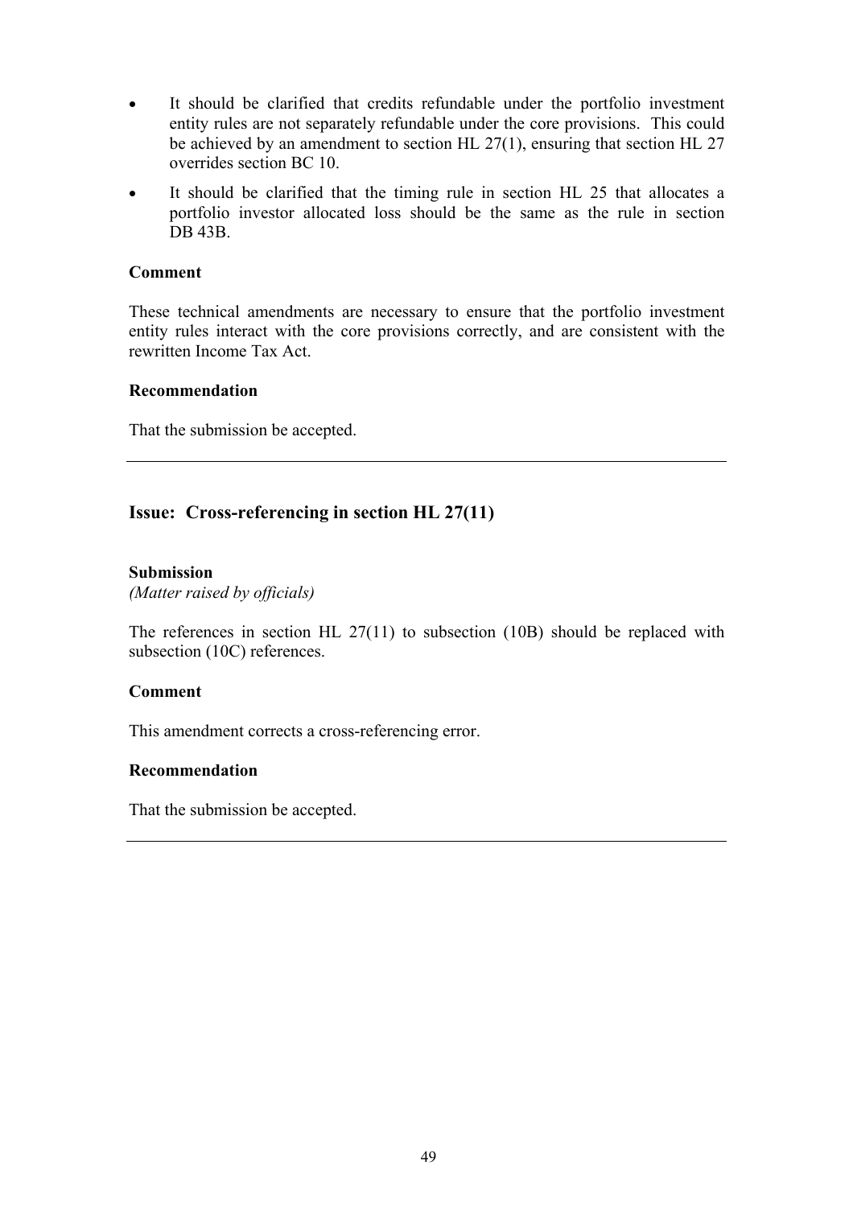- It should be clarified that credits refundable under the portfolio investment entity rules are not separately refundable under the core provisions. This could be achieved by an amendment to section HL 27(1), ensuring that section HL 27 overrides section BC 10.
- It should be clarified that the timing rule in section HL 25 that allocates a portfolio investor allocated loss should be the same as the rule in section DB 43B.

**Comment**

These technical amendments are necessary to ensure that the portfolio investment entity rules interact with the core provisions correctly, and are consistent with the rewritten Income Tax Act.

**Recommendation**

That the submission be accepted.

---

## Issue: Cross-referencing in section HL 27(11)

**Submission**
*(Matter raised by officials)*

The references in section HL 27(11) to subsection (10B) should be replaced with subsection (10C) references.

**Comment**

This amendment corrects a cross-referencing error.

**Recommendation**

That the submission be accepted.

---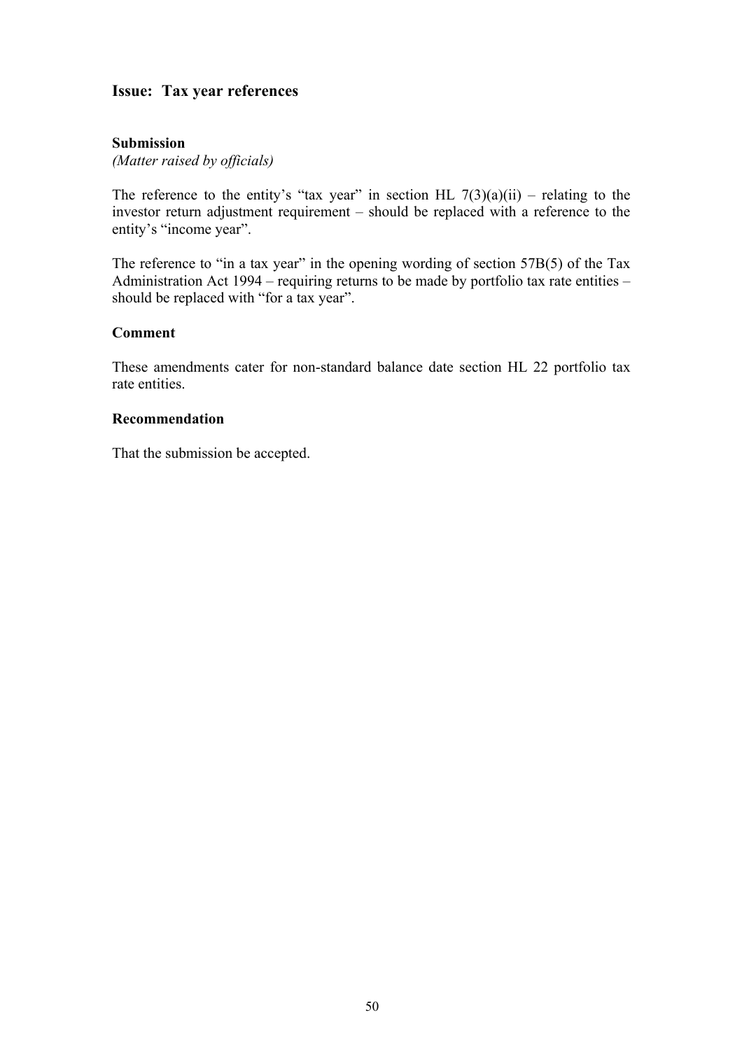## Issue: Tax year references

### Submission

*(Matter raised by officials)*

The reference to the entity's "tax year" in section HL 7(3)(a)(ii) – relating to the investor return adjustment requirement – should be replaced with a reference to the entity's "income year".

The reference to "in a tax year" in the opening wording of section 57B(5) of the Tax Administration Act 1994 – requiring returns to be made by portfolio tax rate entities – should be replaced with "for a tax year".

### Comment

These amendments cater for non-standard balance date section HL 22 portfolio tax rate entities.

### Recommendation

That the submission be accepted.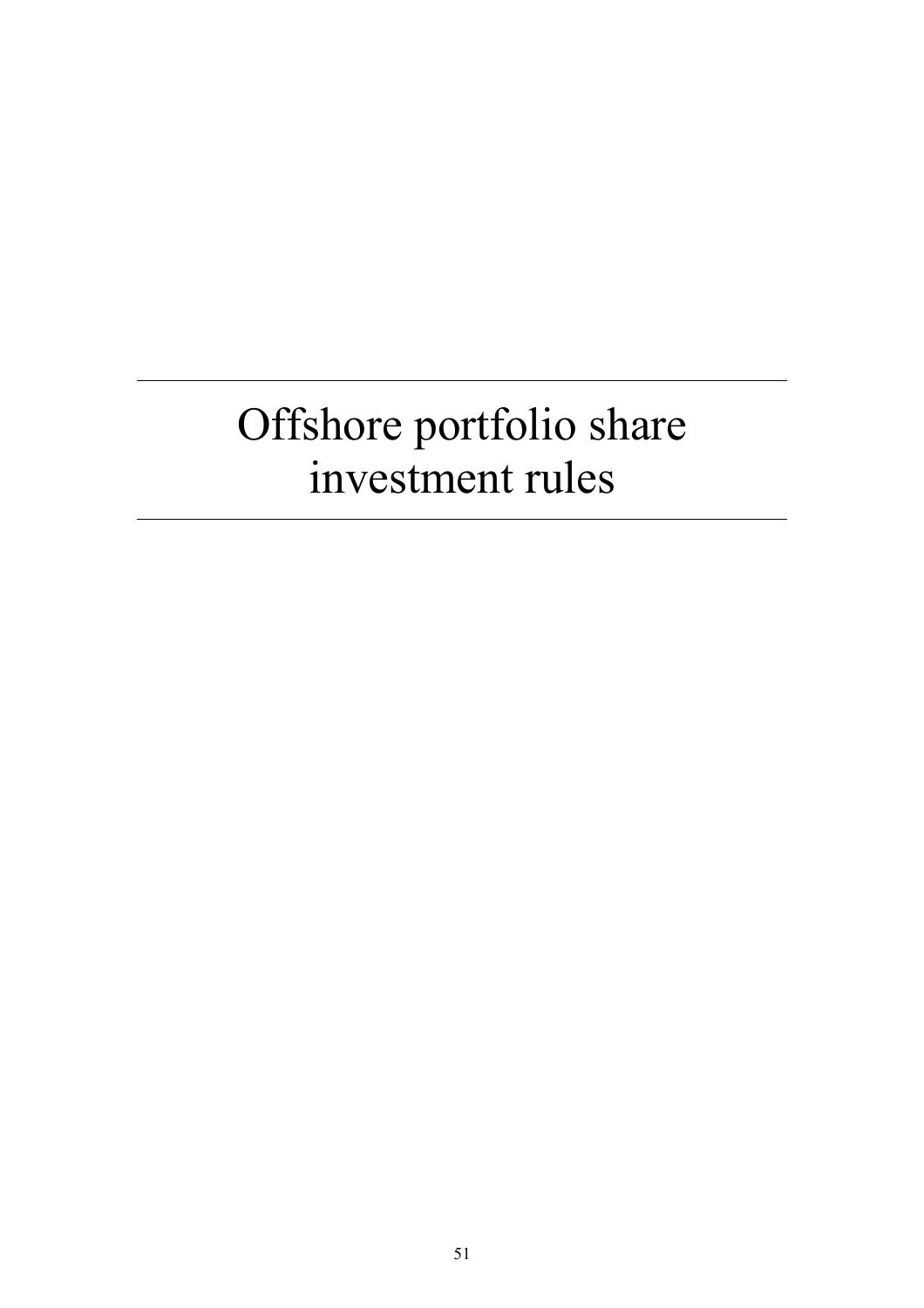# Offshore portfolio share investment rules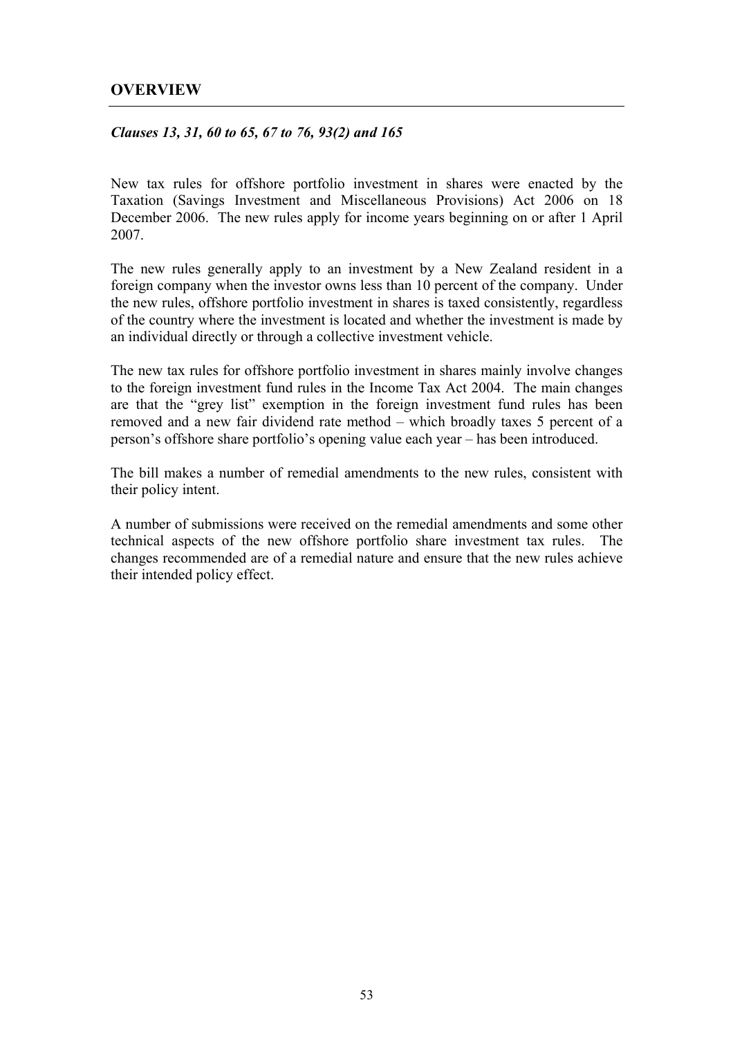## OVERVIEW

***Clauses 13, 31, 60 to 65, 67 to 76, 93(2) and 165***

New tax rules for offshore portfolio investment in shares were enacted by the Taxation (Savings Investment and Miscellaneous Provisions) Act 2006 on 18 December 2006. The new rules apply for income years beginning on or after 1 April 2007.

The new rules generally apply to an investment by a New Zealand resident in a foreign company when the investor owns less than 10 percent of the company. Under the new rules, offshore portfolio investment in shares is taxed consistently, regardless of the country where the investment is located and whether the investment is made by an individual directly or through a collective investment vehicle.

The new tax rules for offshore portfolio investment in shares mainly involve changes to the foreign investment fund rules in the Income Tax Act 2004. The main changes are that the "grey list" exemption in the foreign investment fund rules has been removed and a new fair dividend rate method – which broadly taxes 5 percent of a person's offshore share portfolio's opening value each year – has been introduced.

The bill makes a number of remedial amendments to the new rules, consistent with their policy intent.

A number of submissions were received on the remedial amendments and some other technical aspects of the new offshore portfolio share investment tax rules. The changes recommended are of a remedial nature and ensure that the new rules achieve their intended policy effect.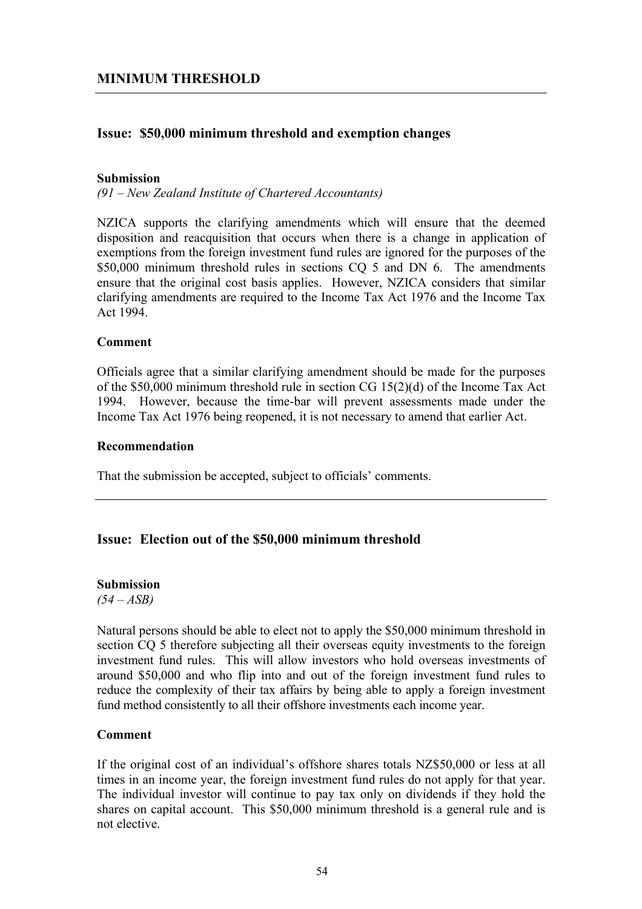## MINIMUM THRESHOLD

### Issue: $50,000 minimum threshold and exemption changes

**Submission**

*(91 – New Zealand Institute of Chartered Accountants)*

NZICA supports the clarifying amendments which will ensure that the deemed disposition and reacquisition that occurs when there is a change in application of exemptions from the foreign investment fund rules are ignored for the purposes of the $50,000 minimum threshold rules in sections CQ 5 and DN 6. The amendments ensure that the original cost basis applies. However, NZICA considers that similar clarifying amendments are required to the Income Tax Act 1976 and the Income Tax Act 1994.

**Comment**

Officials agree that a similar clarifying amendment should be made for the purposes of the $50,000 minimum threshold rule in section CG 15(2)(d) of the Income Tax Act 1994. However, because the time-bar will prevent assessments made under the Income Tax Act 1976 being reopened, it is not necessary to amend that earlier Act.

**Recommendation**

That the submission be accepted, subject to officials' comments.

---

### Issue: Election out of the $50,000 minimum threshold

**Submission**

*(54 – ASB)*

Natural persons should be able to elect not to apply the $50,000 minimum threshold in section CQ 5 therefore subjecting all their overseas equity investments to the foreign investment fund rules. This will allow investors who hold overseas investments of around $50,000 and who flip into and out of the foreign investment fund rules to reduce the complexity of their tax affairs by being able to apply a foreign investment fund method consistently to all their offshore investments each income year.

**Comment**

If the original cost of an individual's offshore shares totals NZ$50,000 or less at all times in an income year, the foreign investment fund rules do not apply for that year. The individual investor will continue to pay tax only on dividends if they hold the shares on capital account. This $50,000 minimum threshold is a general rule and is not elective.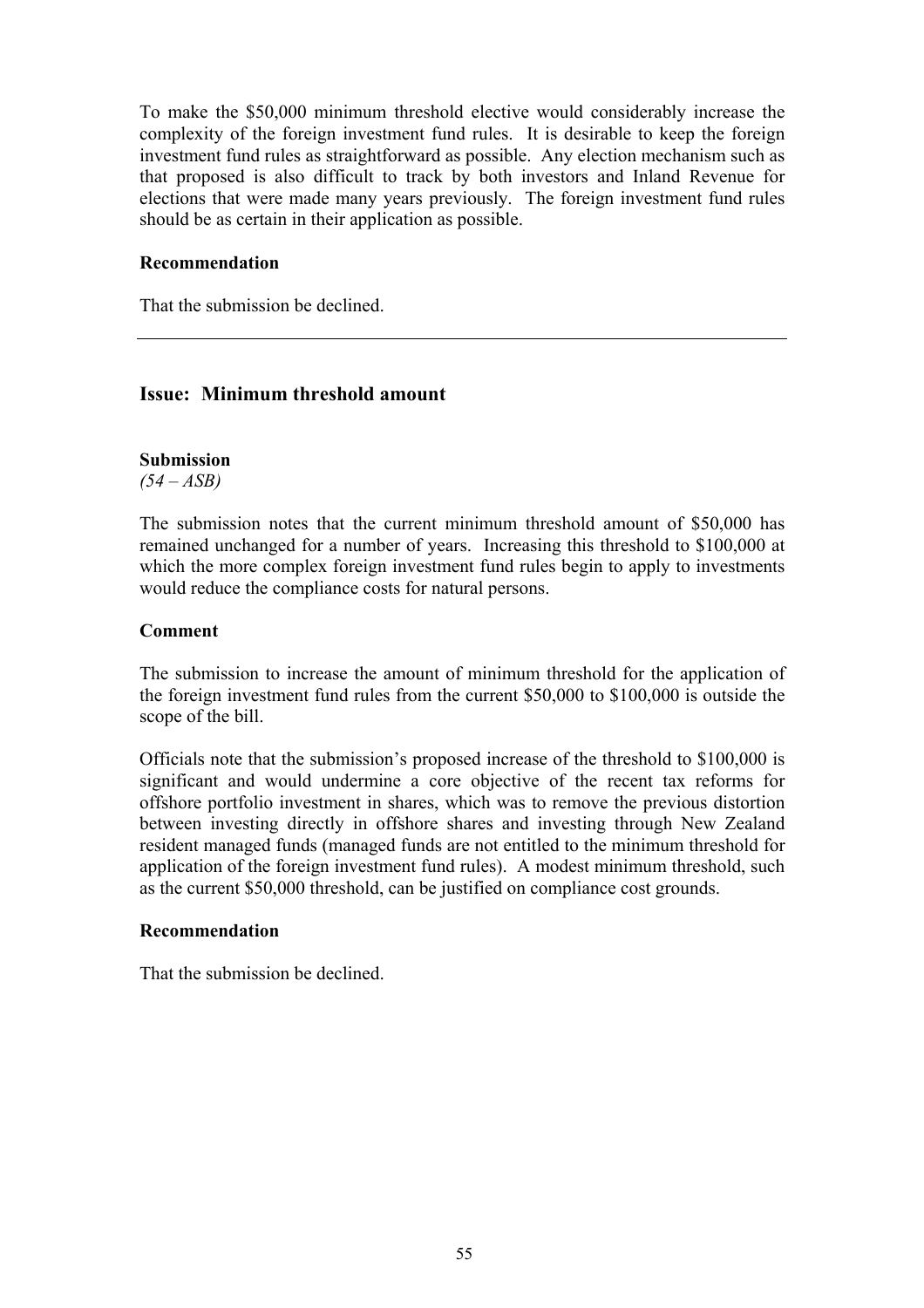To make the $50,000 minimum threshold elective would considerably increase the complexity of the foreign investment fund rules. It is desirable to keep the foreign investment fund rules as straightforward as possible. Any election mechanism such as that proposed is also difficult to track by both investors and Inland Revenue for elections that were made many years previously. The foreign investment fund rules should be as certain in their application as possible.

**Recommendation**

That the submission be declined.

---

## Issue: Minimum threshold amount

**Submission**
*(54 – ASB)*

The submission notes that the current minimum threshold amount of $50,000 has remained unchanged for a number of years. Increasing this threshold to $100,000 at which the more complex foreign investment fund rules begin to apply to investments would reduce the compliance costs for natural persons.

**Comment**

The submission to increase the amount of minimum threshold for the application of the foreign investment fund rules from the current $50,000 to $100,000 is outside the scope of the bill.

Officials note that the submission's proposed increase of the threshold to $100,000 is significant and would undermine a core objective of the recent tax reforms for offshore portfolio investment in shares, which was to remove the previous distortion between investing directly in offshore shares and investing through New Zealand resident managed funds (managed funds are not entitled to the minimum threshold for application of the foreign investment fund rules). A modest minimum threshold, such as the current $50,000 threshold, can be justified on compliance cost grounds.

**Recommendation**

That the submission be declined.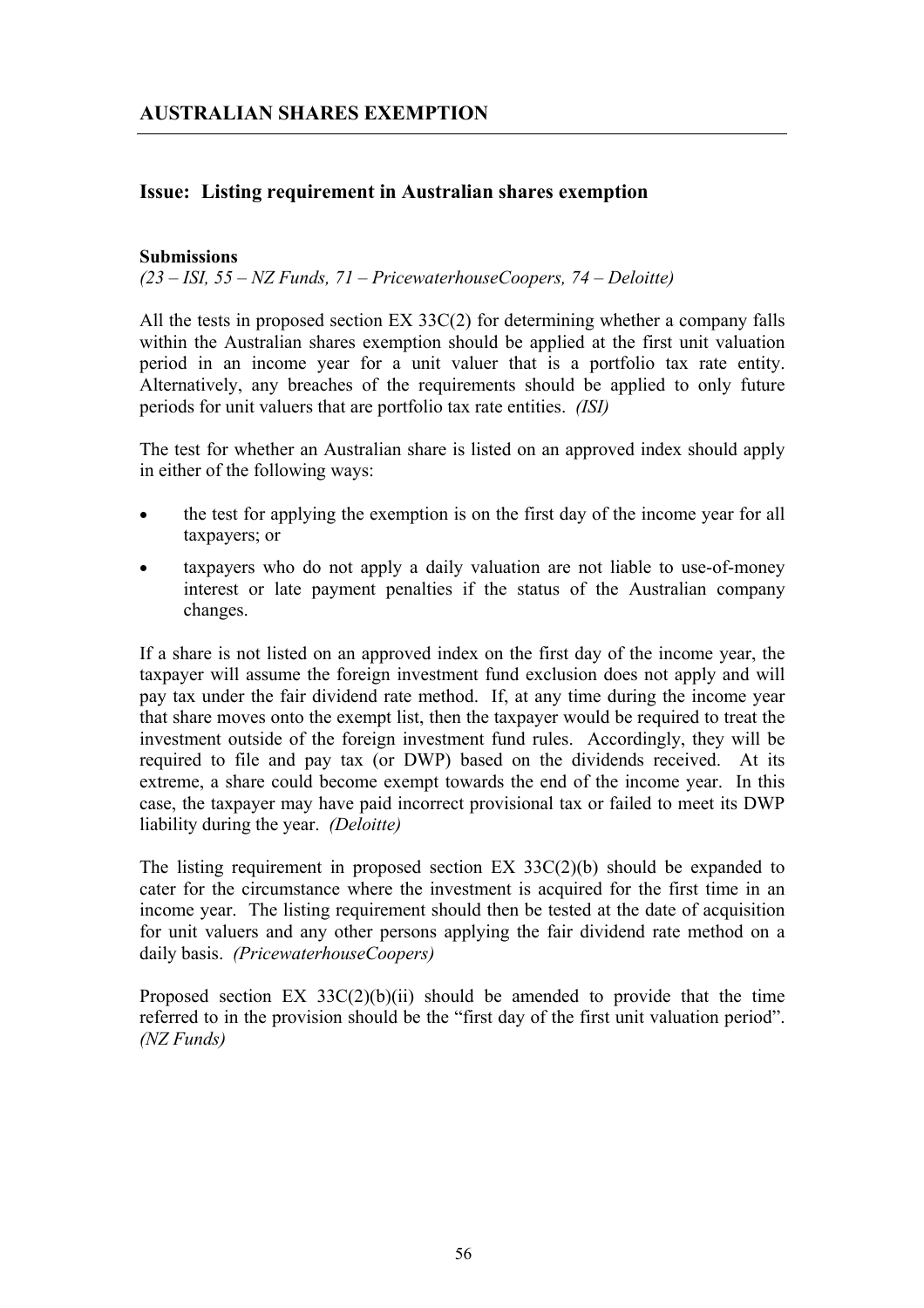## AUSTRALIAN SHARES EXEMPTION

### Issue: Listing requirement in Australian shares exemption

**Submissions**

*(23 – ISI, 55 – NZ Funds, 71 – PricewaterhouseCoopers, 74 – Deloitte)*

All the tests in proposed section EX 33C(2) for determining whether a company falls within the Australian shares exemption should be applied at the first unit valuation period in an income year for a unit valuer that is a portfolio tax rate entity. Alternatively, any breaches of the requirements should be applied to only future periods for unit valuers that are portfolio tax rate entities. *(ISI)*

The test for whether an Australian share is listed on an approved index should apply in either of the following ways:

- the test for applying the exemption is on the first day of the income year for all taxpayers; or
- taxpayers who do not apply a daily valuation are not liable to use-of-money interest or late payment penalties if the status of the Australian company changes.

If a share is not listed on an approved index on the first day of the income year, the taxpayer will assume the foreign investment fund exclusion does not apply and will pay tax under the fair dividend rate method. If, at any time during the income year that share moves onto the exempt list, then the taxpayer would be required to treat the investment outside of the foreign investment fund rules. Accordingly, they will be required to file and pay tax (or DWP) based on the dividends received. At its extreme, a share could become exempt towards the end of the income year. In this case, the taxpayer may have paid incorrect provisional tax or failed to meet its DWP liability during the year. *(Deloitte)*

The listing requirement in proposed section EX 33C(2)(b) should be expanded to cater for the circumstance where the investment is acquired for the first time in an income year. The listing requirement should then be tested at the date of acquisition for unit valuers and any other persons applying the fair dividend rate method on a daily basis. *(PricewaterhouseCoopers)*

Proposed section EX 33C(2)(b)(ii) should be amended to provide that the time referred to in the provision should be the "first day of the first unit valuation period". *(NZ Funds)*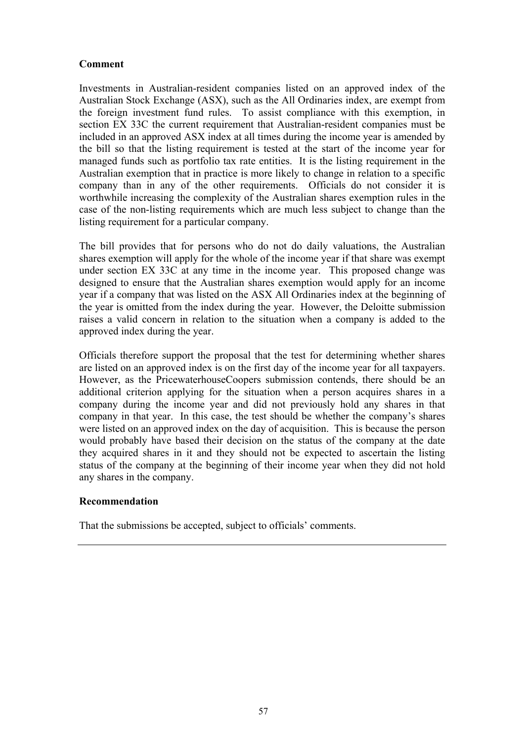**Comment**

Investments in Australian-resident companies listed on an approved index of the Australian Stock Exchange (ASX), such as the All Ordinaries index, are exempt from the foreign investment fund rules. To assist compliance with this exemption, in section EX 33C the current requirement that Australian-resident companies must be included in an approved ASX index at all times during the income year is amended by the bill so that the listing requirement is tested at the start of the income year for managed funds such as portfolio tax rate entities. It is the listing requirement in the Australian exemption that in practice is more likely to change in relation to a specific company than in any of the other requirements. Officials do not consider it is worthwhile increasing the complexity of the Australian shares exemption rules in the case of the non-listing requirements which are much less subject to change than the listing requirement for a particular company.

The bill provides that for persons who do not do daily valuations, the Australian shares exemption will apply for the whole of the income year if that share was exempt under section EX 33C at any time in the income year. This proposed change was designed to ensure that the Australian shares exemption would apply for an income year if a company that was listed on the ASX All Ordinaries index at the beginning of the year is omitted from the index during the year. However, the Deloitte submission raises a valid concern in relation to the situation when a company is added to the approved index during the year.

Officials therefore support the proposal that the test for determining whether shares are listed on an approved index is on the first day of the income year for all taxpayers. However, as the PricewaterhouseCoopers submission contends, there should be an additional criterion applying for the situation when a person acquires shares in a company during the income year and did not previously hold any shares in that company in that year. In this case, the test should be whether the company's shares were listed on an approved index on the day of acquisition. This is because the person would probably have based their decision on the status of the company at the date they acquired shares in it and they should not be expected to ascertain the listing status of the company at the beginning of their income year when they did not hold any shares in the company.

**Recommendation**

That the submissions be accepted, subject to officials' comments.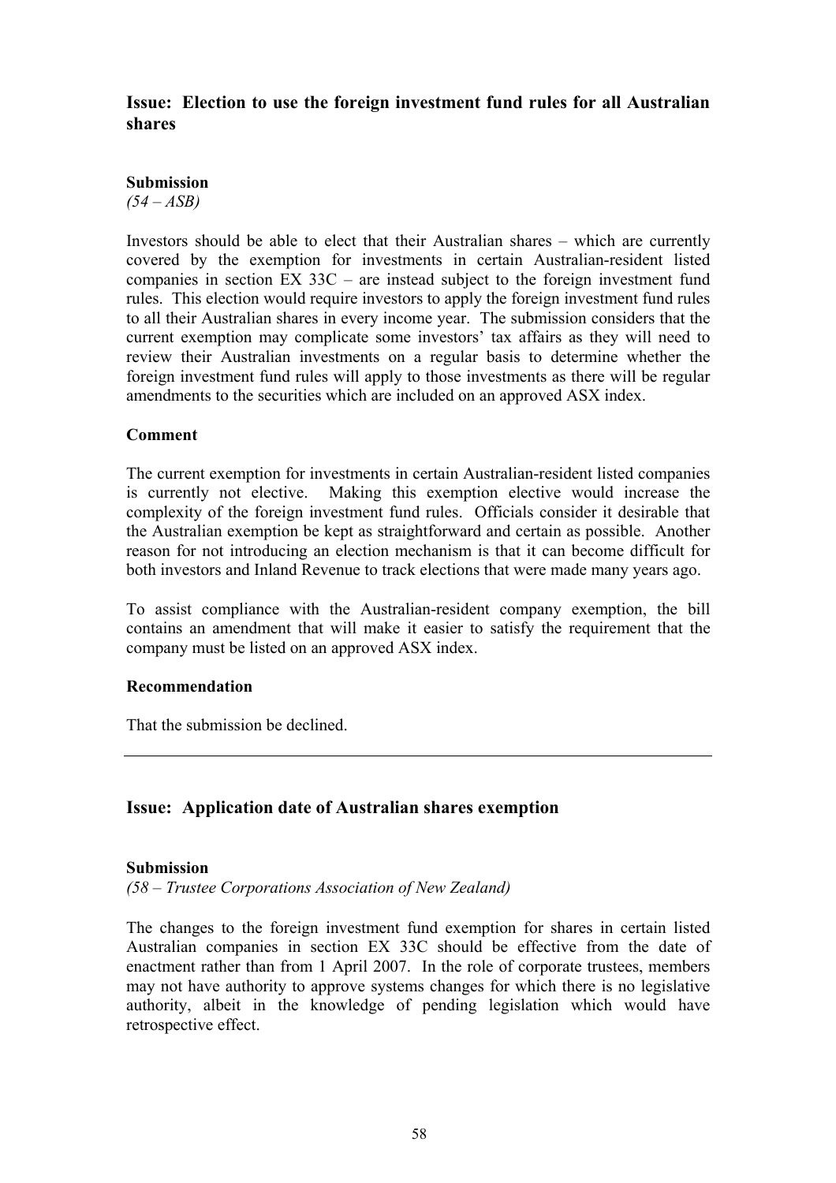## Issue: Election to use the foreign investment fund rules for all Australian shares

### Submission

*(54 – ASB)*

Investors should be able to elect that their Australian shares – which are currently covered by the exemption for investments in certain Australian-resident listed companies in section EX 33C – are instead subject to the foreign investment fund rules. This election would require investors to apply the foreign investment fund rules to all their Australian shares in every income year. The submission considers that the current exemption may complicate some investors' tax affairs as they will need to review their Australian investments on a regular basis to determine whether the foreign investment fund rules will apply to those investments as there will be regular amendments to the securities which are included on an approved ASX index.

### Comment

The current exemption for investments in certain Australian-resident listed companies is currently not elective. Making this exemption elective would increase the complexity of the foreign investment fund rules. Officials consider it desirable that the Australian exemption be kept as straightforward and certain as possible. Another reason for not introducing an election mechanism is that it can become difficult for both investors and Inland Revenue to track elections that were made many years ago.

To assist compliance with the Australian-resident company exemption, the bill contains an amendment that will make it easier to satisfy the requirement that the company must be listed on an approved ASX index.

### Recommendation

That the submission be declined.

---

## Issue: Application date of Australian shares exemption

### Submission

*(58 – Trustee Corporations Association of New Zealand)*

The changes to the foreign investment fund exemption for shares in certain listed Australian companies in section EX 33C should be effective from the date of enactment rather than from 1 April 2007. In the role of corporate trustees, members may not have authority to approve systems changes for which there is no legislative authority, albeit in the knowledge of pending legislation which would have retrospective effect.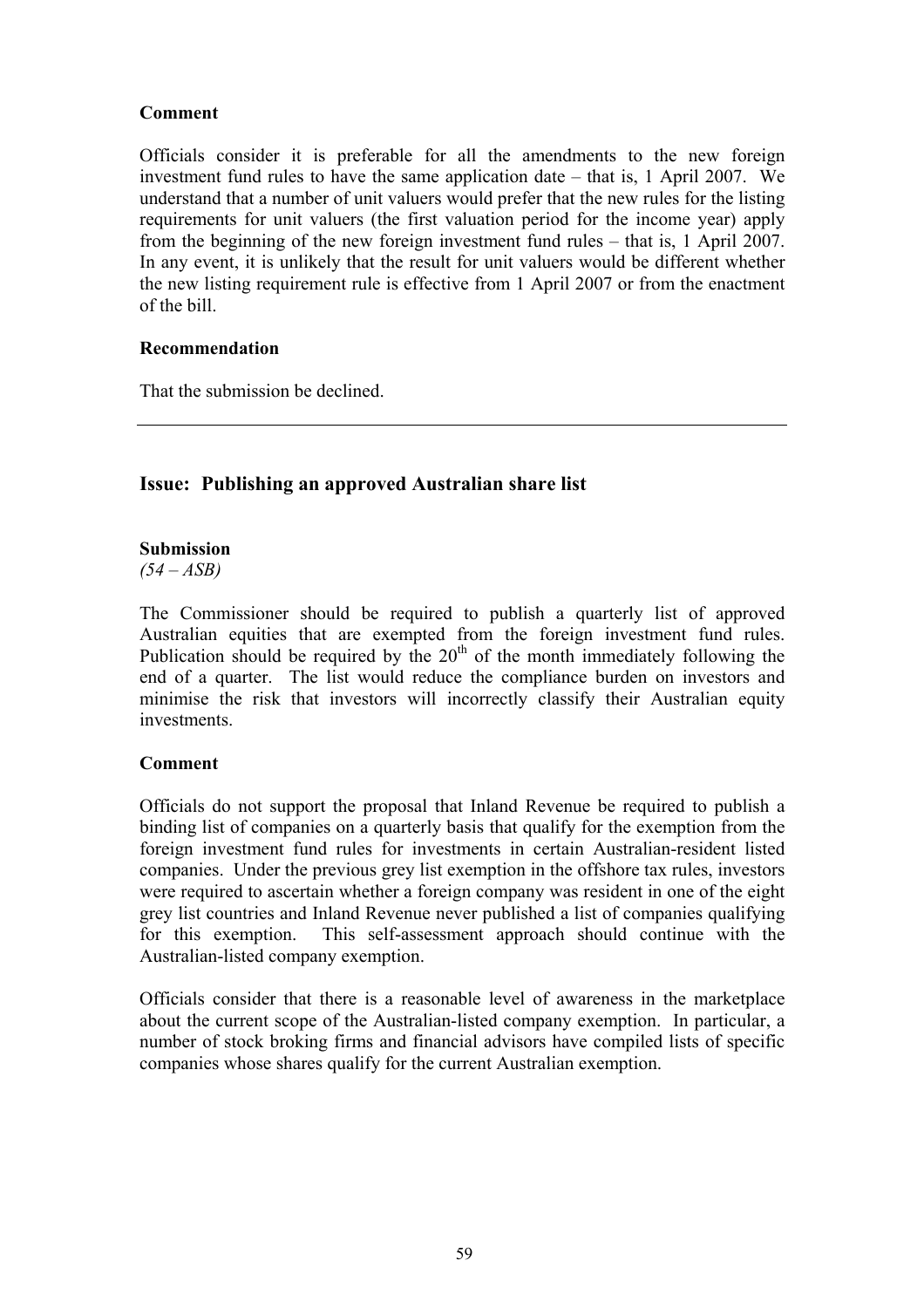**Comment**

Officials consider it is preferable for all the amendments to the new foreign investment fund rules to have the same application date – that is, 1 April 2007. We understand that a number of unit valuers would prefer that the new rules for the listing requirements for unit valuers (the first valuation period for the income year) apply from the beginning of the new foreign investment fund rules – that is, 1 April 2007. In any event, it is unlikely that the result for unit valuers would be different whether the new listing requirement rule is effective from 1 April 2007 or from the enactment of the bill.

**Recommendation**

That the submission be declined.

---

## Issue: Publishing an approved Australian share list

**Submission**
*(54 – ASB)*

The Commissioner should be required to publish a quarterly list of approved Australian equities that are exempted from the foreign investment fund rules. Publication should be required by the 20th of the month immediately following the end of a quarter. The list would reduce the compliance burden on investors and minimise the risk that investors will incorrectly classify their Australian equity investments.

**Comment**

Officials do not support the proposal that Inland Revenue be required to publish a binding list of companies on a quarterly basis that qualify for the exemption from the foreign investment fund rules for investments in certain Australian-resident listed companies. Under the previous grey list exemption in the offshore tax rules, investors were required to ascertain whether a foreign company was resident in one of the eight grey list countries and Inland Revenue never published a list of companies qualifying for this exemption. This self-assessment approach should continue with the Australian-listed company exemption.

Officials consider that there is a reasonable level of awareness in the marketplace about the current scope of the Australian-listed company exemption. In particular, a number of stock broking firms and financial advisors have compiled lists of specific companies whose shares qualify for the current Australian exemption.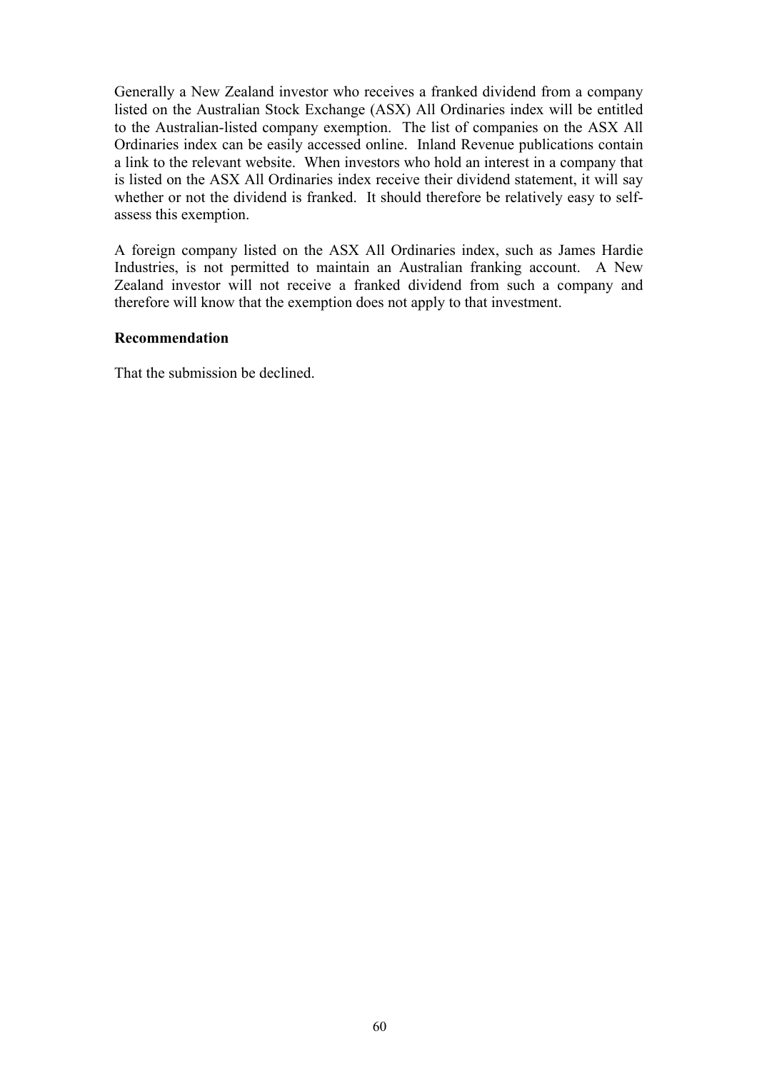Generally a New Zealand investor who receives a franked dividend from a company listed on the Australian Stock Exchange (ASX) All Ordinaries index will be entitled to the Australian-listed company exemption. The list of companies on the ASX All Ordinaries index can be easily accessed online. Inland Revenue publications contain a link to the relevant website. When investors who hold an interest in a company that is listed on the ASX All Ordinaries index receive their dividend statement, it will say whether or not the dividend is franked. It should therefore be relatively easy to self-assess this exemption.

A foreign company listed on the ASX All Ordinaries index, such as James Hardie Industries, is not permitted to maintain an Australian franking account. A New Zealand investor will not receive a franked dividend from such a company and therefore will know that the exemption does not apply to that investment.

**Recommendation**

That the submission be declined.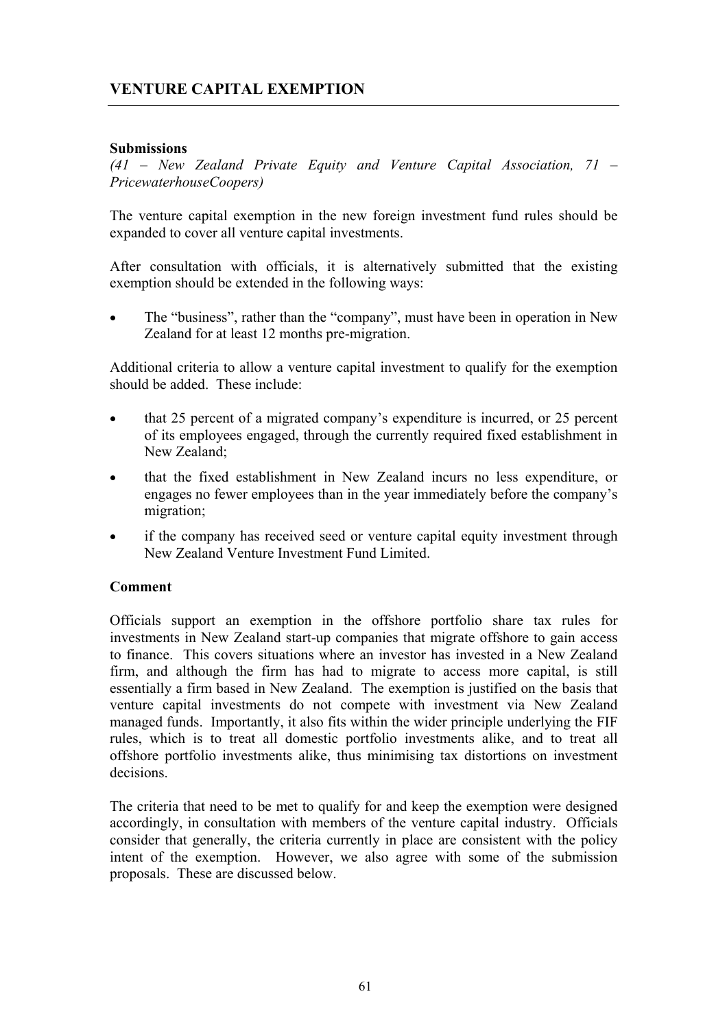## VENTURE CAPITAL EXEMPTION

### Submissions

*(41 – New Zealand Private Equity and Venture Capital Association, 71 – PricewaterhouseCoopers)*

The venture capital exemption in the new foreign investment fund rules should be expanded to cover all venture capital investments.

After consultation with officials, it is alternatively submitted that the existing exemption should be extended in the following ways:

- The "business", rather than the "company", must have been in operation in New Zealand for at least 12 months pre-migration.

Additional criteria to allow a venture capital investment to qualify for the exemption should be added. These include:

- that 25 percent of a migrated company's expenditure is incurred, or 25 percent of its employees engaged, through the currently required fixed establishment in New Zealand;
- that the fixed establishment in New Zealand incurs no less expenditure, or engages no fewer employees than in the year immediately before the company's migration;
- if the company has received seed or venture capital equity investment through New Zealand Venture Investment Fund Limited.

### Comment

Officials support an exemption in the offshore portfolio share tax rules for investments in New Zealand start-up companies that migrate offshore to gain access to finance. This covers situations where an investor has invested in a New Zealand firm, and although the firm has had to migrate to access more capital, is still essentially a firm based in New Zealand. The exemption is justified on the basis that venture capital investments do not compete with investment via New Zealand managed funds. Importantly, it also fits within the wider principle underlying the FIF rules, which is to treat all domestic portfolio investments alike, and to treat all offshore portfolio investments alike, thus minimising tax distortions on investment decisions.

The criteria that need to be met to qualify for and keep the exemption were designed accordingly, in consultation with members of the venture capital industry. Officials consider that generally, the criteria currently in place are consistent with the policy intent of the exemption. However, we also agree with some of the submission proposals. These are discussed below.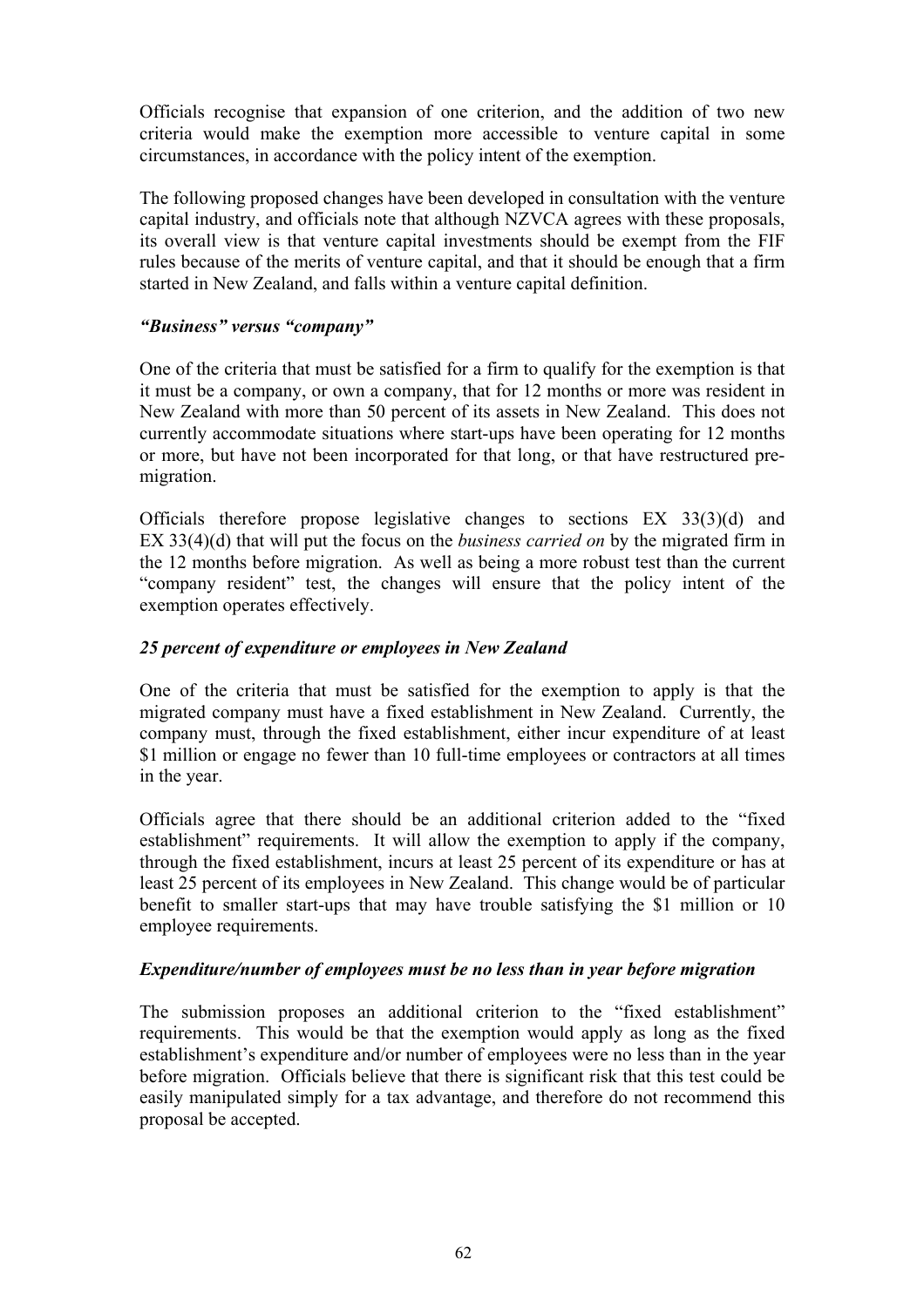Officials recognise that expansion of one criterion, and the addition of two new criteria would make the exemption more accessible to venture capital in some circumstances, in accordance with the policy intent of the exemption.

The following proposed changes have been developed in consultation with the venture capital industry, and officials note that although NZVCA agrees with these proposals, its overall view is that venture capital investments should be exempt from the FIF rules because of the merits of venture capital, and that it should be enough that a firm started in New Zealand, and falls within a venture capital definition.

### *"Business" versus "company"*

One of the criteria that must be satisfied for a firm to qualify for the exemption is that it must be a company, or own a company, that for 12 months or more was resident in New Zealand with more than 50 percent of its assets in New Zealand. This does not currently accommodate situations where start-ups have been operating for 12 months or more, but have not been incorporated for that long, or that have restructured pre-migration.

Officials therefore propose legislative changes to sections EX 33(3)(d) and EX 33(4)(d) that will put the focus on the *business carried on* by the migrated firm in the 12 months before migration. As well as being a more robust test than the current "company resident" test, the changes will ensure that the policy intent of the exemption operates effectively.

### *25 percent of expenditure or employees in New Zealand*

One of the criteria that must be satisfied for the exemption to apply is that the migrated company must have a fixed establishment in New Zealand. Currently, the company must, through the fixed establishment, either incur expenditure of at least \$1 million or engage no fewer than 10 full-time employees or contractors at all times in the year.

Officials agree that there should be an additional criterion added to the "fixed establishment" requirements. It will allow the exemption to apply if the company, through the fixed establishment, incurs at least 25 percent of its expenditure or has at least 25 percent of its employees in New Zealand. This change would be of particular benefit to smaller start-ups that may have trouble satisfying the \$1 million or 10 employee requirements.

### *Expenditure/number of employees must be no less than in year before migration*

The submission proposes an additional criterion to the "fixed establishment" requirements. This would be that the exemption would apply as long as the fixed establishment's expenditure and/or number of employees were no less than in the year before migration. Officials believe that there is significant risk that this test could be easily manipulated simply for a tax advantage, and therefore do not recommend this proposal be accepted.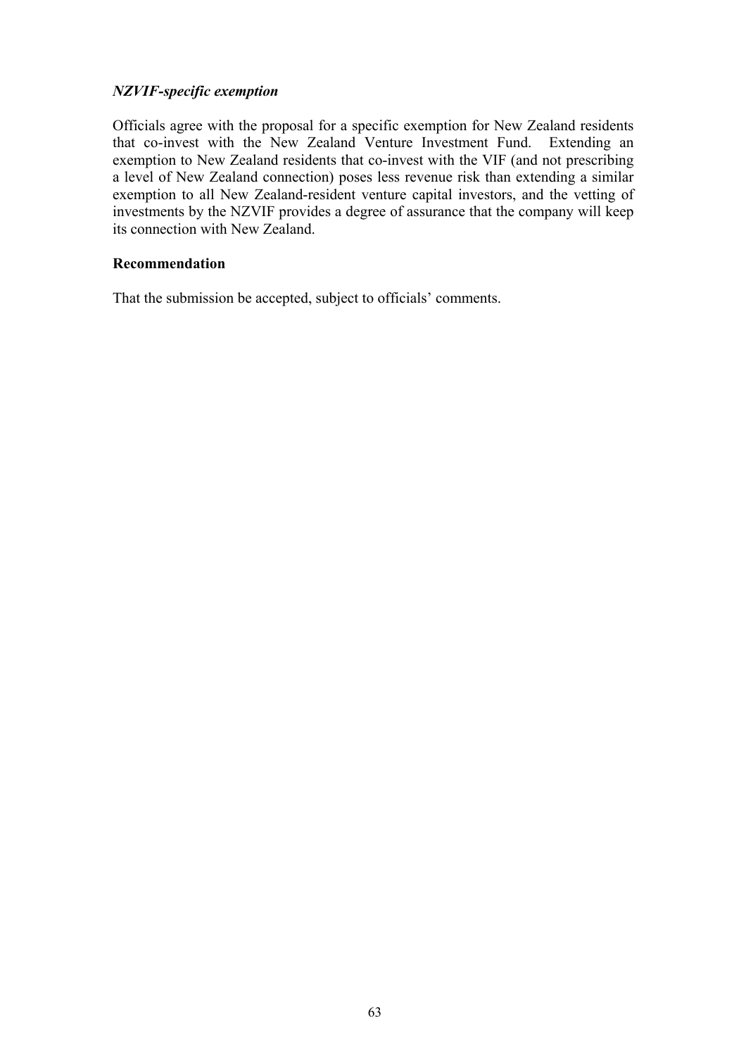***NZVIF-specific exemption***

Officials agree with the proposal for a specific exemption for New Zealand residents that co-invest with the New Zealand Venture Investment Fund. Extending an exemption to New Zealand residents that co-invest with the VIF (and not prescribing a level of New Zealand connection) poses less revenue risk than extending a similar exemption to all New Zealand-resident venture capital investors, and the vetting of investments by the NZVIF provides a degree of assurance that the company will keep its connection with New Zealand.

**Recommendation**

That the submission be accepted, subject to officials' comments.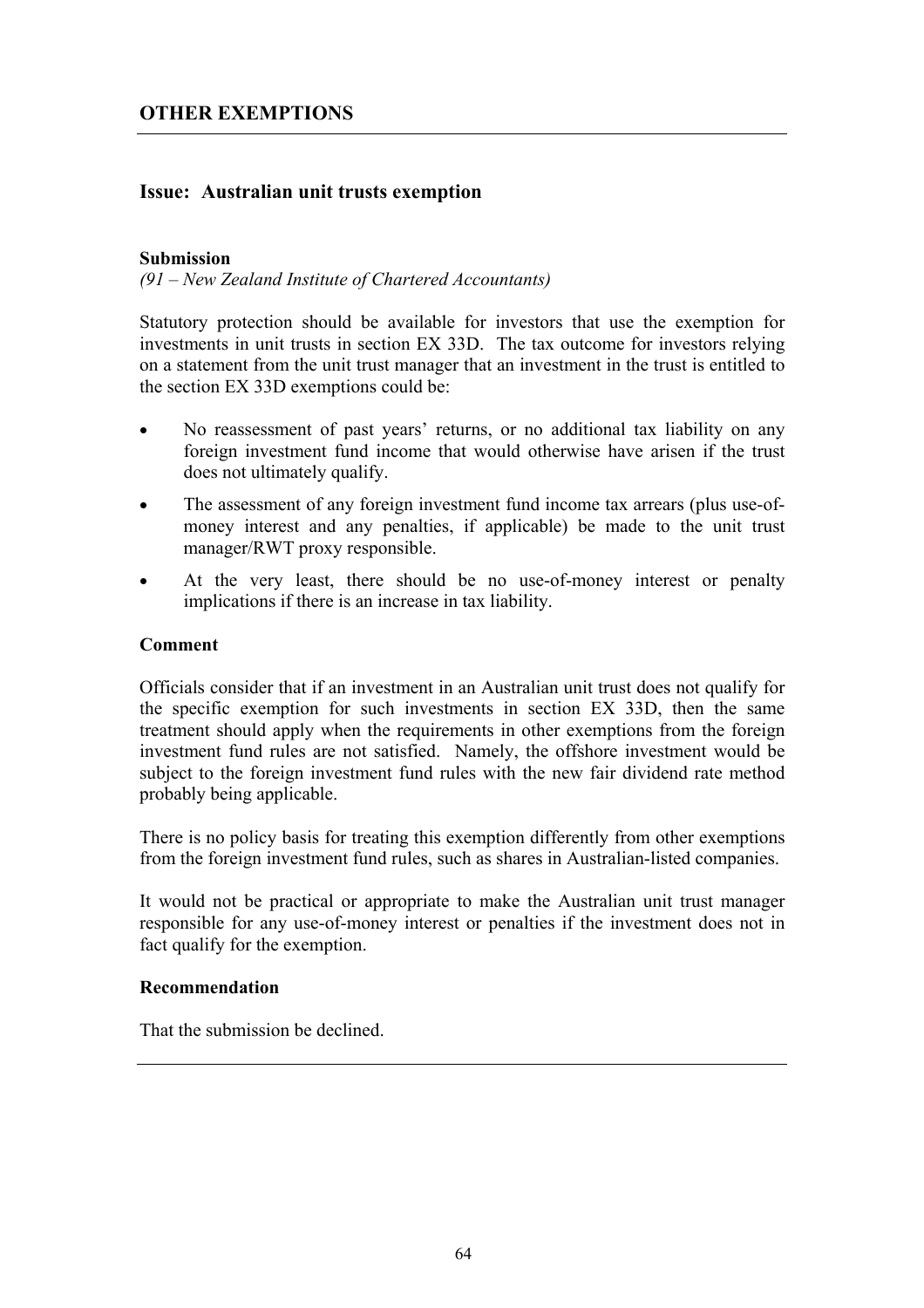## OTHER EXEMPTIONS

### Issue: Australian unit trusts exemption

#### Submission

*(91 – New Zealand Institute of Chartered Accountants)*

Statutory protection should be available for investors that use the exemption for investments in unit trusts in section EX 33D. The tax outcome for investors relying on a statement from the unit trust manager that an investment in the trust is entitled to the section EX 33D exemptions could be:

- No reassessment of past years' returns, or no additional tax liability on any foreign investment fund income that would otherwise have arisen if the trust does not ultimately qualify.
- The assessment of any foreign investment fund income tax arrears (plus use-of-money interest and any penalties, if applicable) be made to the unit trust manager/RWT proxy responsible.
- At the very least, there should be no use-of-money interest or penalty implications if there is an increase in tax liability.

#### Comment

Officials consider that if an investment in an Australian unit trust does not qualify for the specific exemption for such investments in section EX 33D, then the same treatment should apply when the requirements in other exemptions from the foreign investment fund rules are not satisfied. Namely, the offshore investment would be subject to the foreign investment fund rules with the new fair dividend rate method probably being applicable.

There is no policy basis for treating this exemption differently from other exemptions from the foreign investment fund rules, such as shares in Australian-listed companies.

It would not be practical or appropriate to make the Australian unit trust manager responsible for any use-of-money interest or penalties if the investment does not in fact qualify for the exemption.

#### Recommendation

That the submission be declined.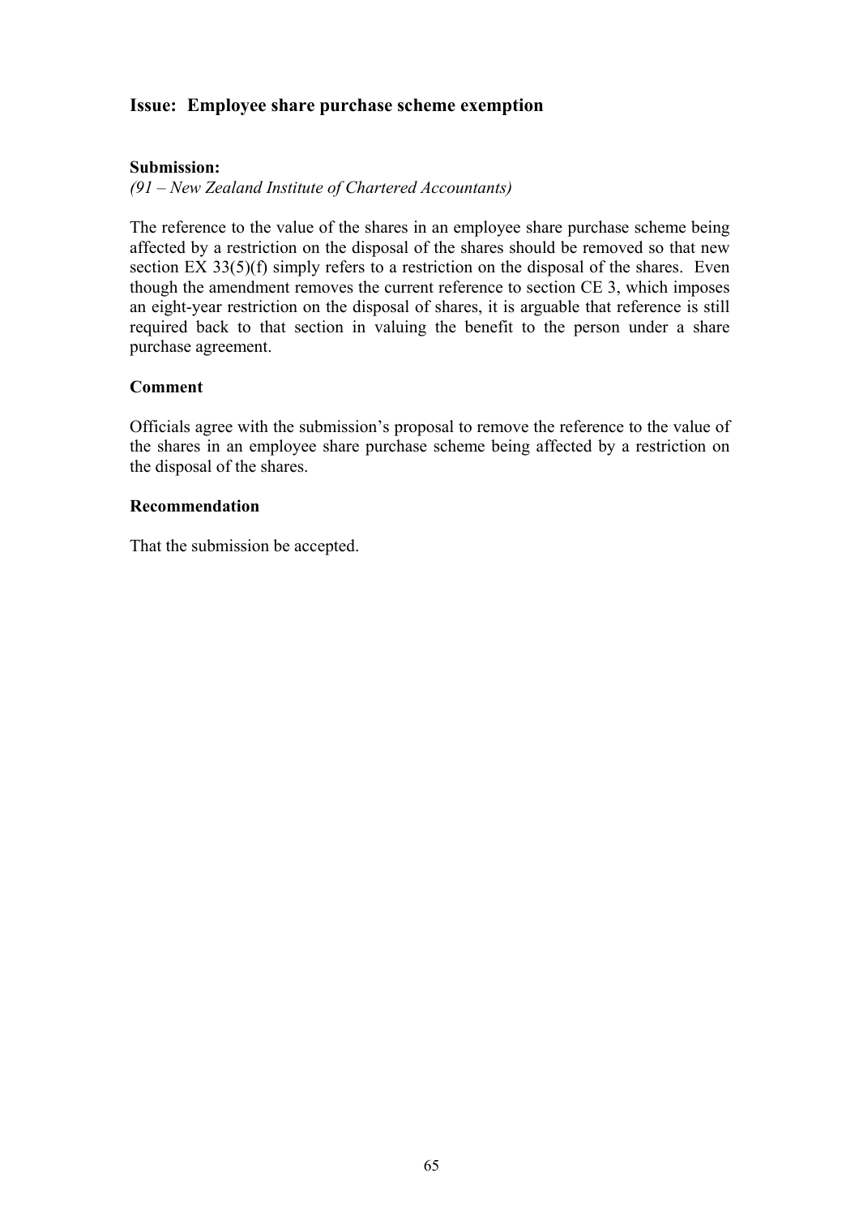## Issue: Employee share purchase scheme exemption

**Submission:**

*(91 – New Zealand Institute of Chartered Accountants)*

The reference to the value of the shares in an employee share purchase scheme being affected by a restriction on the disposal of the shares should be removed so that new section EX 33(5)(f) simply refers to a restriction on the disposal of the shares. Even though the amendment removes the current reference to section CE 3, which imposes an eight-year restriction on the disposal of shares, it is arguable that reference is still required back to that section in valuing the benefit to the person under a share purchase agreement.

**Comment**

Officials agree with the submission's proposal to remove the reference to the value of the shares in an employee share purchase scheme being affected by a restriction on the disposal of the shares.

**Recommendation**

That the submission be accepted.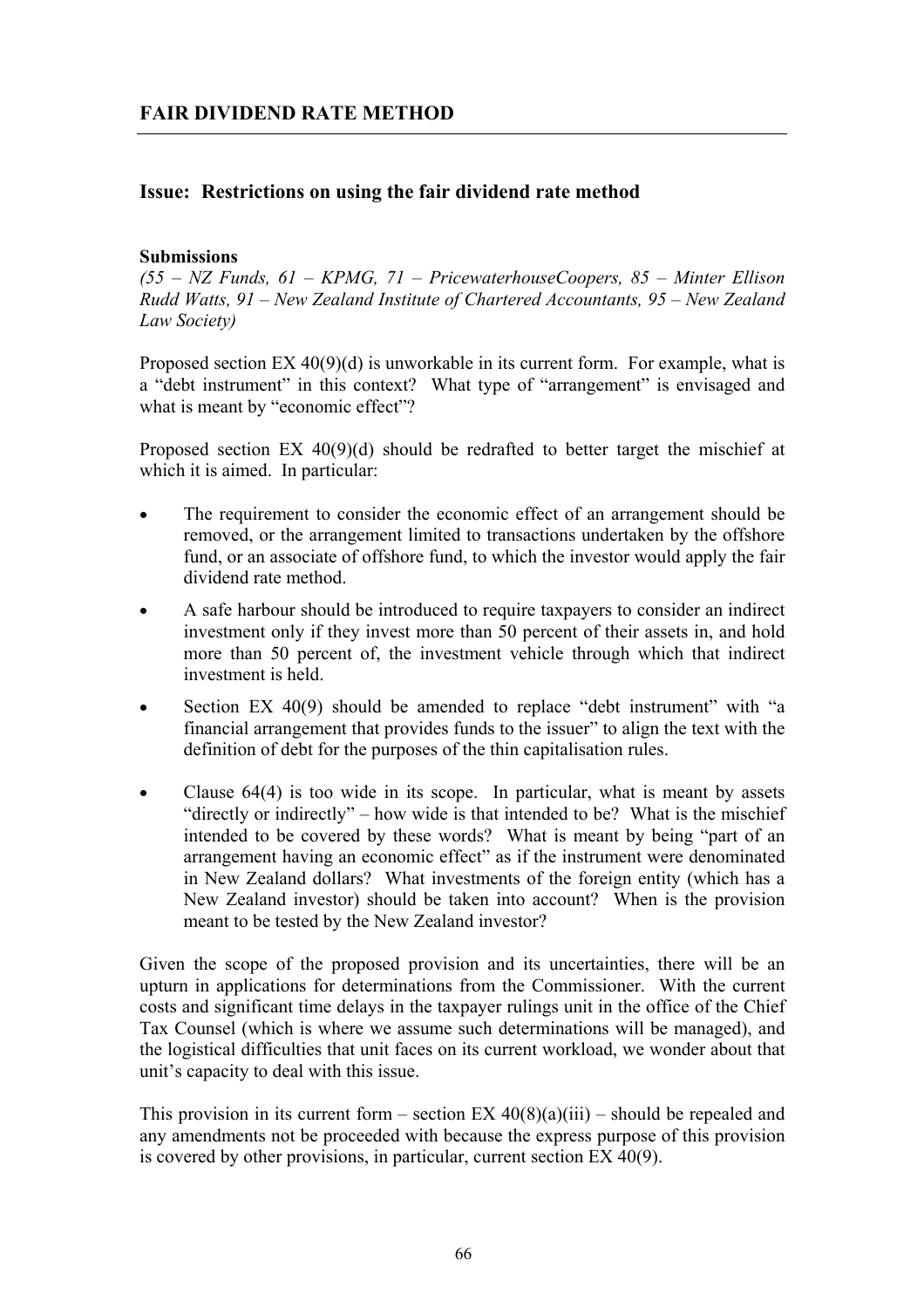## FAIR DIVIDEND RATE METHOD

### Issue: Restrictions on using the fair dividend rate method

**Submissions**

*(55 – NZ Funds, 61 – KPMG, 71 – PricewaterhouseCoopers, 85 – Minter Ellison Rudd Watts, 91 – New Zealand Institute of Chartered Accountants, 95 – New Zealand Law Society)*

Proposed section EX 40(9)(d) is unworkable in its current form. For example, what is a "debt instrument" in this context? What type of "arrangement" is envisaged and what is meant by "economic effect"?

Proposed section EX 40(9)(d) should be redrafted to better target the mischief at which it is aimed. In particular:

- The requirement to consider the economic effect of an arrangement should be removed, or the arrangement limited to transactions undertaken by the offshore fund, or an associate of offshore fund, to which the investor would apply the fair dividend rate method.
- A safe harbour should be introduced to require taxpayers to consider an indirect investment only if they invest more than 50 percent of their assets in, and hold more than 50 percent of, the investment vehicle through which that indirect investment is held.
- Section EX 40(9) should be amended to replace "debt instrument" with "a financial arrangement that provides funds to the issuer" to align the text with the definition of debt for the purposes of the thin capitalisation rules.
- Clause 64(4) is too wide in its scope. In particular, what is meant by assets "directly or indirectly" – how wide is that intended to be? What is the mischief intended to be covered by these words? What is meant by being "part of an arrangement having an economic effect" as if the instrument were denominated in New Zealand dollars? What investments of the foreign entity (which has a New Zealand investor) should be taken into account? When is the provision meant to be tested by the New Zealand investor?

Given the scope of the proposed provision and its uncertainties, there will be an upturn in applications for determinations from the Commissioner. With the current costs and significant time delays in the taxpayer rulings unit in the office of the Chief Tax Counsel (which is where we assume such determinations will be managed), and the logistical difficulties that unit faces on its current workload, we wonder about that unit's capacity to deal with this issue.

This provision in its current form – section EX 40(8)(a)(iii) – should be repealed and any amendments not be proceeded with because the express purpose of this provision is covered by other provisions, in particular, current section EX 40(9).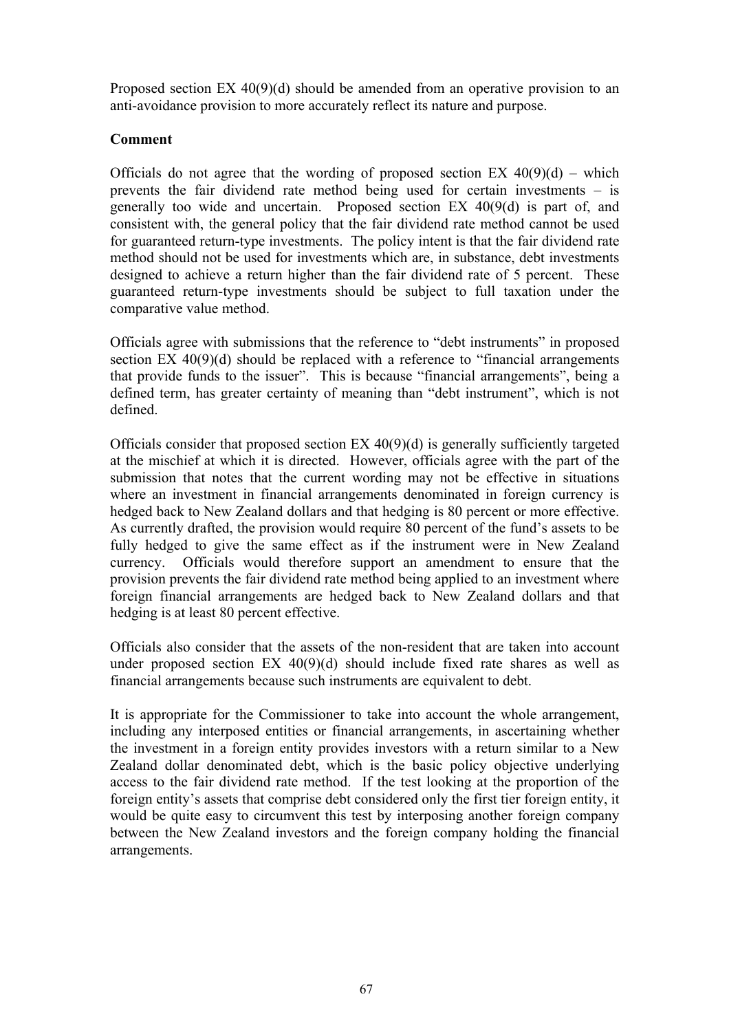Proposed section EX 40(9)(d) should be amended from an operative provision to an anti-avoidance provision to more accurately reflect its nature and purpose.

**Comment**

Officials do not agree that the wording of proposed section EX 40(9)(d) – which prevents the fair dividend rate method being used for certain investments – is generally too wide and uncertain. Proposed section EX 40(9(d) is part of, and consistent with, the general policy that the fair dividend rate method cannot be used for guaranteed return-type investments. The policy intent is that the fair dividend rate method should not be used for investments which are, in substance, debt investments designed to achieve a return higher than the fair dividend rate of 5 percent. These guaranteed return-type investments should be subject to full taxation under the comparative value method.

Officials agree with submissions that the reference to "debt instruments" in proposed section EX 40(9)(d) should be replaced with a reference to "financial arrangements that provide funds to the issuer". This is because "financial arrangements", being a defined term, has greater certainty of meaning than "debt instrument", which is not defined.

Officials consider that proposed section EX 40(9)(d) is generally sufficiently targeted at the mischief at which it is directed. However, officials agree with the part of the submission that notes that the current wording may not be effective in situations where an investment in financial arrangements denominated in foreign currency is hedged back to New Zealand dollars and that hedging is 80 percent or more effective. As currently drafted, the provision would require 80 percent of the fund's assets to be fully hedged to give the same effect as if the instrument were in New Zealand currency. Officials would therefore support an amendment to ensure that the provision prevents the fair dividend rate method being applied to an investment where foreign financial arrangements are hedged back to New Zealand dollars and that hedging is at least 80 percent effective.

Officials also consider that the assets of the non-resident that are taken into account under proposed section EX 40(9)(d) should include fixed rate shares as well as financial arrangements because such instruments are equivalent to debt.

It is appropriate for the Commissioner to take into account the whole arrangement, including any interposed entities or financial arrangements, in ascertaining whether the investment in a foreign entity provides investors with a return similar to a New Zealand dollar denominated debt, which is the basic policy objective underlying access to the fair dividend rate method. If the test looking at the proportion of the foreign entity's assets that comprise debt considered only the first tier foreign entity, it would be quite easy to circumvent this test by interposing another foreign company between the New Zealand investors and the foreign company holding the financial arrangements.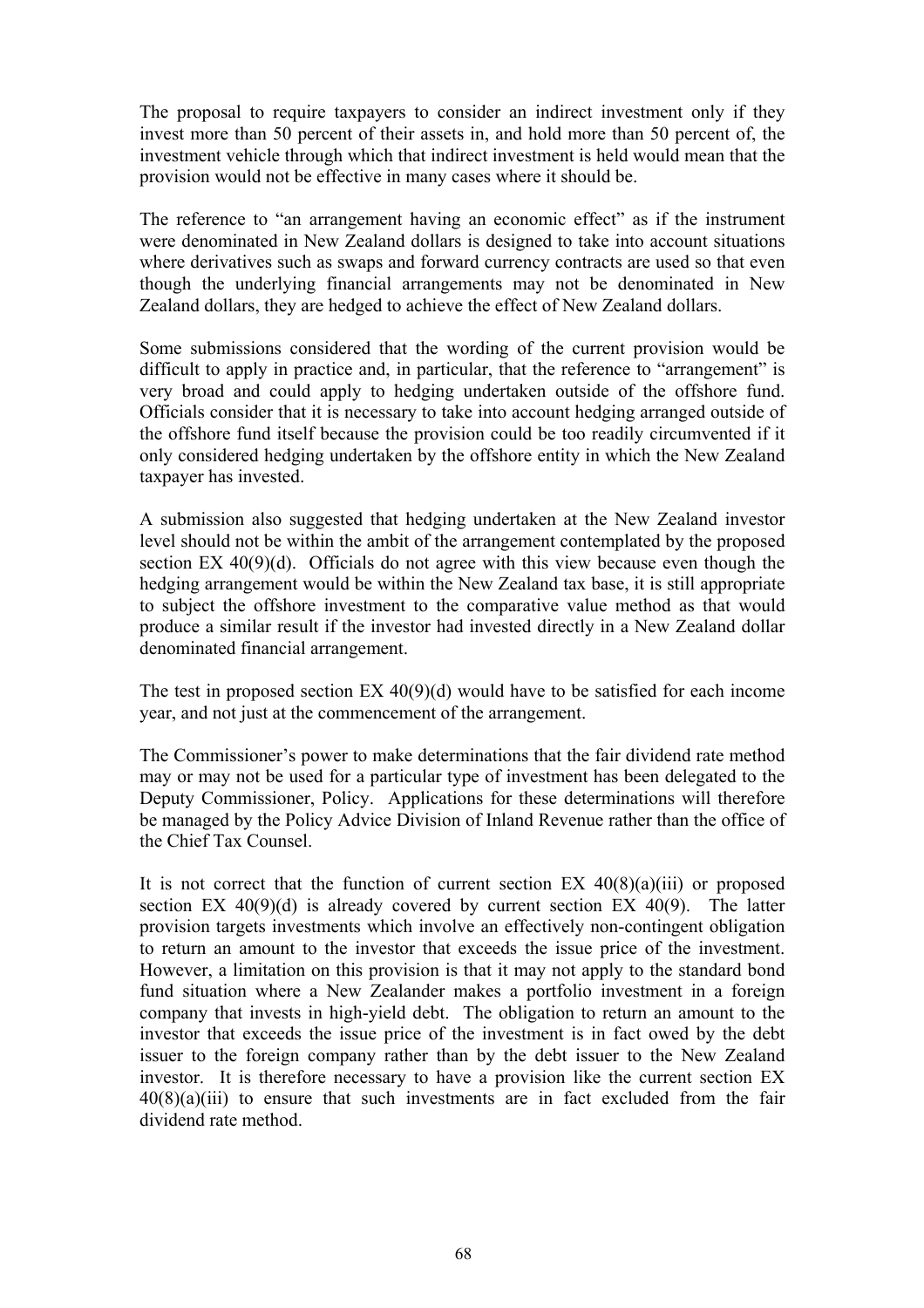The proposal to require taxpayers to consider an indirect investment only if they invest more than 50 percent of their assets in, and hold more than 50 percent of, the investment vehicle through which that indirect investment is held would mean that the provision would not be effective in many cases where it should be.

The reference to "an arrangement having an economic effect" as if the instrument were denominated in New Zealand dollars is designed to take into account situations where derivatives such as swaps and forward currency contracts are used so that even though the underlying financial arrangements may not be denominated in New Zealand dollars, they are hedged to achieve the effect of New Zealand dollars.

Some submissions considered that the wording of the current provision would be difficult to apply in practice and, in particular, that the reference to "arrangement" is very broad and could apply to hedging undertaken outside of the offshore fund. Officials consider that it is necessary to take into account hedging arranged outside of the offshore fund itself because the provision could be too readily circumvented if it only considered hedging undertaken by the offshore entity in which the New Zealand taxpayer has invested.

A submission also suggested that hedging undertaken at the New Zealand investor level should not be within the ambit of the arrangement contemplated by the proposed section EX 40(9)(d). Officials do not agree with this view because even though the hedging arrangement would be within the New Zealand tax base, it is still appropriate to subject the offshore investment to the comparative value method as that would produce a similar result if the investor had invested directly in a New Zealand dollar denominated financial arrangement.

The test in proposed section EX 40(9)(d) would have to be satisfied for each income year, and not just at the commencement of the arrangement.

The Commissioner's power to make determinations that the fair dividend rate method may or may not be used for a particular type of investment has been delegated to the Deputy Commissioner, Policy. Applications for these determinations will therefore be managed by the Policy Advice Division of Inland Revenue rather than the office of the Chief Tax Counsel.

It is not correct that the function of current section EX 40(8)(a)(iii) or proposed section EX 40(9)(d) is already covered by current section EX 40(9). The latter provision targets investments which involve an effectively non-contingent obligation to return an amount to the investor that exceeds the issue price of the investment. However, a limitation on this provision is that it may not apply to the standard bond fund situation where a New Zealander makes a portfolio investment in a foreign company that invests in high-yield debt. The obligation to return an amount to the investor that exceeds the issue price of the investment is in fact owed by the debt issuer to the foreign company rather than by the debt issuer to the New Zealand investor. It is therefore necessary to have a provision like the current section EX 40(8)(a)(iii) to ensure that such investments are in fact excluded from the fair dividend rate method.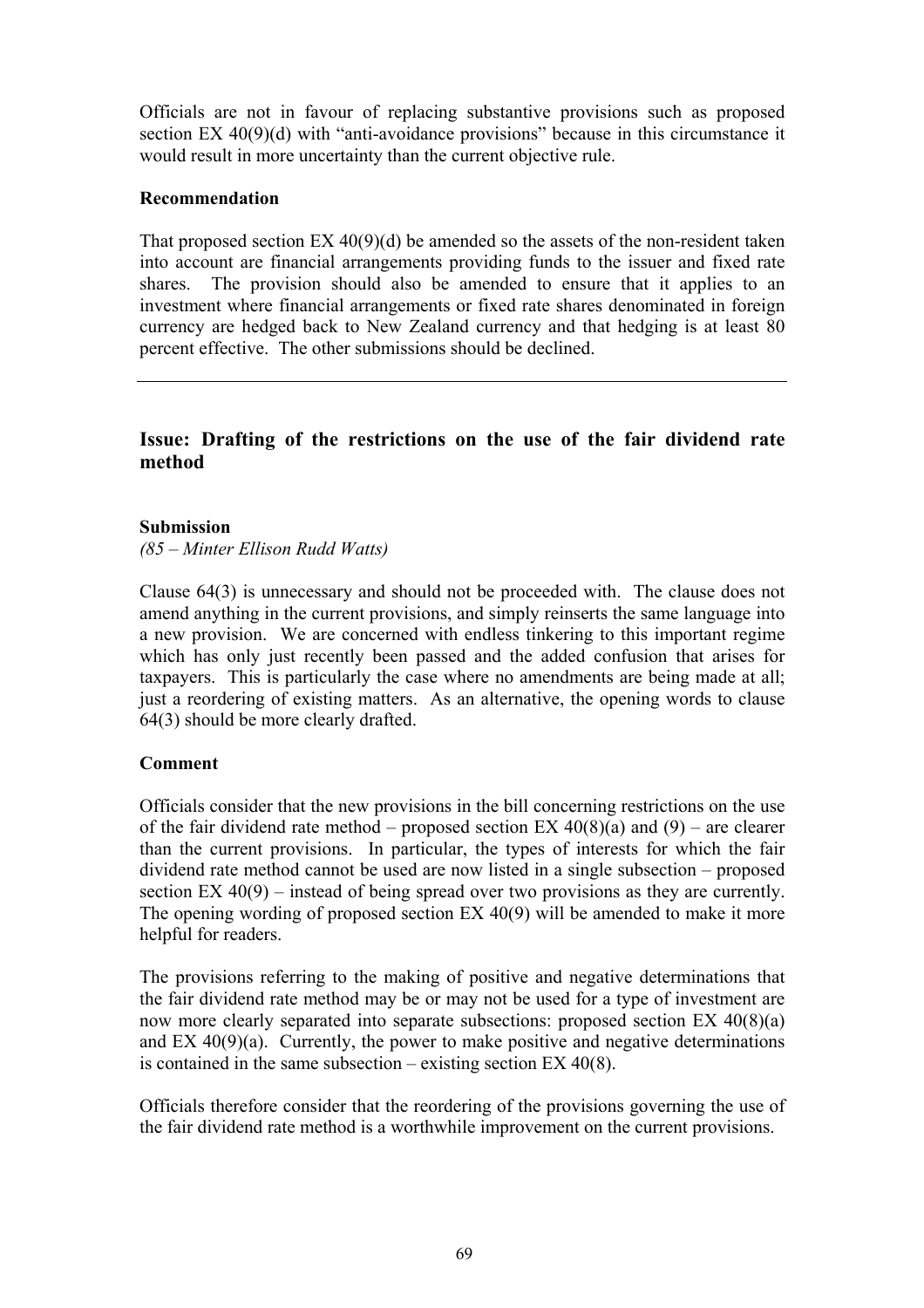Officials are not in favour of replacing substantive provisions such as proposed section EX 40(9)(d) with "anti-avoidance provisions" because in this circumstance it would result in more uncertainty than the current objective rule.

**Recommendation**

That proposed section EX 40(9)(d) be amended so the assets of the non-resident taken into account are financial arrangements providing funds to the issuer and fixed rate shares. The provision should also be amended to ensure that it applies to an investment where financial arrangements or fixed rate shares denominated in foreign currency are hedged back to New Zealand currency and that hedging is at least 80 percent effective. The other submissions should be declined.

---

## Issue: Drafting of the restrictions on the use of the fair dividend rate method

**Submission**

*(85 – Minter Ellison Rudd Watts)*

Clause 64(3) is unnecessary and should not be proceeded with. The clause does not amend anything in the current provisions, and simply reinserts the same language into a new provision. We are concerned with endless tinkering to this important regime which has only just recently been passed and the added confusion that arises for taxpayers. This is particularly the case where no amendments are being made at all; just a reordering of existing matters. As an alternative, the opening words to clause 64(3) should be more clearly drafted.

**Comment**

Officials consider that the new provisions in the bill concerning restrictions on the use of the fair dividend rate method – proposed section EX 40(8)(a) and (9) – are clearer than the current provisions. In particular, the types of interests for which the fair dividend rate method cannot be used are now listed in a single subsection – proposed section EX 40(9) – instead of being spread over two provisions as they are currently. The opening wording of proposed section EX 40(9) will be amended to make it more helpful for readers.

The provisions referring to the making of positive and negative determinations that the fair dividend rate method may be or may not be used for a type of investment are now more clearly separated into separate subsections: proposed section EX 40(8)(a) and EX 40(9)(a). Currently, the power to make positive and negative determinations is contained in the same subsection – existing section EX 40(8).

Officials therefore consider that the reordering of the provisions governing the use of the fair dividend rate method is a worthwhile improvement on the current provisions.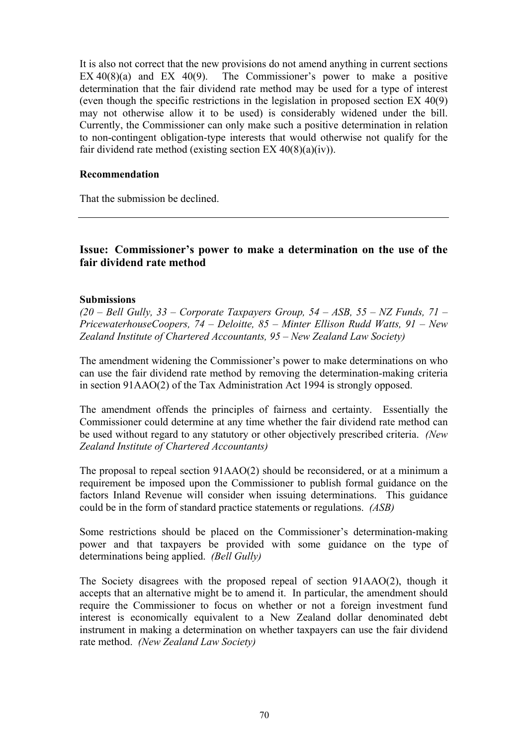It is also not correct that the new provisions do not amend anything in current sections EX 40(8)(a) and EX 40(9). The Commissioner's power to make a positive determination that the fair dividend rate method may be used for a type of interest (even though the specific restrictions in the legislation in proposed section EX 40(9) may not otherwise allow it to be used) is considerably widened under the bill. Currently, the Commissioner can only make such a positive determination in relation to non-contingent obligation-type interests that would otherwise not qualify for the fair dividend rate method (existing section EX 40(8)(a)(iv)).

**Recommendation**

That the submission be declined.

---

### Issue: Commissioner's power to make a determination on the use of the fair dividend rate method

**Submissions**

*(20 – Bell Gully, 33 – Corporate Taxpayers Group, 54 – ASB, 55 – NZ Funds, 71 – PricewaterhouseCoopers, 74 – Deloitte, 85 – Minter Ellison Rudd Watts, 91 – New Zealand Institute of Chartered Accountants, 95 – New Zealand Law Society)*

The amendment widening the Commissioner's power to make determinations on who can use the fair dividend rate method by removing the determination-making criteria in section 91AAO(2) of the Tax Administration Act 1994 is strongly opposed.

The amendment offends the principles of fairness and certainty. Essentially the Commissioner could determine at any time whether the fair dividend rate method can be used without regard to any statutory or other objectively prescribed criteria. *(New Zealand Institute of Chartered Accountants)*

The proposal to repeal section 91AAO(2) should be reconsidered, or at a minimum a requirement be imposed upon the Commissioner to publish formal guidance on the factors Inland Revenue will consider when issuing determinations. This guidance could be in the form of standard practice statements or regulations. *(ASB)*

Some restrictions should be placed on the Commissioner's determination-making power and that taxpayers be provided with some guidance on the type of determinations being applied. *(Bell Gully)*

The Society disagrees with the proposed repeal of section 91AAO(2), though it accepts that an alternative might be to amend it. In particular, the amendment should require the Commissioner to focus on whether or not a foreign investment fund interest is economically equivalent to a New Zealand dollar denominated debt instrument in making a determination on whether taxpayers can use the fair dividend rate method. *(New Zealand Law Society)*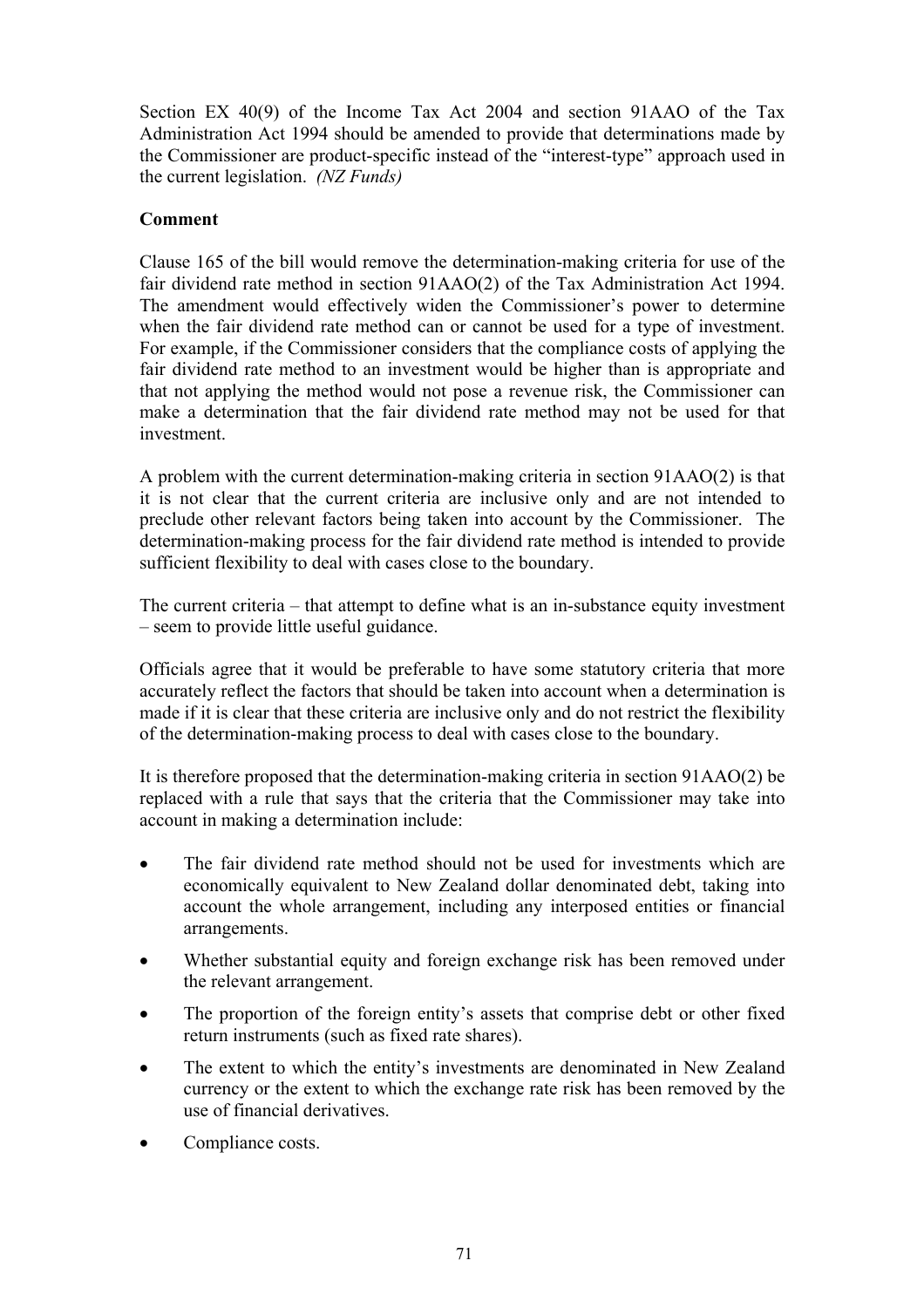Section EX 40(9) of the Income Tax Act 2004 and section 91AAO of the Tax Administration Act 1994 should be amended to provide that determinations made by the Commissioner are product-specific instead of the "interest-type" approach used in the current legislation. *(NZ Funds)*

**Comment**

Clause 165 of the bill would remove the determination-making criteria for use of the fair dividend rate method in section 91AAO(2) of the Tax Administration Act 1994. The amendment would effectively widen the Commissioner's power to determine when the fair dividend rate method can or cannot be used for a type of investment. For example, if the Commissioner considers that the compliance costs of applying the fair dividend rate method to an investment would be higher than is appropriate and that not applying the method would not pose a revenue risk, the Commissioner can make a determination that the fair dividend rate method may not be used for that investment.

A problem with the current determination-making criteria in section 91AAO(2) is that it is not clear that the current criteria are inclusive only and are not intended to preclude other relevant factors being taken into account by the Commissioner. The determination-making process for the fair dividend rate method is intended to provide sufficient flexibility to deal with cases close to the boundary.

The current criteria – that attempt to define what is an in-substance equity investment – seem to provide little useful guidance.

Officials agree that it would be preferable to have some statutory criteria that more accurately reflect the factors that should be taken into account when a determination is made if it is clear that these criteria are inclusive only and do not restrict the flexibility of the determination-making process to deal with cases close to the boundary.

It is therefore proposed that the determination-making criteria in section 91AAO(2) be replaced with a rule that says that the criteria that the Commissioner may take into account in making a determination include:

- The fair dividend rate method should not be used for investments which are economically equivalent to New Zealand dollar denominated debt, taking into account the whole arrangement, including any interposed entities or financial arrangements.
- Whether substantial equity and foreign exchange risk has been removed under the relevant arrangement.
- The proportion of the foreign entity's assets that comprise debt or other fixed return instruments (such as fixed rate shares).
- The extent to which the entity's investments are denominated in New Zealand currency or the extent to which the exchange rate risk has been removed by the use of financial derivatives.
- Compliance costs.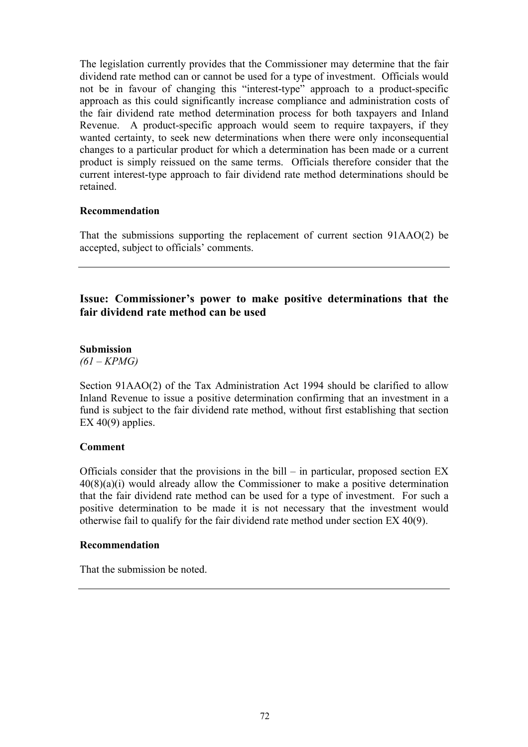The legislation currently provides that the Commissioner may determine that the fair dividend rate method can or cannot be used for a type of investment. Officials would not be in favour of changing this "interest-type" approach to a product-specific approach as this could significantly increase compliance and administration costs of the fair dividend rate method determination process for both taxpayers and Inland Revenue. A product-specific approach would seem to require taxpayers, if they wanted certainty, to seek new determinations when there were only inconsequential changes to a particular product for which a determination has been made or a current product is simply reissued on the same terms. Officials therefore consider that the current interest-type approach to fair dividend rate method determinations should be retained.

**Recommendation**

That the submissions supporting the replacement of current section 91AAO(2) be accepted, subject to officials' comments.

---

## Issue: Commissioner's power to make positive determinations that the fair dividend rate method can be used

**Submission**
*(61 – KPMG)*

Section 91AAO(2) of the Tax Administration Act 1994 should be clarified to allow Inland Revenue to issue a positive determination confirming that an investment in a fund is subject to the fair dividend rate method, without first establishing that section EX 40(9) applies.

**Comment**

Officials consider that the provisions in the bill – in particular, proposed section EX 40(8)(a)(i) would already allow the Commissioner to make a positive determination that the fair dividend rate method can be used for a type of investment. For such a positive determination to be made it is not necessary that the investment would otherwise fail to qualify for the fair dividend rate method under section EX 40(9).

**Recommendation**

That the submission be noted.

---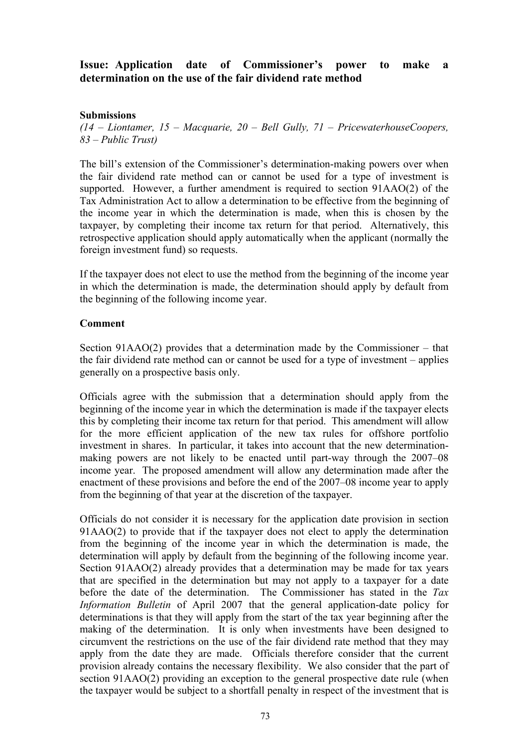## Issue: Application date of Commissioner's power to make a determination on the use of the fair dividend rate method

### Submissions

*(14 – Liontamer, 15 – Macquarie, 20 – Bell Gully, 71 – PricewaterhouseCoopers, 83 – Public Trust)*

The bill's extension of the Commissioner's determination-making powers over when the fair dividend rate method can or cannot be used for a type of investment is supported. However, a further amendment is required to section 91AAO(2) of the Tax Administration Act to allow a determination to be effective from the beginning of the income year in which the determination is made, when this is chosen by the taxpayer, by completing their income tax return for that period. Alternatively, this retrospective application should apply automatically when the applicant (normally the foreign investment fund) so requests.

If the taxpayer does not elect to use the method from the beginning of the income year in which the determination is made, the determination should apply by default from the beginning of the following income year.

### Comment

Section 91AAO(2) provides that a determination made by the Commissioner – that the fair dividend rate method can or cannot be used for a type of investment – applies generally on a prospective basis only.

Officials agree with the submission that a determination should apply from the beginning of the income year in which the determination is made if the taxpayer elects this by completing their income tax return for that period. This amendment will allow for the more efficient application of the new tax rules for offshore portfolio investment in shares. In particular, it takes into account that the new determination-making powers are not likely to be enacted until part-way through the 2007–08 income year. The proposed amendment will allow any determination made after the enactment of these provisions and before the end of the 2007–08 income year to apply from the beginning of that year at the discretion of the taxpayer.

Officials do not consider it is necessary for the application date provision in section 91AAO(2) to provide that if the taxpayer does not elect to apply the determination from the beginning of the income year in which the determination is made, the determination will apply by default from the beginning of the following income year. Section 91AAO(2) already provides that a determination may be made for tax years that are specified in the determination but may not apply to a taxpayer for a date before the date of the determination. The Commissioner has stated in the *Tax Information Bulletin* of April 2007 that the general application-date policy for determinations is that they will apply from the start of the tax year beginning after the making of the determination. It is only when investments have been designed to circumvent the restrictions on the use of the fair dividend rate method that they may apply from the date they are made. Officials therefore consider that the current provision already contains the necessary flexibility. We also consider that the part of section 91AAO(2) providing an exception to the general prospective date rule (when the taxpayer would be subject to a shortfall penalty in respect of the investment that is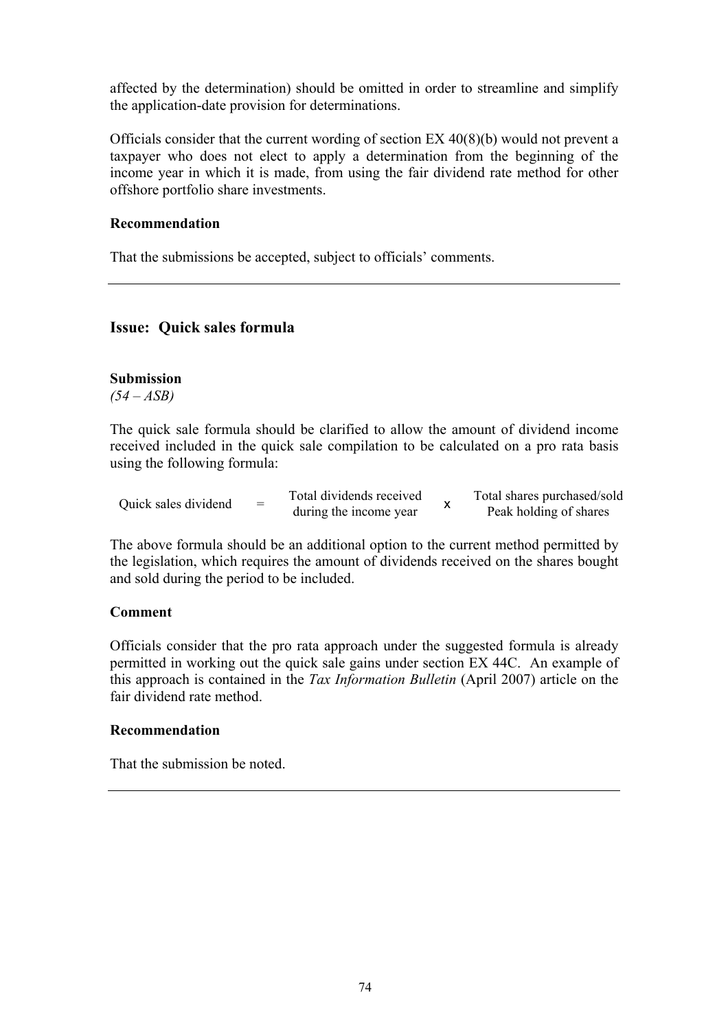affected by the determination) should be omitted in order to streamline and simplify the application-date provision for determinations.

Officials consider that the current wording of section EX 40(8)(b) would not prevent a taxpayer who does not elect to apply a determination from the beginning of the income year in which it is made, from using the fair dividend rate method for other offshore portfolio share investments.

**Recommendation**

That the submissions be accepted, subject to officials' comments.

---

## Issue: Quick sales formula

**Submission**

*(54 – ASB)*

The quick sale formula should be clarified to allow the amount of dividend income received included in the quick sale compilation to be calculated on a pro rata basis using the following formula:

$$\text{Quick sales dividend} = \frac{\text{Total dividends received during the income year}}{} \times \frac{\text{Total shares purchased/sold}}{\text{Peak holding of shares}}$$

The above formula should be an additional option to the current method permitted by the legislation, which requires the amount of dividends received on the shares bought and sold during the period to be included.

**Comment**

Officials consider that the pro rata approach under the suggested formula is already permitted in working out the quick sale gains under section EX 44C. An example of this approach is contained in the *Tax Information Bulletin* (April 2007) article on the fair dividend rate method.

**Recommendation**

That the submission be noted.

---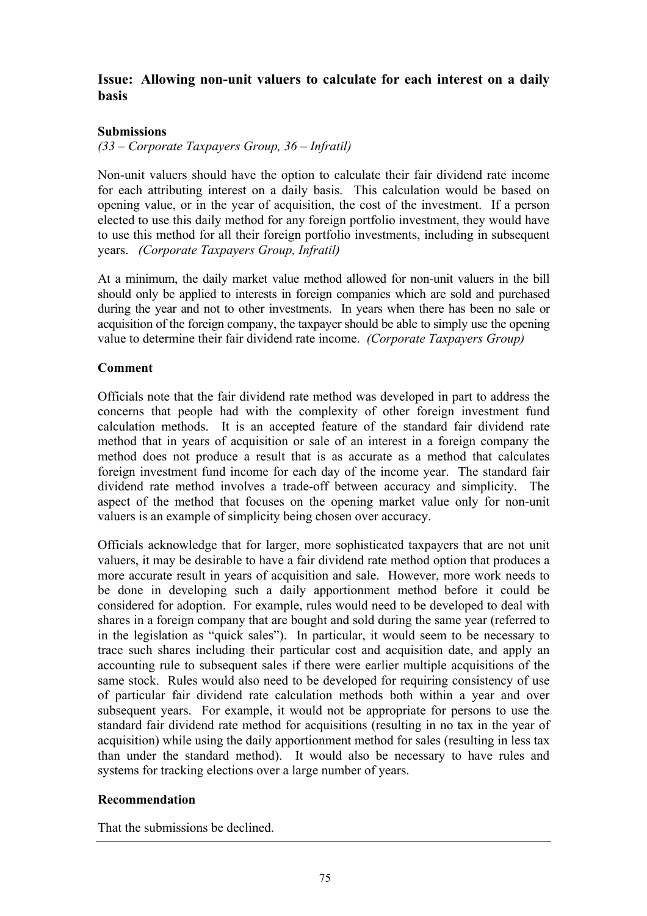## Issue: Allowing non-unit valuers to calculate for each interest on a daily basis

### Submissions

*(33 – Corporate Taxpayers Group, 36 – Infratil)*

Non-unit valuers should have the option to calculate their fair dividend rate income for each attributing interest on a daily basis. This calculation would be based on opening value, or in the year of acquisition, the cost of the investment. If a person elected to use this daily method for any foreign portfolio investment, they would have to use this method for all their foreign portfolio investments, including in subsequent years. *(Corporate Taxpayers Group, Infratil)*

At a minimum, the daily market value method allowed for non-unit valuers in the bill should only be applied to interests in foreign companies which are sold and purchased during the year and not to other investments. In years when there has been no sale or acquisition of the foreign company, the taxpayer should be able to simply use the opening value to determine their fair dividend rate income. *(Corporate Taxpayers Group)*

### Comment

Officials note that the fair dividend rate method was developed in part to address the concerns that people had with the complexity of other foreign investment fund calculation methods. It is an accepted feature of the standard fair dividend rate method that in years of acquisition or sale of an interest in a foreign company the method does not produce a result that is as accurate as a method that calculates foreign investment fund income for each day of the income year. The standard fair dividend rate method involves a trade-off between accuracy and simplicity. The aspect of the method that focuses on the opening market value only for non-unit valuers is an example of simplicity being chosen over accuracy.

Officials acknowledge that for larger, more sophisticated taxpayers that are not unit valuers, it may be desirable to have a fair dividend rate method option that produces a more accurate result in years of acquisition and sale. However, more work needs to be done in developing such a daily apportionment method before it could be considered for adoption. For example, rules would need to be developed to deal with shares in a foreign company that are bought and sold during the same year (referred to in the legislation as "quick sales"). In particular, it would seem to be necessary to trace such shares including their particular cost and acquisition date, and apply an accounting rule to subsequent sales if there were earlier multiple acquisitions of the same stock. Rules would also need to be developed for requiring consistency of use of particular fair dividend rate calculation methods both within a year and over subsequent years. For example, it would not be appropriate for persons to use the standard fair dividend rate method for acquisitions (resulting in no tax in the year of acquisition) while using the daily apportionment method for sales (resulting in less tax than under the standard method). It would also be necessary to have rules and systems for tracking elections over a large number of years.

### Recommendation

That the submissions be declined.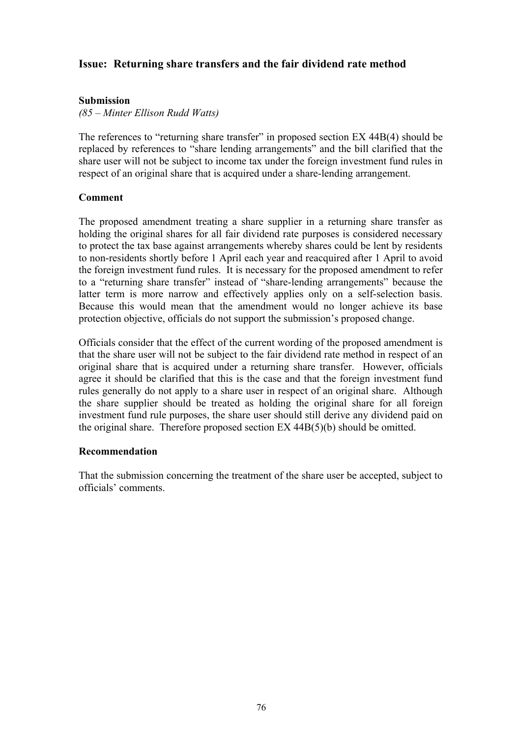## Issue: Returning share transfers and the fair dividend rate method

### Submission

*(85 – Minter Ellison Rudd Watts)*

The references to "returning share transfer" in proposed section EX 44B(4) should be replaced by references to "share lending arrangements" and the bill clarified that the share user will not be subject to income tax under the foreign investment fund rules in respect of an original share that is acquired under a share-lending arrangement.

### Comment

The proposed amendment treating a share supplier in a returning share transfer as holding the original shares for all fair dividend rate purposes is considered necessary to protect the tax base against arrangements whereby shares could be lent by residents to non-residents shortly before 1 April each year and reacquired after 1 April to avoid the foreign investment fund rules. It is necessary for the proposed amendment to refer to a "returning share transfer" instead of "share-lending arrangements" because the latter term is more narrow and effectively applies only on a self-selection basis. Because this would mean that the amendment would no longer achieve its base protection objective, officials do not support the submission's proposed change.

Officials consider that the effect of the current wording of the proposed amendment is that the share user will not be subject to the fair dividend rate method in respect of an original share that is acquired under a returning share transfer. However, officials agree it should be clarified that this is the case and that the foreign investment fund rules generally do not apply to a share user in respect of an original share. Although the share supplier should be treated as holding the original share for all foreign investment fund rule purposes, the share user should still derive any dividend paid on the original share. Therefore proposed section EX 44B(5)(b) should be omitted.

### Recommendation

That the submission concerning the treatment of the share user be accepted, subject to officials' comments.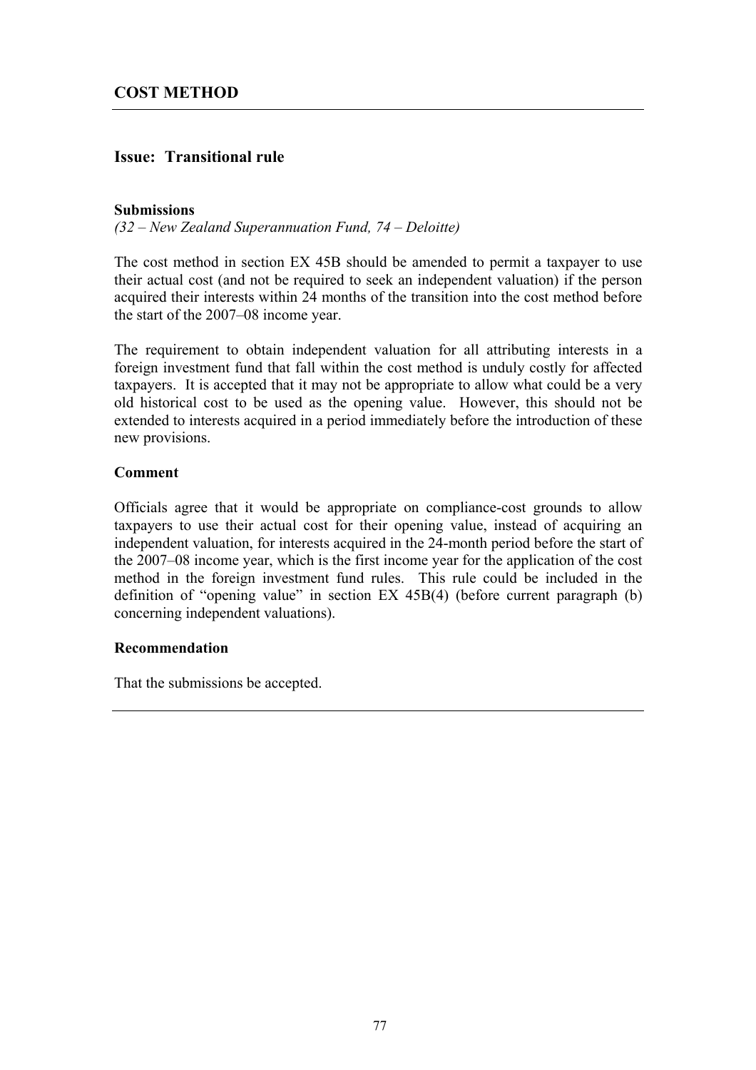## COST METHOD

### Issue: Transitional rule

**Submissions**

*(32 – New Zealand Superannuation Fund, 74 – Deloitte)*

The cost method in section EX 45B should be amended to permit a taxpayer to use their actual cost (and not be required to seek an independent valuation) if the person acquired their interests within 24 months of the transition into the cost method before the start of the 2007–08 income year.

The requirement to obtain independent valuation for all attributing interests in a foreign investment fund that fall within the cost method is unduly costly for affected taxpayers. It is accepted that it may not be appropriate to allow what could be a very old historical cost to be used as the opening value. However, this should not be extended to interests acquired in a period immediately before the introduction of these new provisions.

**Comment**

Officials agree that it would be appropriate on compliance-cost grounds to allow taxpayers to use their actual cost for their opening value, instead of acquiring an independent valuation, for interests acquired in the 24-month period before the start of the 2007–08 income year, which is the first income year for the application of the cost method in the foreign investment fund rules. This rule could be included in the definition of "opening value" in section EX 45B(4) (before current paragraph (b) concerning independent valuations).

**Recommendation**

That the submissions be accepted.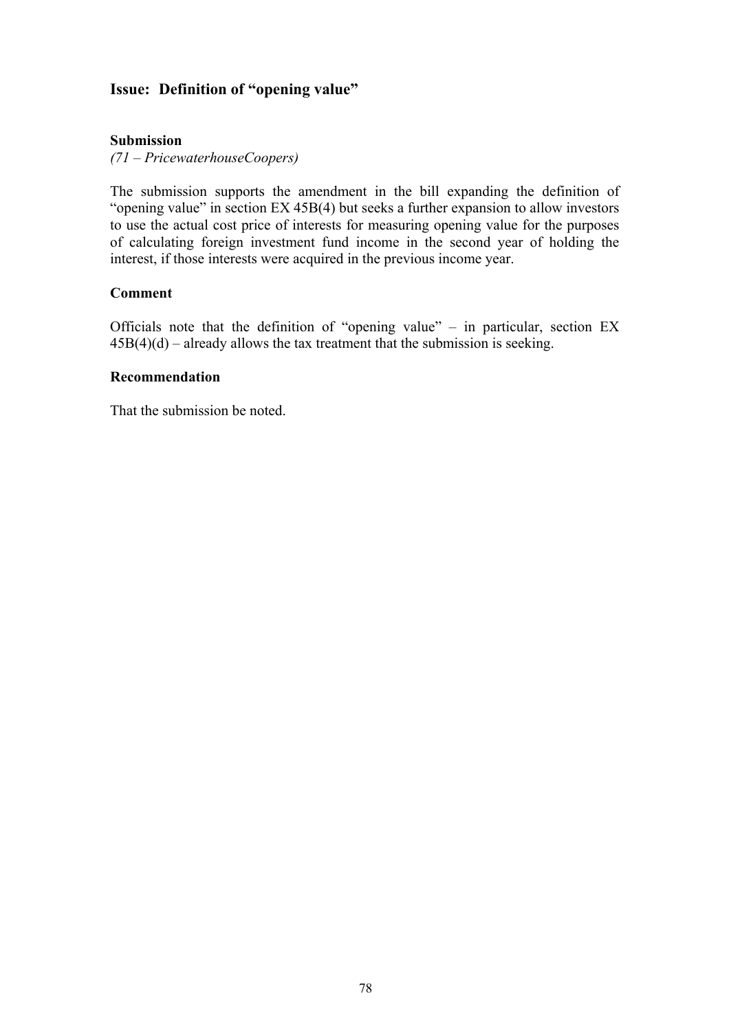## Issue: Definition of "opening value"

### Submission

*(71 – PricewaterhouseCoopers)*

The submission supports the amendment in the bill expanding the definition of "opening value" in section EX 45B(4) but seeks a further expansion to allow investors to use the actual cost price of interests for measuring opening value for the purposes of calculating foreign investment fund income in the second year of holding the interest, if those interests were acquired in the previous income year.

### Comment

Officials note that the definition of "opening value" – in particular, section EX 45B(4)(d) – already allows the tax treatment that the submission is seeking.

### Recommendation

That the submission be noted.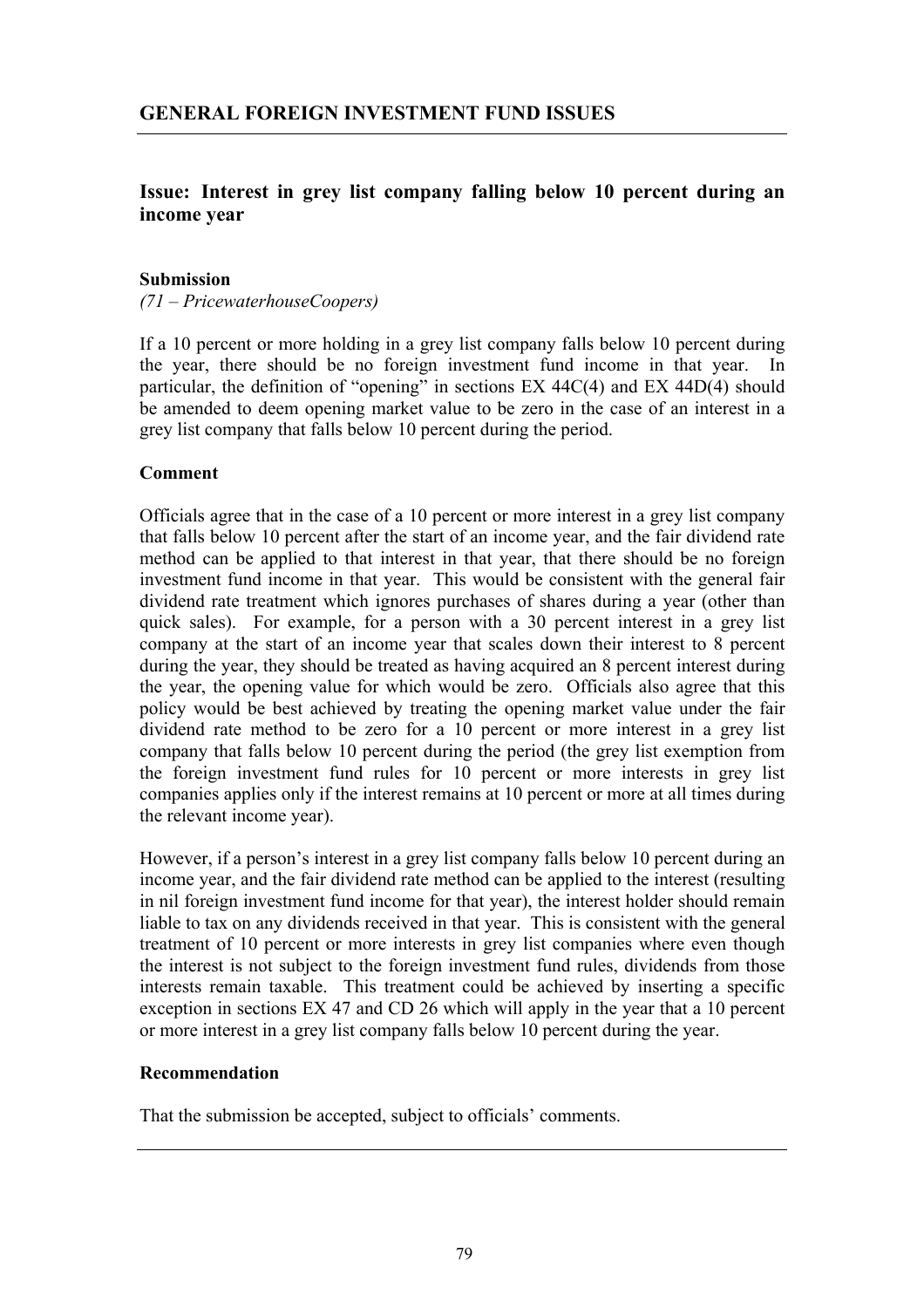## GENERAL FOREIGN INVESTMENT FUND ISSUES

### Issue: Interest in grey list company falling below 10 percent during an income year

#### Submission

*(71 – PricewaterhouseCoopers)*

If a 10 percent or more holding in a grey list company falls below 10 percent during the year, there should be no foreign investment fund income in that year. In particular, the definition of "opening" in sections EX 44C(4) and EX 44D(4) should be amended to deem opening market value to be zero in the case of an interest in a grey list company that falls below 10 percent during the period.

#### Comment

Officials agree that in the case of a 10 percent or more interest in a grey list company that falls below 10 percent after the start of an income year, and the fair dividend rate method can be applied to that interest in that year, that there should be no foreign investment fund income in that year. This would be consistent with the general fair dividend rate treatment which ignores purchases of shares during a year (other than quick sales). For example, for a person with a 30 percent interest in a grey list company at the start of an income year that scales down their interest to 8 percent during the year, they should be treated as having acquired an 8 percent interest during the year, the opening value for which would be zero. Officials also agree that this policy would be best achieved by treating the opening market value under the fair dividend rate method to be zero for a 10 percent or more interest in a grey list company that falls below 10 percent during the period (the grey list exemption from the foreign investment fund rules for 10 percent or more interests in grey list companies applies only if the interest remains at 10 percent or more at all times during the relevant income year).

However, if a person's interest in a grey list company falls below 10 percent during an income year, and the fair dividend rate method can be applied to the interest (resulting in nil foreign investment fund income for that year), the interest holder should remain liable to tax on any dividends received in that year. This is consistent with the general treatment of 10 percent or more interests in grey list companies where even though the interest is not subject to the foreign investment fund rules, dividends from those interests remain taxable. This treatment could be achieved by inserting a specific exception in sections EX 47 and CD 26 which will apply in the year that a 10 percent or more interest in a grey list company falls below 10 percent during the year.

#### Recommendation

That the submission be accepted, subject to officials' comments.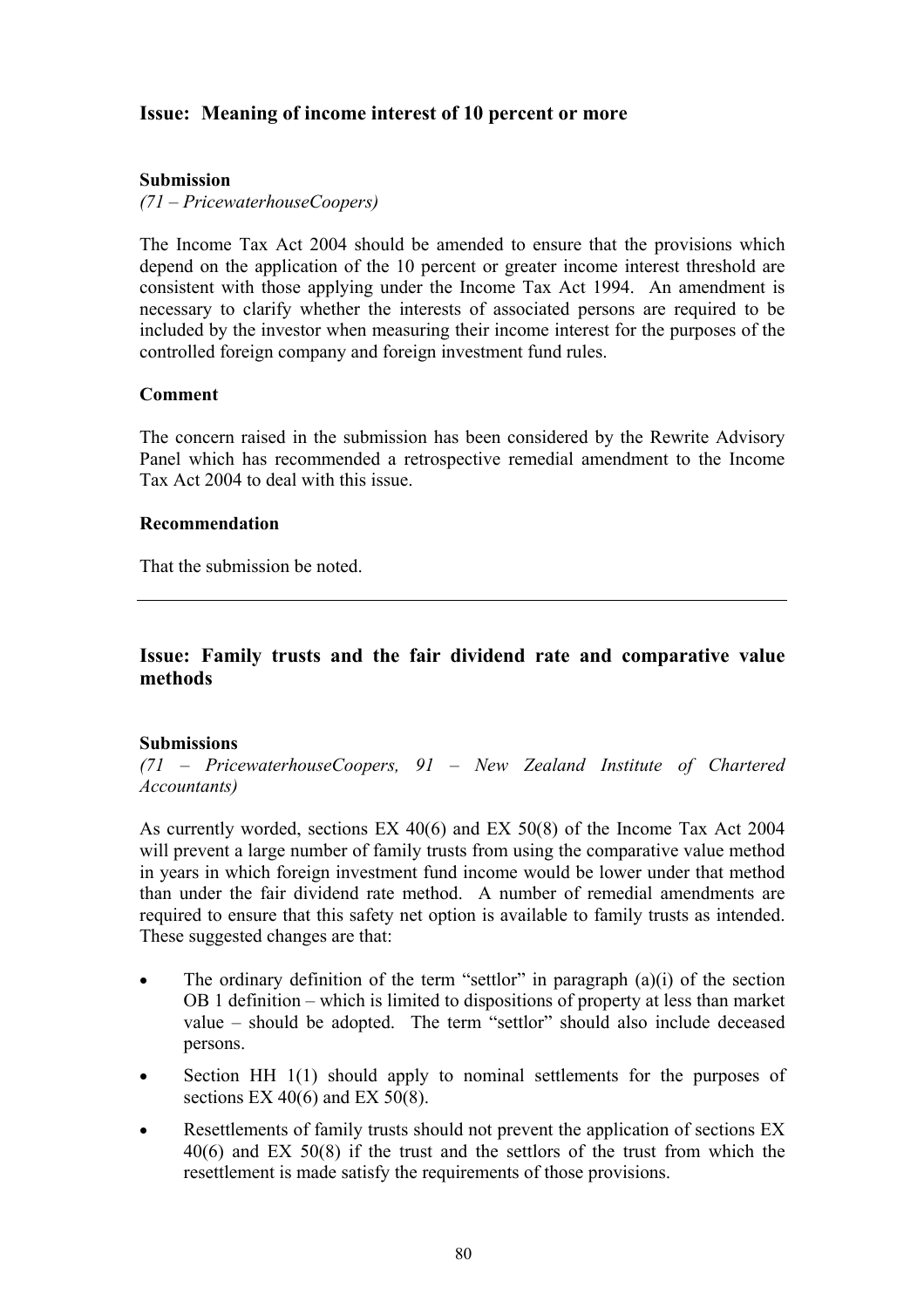## Issue: Meaning of income interest of 10 percent or more

### Submission

*(71 – PricewaterhouseCoopers)*

The Income Tax Act 2004 should be amended to ensure that the provisions which depend on the application of the 10 percent or greater income interest threshold are consistent with those applying under the Income Tax Act 1994. An amendment is necessary to clarify whether the interests of associated persons are required to be included by the investor when measuring their income interest for the purposes of the controlled foreign company and foreign investment fund rules.

### Comment

The concern raised in the submission has been considered by the Rewrite Advisory Panel which has recommended a retrospective remedial amendment to the Income Tax Act 2004 to deal with this issue.

### Recommendation

That the submission be noted.

---

## Issue: Family trusts and the fair dividend rate and comparative value methods

### Submissions

*(71 – PricewaterhouseCoopers, 91 – New Zealand Institute of Chartered Accountants)*

As currently worded, sections EX 40(6) and EX 50(8) of the Income Tax Act 2004 will prevent a large number of family trusts from using the comparative value method in years in which foreign investment fund income would be lower under that method than under the fair dividend rate method. A number of remedial amendments are required to ensure that this safety net option is available to family trusts as intended. These suggested changes are that:

- The ordinary definition of the term "settlor" in paragraph (a)(i) of the section OB 1 definition – which is limited to dispositions of property at less than market value – should be adopted. The term "settlor" should also include deceased persons.
- Section HH 1(1) should apply to nominal settlements for the purposes of sections EX 40(6) and EX 50(8).
- Resettlements of family trusts should not prevent the application of sections EX 40(6) and EX 50(8) if the trust and the settlors of the trust from which the resettlement is made satisfy the requirements of those provisions.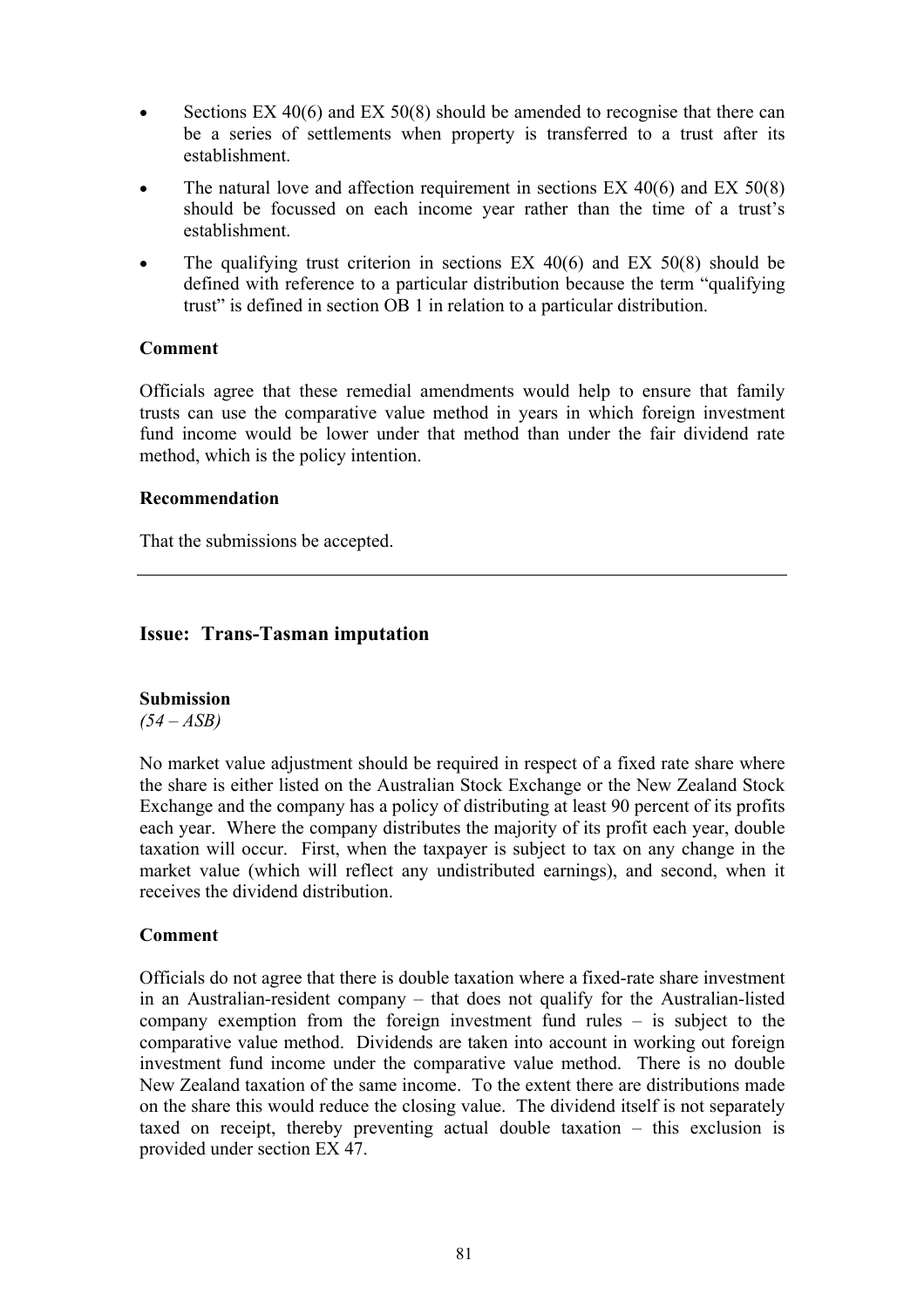- Sections EX 40(6) and EX 50(8) should be amended to recognise that there can be a series of settlements when property is transferred to a trust after its establishment.
- The natural love and affection requirement in sections EX 40(6) and EX 50(8) should be focussed on each income year rather than the time of a trust's establishment.
- The qualifying trust criterion in sections EX 40(6) and EX 50(8) should be defined with reference to a particular distribution because the term "qualifying trust" is defined in section OB 1 in relation to a particular distribution.

**Comment**

Officials agree that these remedial amendments would help to ensure that family trusts can use the comparative value method in years in which foreign investment fund income would be lower under that method than under the fair dividend rate method, which is the policy intention.

**Recommendation**

That the submissions be accepted.

---

## Issue: Trans-Tasman imputation

**Submission**
*(54 – ASB)*

No market value adjustment should be required in respect of a fixed rate share where the share is either listed on the Australian Stock Exchange or the New Zealand Stock Exchange and the company has a policy of distributing at least 90 percent of its profits each year. Where the company distributes the majority of its profit each year, double taxation will occur. First, when the taxpayer is subject to tax on any change in the market value (which will reflect any undistributed earnings), and second, when it receives the dividend distribution.

**Comment**

Officials do not agree that there is double taxation where a fixed-rate share investment in an Australian-resident company – that does not qualify for the Australian-listed company exemption from the foreign investment fund rules – is subject to the comparative value method. Dividends are taken into account in working out foreign investment fund income under the comparative value method. There is no double New Zealand taxation of the same income. To the extent there are distributions made on the share this would reduce the closing value. The dividend itself is not separately taxed on receipt, thereby preventing actual double taxation – this exclusion is provided under section EX 47.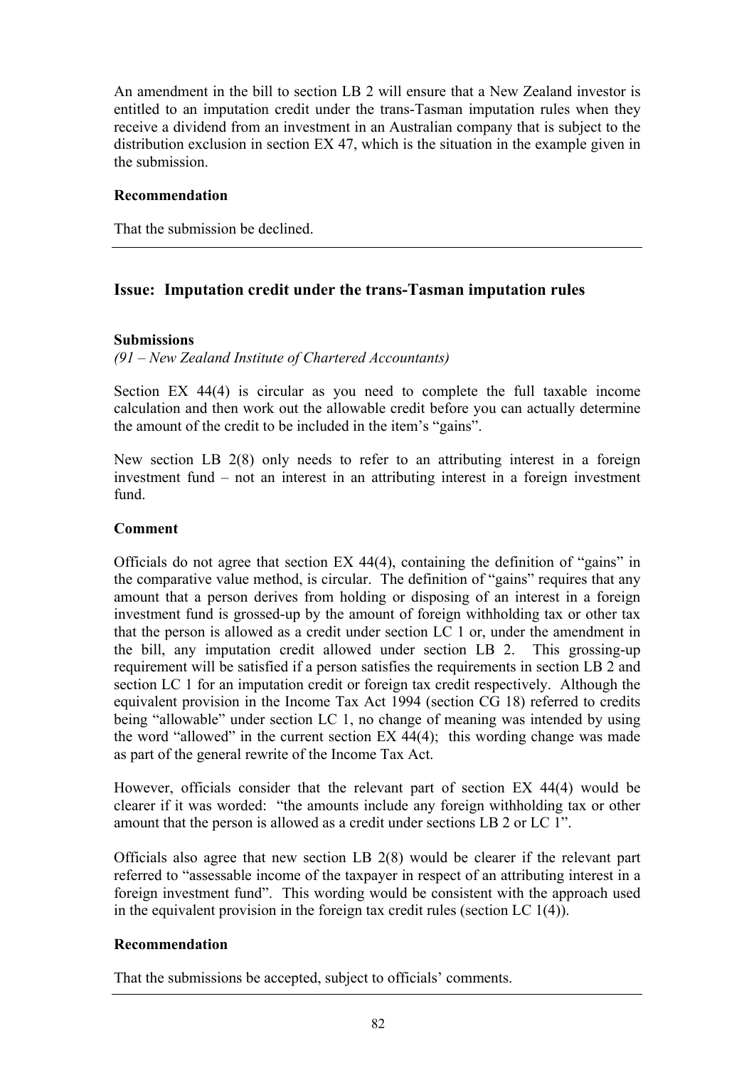An amendment in the bill to section LB 2 will ensure that a New Zealand investor is entitled to an imputation credit under the trans-Tasman imputation rules when they receive a dividend from an investment in an Australian company that is subject to the distribution exclusion in section EX 47, which is the situation in the example given in the submission.

**Recommendation**

That the submission be declined.

---

## Issue: Imputation credit under the trans-Tasman imputation rules

**Submissions**

*(91 – New Zealand Institute of Chartered Accountants)*

Section EX 44(4) is circular as you need to complete the full taxable income calculation and then work out the allowable credit before you can actually determine the amount of the credit to be included in the item's "gains".

New section LB 2(8) only needs to refer to an attributing interest in a foreign investment fund – not an interest in an attributing interest in a foreign investment fund.

**Comment**

Officials do not agree that section EX 44(4), containing the definition of "gains" in the comparative value method, is circular. The definition of "gains" requires that any amount that a person derives from holding or disposing of an interest in a foreign investment fund is grossed-up by the amount of foreign withholding tax or other tax that the person is allowed as a credit under section LC 1 or, under the amendment in the bill, any imputation credit allowed under section LB 2. This grossing-up requirement will be satisfied if a person satisfies the requirements in section LB 2 and section LC 1 for an imputation credit or foreign tax credit respectively. Although the equivalent provision in the Income Tax Act 1994 (section CG 18) referred to credits being "allowable" under section LC 1, no change of meaning was intended by using the word "allowed" in the current section EX 44(4); this wording change was made as part of the general rewrite of the Income Tax Act.

However, officials consider that the relevant part of section EX 44(4) would be clearer if it was worded: "the amounts include any foreign withholding tax or other amount that the person is allowed as a credit under sections LB 2 or LC 1".

Officials also agree that new section LB 2(8) would be clearer if the relevant part referred to "assessable income of the taxpayer in respect of an attributing interest in a foreign investment fund". This wording would be consistent with the approach used in the equivalent provision in the foreign tax credit rules (section LC 1(4)).

**Recommendation**

That the submissions be accepted, subject to officials' comments.

---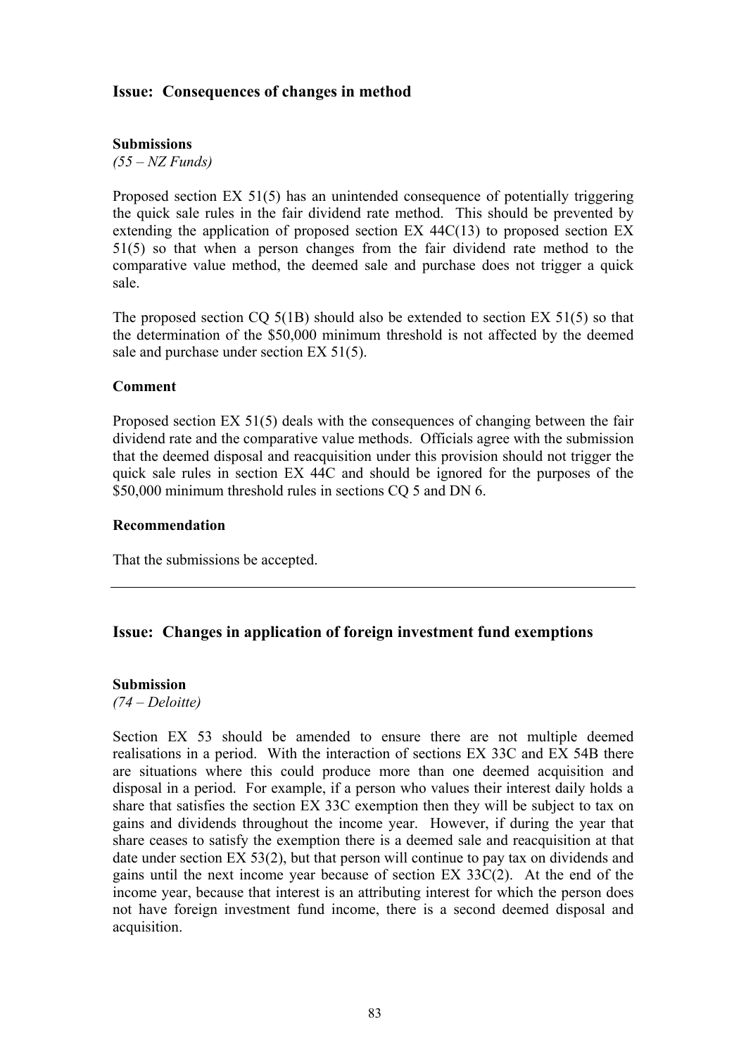## Issue: Consequences of changes in method

**Submissions**

*(55 – NZ Funds)*

Proposed section EX 51(5) has an unintended consequence of potentially triggering the quick sale rules in the fair dividend rate method. This should be prevented by extending the application of proposed section EX 44C(13) to proposed section EX 51(5) so that when a person changes from the fair dividend rate method to the comparative value method, the deemed sale and purchase does not trigger a quick sale.

The proposed section CQ 5(1B) should also be extended to section EX 51(5) so that the determination of the $50,000 minimum threshold is not affected by the deemed sale and purchase under section EX 51(5).

**Comment**

Proposed section EX 51(5) deals with the consequences of changing between the fair dividend rate and the comparative value methods. Officials agree with the submission that the deemed disposal and reacquisition under this provision should not trigger the quick sale rules in section EX 44C and should be ignored for the purposes of the $50,000 minimum threshold rules in sections CQ 5 and DN 6.

**Recommendation**

That the submissions be accepted.

---

## Issue: Changes in application of foreign investment fund exemptions

**Submission**

*(74 – Deloitte)*

Section EX 53 should be amended to ensure there are not multiple deemed realisations in a period. With the interaction of sections EX 33C and EX 54B there are situations where this could produce more than one deemed acquisition and disposal in a period. For example, if a person who values their interest daily holds a share that satisfies the section EX 33C exemption then they will be subject to tax on gains and dividends throughout the income year. However, if during the year that share ceases to satisfy the exemption there is a deemed sale and reacquisition at that date under section EX 53(2), but that person will continue to pay tax on dividends and gains until the next income year because of section EX 33C(2). At the end of the income year, because that interest is an attributing interest for which the person does not have foreign investment fund income, there is a second deemed disposal and acquisition.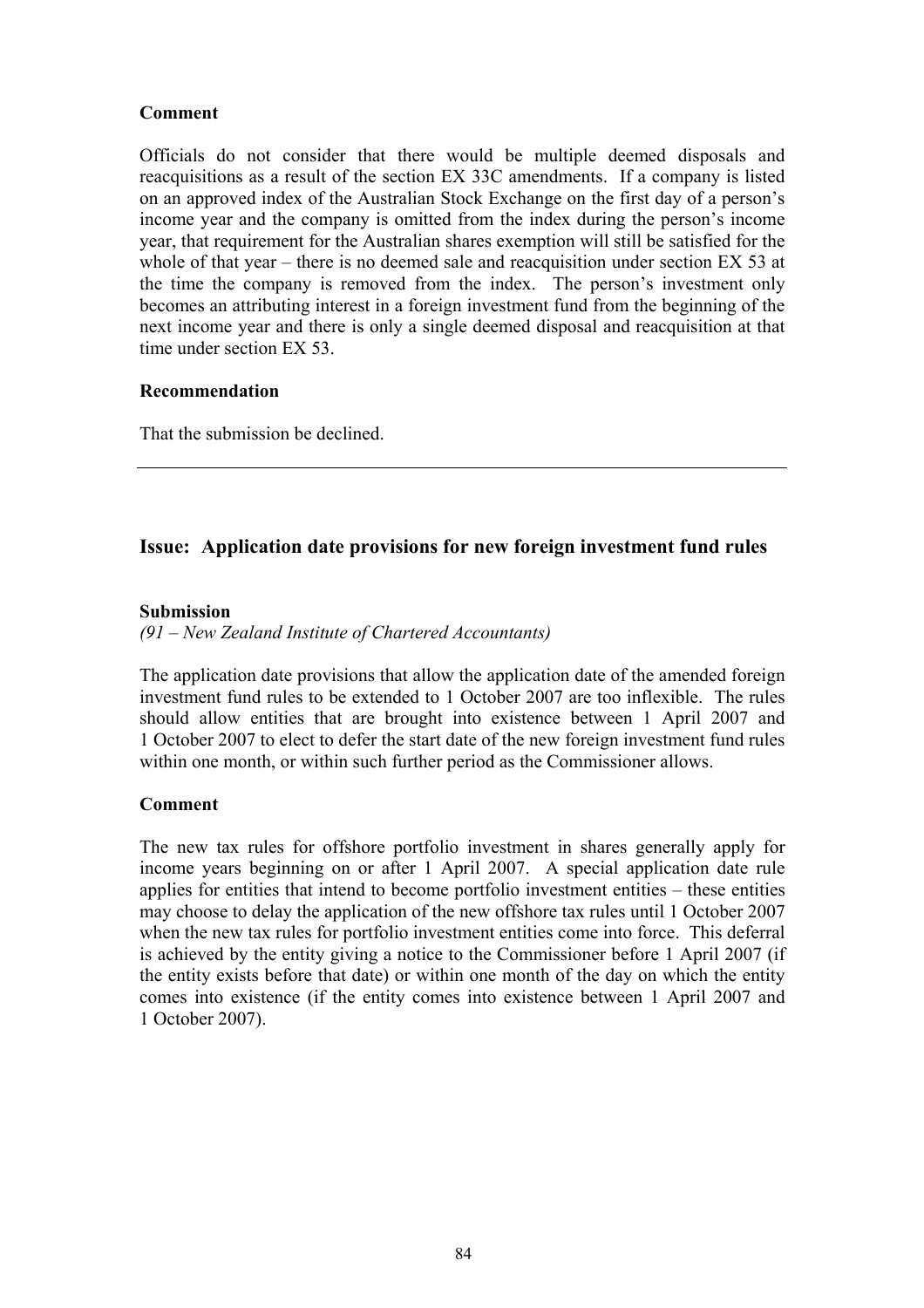**Comment**

Officials do not consider that there would be multiple deemed disposals and reacquisitions as a result of the section EX 33C amendments. If a company is listed on an approved index of the Australian Stock Exchange on the first day of a person's income year and the company is omitted from the index during the person's income year, that requirement for the Australian shares exemption will still be satisfied for the whole of that year – there is no deemed sale and reacquisition under section EX 53 at the time the company is removed from the index. The person's investment only becomes an attributing interest in a foreign investment fund from the beginning of the next income year and there is only a single deemed disposal and reacquisition at that time under section EX 53.

**Recommendation**

That the submission be declined.

---

## Issue: Application date provisions for new foreign investment fund rules

**Submission**

*(91 – New Zealand Institute of Chartered Accountants)*

The application date provisions that allow the application date of the amended foreign investment fund rules to be extended to 1 October 2007 are too inflexible. The rules should allow entities that are brought into existence between 1 April 2007 and 1 October 2007 to elect to defer the start date of the new foreign investment fund rules within one month, or within such further period as the Commissioner allows.

**Comment**

The new tax rules for offshore portfolio investment in shares generally apply for income years beginning on or after 1 April 2007. A special application date rule applies for entities that intend to become portfolio investment entities – these entities may choose to delay the application of the new offshore tax rules until 1 October 2007 when the new tax rules for portfolio investment entities come into force. This deferral is achieved by the entity giving a notice to the Commissioner before 1 April 2007 (if the entity exists before that date) or within one month of the day on which the entity comes into existence (if the entity comes into existence between 1 April 2007 and 1 October 2007).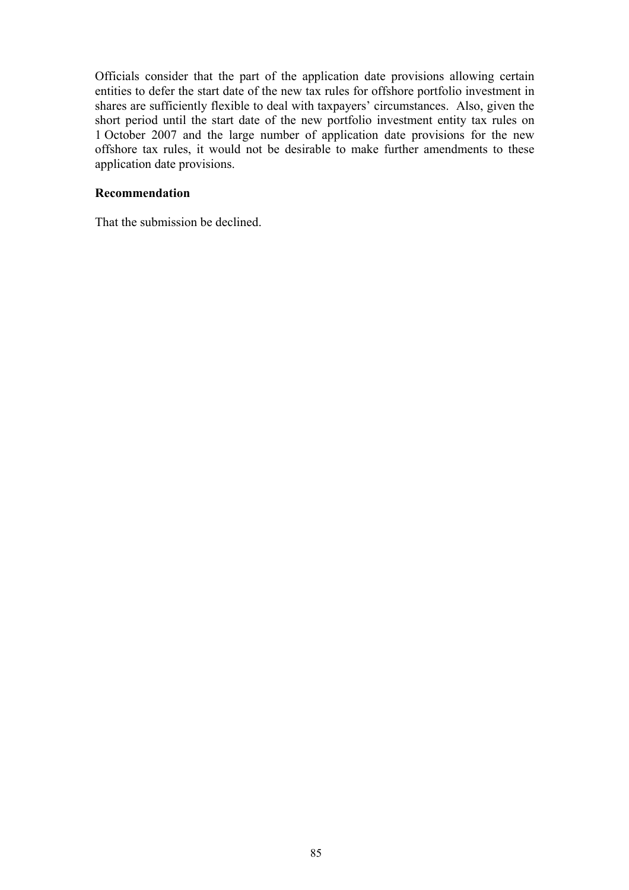Officials consider that the part of the application date provisions allowing certain entities to defer the start date of the new tax rules for offshore portfolio investment in shares are sufficiently flexible to deal with taxpayers' circumstances. Also, given the short period until the start date of the new portfolio investment entity tax rules on 1 October 2007 and the large number of application date provisions for the new offshore tax rules, it would not be desirable to make further amendments to these application date provisions.

**Recommendation**

That the submission be declined.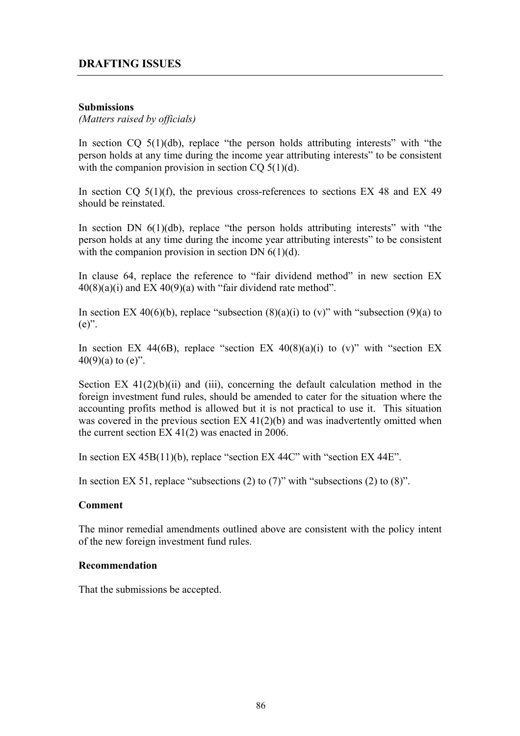## DRAFTING ISSUES

**Submissions**
*(Matters raised by officials)*

In section CQ 5(1)(db), replace "the person holds attributing interests" with "the person holds at any time during the income year attributing interests" to be consistent with the companion provision in section CQ 5(1)(d).

In section CQ 5(1)(f), the previous cross-references to sections EX 48 and EX 49 should be reinstated.

In section DN 6(1)(db), replace "the person holds attributing interests" with "the person holds at any time during the income year attributing interests" to be consistent with the companion provision in section DN 6(1)(d).

In clause 64, replace the reference to "fair dividend method" in new section EX 40(8)(a)(i) and EX 40(9)(a) with "fair dividend rate method".

In section EX 40(6)(b), replace "subsection (8)(a)(i) to (v)" with "subsection (9)(a) to (e)".

In section EX 44(6B), replace "section EX 40(8)(a)(i) to (v)" with "section EX 40(9)(a) to (e)".

Section EX 41(2)(b)(ii) and (iii), concerning the default calculation method in the foreign investment fund rules, should be amended to cater for the situation where the accounting profits method is allowed but it is not practical to use it. This situation was covered in the previous section EX 41(2)(b) and was inadvertently omitted when the current section EX 41(2) was enacted in 2006.

In section EX 45B(11)(b), replace "section EX 44C" with "section EX 44E".

In section EX 51, replace "subsections (2) to (7)" with "subsections (2) to (8)".

**Comment**

The minor remedial amendments outlined above are consistent with the policy intent of the new foreign investment fund rules.

**Recommendation**

That the submissions be accepted.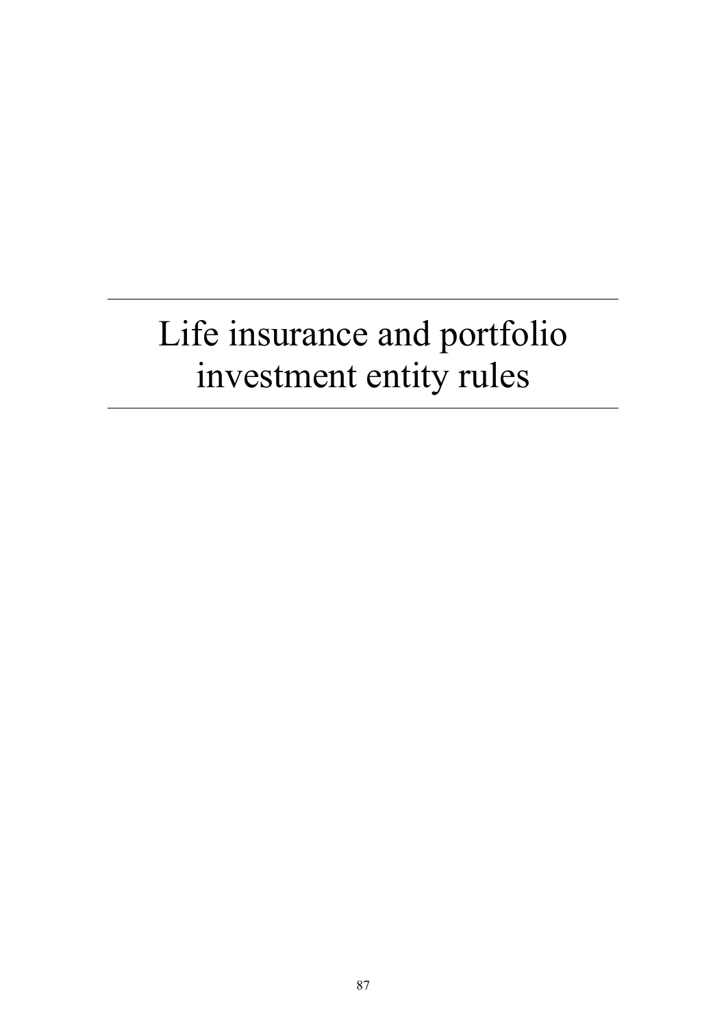# Life insurance and portfolio investment entity rules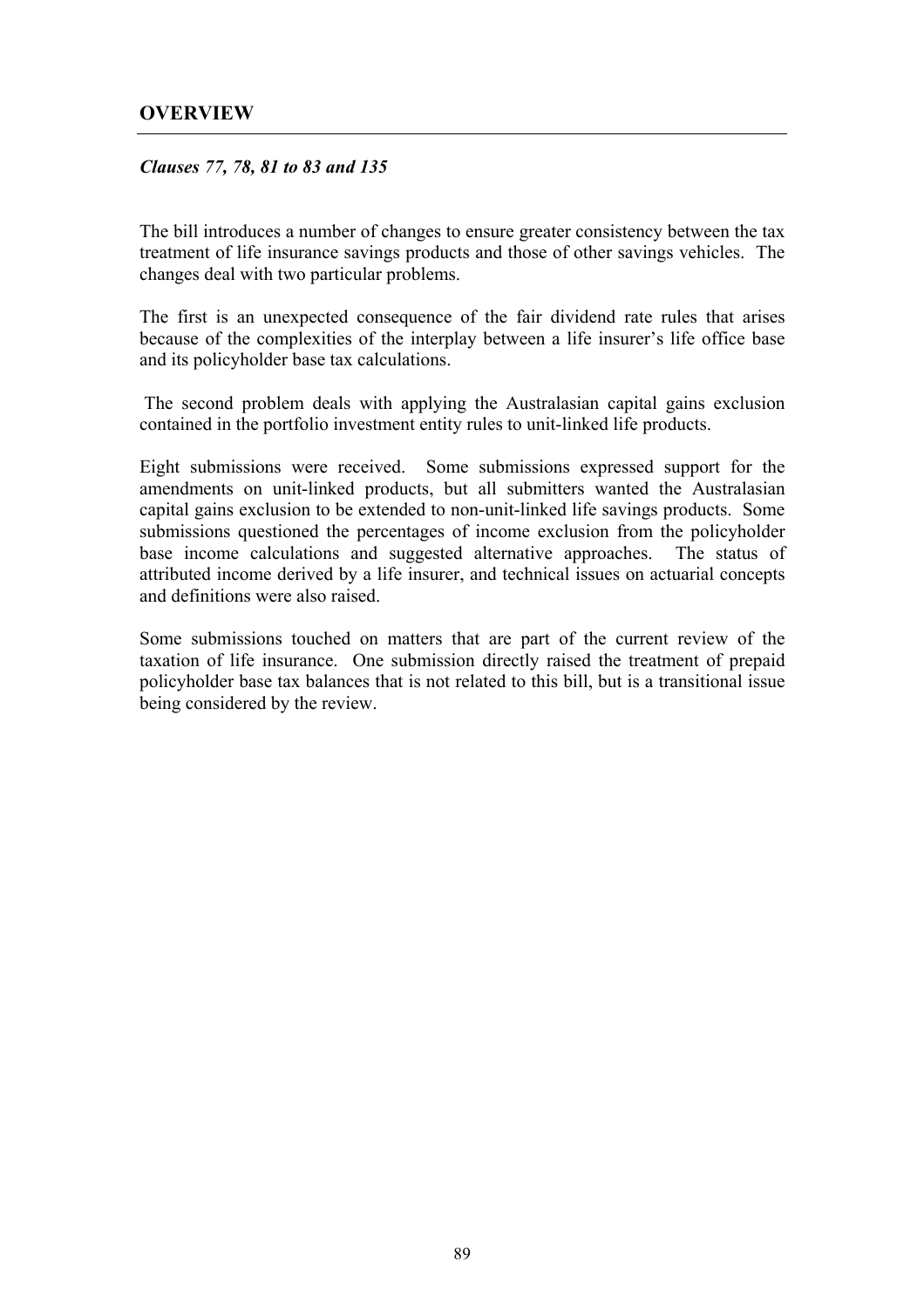## OVERVIEW

***Clauses 77, 78, 81 to 83 and 135***

The bill introduces a number of changes to ensure greater consistency between the tax treatment of life insurance savings products and those of other savings vehicles. The changes deal with two particular problems.

The first is an unexpected consequence of the fair dividend rate rules that arises because of the complexities of the interplay between a life insurer's life office base and its policyholder base tax calculations.

The second problem deals with applying the Australasian capital gains exclusion contained in the portfolio investment entity rules to unit-linked life products.

Eight submissions were received. Some submissions expressed support for the amendments on unit-linked products, but all submitters wanted the Australasian capital gains exclusion to be extended to non-unit-linked life savings products. Some submissions questioned the percentages of income exclusion from the policyholder base income calculations and suggested alternative approaches. The status of attributed income derived by a life insurer, and technical issues on actuarial concepts and definitions were also raised.

Some submissions touched on matters that are part of the current review of the taxation of life insurance. One submission directly raised the treatment of prepaid policyholder base tax balances that is not related to this bill, but is a transitional issue being considered by the review.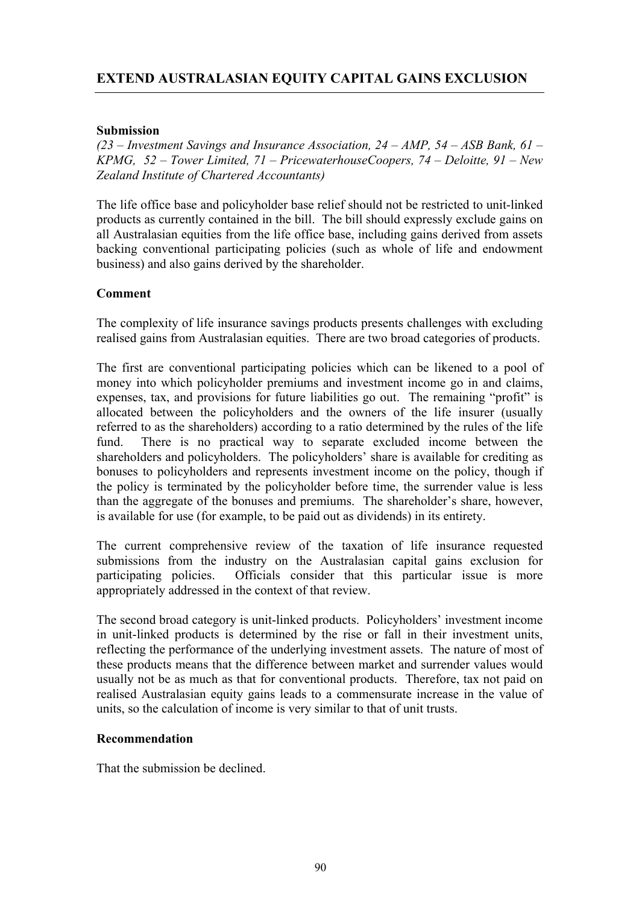## EXTEND AUSTRALASIAN EQUITY CAPITAL GAINS EXCLUSION

**Submission**

*(23 – Investment Savings and Insurance Association, 24 – AMP, 54 – ASB Bank, 61 – KPMG, 52 – Tower Limited, 71 – PricewaterhouseCoopers, 74 – Deloitte, 91 – New Zealand Institute of Chartered Accountants)*

The life office base and policyholder base relief should not be restricted to unit-linked products as currently contained in the bill. The bill should expressly exclude gains on all Australasian equities from the life office base, including gains derived from assets backing conventional participating policies (such as whole of life and endowment business) and also gains derived by the shareholder.

**Comment**

The complexity of life insurance savings products presents challenges with excluding realised gains from Australasian equities. There are two broad categories of products.

The first are conventional participating policies which can be likened to a pool of money into which policyholder premiums and investment income go in and claims, expenses, tax, and provisions for future liabilities go out. The remaining "profit" is allocated between the policyholders and the owners of the life insurer (usually referred to as the shareholders) according to a ratio determined by the rules of the life fund. There is no practical way to separate excluded income between the shareholders and policyholders. The policyholders' share is available for crediting as bonuses to policyholders and represents investment income on the policy, though if the policy is terminated by the policyholder before time, the surrender value is less than the aggregate of the bonuses and premiums. The shareholder's share, however, is available for use (for example, to be paid out as dividends) in its entirety.

The current comprehensive review of the taxation of life insurance requested submissions from the industry on the Australasian capital gains exclusion for participating policies. Officials consider that this particular issue is more appropriately addressed in the context of that review.

The second broad category is unit-linked products. Policyholders' investment income in unit-linked products is determined by the rise or fall in their investment units, reflecting the performance of the underlying investment assets. The nature of most of these products means that the difference between market and surrender values would usually not be as much as that for conventional products. Therefore, tax not paid on realised Australasian equity gains leads to a commensurate increase in the value of units, so the calculation of income is very similar to that of unit trusts.

**Recommendation**

That the submission be declined.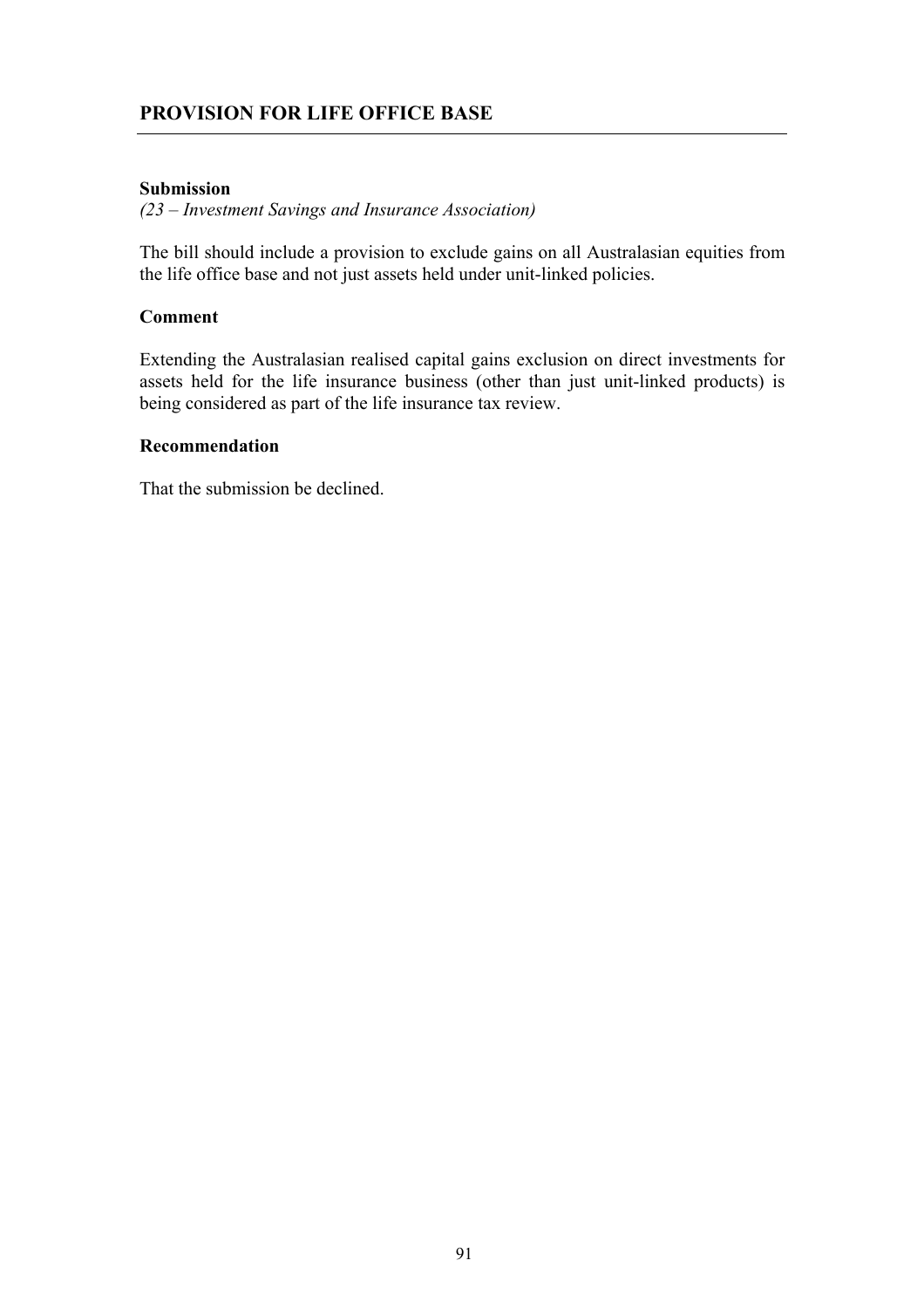## PROVISION FOR LIFE OFFICE BASE

**Submission**

*(23 – Investment Savings and Insurance Association)*

The bill should include a provision to exclude gains on all Australasian equities from the life office base and not just assets held under unit-linked policies.

**Comment**

Extending the Australasian realised capital gains exclusion on direct investments for assets held for the life insurance business (other than just unit-linked products) is being considered as part of the life insurance tax review.

**Recommendation**

That the submission be declined.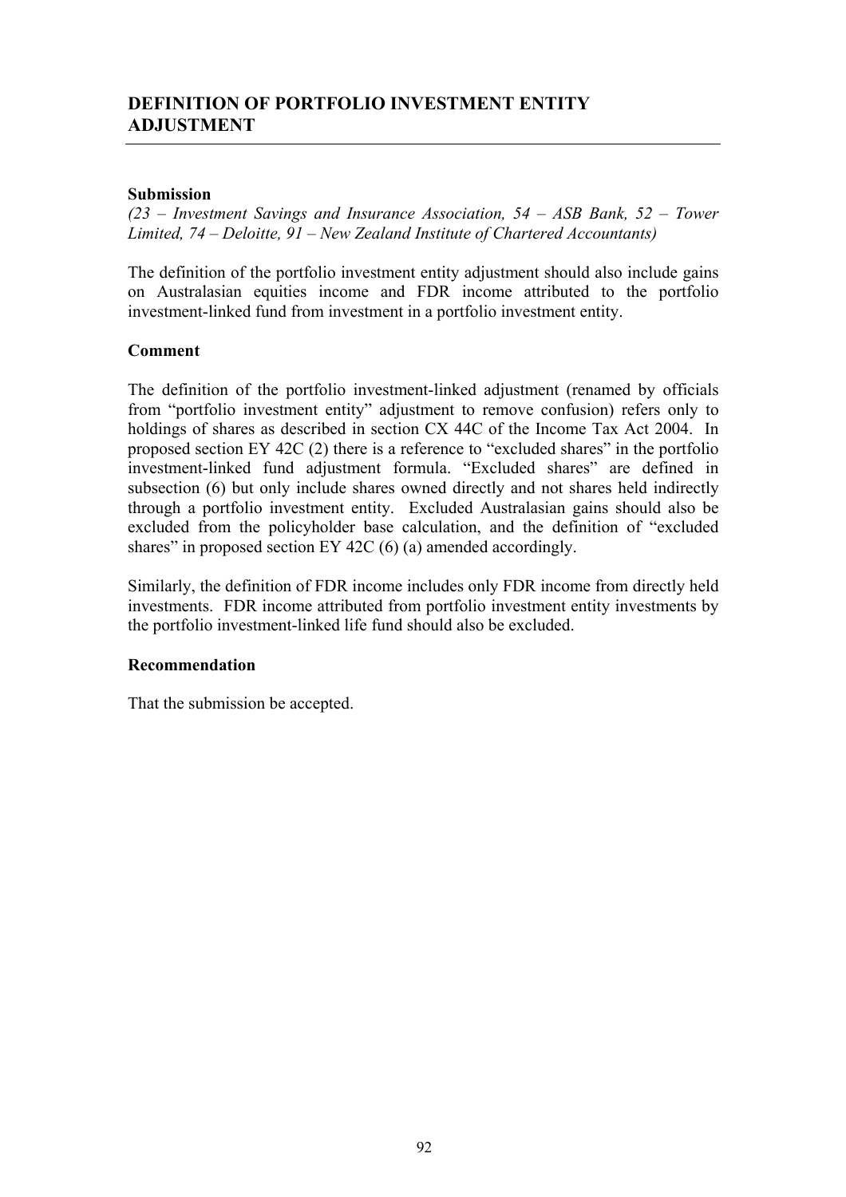## DEFINITION OF PORTFOLIO INVESTMENT ENTITY ADJUSTMENT

**Submission**

*(23 – Investment Savings and Insurance Association, 54 – ASB Bank, 52 – Tower Limited, 74 – Deloitte, 91 – New Zealand Institute of Chartered Accountants)*

The definition of the portfolio investment entity adjustment should also include gains on Australasian equities income and FDR income attributed to the portfolio investment-linked fund from investment in a portfolio investment entity.

**Comment**

The definition of the portfolio investment-linked adjustment (renamed by officials from "portfolio investment entity" adjustment to remove confusion) refers only to holdings of shares as described in section CX 44C of the Income Tax Act 2004. In proposed section EY 42C (2) there is a reference to "excluded shares" in the portfolio investment-linked fund adjustment formula. "Excluded shares" are defined in subsection (6) but only include shares owned directly and not shares held indirectly through a portfolio investment entity. Excluded Australasian gains should also be excluded from the policyholder base calculation, and the definition of "excluded shares" in proposed section EY 42C (6) (a) amended accordingly.

Similarly, the definition of FDR income includes only FDR income from directly held investments. FDR income attributed from portfolio investment entity investments by the portfolio investment-linked life fund should also be excluded.

**Recommendation**

That the submission be accepted.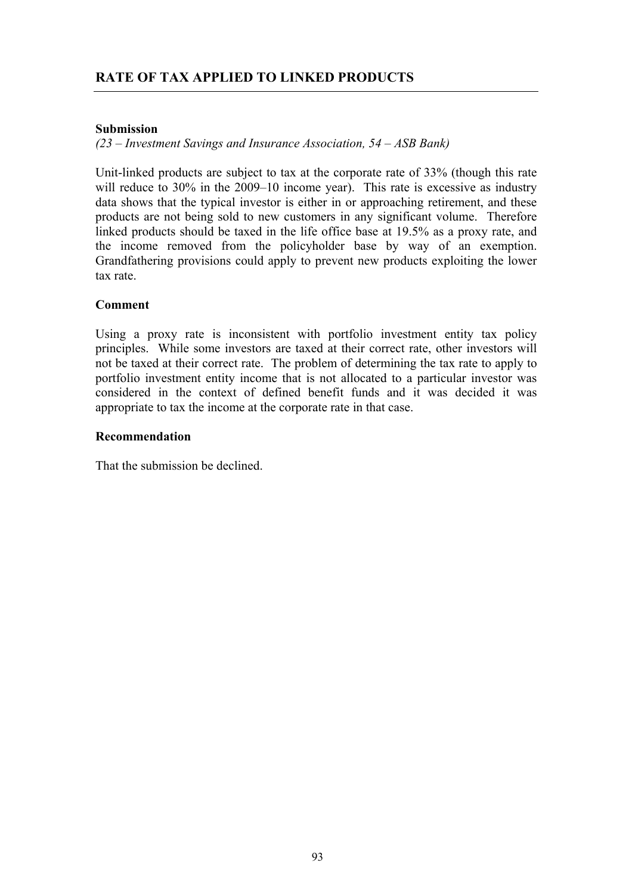## RATE OF TAX APPLIED TO LINKED PRODUCTS

**Submission**

*(23 – Investment Savings and Insurance Association, 54 – ASB Bank)*

Unit-linked products are subject to tax at the corporate rate of 33% (though this rate will reduce to 30% in the 2009–10 income year). This rate is excessive as industry data shows that the typical investor is either in or approaching retirement, and these products are not being sold to new customers in any significant volume. Therefore linked products should be taxed in the life office base at 19.5% as a proxy rate, and the income removed from the policyholder base by way of an exemption. Grandfathering provisions could apply to prevent new products exploiting the lower tax rate.

**Comment**

Using a proxy rate is inconsistent with portfolio investment entity tax policy principles. While some investors are taxed at their correct rate, other investors will not be taxed at their correct rate. The problem of determining the tax rate to apply to portfolio investment entity income that is not allocated to a particular investor was considered in the context of defined benefit funds and it was decided it was appropriate to tax the income at the corporate rate in that case.

**Recommendation**

That the submission be declined.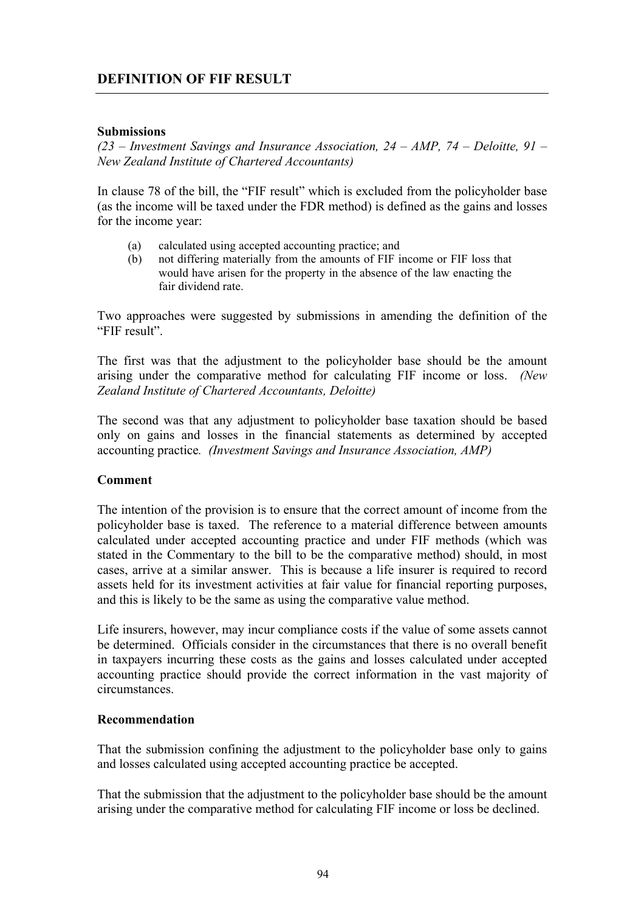## DEFINITION OF FIF RESULT

**Submissions**

*(23 – Investment Savings and Insurance Association, 24 – AMP, 74 – Deloitte, 91 – New Zealand Institute of Chartered Accountants)*

In clause 78 of the bill, the "FIF result" which is excluded from the policyholder base (as the income will be taxed under the FDR method) is defined as the gains and losses for the income year:

(a) calculated using accepted accounting practice; and
(b) not differing materially from the amounts of FIF income or FIF loss that would have arisen for the property in the absence of the law enacting the fair dividend rate.

Two approaches were suggested by submissions in amending the definition of the "FIF result".

The first was that the adjustment to the policyholder base should be the amount arising under the comparative method for calculating FIF income or loss. *(New Zealand Institute of Chartered Accountants, Deloitte)*

The second was that any adjustment to policyholder base taxation should be based only on gains and losses in the financial statements as determined by accepted accounting practice. *(Investment Savings and Insurance Association, AMP)*

**Comment**

The intention of the provision is to ensure that the correct amount of income from the policyholder base is taxed. The reference to a material difference between amounts calculated under accepted accounting practice and under FIF methods (which was stated in the Commentary to the bill to be the comparative method) should, in most cases, arrive at a similar answer. This is because a life insurer is required to record assets held for its investment activities at fair value for financial reporting purposes, and this is likely to be the same as using the comparative value method.

Life insurers, however, may incur compliance costs if the value of some assets cannot be determined. Officials consider in the circumstances that there is no overall benefit in taxpayers incurring these costs as the gains and losses calculated under accepted accounting practice should provide the correct information in the vast majority of circumstances.

**Recommendation**

That the submission confining the adjustment to the policyholder base only to gains and losses calculated using accepted accounting practice be accepted.

That the submission that the adjustment to the policyholder base should be the amount arising under the comparative method for calculating FIF income or loss be declined.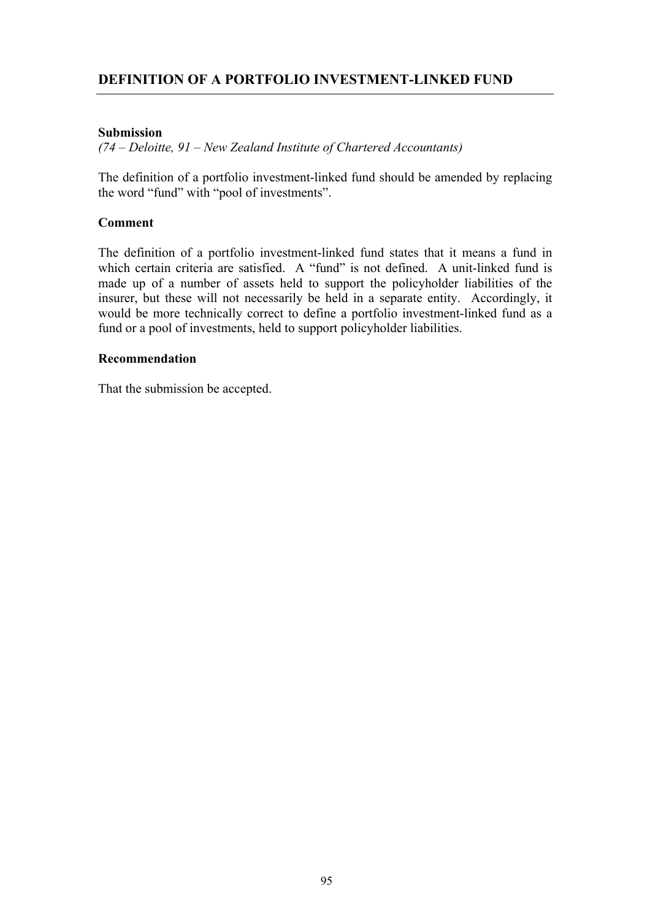## DEFINITION OF A PORTFOLIO INVESTMENT-LINKED FUND

**Submission**

*(74 – Deloitte, 91 – New Zealand Institute of Chartered Accountants)*

The definition of a portfolio investment-linked fund should be amended by replacing the word "fund" with "pool of investments".

**Comment**

The definition of a portfolio investment-linked fund states that it means a fund in which certain criteria are satisfied. A "fund" is not defined. A unit-linked fund is made up of a number of assets held to support the policyholder liabilities of the insurer, but these will not necessarily be held in a separate entity. Accordingly, it would be more technically correct to define a portfolio investment-linked fund as a fund or a pool of investments, held to support policyholder liabilities.

**Recommendation**

That the submission be accepted.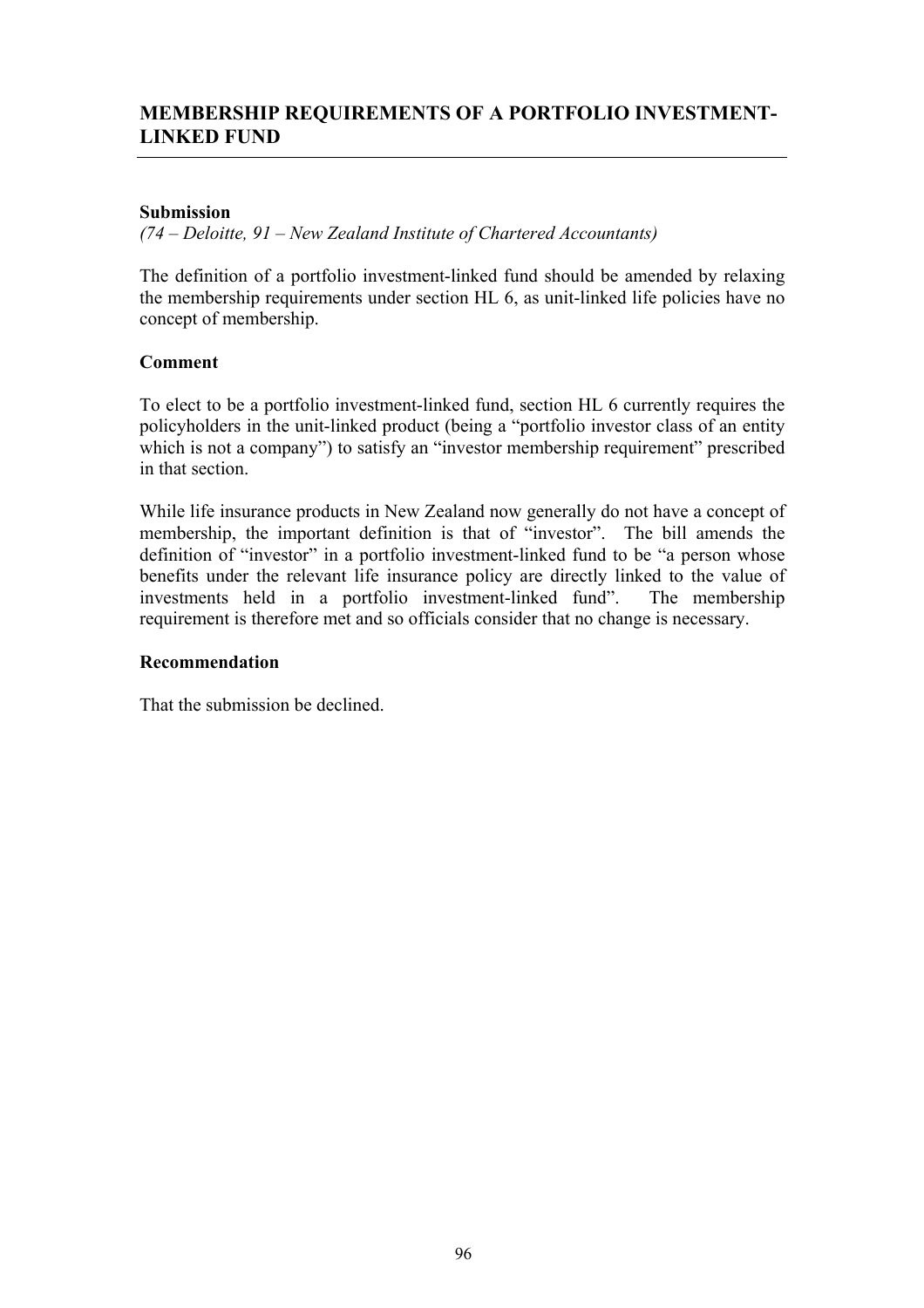## MEMBERSHIP REQUIREMENTS OF A PORTFOLIO INVESTMENT-LINKED FUND

**Submission**

*(74 – Deloitte, 91 – New Zealand Institute of Chartered Accountants)*

The definition of a portfolio investment-linked fund should be amended by relaxing the membership requirements under section HL 6, as unit-linked life policies have no concept of membership.

**Comment**

To elect to be a portfolio investment-linked fund, section HL 6 currently requires the policyholders in the unit-linked product (being a "portfolio investor class of an entity which is not a company") to satisfy an "investor membership requirement" prescribed in that section.

While life insurance products in New Zealand now generally do not have a concept of membership, the important definition is that of "investor". The bill amends the definition of "investor" in a portfolio investment-linked fund to be "a person whose benefits under the relevant life insurance policy are directly linked to the value of investments held in a portfolio investment-linked fund". The membership requirement is therefore met and so officials consider that no change is necessary.

**Recommendation**

That the submission be declined.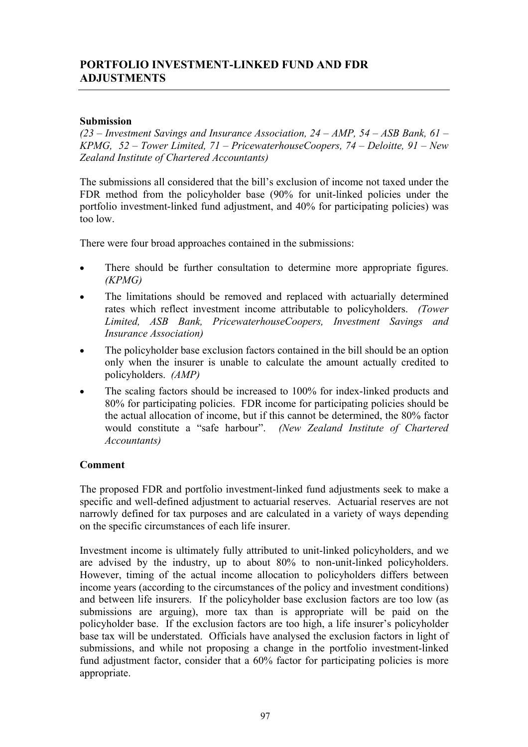## PORTFOLIO INVESTMENT-LINKED FUND AND FDR ADJUSTMENTS

**Submission**

*(23 – Investment Savings and Insurance Association, 24 – AMP, 54 – ASB Bank, 61 – KPMG, 52 – Tower Limited, 71 – PricewaterhouseCoopers, 74 – Deloitte, 91 – New Zealand Institute of Chartered Accountants)*

The submissions all considered that the bill's exclusion of income not taxed under the FDR method from the policyholder base (90% for unit-linked policies under the portfolio investment-linked fund adjustment, and 40% for participating policies) was too low.

There were four broad approaches contained in the submissions:

- There should be further consultation to determine more appropriate figures. *(KPMG)*
- The limitations should be removed and replaced with actuarially determined rates which reflect investment income attributable to policyholders. *(Tower Limited, ASB Bank, PricewaterhouseCoopers, Investment Savings and Insurance Association)*
- The policyholder base exclusion factors contained in the bill should be an option only when the insurer is unable to calculate the amount actually credited to policyholders. *(AMP)*
- The scaling factors should be increased to 100% for index-linked products and 80% for participating policies. FDR income for participating policies should be the actual allocation of income, but if this cannot be determined, the 80% factor would constitute a "safe harbour". *(New Zealand Institute of Chartered Accountants)*

**Comment**

The proposed FDR and portfolio investment-linked fund adjustments seek to make a specific and well-defined adjustment to actuarial reserves. Actuarial reserves are not narrowly defined for tax purposes and are calculated in a variety of ways depending on the specific circumstances of each life insurer.

Investment income is ultimately fully attributed to unit-linked policyholders, and we are advised by the industry, up to about 80% to non-unit-linked policyholders. However, timing of the actual income allocation to policyholders differs between income years (according to the circumstances of the policy and investment conditions) and between life insurers. If the policyholder base exclusion factors are too low (as submissions are arguing), more tax than is appropriate will be paid on the policyholder base. If the exclusion factors are too high, a life insurer's policyholder base tax will be understated. Officials have analysed the exclusion factors in light of submissions, and while not proposing a change in the portfolio investment-linked fund adjustment factor, consider that a 60% factor for participating policies is more appropriate.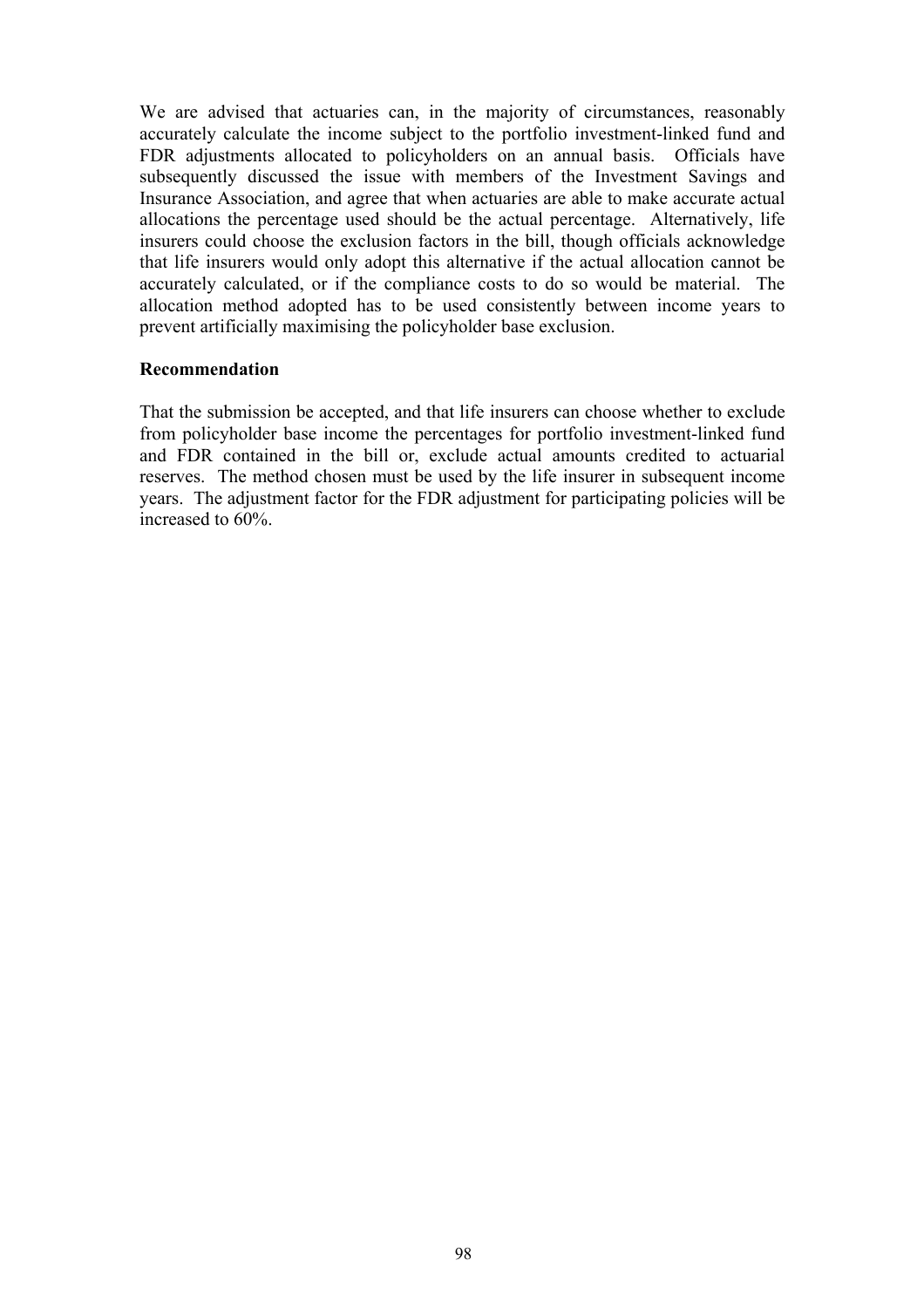We are advised that actuaries can, in the majority of circumstances, reasonably accurately calculate the income subject to the portfolio investment-linked fund and FDR adjustments allocated to policyholders on an annual basis. Officials have subsequently discussed the issue with members of the Investment Savings and Insurance Association, and agree that when actuaries are able to make accurate actual allocations the percentage used should be the actual percentage. Alternatively, life insurers could choose the exclusion factors in the bill, though officials acknowledge that life insurers would only adopt this alternative if the actual allocation cannot be accurately calculated, or if the compliance costs to do so would be material. The allocation method adopted has to be used consistently between income years to prevent artificially maximising the policyholder base exclusion.

**Recommendation**

That the submission be accepted, and that life insurers can choose whether to exclude from policyholder base income the percentages for portfolio investment-linked fund and FDR contained in the bill or, exclude actual amounts credited to actuarial reserves. The method chosen must be used by the life insurer in subsequent income years. The adjustment factor for the FDR adjustment for participating policies will be increased to 60%.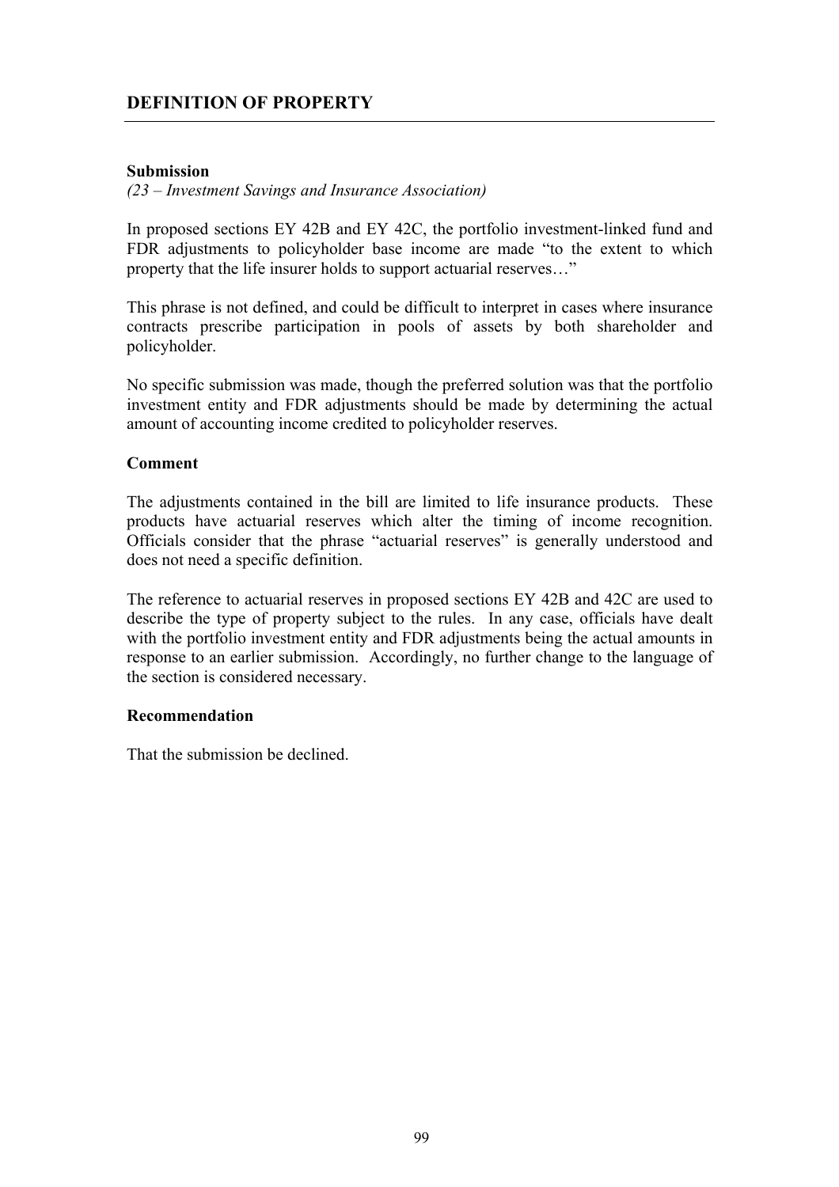## DEFINITION OF PROPERTY

**Submission**

*(23 – Investment Savings and Insurance Association)*

In proposed sections EY 42B and EY 42C, the portfolio investment-linked fund and FDR adjustments to policyholder base income are made "to the extent to which property that the life insurer holds to support actuarial reserves…"

This phrase is not defined, and could be difficult to interpret in cases where insurance contracts prescribe participation in pools of assets by both shareholder and policyholder.

No specific submission was made, though the preferred solution was that the portfolio investment entity and FDR adjustments should be made by determining the actual amount of accounting income credited to policyholder reserves.

**Comment**

The adjustments contained in the bill are limited to life insurance products. These products have actuarial reserves which alter the timing of income recognition. Officials consider that the phrase "actuarial reserves" is generally understood and does not need a specific definition.

The reference to actuarial reserves in proposed sections EY 42B and 42C are used to describe the type of property subject to the rules. In any case, officials have dealt with the portfolio investment entity and FDR adjustments being the actual amounts in response to an earlier submission. Accordingly, no further change to the language of the section is considered necessary.

**Recommendation**

That the submission be declined.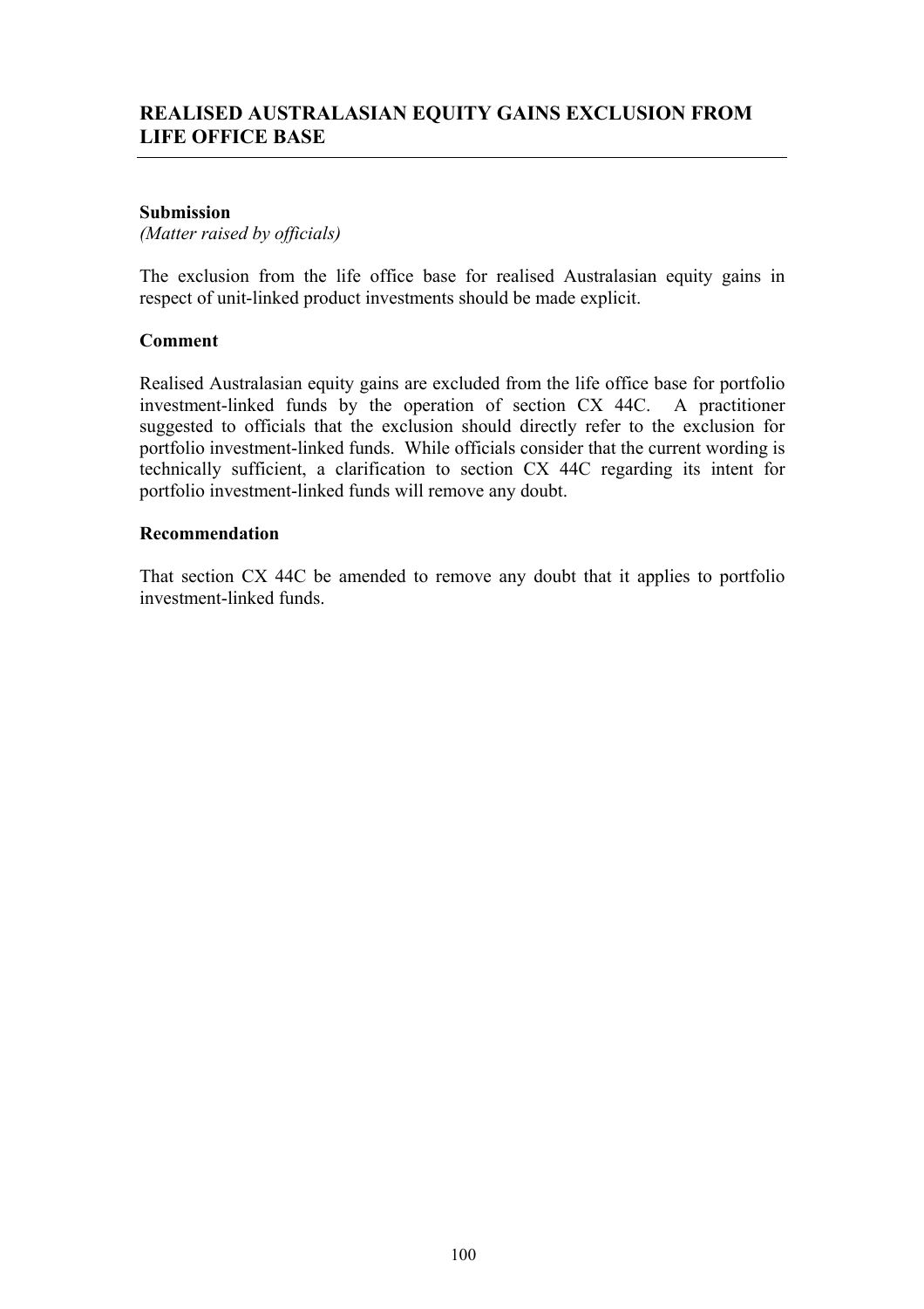## REALISED AUSTRALASIAN EQUITY GAINS EXCLUSION FROM LIFE OFFICE BASE

**Submission**
*(Matter raised by officials)*

The exclusion from the life office base for realised Australasian equity gains in respect of unit-linked product investments should be made explicit.

**Comment**

Realised Australasian equity gains are excluded from the life office base for portfolio investment-linked funds by the operation of section CX 44C. A practitioner suggested to officials that the exclusion should directly refer to the exclusion for portfolio investment-linked funds. While officials consider that the current wording is technically sufficient, a clarification to section CX 44C regarding its intent for portfolio investment-linked funds will remove any doubt.

**Recommendation**

That section CX 44C be amended to remove any doubt that it applies to portfolio investment-linked funds.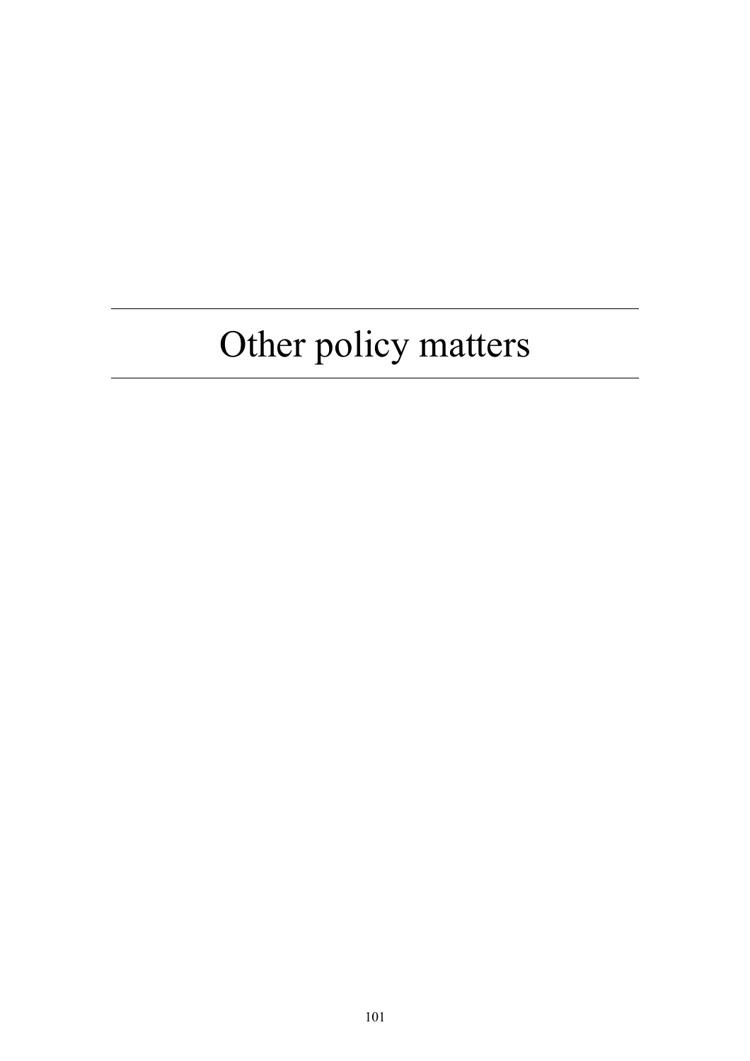# Other policy matters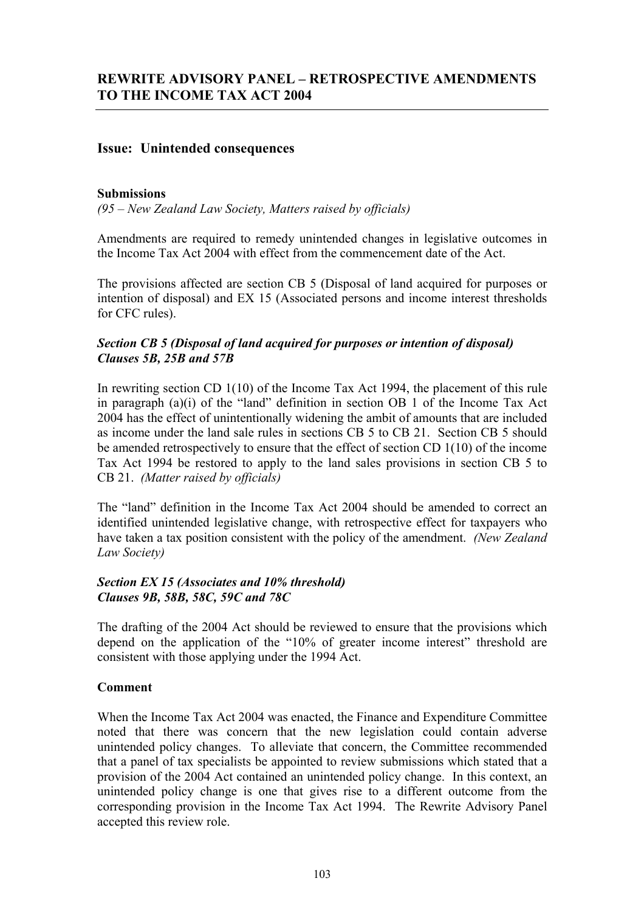## REWRITE ADVISORY PANEL – RETROSPECTIVE AMENDMENTS TO THE INCOME TAX ACT 2004

### Issue: Unintended consequences

**Submissions**

*(95 – New Zealand Law Society, Matters raised by officials)*

Amendments are required to remedy unintended changes in legislative outcomes in the Income Tax Act 2004 with effect from the commencement date of the Act.

The provisions affected are section CB 5 (Disposal of land acquired for purposes or intention of disposal) and EX 15 (Associated persons and income interest thresholds for CFC rules).

***Section CB 5 (Disposal of land acquired for purposes or intention of disposal) Clauses 5B, 25B and 57B***

In rewriting section CD 1(10) of the Income Tax Act 1994, the placement of this rule in paragraph (a)(i) of the "land" definition in section OB 1 of the Income Tax Act 2004 has the effect of unintentionally widening the ambit of amounts that are included as income under the land sale rules in sections CB 5 to CB 21. Section CB 5 should be amended retrospectively to ensure that the effect of section CD 1(10) of the income Tax Act 1994 be restored to apply to the land sales provisions in section CB 5 to CB 21. *(Matter raised by officials)*

The "land" definition in the Income Tax Act 2004 should be amended to correct an identified unintended legislative change, with retrospective effect for taxpayers who have taken a tax position consistent with the policy of the amendment. *(New Zealand Law Society)*

***Section EX 15 (Associates and 10% threshold) Clauses 9B, 58B, 58C, 59C and 78C***

The drafting of the 2004 Act should be reviewed to ensure that the provisions which depend on the application of the "10% of greater income interest" threshold are consistent with those applying under the 1994 Act.

**Comment**

When the Income Tax Act 2004 was enacted, the Finance and Expenditure Committee noted that there was concern that the new legislation could contain adverse unintended policy changes. To alleviate that concern, the Committee recommended that a panel of tax specialists be appointed to review submissions which stated that a provision of the 2004 Act contained an unintended policy change. In this context, an unintended policy change is one that gives rise to a different outcome from the corresponding provision in the Income Tax Act 1994. The Rewrite Advisory Panel accepted this review role.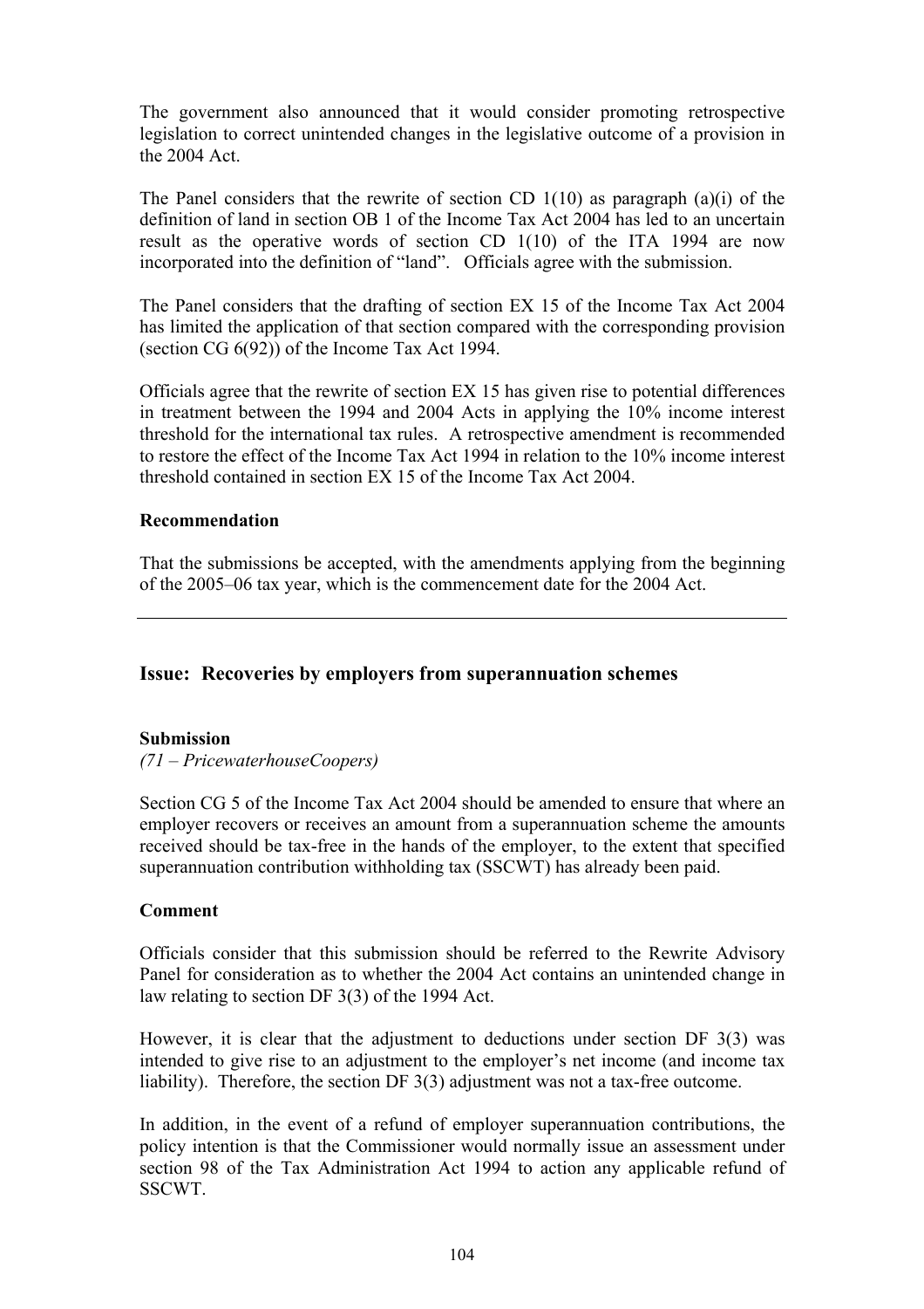The government also announced that it would consider promoting retrospective legislation to correct unintended changes in the legislative outcome of a provision in the 2004 Act.

The Panel considers that the rewrite of section CD 1(10) as paragraph (a)(i) of the definition of land in section OB 1 of the Income Tax Act 2004 has led to an uncertain result as the operative words of section CD 1(10) of the ITA 1994 are now incorporated into the definition of "land". Officials agree with the submission.

The Panel considers that the drafting of section EX 15 of the Income Tax Act 2004 has limited the application of that section compared with the corresponding provision (section CG 6(92)) of the Income Tax Act 1994.

Officials agree that the rewrite of section EX 15 has given rise to potential differences in treatment between the 1994 and 2004 Acts in applying the 10% income interest threshold for the international tax rules. A retrospective amendment is recommended to restore the effect of the Income Tax Act 1994 in relation to the 10% income interest threshold contained in section EX 15 of the Income Tax Act 2004.

#### Recommendation

That the submissions be accepted, with the amendments applying from the beginning of the 2005–06 tax year, which is the commencement date for the 2004 Act.

---

### Issue: Recoveries by employers from superannuation schemes

#### Submission

*(71 – PricewaterhouseCoopers)*

Section CG 5 of the Income Tax Act 2004 should be amended to ensure that where an employer recovers or receives an amount from a superannuation scheme the amounts received should be tax-free in the hands of the employer, to the extent that specified superannuation contribution withholding tax (SSCWT) has already been paid.

#### Comment

Officials consider that this submission should be referred to the Rewrite Advisory Panel for consideration as to whether the 2004 Act contains an unintended change in law relating to section DF 3(3) of the 1994 Act.

However, it is clear that the adjustment to deductions under section DF 3(3) was intended to give rise to an adjustment to the employer's net income (and income tax liability). Therefore, the section DF 3(3) adjustment was not a tax-free outcome.

In addition, in the event of a refund of employer superannuation contributions, the policy intention is that the Commissioner would normally issue an assessment under section 98 of the Tax Administration Act 1994 to action any applicable refund of SSCWT.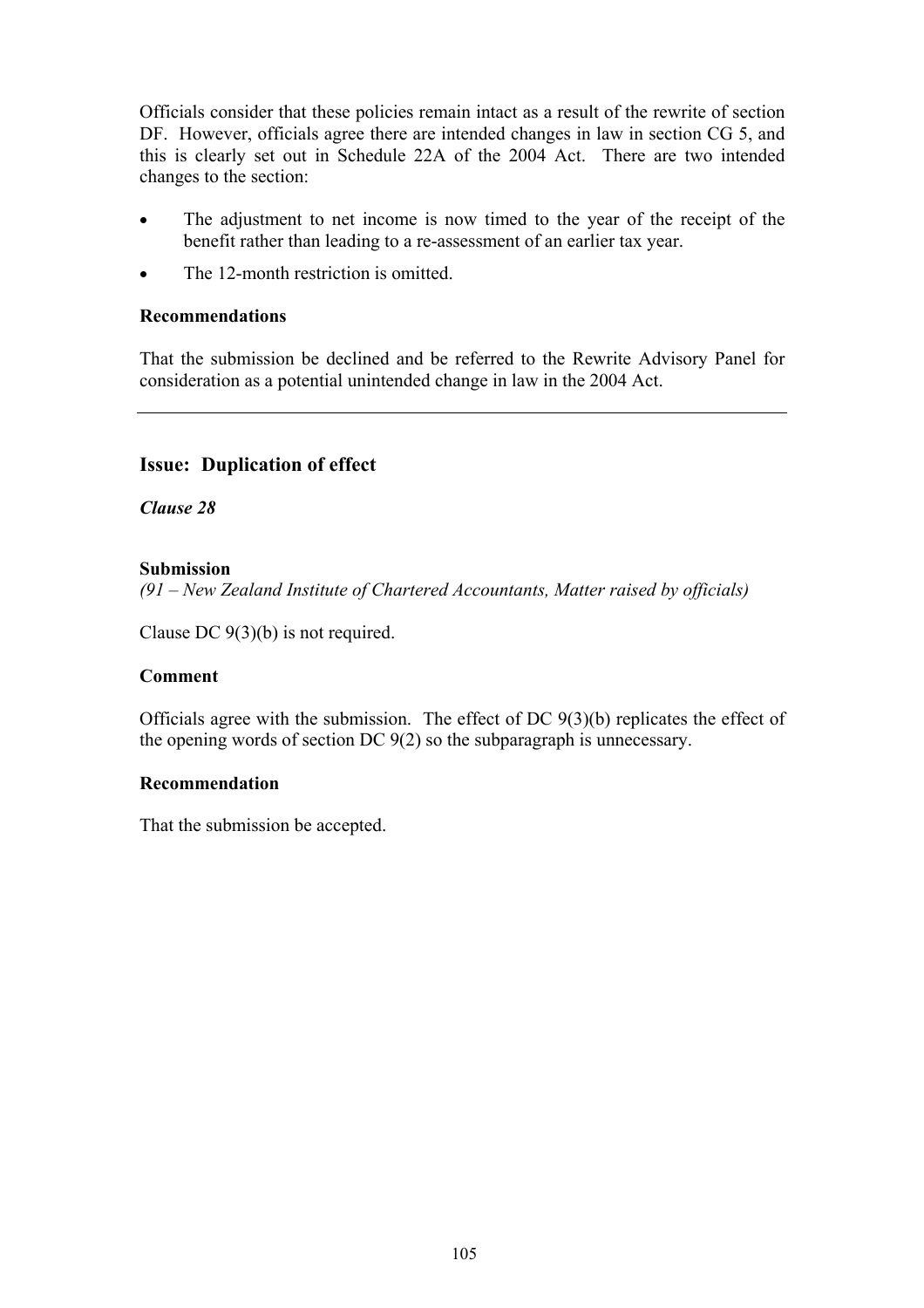Officials consider that these policies remain intact as a result of the rewrite of section DF. However, officials agree there are intended changes in law in section CG 5, and this is clearly set out in Schedule 22A of the 2004 Act. There are two intended changes to the section:

- The adjustment to net income is now timed to the year of the receipt of the benefit rather than leading to a re-assessment of an earlier tax year.
- The 12-month restriction is omitted.

**Recommendations**

That the submission be declined and be referred to the Rewrite Advisory Panel for consideration as a potential unintended change in law in the 2004 Act.

---

## Issue: Duplication of effect

***Clause 28***

**Submission**

*(91 – New Zealand Institute of Chartered Accountants, Matter raised by officials)*

Clause DC 9(3)(b) is not required.

**Comment**

Officials agree with the submission. The effect of DC 9(3)(b) replicates the effect of the opening words of section DC 9(2) so the subparagraph is unnecessary.

**Recommendation**

That the submission be accepted.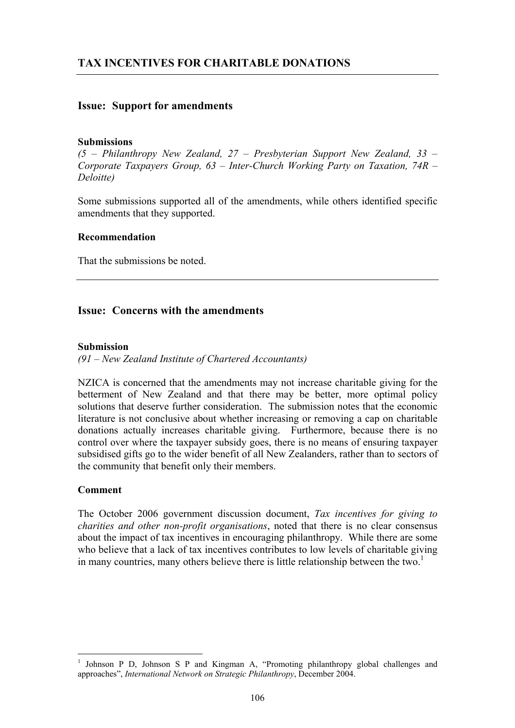## TAX INCENTIVES FOR CHARITABLE DONATIONS

---

### Issue: Support for amendments

**Submissions**

*(5 – Philanthropy New Zealand, 27 – Presbyterian Support New Zealand, 33 – Corporate Taxpayers Group, 63 – Inter-Church Working Party on Taxation, 74R – Deloitte)*

Some submissions supported all of the amendments, while others identified specific amendments that they supported.

**Recommendation**

That the submissions be noted.

---

### Issue: Concerns with the amendments

**Submission**

*(91 – New Zealand Institute of Chartered Accountants)*

NZICA is concerned that the amendments may not increase charitable giving for the betterment of New Zealand and that there may be better, more optimal policy solutions that deserve further consideration. The submission notes that the economic literature is not conclusive about whether increasing or removing a cap on charitable donations actually increases charitable giving. Furthermore, because there is no control over where the taxpayer subsidy goes, there is no means of ensuring taxpayer subsidised gifts go to the wider benefit of all New Zealanders, rather than to sectors of the community that benefit only their members.

**Comment**

The October 2006 government discussion document, *Tax incentives for giving to charities and other non-profit organisations*, noted that there is no clear consensus about the impact of tax incentives in encouraging philanthropy. While there are some who believe that a lack of tax incentives contributes to low levels of charitable giving in many countries, many others believe there is little relationship between the two.[1]

---

[1] Johnson P D, Johnson S P and Kingman A, "Promoting philanthropy global challenges and approaches", *International Network on Strategic Philanthropy*, December 2004.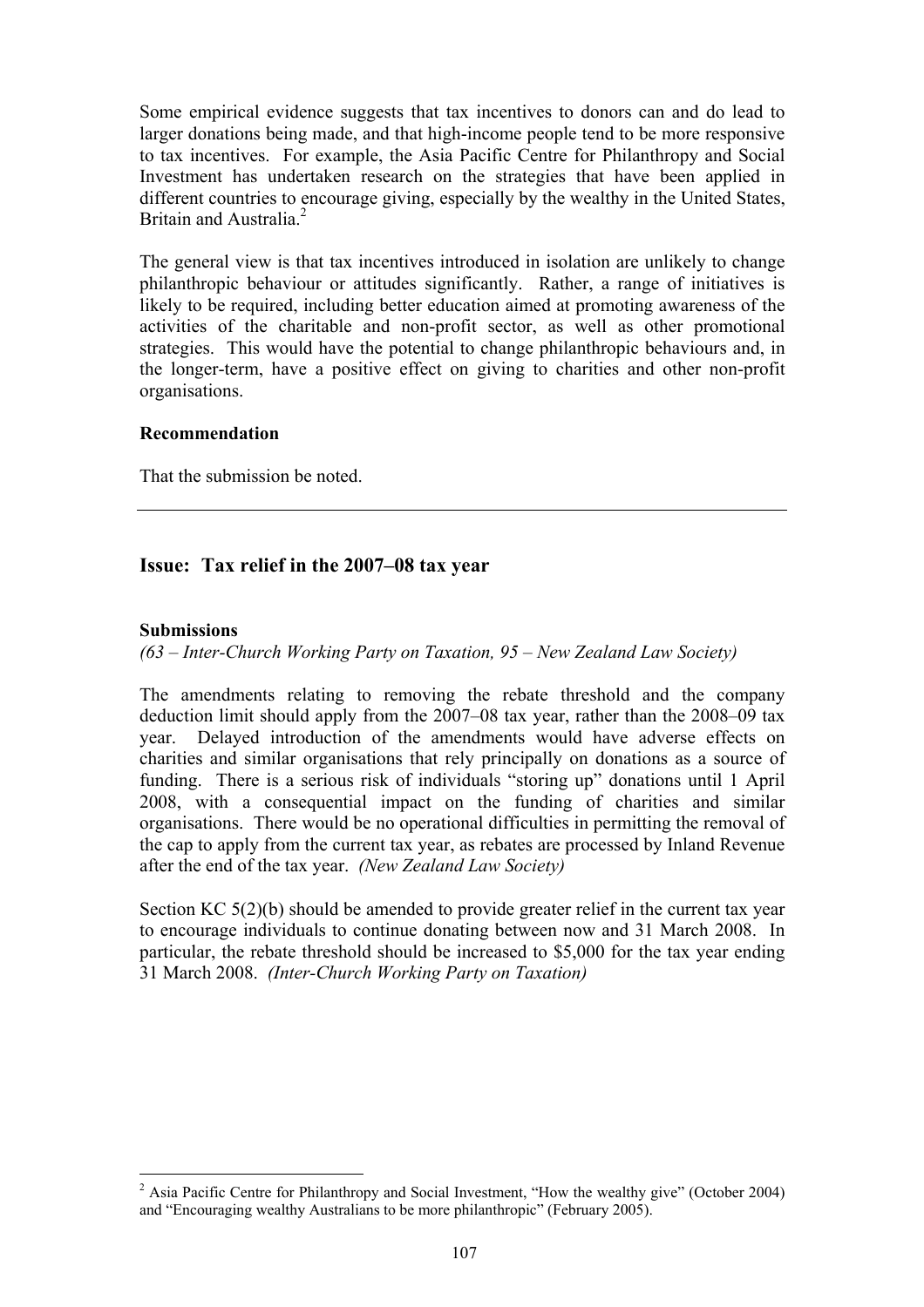Some empirical evidence suggests that tax incentives to donors can and do lead to larger donations being made, and that high-income people tend to be more responsive to tax incentives. For example, the Asia Pacific Centre for Philanthropy and Social Investment has undertaken research on the strategies that have been applied in different countries to encourage giving, especially by the wealthy in the United States, Britain and Australia.[2]

The general view is that tax incentives introduced in isolation are unlikely to change philanthropic behaviour or attitudes significantly. Rather, a range of initiatives is likely to be required, including better education aimed at promoting awareness of the activities of the charitable and non-profit sector, as well as other promotional strategies. This would have the potential to change philanthropic behaviours and, in the longer-term, have a positive effect on giving to charities and other non-profit organisations.

**Recommendation**

That the submission be noted.

---

## Issue: Tax relief in the 2007–08 tax year

**Submissions**

*(63 – Inter-Church Working Party on Taxation, 95 – New Zealand Law Society)*

The amendments relating to removing the rebate threshold and the company deduction limit should apply from the 2007–08 tax year, rather than the 2008–09 tax year. Delayed introduction of the amendments would have adverse effects on charities and similar organisations that rely principally on donations as a source of funding. There is a serious risk of individuals "storing up" donations until 1 April 2008, with a consequential impact on the funding of charities and similar organisations. There would be no operational difficulties in permitting the removal of the cap to apply from the current tax year, as rebates are processed by Inland Revenue after the end of the tax year. *(New Zealand Law Society)*

Section KC 5(2)(b) should be amended to provide greater relief in the current tax year to encourage individuals to continue donating between now and 31 March 2008. In particular, the rebate threshold should be increased to $5,000 for the tax year ending 31 March 2008. *(Inter-Church Working Party on Taxation)*

---

[2] Asia Pacific Centre for Philanthropy and Social Investment, "How the wealthy give" (October 2004) and "Encouraging wealthy Australians to be more philanthropic" (February 2005).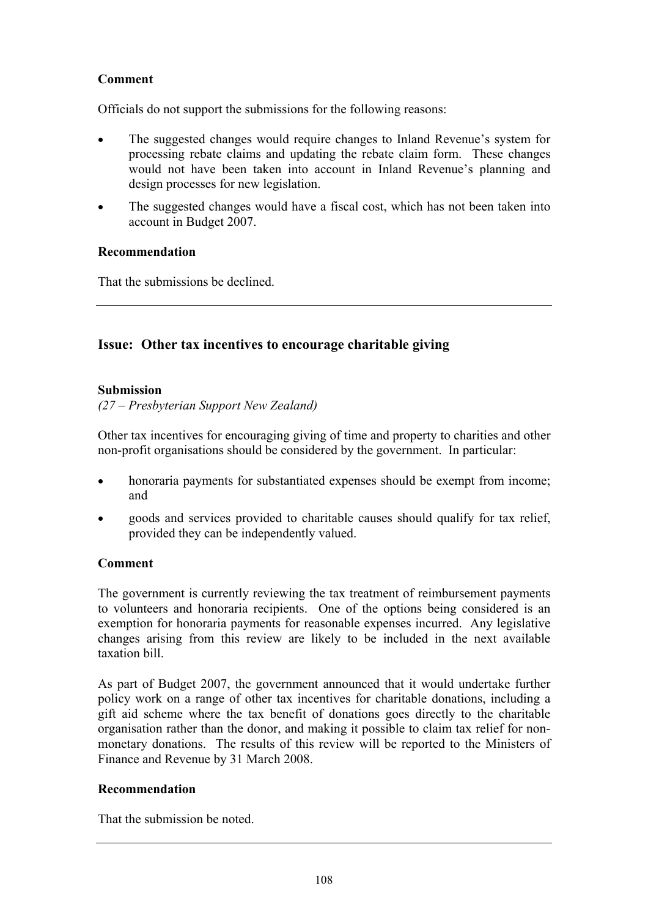**Comment**

Officials do not support the submissions for the following reasons:

- The suggested changes would require changes to Inland Revenue's system for processing rebate claims and updating the rebate claim form. These changes would not have been taken into account in Inland Revenue's planning and design processes for new legislation.
- The suggested changes would have a fiscal cost, which has not been taken into account in Budget 2007.

**Recommendation**

That the submissions be declined.

---

## Issue: Other tax incentives to encourage charitable giving

**Submission**

*(27 – Presbyterian Support New Zealand)*

Other tax incentives for encouraging giving of time and property to charities and other non-profit organisations should be considered by the government. In particular:

- honoraria payments for substantiated expenses should be exempt from income; and
- goods and services provided to charitable causes should qualify for tax relief, provided they can be independently valued.

**Comment**

The government is currently reviewing the tax treatment of reimbursement payments to volunteers and honoraria recipients. One of the options being considered is an exemption for honoraria payments for reasonable expenses incurred. Any legislative changes arising from this review are likely to be included in the next available taxation bill.

As part of Budget 2007, the government announced that it would undertake further policy work on a range of other tax incentives for charitable donations, including a gift aid scheme where the tax benefit of donations goes directly to the charitable organisation rather than the donor, and making it possible to claim tax relief for non-monetary donations. The results of this review will be reported to the Ministers of Finance and Revenue by 31 March 2008.

**Recommendation**

That the submission be noted.

---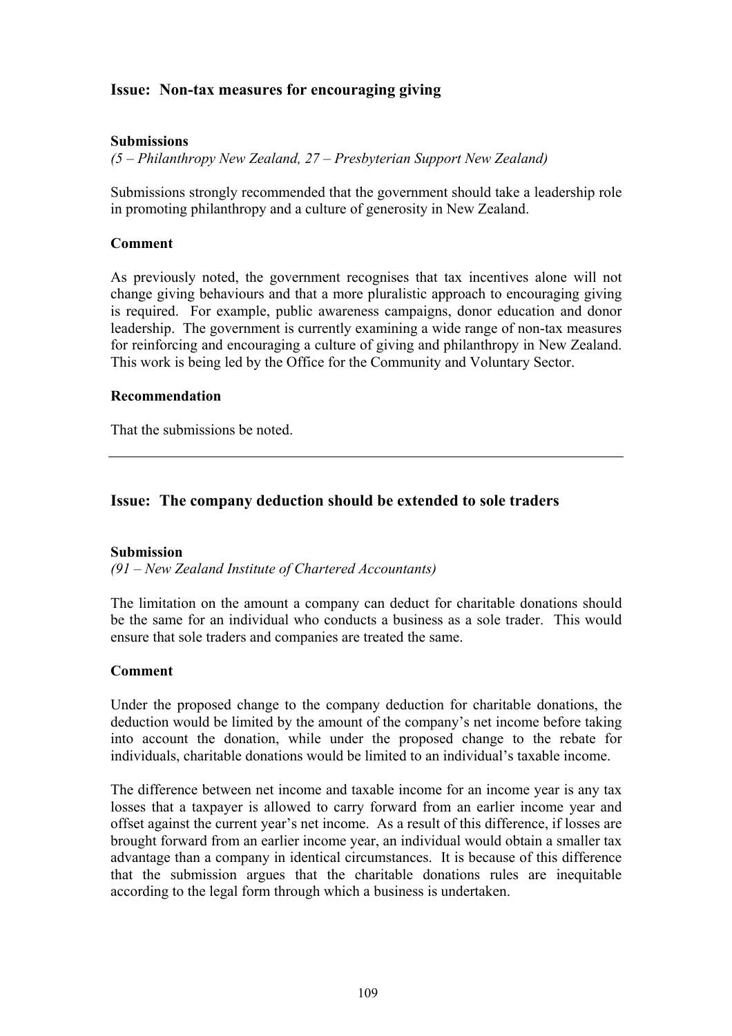## Issue: Non-tax measures for encouraging giving

**Submissions**

*(5 – Philanthropy New Zealand, 27 – Presbyterian Support New Zealand)*

Submissions strongly recommended that the government should take a leadership role in promoting philanthropy and a culture of generosity in New Zealand.

**Comment**

As previously noted, the government recognises that tax incentives alone will not change giving behaviours and that a more pluralistic approach to encouraging giving is required. For example, public awareness campaigns, donor education and donor leadership. The government is currently examining a wide range of non-tax measures for reinforcing and encouraging a culture of giving and philanthropy in New Zealand. This work is being led by the Office for the Community and Voluntary Sector.

**Recommendation**

That the submissions be noted.

---

## Issue: The company deduction should be extended to sole traders

**Submission**

*(91 – New Zealand Institute of Chartered Accountants)*

The limitation on the amount a company can deduct for charitable donations should be the same for an individual who conducts a business as a sole trader. This would ensure that sole traders and companies are treated the same.

**Comment**

Under the proposed change to the company deduction for charitable donations, the deduction would be limited by the amount of the company's net income before taking into account the donation, while under the proposed change to the rebate for individuals, charitable donations would be limited to an individual's taxable income.

The difference between net income and taxable income for an income year is any tax losses that a taxpayer is allowed to carry forward from an earlier income year and offset against the current year's net income. As a result of this difference, if losses are brought forward from an earlier income year, an individual would obtain a smaller tax advantage than a company in identical circumstances. It is because of this difference that the submission argues that the charitable donations rules are inequitable according to the legal form through which a business is undertaken.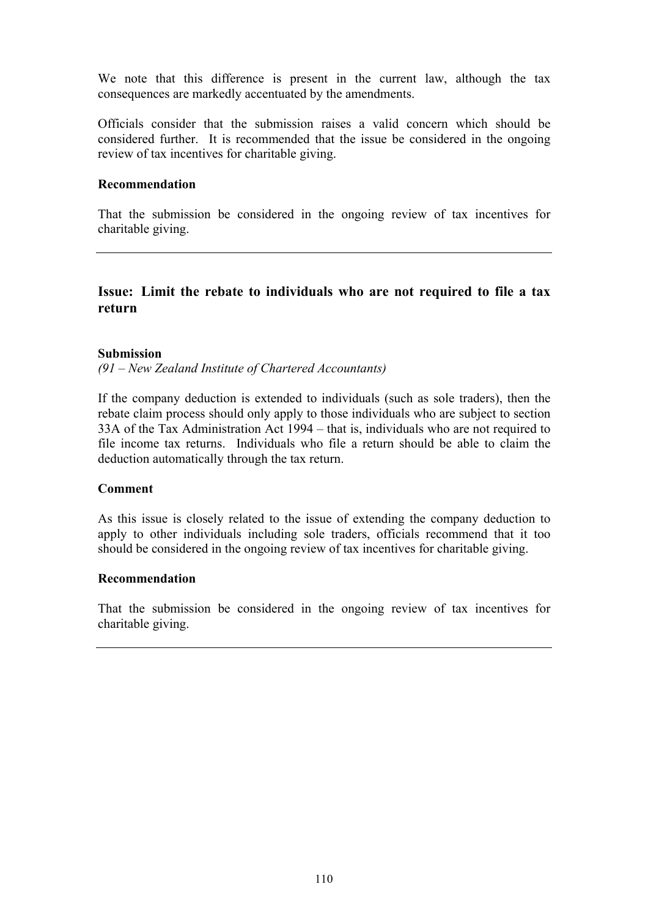We note that this difference is present in the current law, although the tax consequences are markedly accentuated by the amendments.

Officials consider that the submission raises a valid concern which should be considered further. It is recommended that the issue be considered in the ongoing review of tax incentives for charitable giving.

**Recommendation**

That the submission be considered in the ongoing review of tax incentives for charitable giving.

---

## Issue: Limit the rebate to individuals who are not required to file a tax return

**Submission**

*(91 – New Zealand Institute of Chartered Accountants)*

If the company deduction is extended to individuals (such as sole traders), then the rebate claim process should only apply to those individuals who are subject to section 33A of the Tax Administration Act 1994 – that is, individuals who are not required to file income tax returns. Individuals who file a return should be able to claim the deduction automatically through the tax return.

**Comment**

As this issue is closely related to the issue of extending the company deduction to apply to other individuals including sole traders, officials recommend that it too should be considered in the ongoing review of tax incentives for charitable giving.

**Recommendation**

That the submission be considered in the ongoing review of tax incentives for charitable giving.

---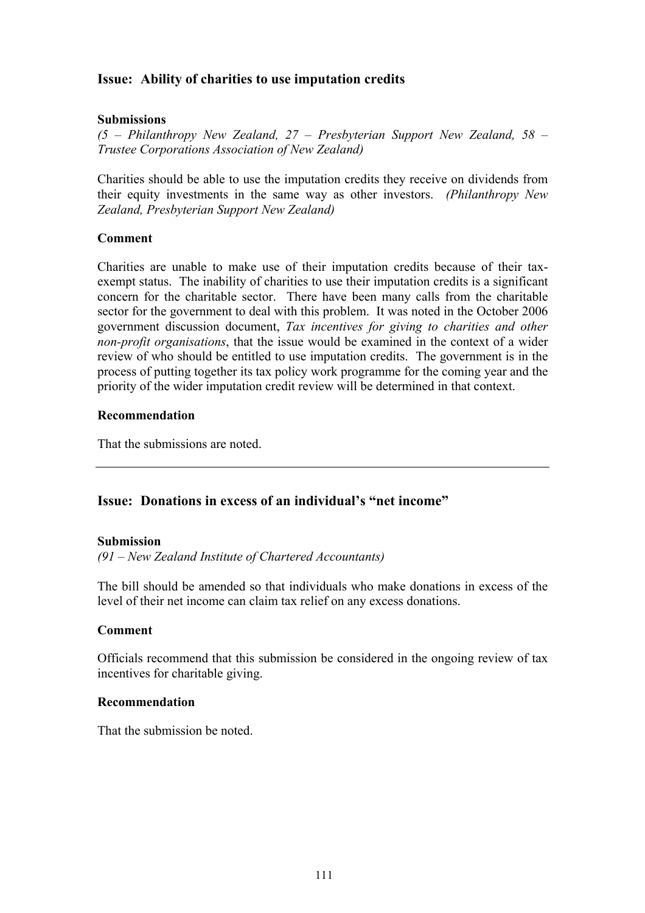## Issue: Ability of charities to use imputation credits

**Submissions**

*(5 – Philanthropy New Zealand, 27 – Presbyterian Support New Zealand, 58 – Trustee Corporations Association of New Zealand)*

Charities should be able to use the imputation credits they receive on dividends from their equity investments in the same way as other investors. *(Philanthropy New Zealand, Presbyterian Support New Zealand)*

**Comment**

Charities are unable to make use of their imputation credits because of their tax-exempt status. The inability of charities to use their imputation credits is a significant concern for the charitable sector. There have been many calls from the charitable sector for the government to deal with this problem. It was noted in the October 2006 government discussion document, *Tax incentives for giving to charities and other non-profit organisations*, that the issue would be examined in the context of a wider review of who should be entitled to use imputation credits. The government is in the process of putting together its tax policy work programme for the coming year and the priority of the wider imputation credit review will be determined in that context.

**Recommendation**

That the submissions are noted.

---

## Issue: Donations in excess of an individual's "net income"

**Submission**

*(91 – New Zealand Institute of Chartered Accountants)*

The bill should be amended so that individuals who make donations in excess of the level of their net income can claim tax relief on any excess donations.

**Comment**

Officials recommend that this submission be considered in the ongoing review of tax incentives for charitable giving.

**Recommendation**

That the submission be noted.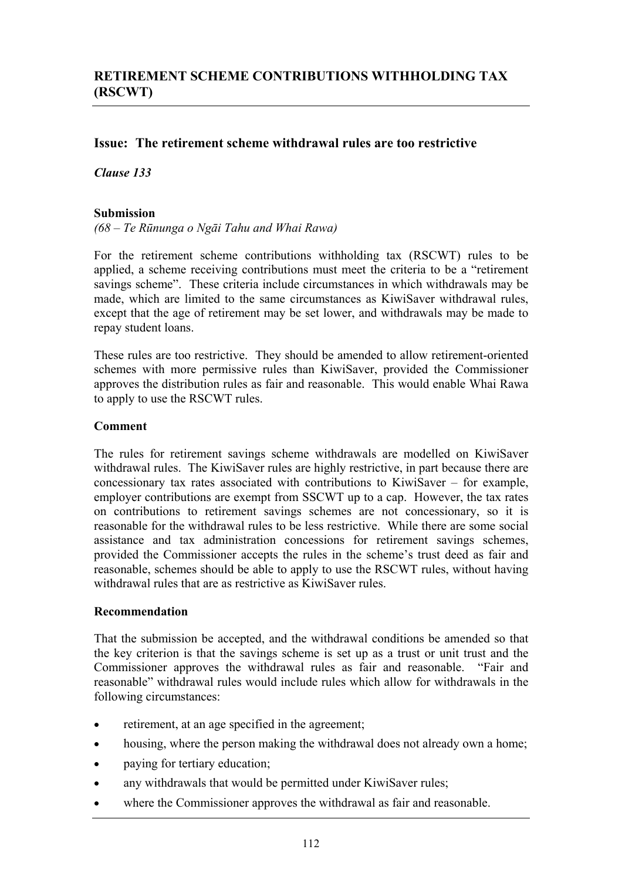## RETIREMENT SCHEME CONTRIBUTIONS WITHHOLDING TAX (RSCWT)

### Issue: The retirement scheme withdrawal rules are too restrictive

*Clause 133*

**Submission**

*(68 – Te Rūnunga o Ngāi Tahu and Whai Rawa)*

For the retirement scheme contributions withholding tax (RSCWT) rules to be applied, a scheme receiving contributions must meet the criteria to be a "retirement savings scheme". These criteria include circumstances in which withdrawals may be made, which are limited to the same circumstances as KiwiSaver withdrawal rules, except that the age of retirement may be set lower, and withdrawals may be made to repay student loans.

These rules are too restrictive. They should be amended to allow retirement-oriented schemes with more permissive rules than KiwiSaver, provided the Commissioner approves the distribution rules as fair and reasonable. This would enable Whai Rawa to apply to use the RSCWT rules.

**Comment**

The rules for retirement savings scheme withdrawals are modelled on KiwiSaver withdrawal rules. The KiwiSaver rules are highly restrictive, in part because there are concessionary tax rates associated with contributions to KiwiSaver – for example, employer contributions are exempt from SSCWT up to a cap. However, the tax rates on contributions to retirement savings schemes are not concessionary, so it is reasonable for the withdrawal rules to be less restrictive. While there are some social assistance and tax administration concessions for retirement savings schemes, provided the Commissioner accepts the rules in the scheme's trust deed as fair and reasonable, schemes should be able to apply to use the RSCWT rules, without having withdrawal rules that are as restrictive as KiwiSaver rules.

**Recommendation**

That the submission be accepted, and the withdrawal conditions be amended so that the key criterion is that the savings scheme is set up as a trust or unit trust and the Commissioner approves the withdrawal rules as fair and reasonable. "Fair and reasonable" withdrawal rules would include rules which allow for withdrawals in the following circumstances:

- retirement, at an age specified in the agreement;
- housing, where the person making the withdrawal does not already own a home;
- paying for tertiary education;
- any withdrawals that would be permitted under KiwiSaver rules;
- where the Commissioner approves the withdrawal as fair and reasonable.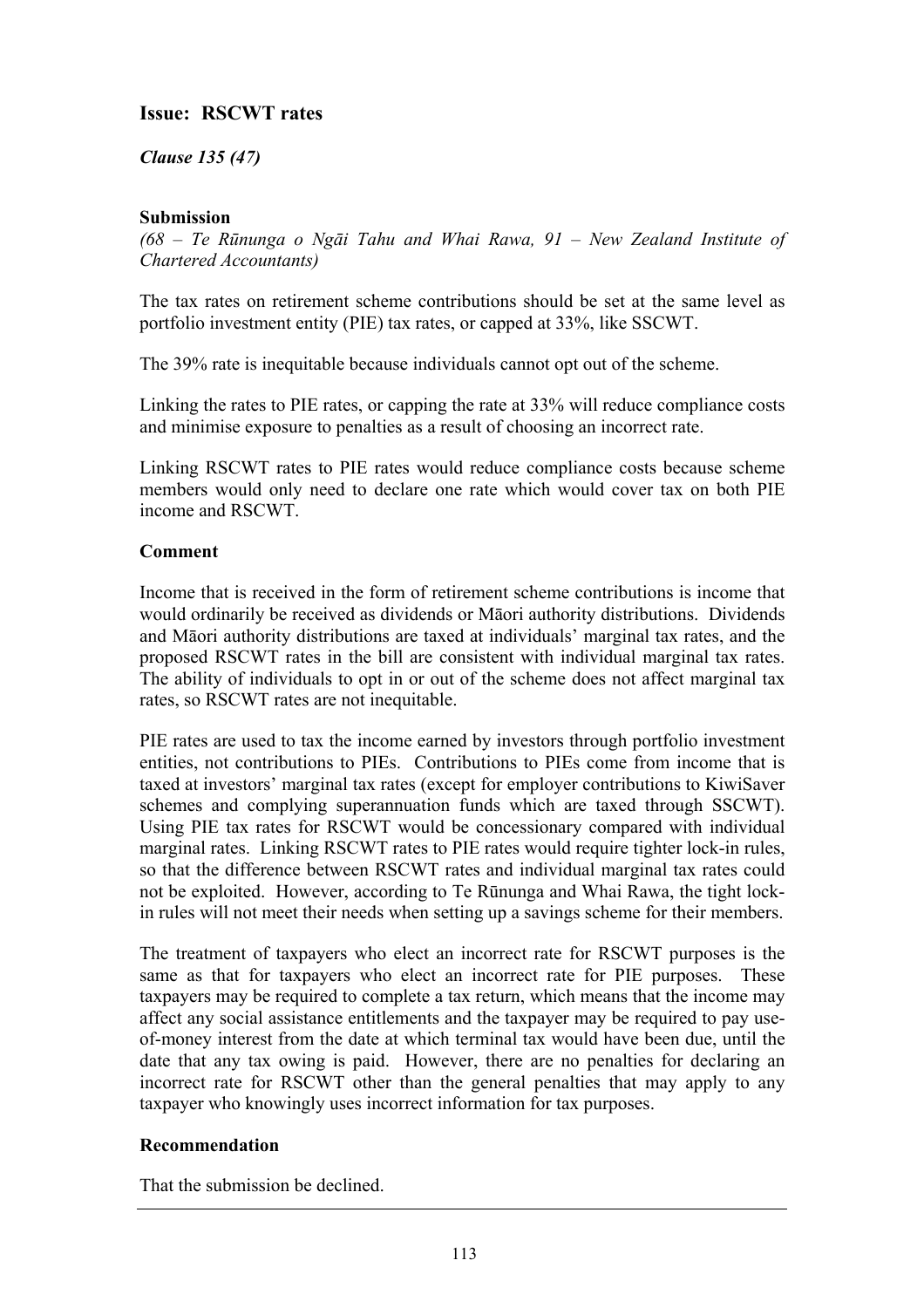## Issue: RSCWT rates

***Clause 135 (47)***

**Submission**

*(68 – Te Rūnunga o Ngāi Tahu and Whai Rawa, 91 – New Zealand Institute of Chartered Accountants)*

The tax rates on retirement scheme contributions should be set at the same level as portfolio investment entity (PIE) tax rates, or capped at 33%, like SSCWT.

The 39% rate is inequitable because individuals cannot opt out of the scheme.

Linking the rates to PIE rates, or capping the rate at 33% will reduce compliance costs and minimise exposure to penalties as a result of choosing an incorrect rate.

Linking RSCWT rates to PIE rates would reduce compliance costs because scheme members would only need to declare one rate which would cover tax on both PIE income and RSCWT.

**Comment**

Income that is received in the form of retirement scheme contributions is income that would ordinarily be received as dividends or Māori authority distributions. Dividends and Māori authority distributions are taxed at individuals' marginal tax rates, and the proposed RSCWT rates in the bill are consistent with individual marginal tax rates. The ability of individuals to opt in or out of the scheme does not affect marginal tax rates, so RSCWT rates are not inequitable.

PIE rates are used to tax the income earned by investors through portfolio investment entities, not contributions to PIEs. Contributions to PIEs come from income that is taxed at investors' marginal tax rates (except for employer contributions to KiwiSaver schemes and complying superannuation funds which are taxed through SSCWT). Using PIE tax rates for RSCWT would be concessionary compared with individual marginal rates. Linking RSCWT rates to PIE rates would require tighter lock-in rules, so that the difference between RSCWT rates and individual marginal tax rates could not be exploited. However, according to Te Rūnunga and Whai Rawa, the tight lock-in rules will not meet their needs when setting up a savings scheme for their members.

The treatment of taxpayers who elect an incorrect rate for RSCWT purposes is the same as that for taxpayers who elect an incorrect rate for PIE purposes. These taxpayers may be required to complete a tax return, which means that the income may affect any social assistance entitlements and the taxpayer may be required to pay use-of-money interest from the date at which terminal tax would have been due, until the date that any tax owing is paid. However, there are no penalties for declaring an incorrect rate for RSCWT other than the general penalties that may apply to any taxpayer who knowingly uses incorrect information for tax purposes.

**Recommendation**

That the submission be declined.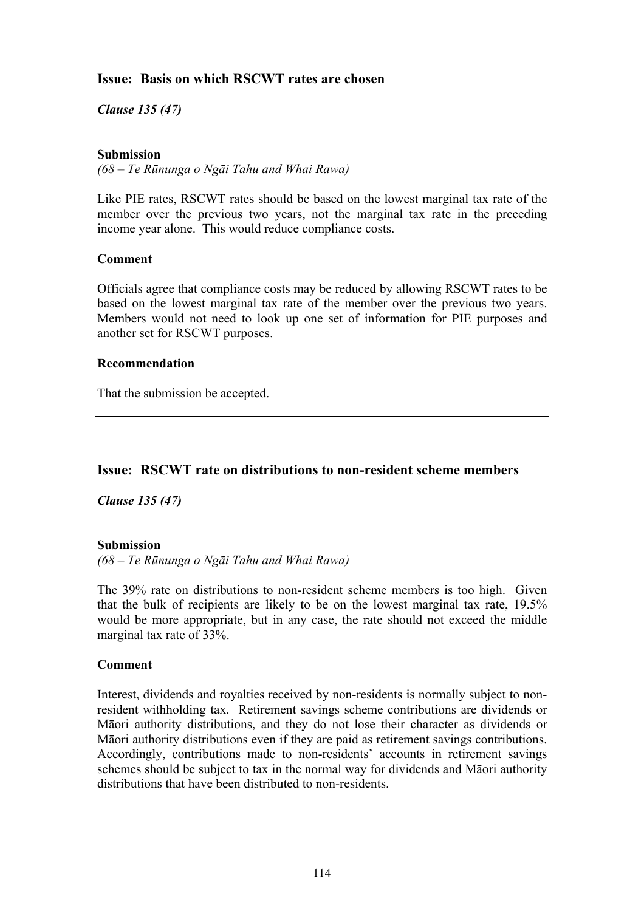## Issue: Basis on which RSCWT rates are chosen

***Clause 135 (47)***

**Submission**

*(68 – Te Rūnunga o Ngāi Tahu and Whai Rawa)*

Like PIE rates, RSCWT rates should be based on the lowest marginal tax rate of the member over the previous two years, not the marginal tax rate in the preceding income year alone. This would reduce compliance costs.

**Comment**

Officials agree that compliance costs may be reduced by allowing RSCWT rates to be based on the lowest marginal tax rate of the member over the previous two years. Members would not need to look up one set of information for PIE purposes and another set for RSCWT purposes.

**Recommendation**

That the submission be accepted.

---

## Issue: RSCWT rate on distributions to non-resident scheme members

***Clause 135 (47)***

**Submission**

*(68 – Te Rūnunga o Ngāi Tahu and Whai Rawa)*

The 39% rate on distributions to non-resident scheme members is too high. Given that the bulk of recipients are likely to be on the lowest marginal tax rate, 19.5% would be more appropriate, but in any case, the rate should not exceed the middle marginal tax rate of 33%.

**Comment**

Interest, dividends and royalties received by non-residents is normally subject to non-resident withholding tax. Retirement savings scheme contributions are dividends or Māori authority distributions, and they do not lose their character as dividends or Māori authority distributions even if they are paid as retirement savings contributions. Accordingly, contributions made to non-residents' accounts in retirement savings schemes should be subject to tax in the normal way for dividends and Māori authority distributions that have been distributed to non-residents.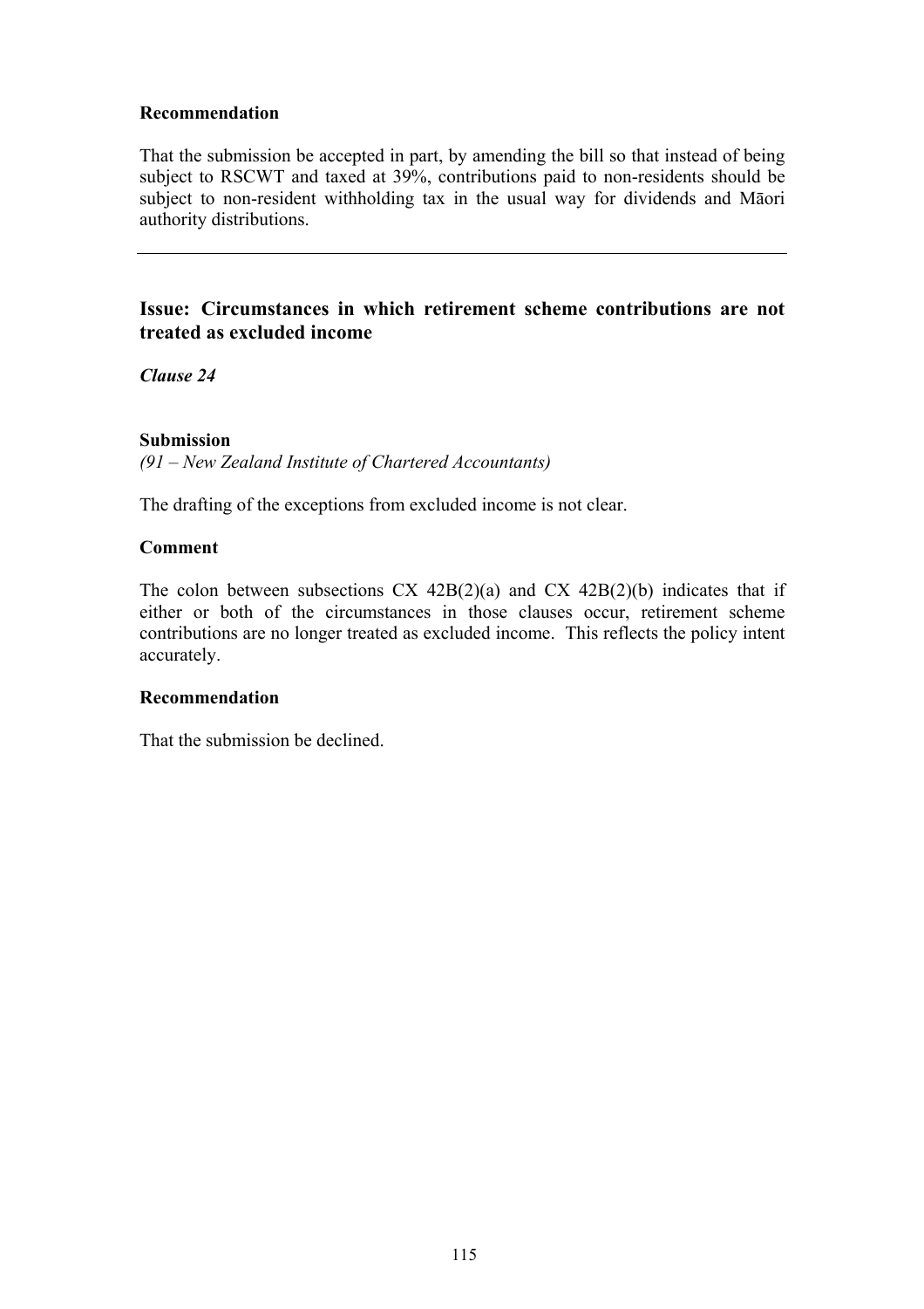**Recommendation**

That the submission be accepted in part, by amending the bill so that instead of being subject to RSCWT and taxed at 39%, contributions paid to non-residents should be subject to non-resident withholding tax in the usual way for dividends and Māori authority distributions.

---

## Issue: Circumstances in which retirement scheme contributions are not treated as excluded income

***Clause 24***

**Submission**

*(91 – New Zealand Institute of Chartered Accountants)*

The drafting of the exceptions from excluded income is not clear.

**Comment**

The colon between subsections CX 42B(2)(a) and CX 42B(2)(b) indicates that if either or both of the circumstances in those clauses occur, retirement scheme contributions are no longer treated as excluded income. This reflects the policy intent accurately.

**Recommendation**

That the submission be declined.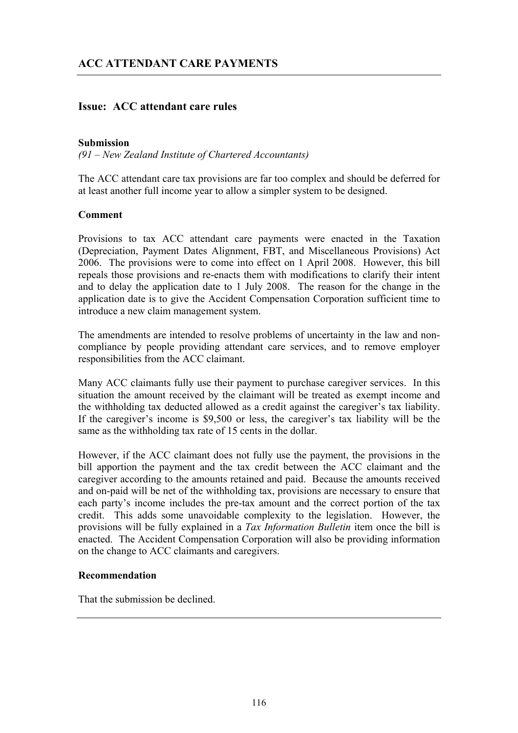## ACC ATTENDANT CARE PAYMENTS

### Issue: ACC attendant care rules

**Submission**

*(91 – New Zealand Institute of Chartered Accountants)*

The ACC attendant care tax provisions are far too complex and should be deferred for at least another full income year to allow a simpler system to be designed.

**Comment**

Provisions to tax ACC attendant care payments were enacted in the Taxation (Depreciation, Payment Dates Alignment, FBT, and Miscellaneous Provisions) Act 2006. The provisions were to come into effect on 1 April 2008. However, this bill repeals those provisions and re-enacts them with modifications to clarify their intent and to delay the application date to 1 July 2008. The reason for the change in the application date is to give the Accident Compensation Corporation sufficient time to introduce a new claim management system.

The amendments are intended to resolve problems of uncertainty in the law and non-compliance by people providing attendant care services, and to remove employer responsibilities from the ACC claimant.

Many ACC claimants fully use their payment to purchase caregiver services. In this situation the amount received by the claimant will be treated as exempt income and the withholding tax deducted allowed as a credit against the caregiver's tax liability. If the caregiver's income is $9,500 or less, the caregiver's tax liability will be the same as the withholding tax rate of 15 cents in the dollar.

However, if the ACC claimant does not fully use the payment, the provisions in the bill apportion the payment and the tax credit between the ACC claimant and the caregiver according to the amounts retained and paid. Because the amounts received and on-paid will be net of the withholding tax, provisions are necessary to ensure that each party's income includes the pre-tax amount and the correct portion of the tax credit. This adds some unavoidable complexity to the legislation. However, the provisions will be fully explained in a *Tax Information Bulletin* item once the bill is enacted. The Accident Compensation Corporation will also be providing information on the change to ACC claimants and caregivers.

**Recommendation**

That the submission be declined.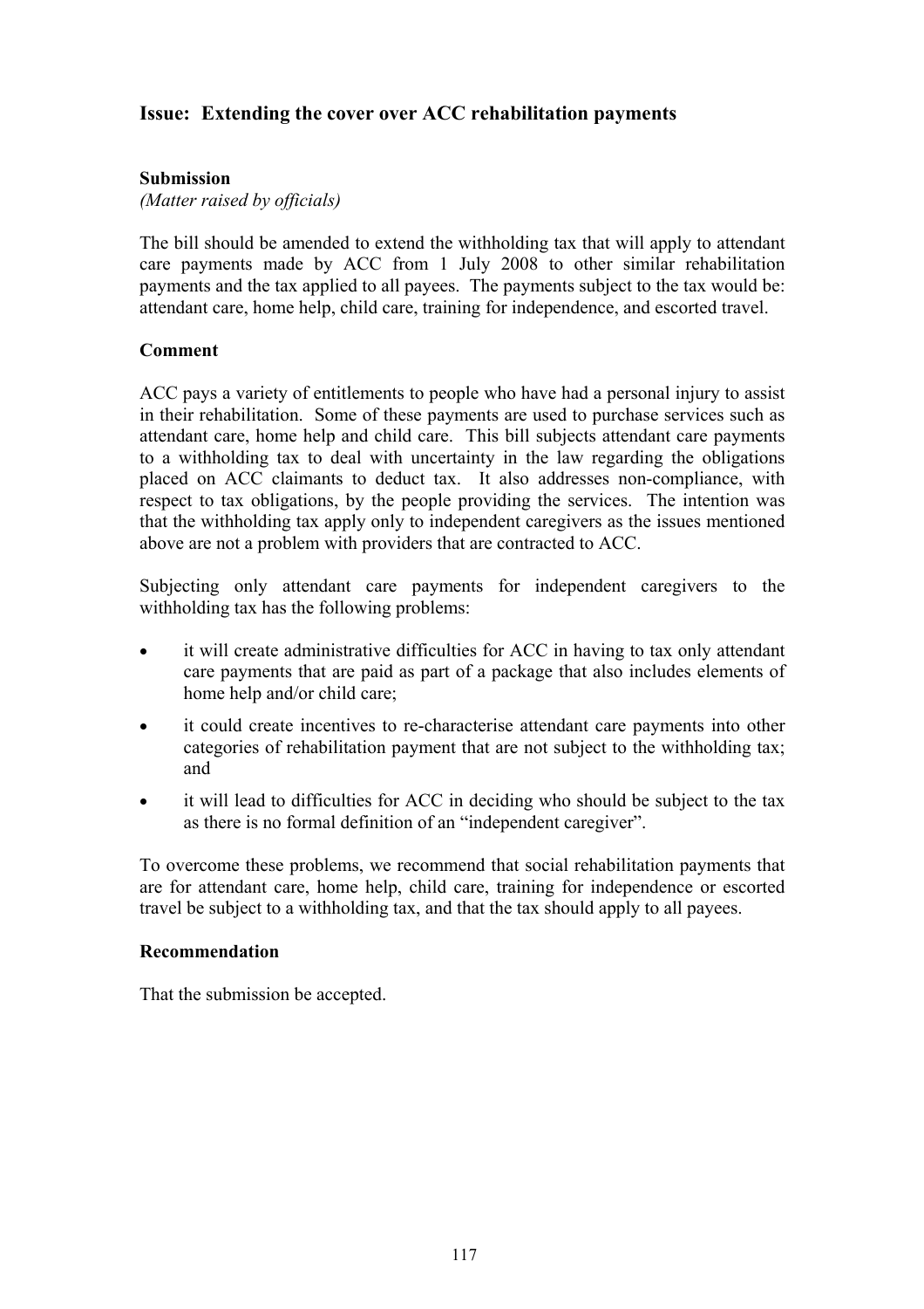## Issue: Extending the cover over ACC rehabilitation payments

### Submission

*(Matter raised by officials)*

The bill should be amended to extend the withholding tax that will apply to attendant care payments made by ACC from 1 July 2008 to other similar rehabilitation payments and the tax applied to all payees. The payments subject to the tax would be: attendant care, home help, child care, training for independence, and escorted travel.

### Comment

ACC pays a variety of entitlements to people who have had a personal injury to assist in their rehabilitation. Some of these payments are used to purchase services such as attendant care, home help and child care. This bill subjects attendant care payments to a withholding tax to deal with uncertainty in the law regarding the obligations placed on ACC claimants to deduct tax. It also addresses non-compliance, with respect to tax obligations, by the people providing the services. The intention was that the withholding tax apply only to independent caregivers as the issues mentioned above are not a problem with providers that are contracted to ACC.

Subjecting only attendant care payments for independent caregivers to the withholding tax has the following problems:

- it will create administrative difficulties for ACC in having to tax only attendant care payments that are paid as part of a package that also includes elements of home help and/or child care;
- it could create incentives to re-characterise attendant care payments into other categories of rehabilitation payment that are not subject to the withholding tax; and
- it will lead to difficulties for ACC in deciding who should be subject to the tax as there is no formal definition of an "independent caregiver".

To overcome these problems, we recommend that social rehabilitation payments that are for attendant care, home help, child care, training for independence or escorted travel be subject to a withholding tax, and that the tax should apply to all payees.

### Recommendation

That the submission be accepted.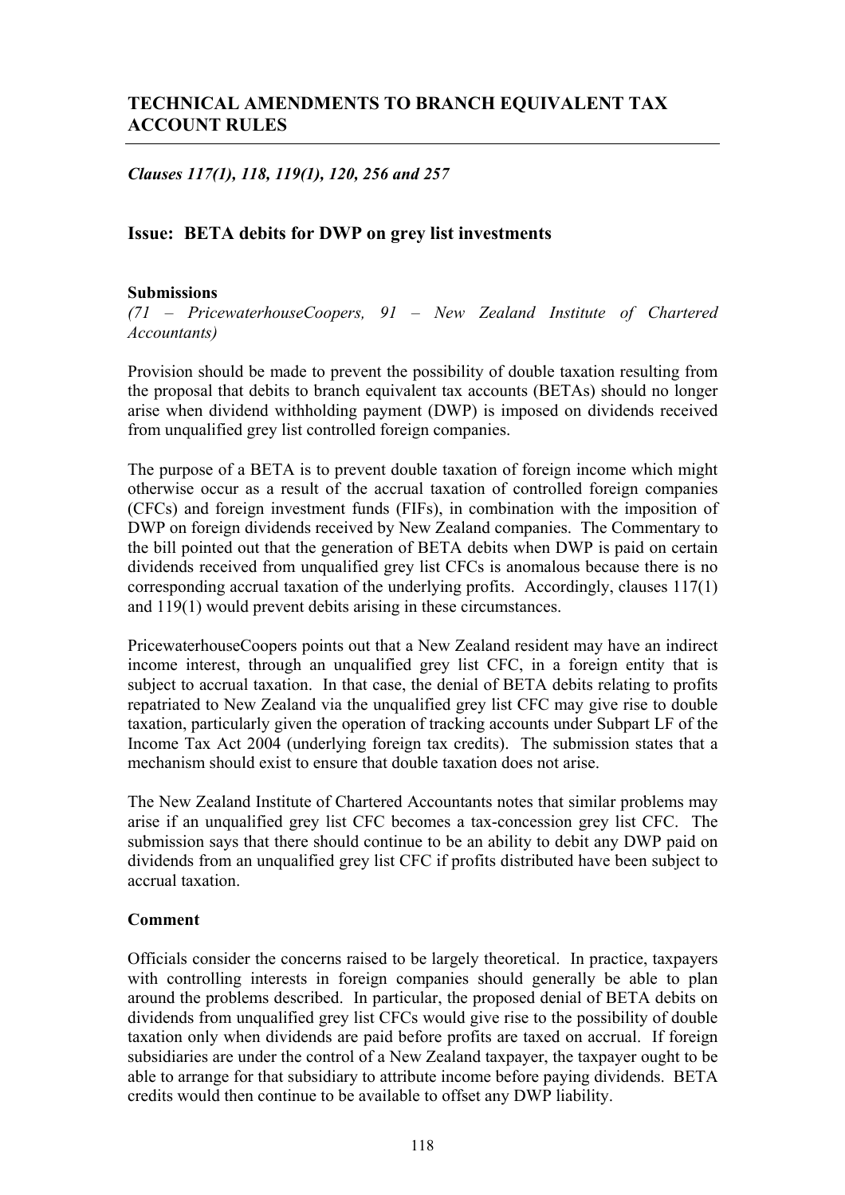## TECHNICAL AMENDMENTS TO BRANCH EQUIVALENT TAX ACCOUNT RULES

*Clauses 117(1), 118, 119(1), 120, 256 and 257*

### Issue: BETA debits for DWP on grey list investments

**Submissions**

*(71 – PricewaterhouseCoopers, 91 – New Zealand Institute of Chartered Accountants)*

Provision should be made to prevent the possibility of double taxation resulting from the proposal that debits to branch equivalent tax accounts (BETAs) should no longer arise when dividend withholding payment (DWP) is imposed on dividends received from unqualified grey list controlled foreign companies.

The purpose of a BETA is to prevent double taxation of foreign income which might otherwise occur as a result of the accrual taxation of controlled foreign companies (CFCs) and foreign investment funds (FIFs), in combination with the imposition of DWP on foreign dividends received by New Zealand companies. The Commentary to the bill pointed out that the generation of BETA debits when DWP is paid on certain dividends received from unqualified grey list CFCs is anomalous because there is no corresponding accrual taxation of the underlying profits. Accordingly, clauses 117(1) and 119(1) would prevent debits arising in these circumstances.

PricewaterhouseCoopers points out that a New Zealand resident may have an indirect income interest, through an unqualified grey list CFC, in a foreign entity that is subject to accrual taxation. In that case, the denial of BETA debits relating to profits repatriated to New Zealand via the unqualified grey list CFC may give rise to double taxation, particularly given the operation of tracking accounts under Subpart LF of the Income Tax Act 2004 (underlying foreign tax credits). The submission states that a mechanism should exist to ensure that double taxation does not arise.

The New Zealand Institute of Chartered Accountants notes that similar problems may arise if an unqualified grey list CFC becomes a tax-concession grey list CFC. The submission says that there should continue to be an ability to debit any DWP paid on dividends from an unqualified grey list CFC if profits distributed have been subject to accrual taxation.

**Comment**

Officials consider the concerns raised to be largely theoretical. In practice, taxpayers with controlling interests in foreign companies should generally be able to plan around the problems described. In particular, the proposed denial of BETA debits on dividends from unqualified grey list CFCs would give rise to the possibility of double taxation only when dividends are paid before profits are taxed on accrual. If foreign subsidiaries are under the control of a New Zealand taxpayer, the taxpayer ought to be able to arrange for that subsidiary to attribute income before paying dividends. BETA credits would then continue to be available to offset any DWP liability.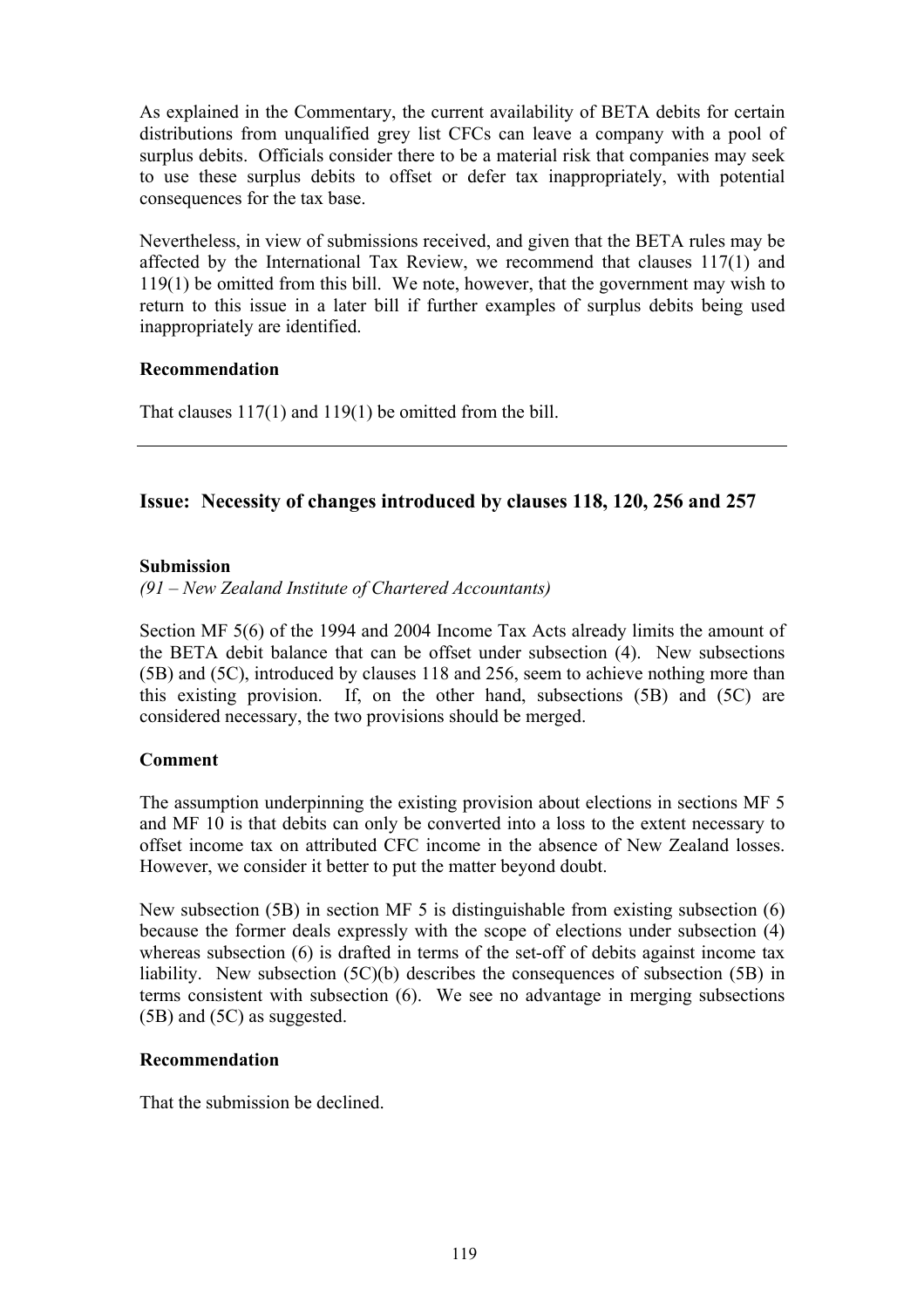As explained in the Commentary, the current availability of BETA debits for certain distributions from unqualified grey list CFCs can leave a company with a pool of surplus debits. Officials consider there to be a material risk that companies may seek to use these surplus debits to offset or defer tax inappropriately, with potential consequences for the tax base.

Nevertheless, in view of submissions received, and given that the BETA rules may be affected by the International Tax Review, we recommend that clauses 117(1) and 119(1) be omitted from this bill. We note, however, that the government may wish to return to this issue in a later bill if further examples of surplus debits being used inappropriately are identified.

#### Recommendation

That clauses 117(1) and 119(1) be omitted from the bill.

---

## Issue: Necessity of changes introduced by clauses 118, 120, 256 and 257

#### Submission

*(91 – New Zealand Institute of Chartered Accountants)*

Section MF 5(6) of the 1994 and 2004 Income Tax Acts already limits the amount of the BETA debit balance that can be offset under subsection (4). New subsections (5B) and (5C), introduced by clauses 118 and 256, seem to achieve nothing more than this existing provision. If, on the other hand, subsections (5B) and (5C) are considered necessary, the two provisions should be merged.

#### Comment

The assumption underpinning the existing provision about elections in sections MF 5 and MF 10 is that debits can only be converted into a loss to the extent necessary to offset income tax on attributed CFC income in the absence of New Zealand losses. However, we consider it better to put the matter beyond doubt.

New subsection (5B) in section MF 5 is distinguishable from existing subsection (6) because the former deals expressly with the scope of elections under subsection (4) whereas subsection (6) is drafted in terms of the set-off of debits against income tax liability. New subsection (5C)(b) describes the consequences of subsection (5B) in terms consistent with subsection (6). We see no advantage in merging subsections (5B) and (5C) as suggested.

#### Recommendation

That the submission be declined.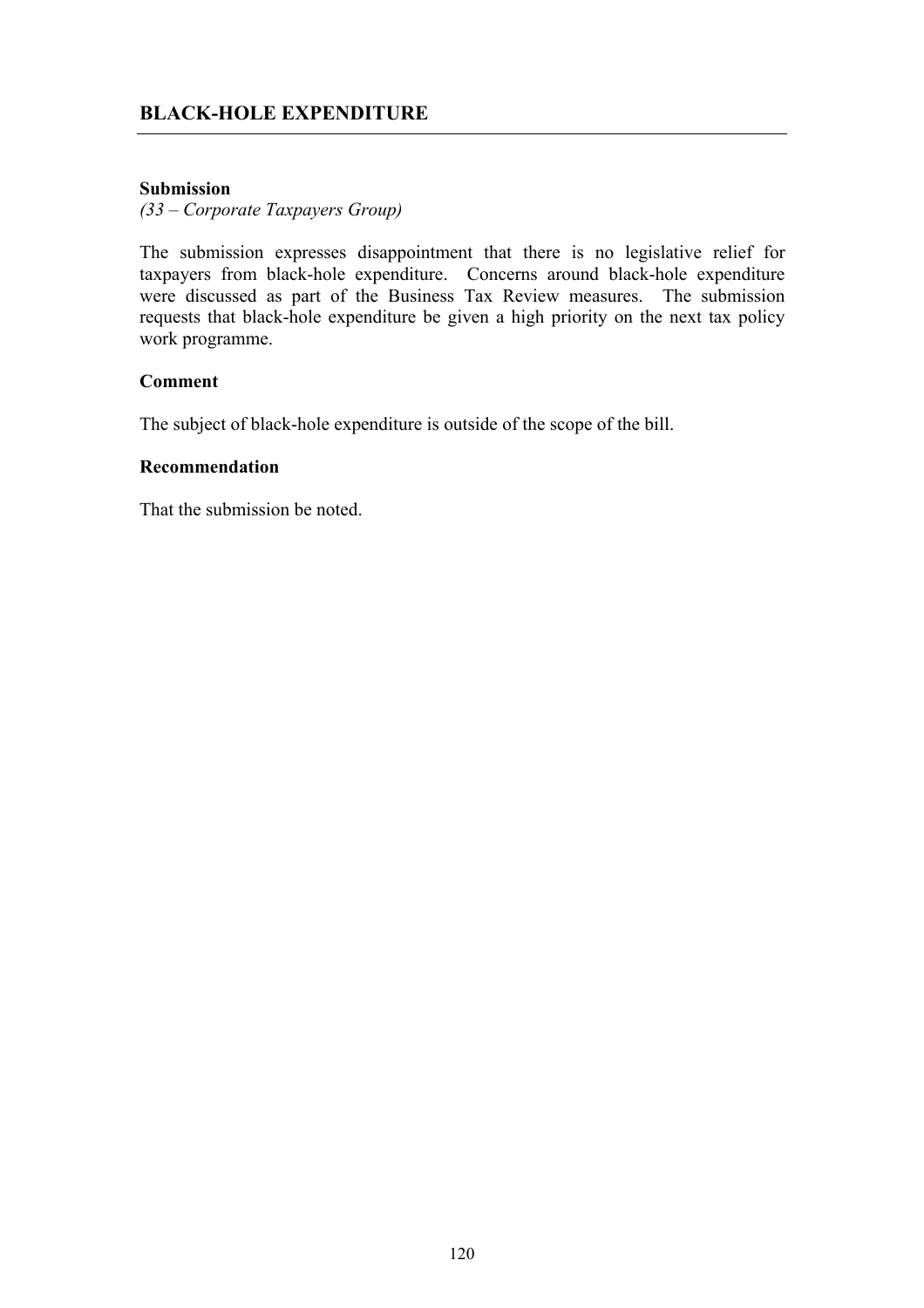## BLACK-HOLE EXPENDITURE

**Submission**

*(33 – Corporate Taxpayers Group)*

The submission expresses disappointment that there is no legislative relief for taxpayers from black-hole expenditure. Concerns around black-hole expenditure were discussed as part of the Business Tax Review measures. The submission requests that black-hole expenditure be given a high priority on the next tax policy work programme.

**Comment**

The subject of black-hole expenditure is outside of the scope of the bill.

**Recommendation**

That the submission be noted.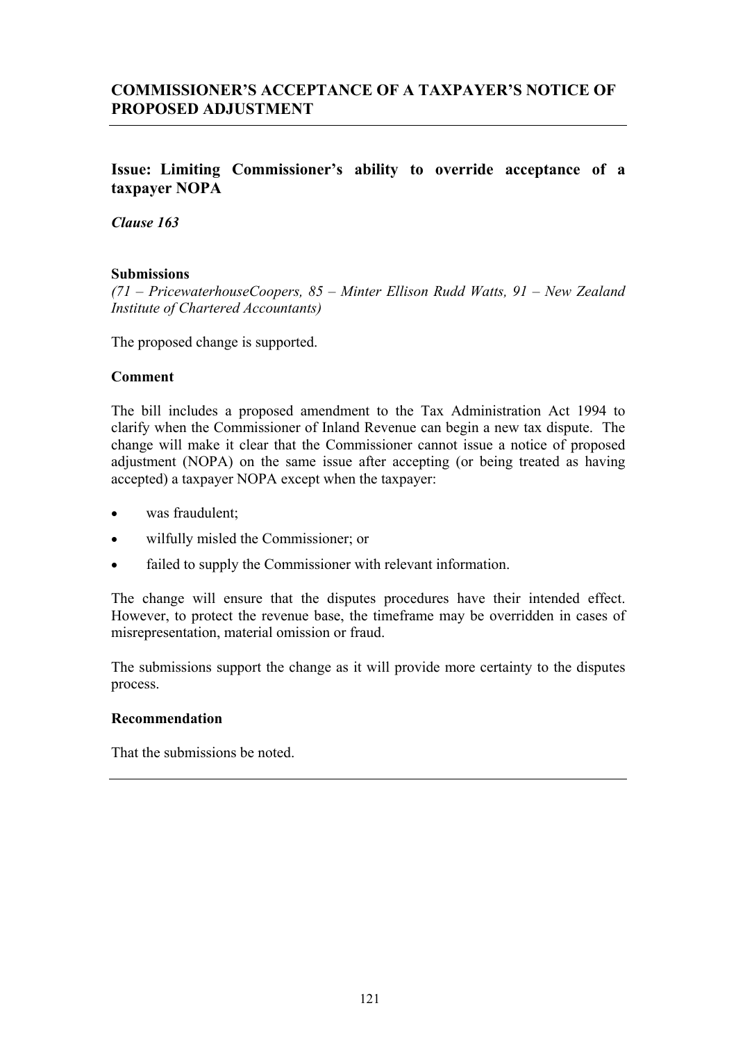## COMMISSIONER'S ACCEPTANCE OF A TAXPAYER'S NOTICE OF PROPOSED ADJUSTMENT

### Issue: Limiting Commissioner's ability to override acceptance of a taxpayer NOPA

***Clause 163***

**Submissions**

*(71 – PricewaterhouseCoopers, 85 – Minter Ellison Rudd Watts, 91 – New Zealand Institute of Chartered Accountants)*

The proposed change is supported.

**Comment**

The bill includes a proposed amendment to the Tax Administration Act 1994 to clarify when the Commissioner of Inland Revenue can begin a new tax dispute. The change will make it clear that the Commissioner cannot issue a notice of proposed adjustment (NOPA) on the same issue after accepting (or being treated as having accepted) a taxpayer NOPA except when the taxpayer:

- was fraudulent;
- wilfully misled the Commissioner; or
- failed to supply the Commissioner with relevant information.

The change will ensure that the disputes procedures have their intended effect. However, to protect the revenue base, the timeframe may be overridden in cases of misrepresentation, material omission or fraud.

The submissions support the change as it will provide more certainty to the disputes process.

**Recommendation**

That the submissions be noted.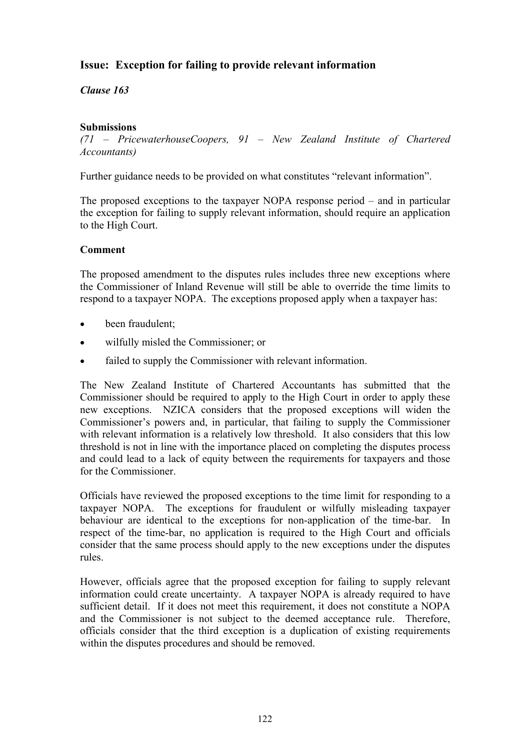## Issue: Exception for failing to provide relevant information

***Clause 163***

**Submissions**

*(71 – PricewaterhouseCoopers, 91 – New Zealand Institute of Chartered Accountants)*

Further guidance needs to be provided on what constitutes "relevant information".

The proposed exceptions to the taxpayer NOPA response period – and in particular the exception for failing to supply relevant information, should require an application to the High Court.

**Comment**

The proposed amendment to the disputes rules includes three new exceptions where the Commissioner of Inland Revenue will still be able to override the time limits to respond to a taxpayer NOPA. The exceptions proposed apply when a taxpayer has:

- been fraudulent;
- wilfully misled the Commissioner; or
- failed to supply the Commissioner with relevant information.

The New Zealand Institute of Chartered Accountants has submitted that the Commissioner should be required to apply to the High Court in order to apply these new exceptions. NZICA considers that the proposed exceptions will widen the Commissioner's powers and, in particular, that failing to supply the Commissioner with relevant information is a relatively low threshold. It also considers that this low threshold is not in line with the importance placed on completing the disputes process and could lead to a lack of equity between the requirements for taxpayers and those for the Commissioner.

Officials have reviewed the proposed exceptions to the time limit for responding to a taxpayer NOPA. The exceptions for fraudulent or wilfully misleading taxpayer behaviour are identical to the exceptions for non-application of the time-bar. In respect of the time-bar, no application is required to the High Court and officials consider that the same process should apply to the new exceptions under the disputes rules.

However, officials agree that the proposed exception for failing to supply relevant information could create uncertainty. A taxpayer NOPA is already required to have sufficient detail. If it does not meet this requirement, it does not constitute a NOPA and the Commissioner is not subject to the deemed acceptance rule. Therefore, officials consider that the third exception is a duplication of existing requirements within the disputes procedures and should be removed.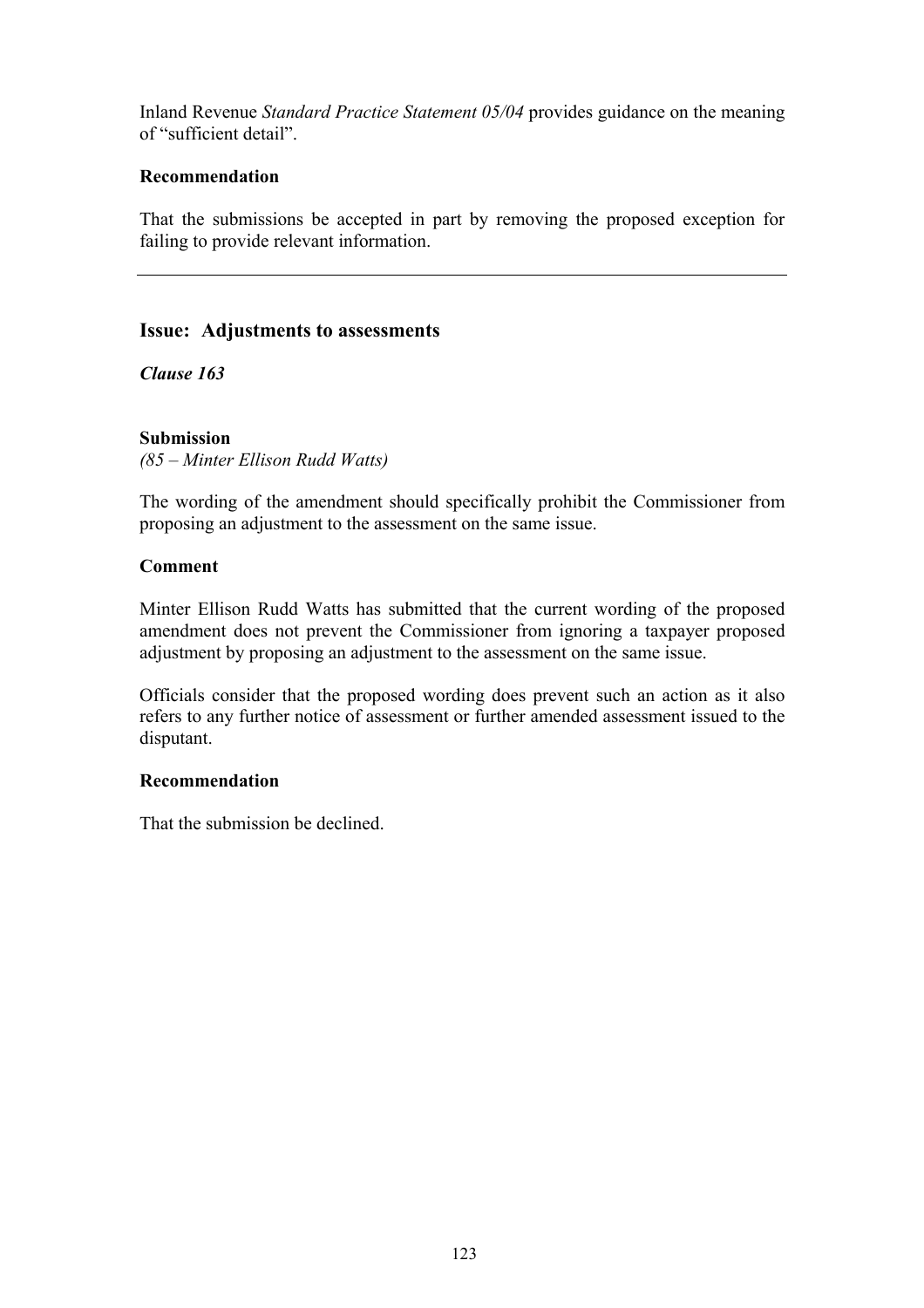Inland Revenue *Standard Practice Statement 05/04* provides guidance on the meaning of "sufficient detail".

**Recommendation**

That the submissions be accepted in part by removing the proposed exception for failing to provide relevant information.

---

## Issue: Adjustments to assessments

***Clause 163***

**Submission**

*(85 – Minter Ellison Rudd Watts)*

The wording of the amendment should specifically prohibit the Commissioner from proposing an adjustment to the assessment on the same issue.

**Comment**

Minter Ellison Rudd Watts has submitted that the current wording of the proposed amendment does not prevent the Commissioner from ignoring a taxpayer proposed adjustment by proposing an adjustment to the assessment on the same issue.

Officials consider that the proposed wording does prevent such an action as it also refers to any further notice of assessment or further amended assessment issued to the disputant.

**Recommendation**

That the submission be declined.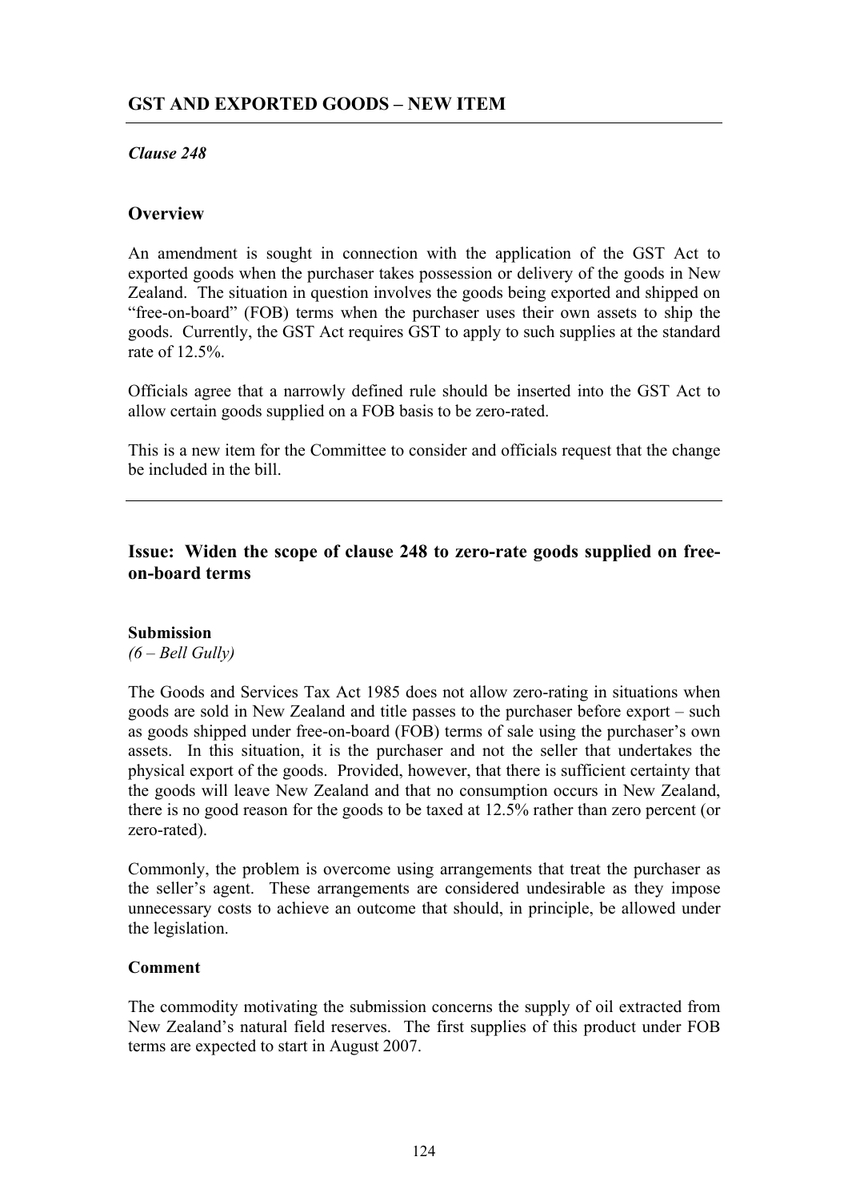## GST AND EXPORTED GOODS – NEW ITEM

*Clause 248*

### Overview

An amendment is sought in connection with the application of the GST Act to exported goods when the purchaser takes possession or delivery of the goods in New Zealand. The situation in question involves the goods being exported and shipped on "free-on-board" (FOB) terms when the purchaser uses their own assets to ship the goods. Currently, the GST Act requires GST to apply to such supplies at the standard rate of 12.5%.

Officials agree that a narrowly defined rule should be inserted into the GST Act to allow certain goods supplied on a FOB basis to be zero-rated.

This is a new item for the Committee to consider and officials request that the change be included in the bill.

### Issue: Widen the scope of clause 248 to zero-rate goods supplied on free-on-board terms

**Submission**
*(6 – Bell Gully)*

The Goods and Services Tax Act 1985 does not allow zero-rating in situations when goods are sold in New Zealand and title passes to the purchaser before export – such as goods shipped under free-on-board (FOB) terms of sale using the purchaser's own assets. In this situation, it is the purchaser and not the seller that undertakes the physical export of the goods. Provided, however, that there is sufficient certainty that the goods will leave New Zealand and that no consumption occurs in New Zealand, there is no good reason for the goods to be taxed at 12.5% rather than zero percent (or zero-rated).

Commonly, the problem is overcome using arrangements that treat the purchaser as the seller's agent. These arrangements are considered undesirable as they impose unnecessary costs to achieve an outcome that should, in principle, be allowed under the legislation.

**Comment**

The commodity motivating the submission concerns the supply of oil extracted from New Zealand's natural field reserves. The first supplies of this product under FOB terms are expected to start in August 2007.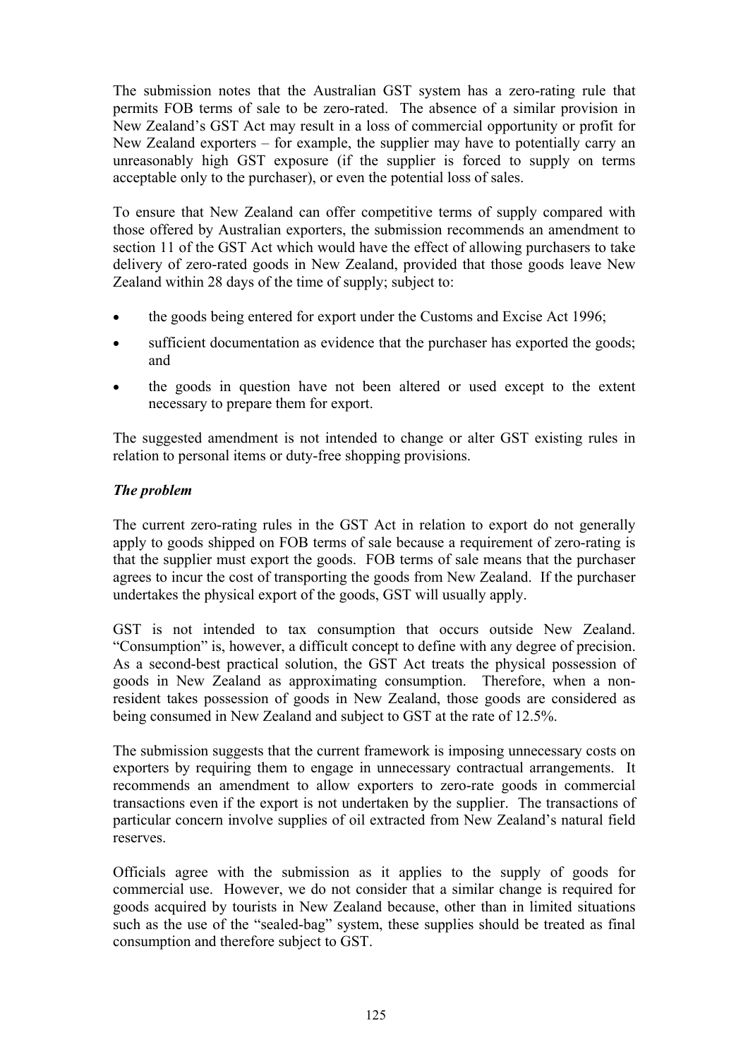The submission notes that the Australian GST system has a zero-rating rule that permits FOB terms of sale to be zero-rated. The absence of a similar provision in New Zealand's GST Act may result in a loss of commercial opportunity or profit for New Zealand exporters – for example, the supplier may have to potentially carry an unreasonably high GST exposure (if the supplier is forced to supply on terms acceptable only to the purchaser), or even the potential loss of sales.

To ensure that New Zealand can offer competitive terms of supply compared with those offered by Australian exporters, the submission recommends an amendment to section 11 of the GST Act which would have the effect of allowing purchasers to take delivery of zero-rated goods in New Zealand, provided that those goods leave New Zealand within 28 days of the time of supply; subject to:

- the goods being entered for export under the Customs and Excise Act 1996;
- sufficient documentation as evidence that the purchaser has exported the goods; and
- the goods in question have not been altered or used except to the extent necessary to prepare them for export.

The suggested amendment is not intended to change or alter GST existing rules in relation to personal items or duty-free shopping provisions.

***The problem***

The current zero-rating rules in the GST Act in relation to export do not generally apply to goods shipped on FOB terms of sale because a requirement of zero-rating is that the supplier must export the goods. FOB terms of sale means that the purchaser agrees to incur the cost of transporting the goods from New Zealand. If the purchaser undertakes the physical export of the goods, GST will usually apply.

GST is not intended to tax consumption that occurs outside New Zealand. "Consumption" is, however, a difficult concept to define with any degree of precision. As a second-best practical solution, the GST Act treats the physical possession of goods in New Zealand as approximating consumption. Therefore, when a non-resident takes possession of goods in New Zealand, those goods are considered as being consumed in New Zealand and subject to GST at the rate of 12.5%.

The submission suggests that the current framework is imposing unnecessary costs on exporters by requiring them to engage in unnecessary contractual arrangements. It recommends an amendment to allow exporters to zero-rate goods in commercial transactions even if the export is not undertaken by the supplier. The transactions of particular concern involve supplies of oil extracted from New Zealand's natural field reserves.

Officials agree with the submission as it applies to the supply of goods for commercial use. However, we do not consider that a similar change is required for goods acquired by tourists in New Zealand because, other than in limited situations such as the use of the "sealed-bag" system, these supplies should be treated as final consumption and therefore subject to GST.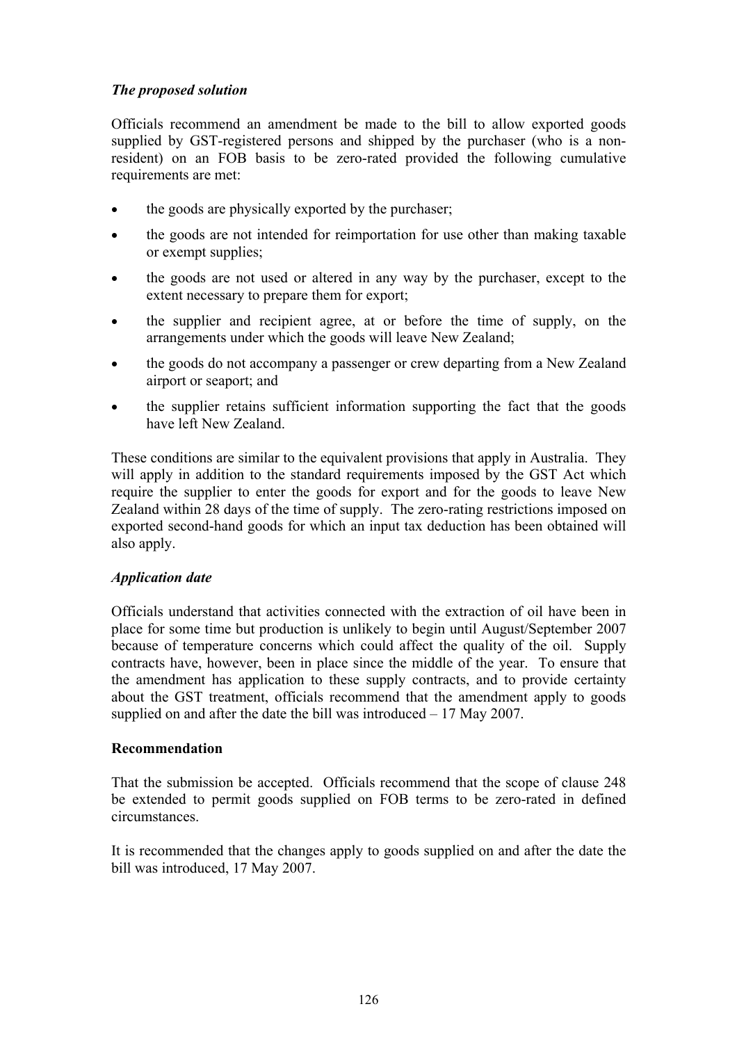*The proposed solution*

Officials recommend an amendment be made to the bill to allow exported goods supplied by GST-registered persons and shipped by the purchaser (who is a non-resident) on an FOB basis to be zero-rated provided the following cumulative requirements are met:

- the goods are physically exported by the purchaser;
- the goods are not intended for reimportation for use other than making taxable or exempt supplies;
- the goods are not used or altered in any way by the purchaser, except to the extent necessary to prepare them for export;
- the supplier and recipient agree, at or before the time of supply, on the arrangements under which the goods will leave New Zealand;
- the goods do not accompany a passenger or crew departing from a New Zealand airport or seaport; and
- the supplier retains sufficient information supporting the fact that the goods have left New Zealand.

These conditions are similar to the equivalent provisions that apply in Australia. They will apply in addition to the standard requirements imposed by the GST Act which require the supplier to enter the goods for export and for the goods to leave New Zealand within 28 days of the time of supply. The zero-rating restrictions imposed on exported second-hand goods for which an input tax deduction has been obtained will also apply.

*Application date*

Officials understand that activities connected with the extraction of oil have been in place for some time but production is unlikely to begin until August/September 2007 because of temperature concerns which could affect the quality of the oil. Supply contracts have, however, been in place since the middle of the year. To ensure that the amendment has application to these supply contracts, and to provide certainty about the GST treatment, officials recommend that the amendment apply to goods supplied on and after the date the bill was introduced – 17 May 2007.

**Recommendation**

That the submission be accepted. Officials recommend that the scope of clause 248 be extended to permit goods supplied on FOB terms to be zero-rated in defined circumstances.

It is recommended that the changes apply to goods supplied on and after the date the bill was introduced, 17 May 2007.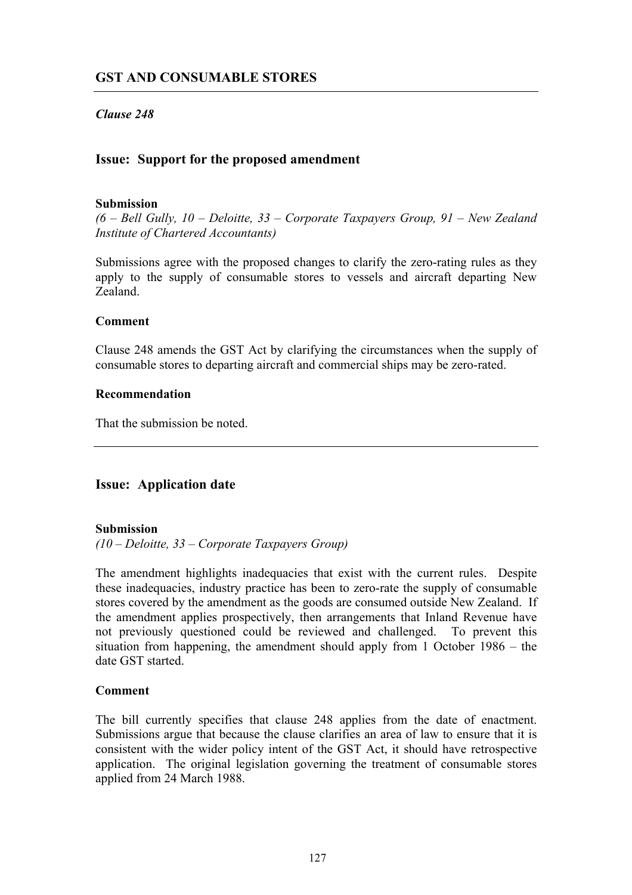## GST AND CONSUMABLE STORES

*Clause 248*

### Issue: Support for the proposed amendment

**Submission**

*(6 – Bell Gully, 10 – Deloitte, 33 – Corporate Taxpayers Group, 91 – New Zealand Institute of Chartered Accountants)*

Submissions agree with the proposed changes to clarify the zero-rating rules as they apply to the supply of consumable stores to vessels and aircraft departing New Zealand.

**Comment**

Clause 248 amends the GST Act by clarifying the circumstances when the supply of consumable stores to departing aircraft and commercial ships may be zero-rated.

**Recommendation**

That the submission be noted.

---

### Issue: Application date

**Submission**

*(10 – Deloitte, 33 – Corporate Taxpayers Group)*

The amendment highlights inadequacies that exist with the current rules. Despite these inadequacies, industry practice has been to zero-rate the supply of consumable stores covered by the amendment as the goods are consumed outside New Zealand. If the amendment applies prospectively, then arrangements that Inland Revenue have not previously questioned could be reviewed and challenged. To prevent this situation from happening, the amendment should apply from 1 October 1986 – the date GST started.

**Comment**

The bill currently specifies that clause 248 applies from the date of enactment. Submissions argue that because the clause clarifies an area of law to ensure that it is consistent with the wider policy intent of the GST Act, it should have retrospective application. The original legislation governing the treatment of consumable stores applied from 24 March 1988.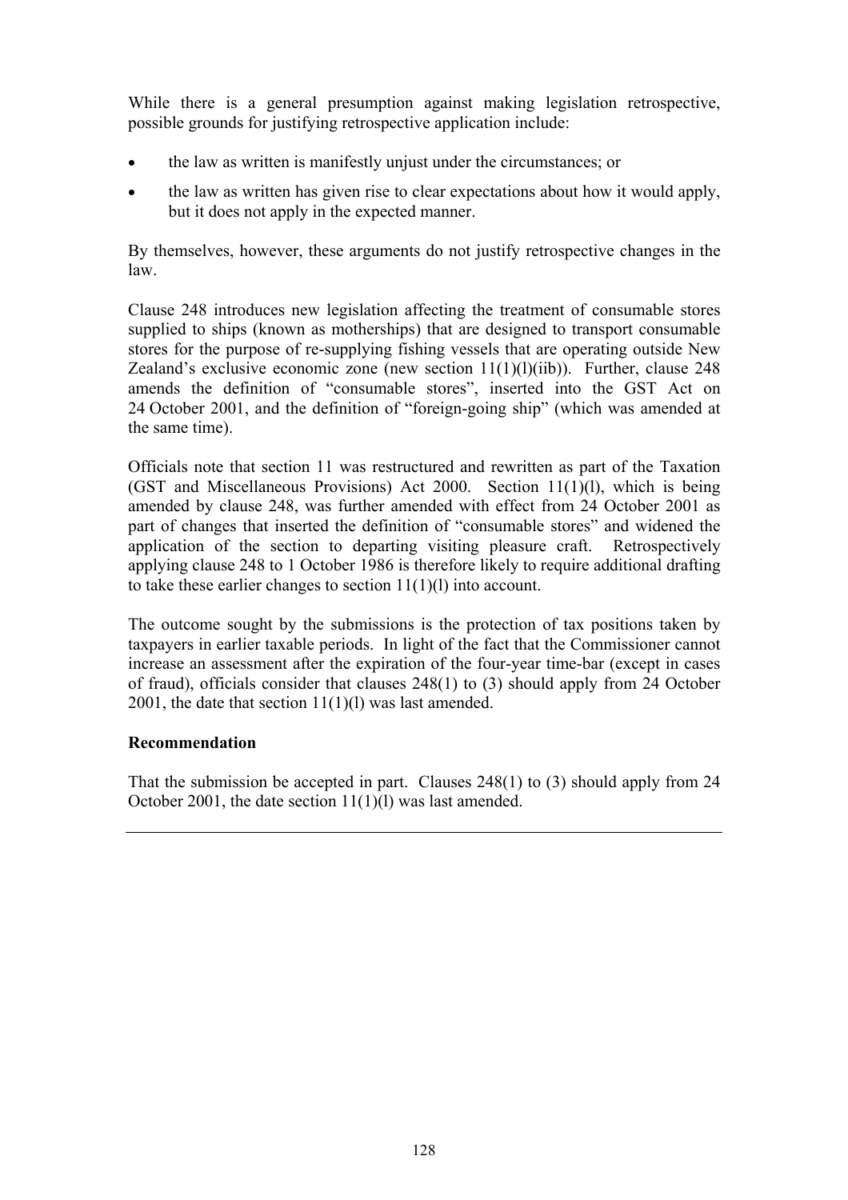While there is a general presumption against making legislation retrospective, possible grounds for justifying retrospective application include:

- the law as written is manifestly unjust under the circumstances; or
- the law as written has given rise to clear expectations about how it would apply, but it does not apply in the expected manner.

By themselves, however, these arguments do not justify retrospective changes in the law.

Clause 248 introduces new legislation affecting the treatment of consumable stores supplied to ships (known as motherships) that are designed to transport consumable stores for the purpose of re-supplying fishing vessels that are operating outside New Zealand's exclusive economic zone (new section 11(1)(l)(iib)). Further, clause 248 amends the definition of "consumable stores", inserted into the GST Act on 24 October 2001, and the definition of "foreign-going ship" (which was amended at the same time).

Officials note that section 11 was restructured and rewritten as part of the Taxation (GST and Miscellaneous Provisions) Act 2000. Section 11(1)(l), which is being amended by clause 248, was further amended with effect from 24 October 2001 as part of changes that inserted the definition of "consumable stores" and widened the application of the section to departing visiting pleasure craft. Retrospectively applying clause 248 to 1 October 1986 is therefore likely to require additional drafting to take these earlier changes to section 11(1)(l) into account.

The outcome sought by the submissions is the protection of tax positions taken by taxpayers in earlier taxable periods. In light of the fact that the Commissioner cannot increase an assessment after the expiration of the four-year time-bar (except in cases of fraud), officials consider that clauses 248(1) to (3) should apply from 24 October 2001, the date that section 11(1)(l) was last amended.

**Recommendation**

That the submission be accepted in part. Clauses 248(1) to (3) should apply from 24 October 2001, the date section 11(1)(l) was last amended.

---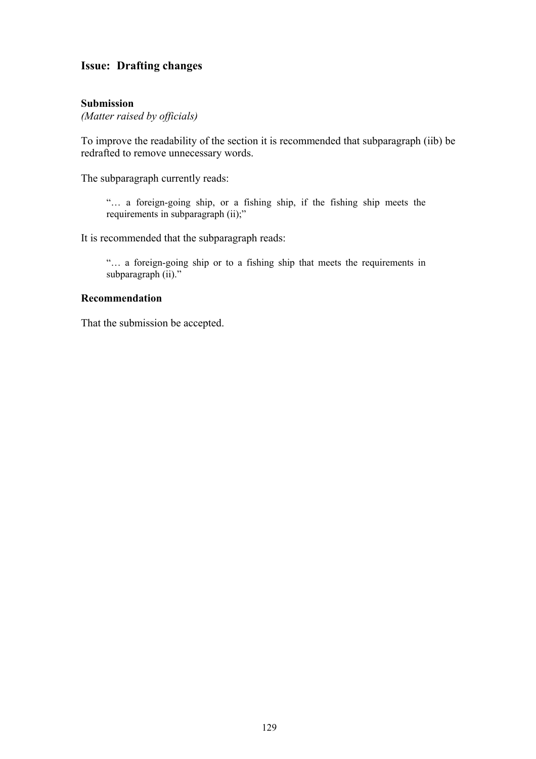## Issue: Drafting changes

**Submission**
*(Matter raised by officials)*

To improve the readability of the section it is recommended that subparagraph (iib) be redrafted to remove unnecessary words.

The subparagraph currently reads:

> "… a foreign-going ship, or a fishing ship, if the fishing ship meets the requirements in subparagraph (ii);"

It is recommended that the subparagraph reads:

> "… a foreign-going ship or to a fishing ship that meets the requirements in subparagraph (ii)."

**Recommendation**

That the submission be accepted.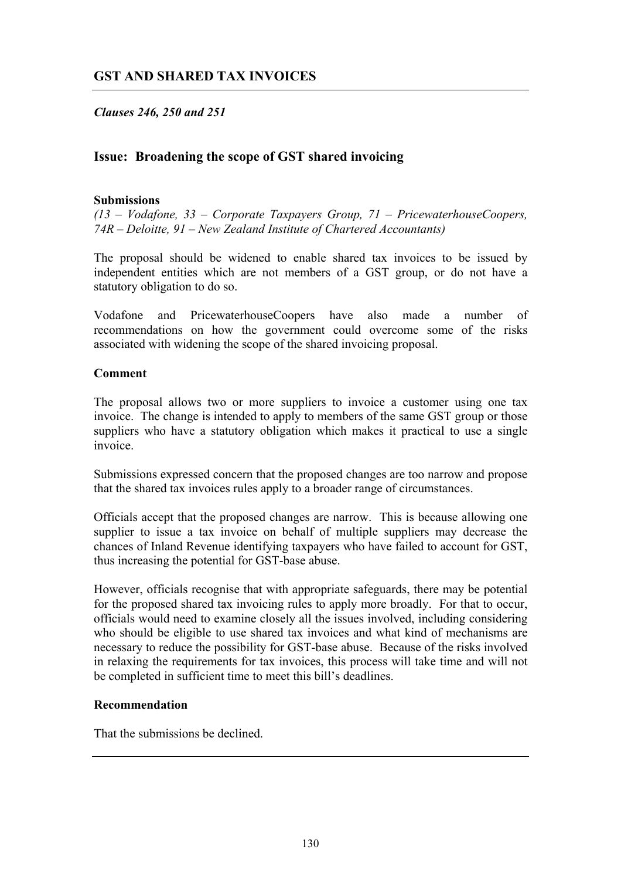## GST AND SHARED TAX INVOICES

*Clauses 246, 250 and 251*

### Issue: Broadening the scope of GST shared invoicing

**Submissions**

*(13 – Vodafone, 33 – Corporate Taxpayers Group, 71 – PricewaterhouseCoopers, 74R – Deloitte, 91 – New Zealand Institute of Chartered Accountants)*

The proposal should be widened to enable shared tax invoices to be issued by independent entities which are not members of a GST group, or do not have a statutory obligation to do so.

Vodafone and PricewaterhouseCoopers have also made a number of recommendations on how the government could overcome some of the risks associated with widening the scope of the shared invoicing proposal.

**Comment**

The proposal allows two or more suppliers to invoice a customer using one tax invoice. The change is intended to apply to members of the same GST group or those suppliers who have a statutory obligation which makes it practical to use a single invoice.

Submissions expressed concern that the proposed changes are too narrow and propose that the shared tax invoices rules apply to a broader range of circumstances.

Officials accept that the proposed changes are narrow. This is because allowing one supplier to issue a tax invoice on behalf of multiple suppliers may decrease the chances of Inland Revenue identifying taxpayers who have failed to account for GST, thus increasing the potential for GST-base abuse.

However, officials recognise that with appropriate safeguards, there may be potential for the proposed shared tax invoicing rules to apply more broadly. For that to occur, officials would need to examine closely all the issues involved, including considering who should be eligible to use shared tax invoices and what kind of mechanisms are necessary to reduce the possibility for GST-base abuse. Because of the risks involved in relaxing the requirements for tax invoices, this process will take time and will not be completed in sufficient time to meet this bill's deadlines.

**Recommendation**

That the submissions be declined.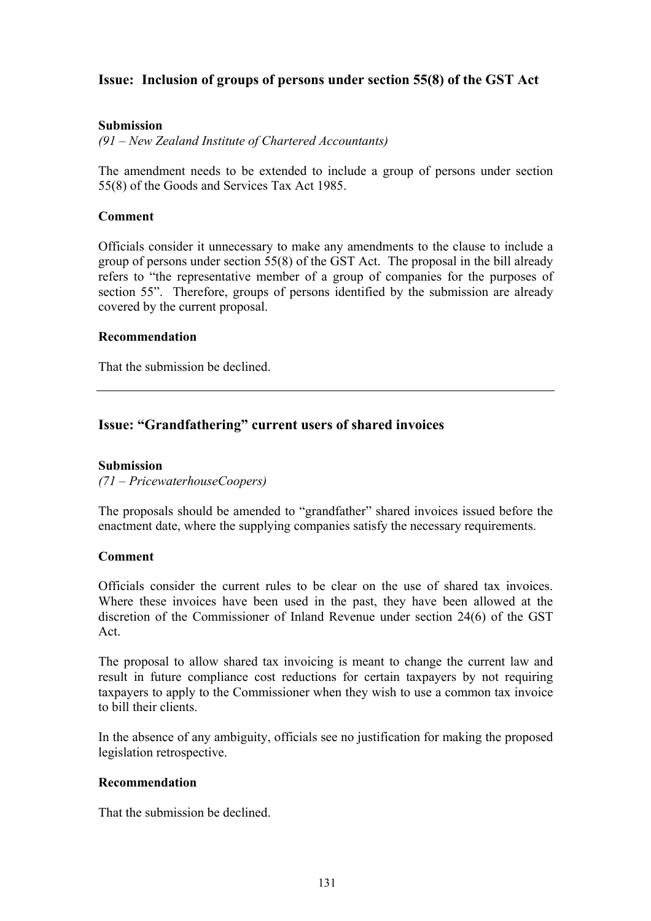## Issue: Inclusion of groups of persons under section 55(8) of the GST Act

**Submission**

*(91 – New Zealand Institute of Chartered Accountants)*

The amendment needs to be extended to include a group of persons under section 55(8) of the Goods and Services Tax Act 1985.

**Comment**

Officials consider it unnecessary to make any amendments to the clause to include a group of persons under section 55(8) of the GST Act. The proposal in the bill already refers to "the representative member of a group of companies for the purposes of section 55". Therefore, groups of persons identified by the submission are already covered by the current proposal.

**Recommendation**

That the submission be declined.

---

## Issue: "Grandfathering" current users of shared invoices

**Submission**

*(71 – PricewaterhouseCoopers)*

The proposals should be amended to "grandfather" shared invoices issued before the enactment date, where the supplying companies satisfy the necessary requirements.

**Comment**

Officials consider the current rules to be clear on the use of shared tax invoices. Where these invoices have been used in the past, they have been allowed at the discretion of the Commissioner of Inland Revenue under section 24(6) of the GST Act.

The proposal to allow shared tax invoicing is meant to change the current law and result in future compliance cost reductions for certain taxpayers by not requiring taxpayers to apply to the Commissioner when they wish to use a common tax invoice to bill their clients.

In the absence of any ambiguity, officials see no justification for making the proposed legislation retrospective.

**Recommendation**

That the submission be declined.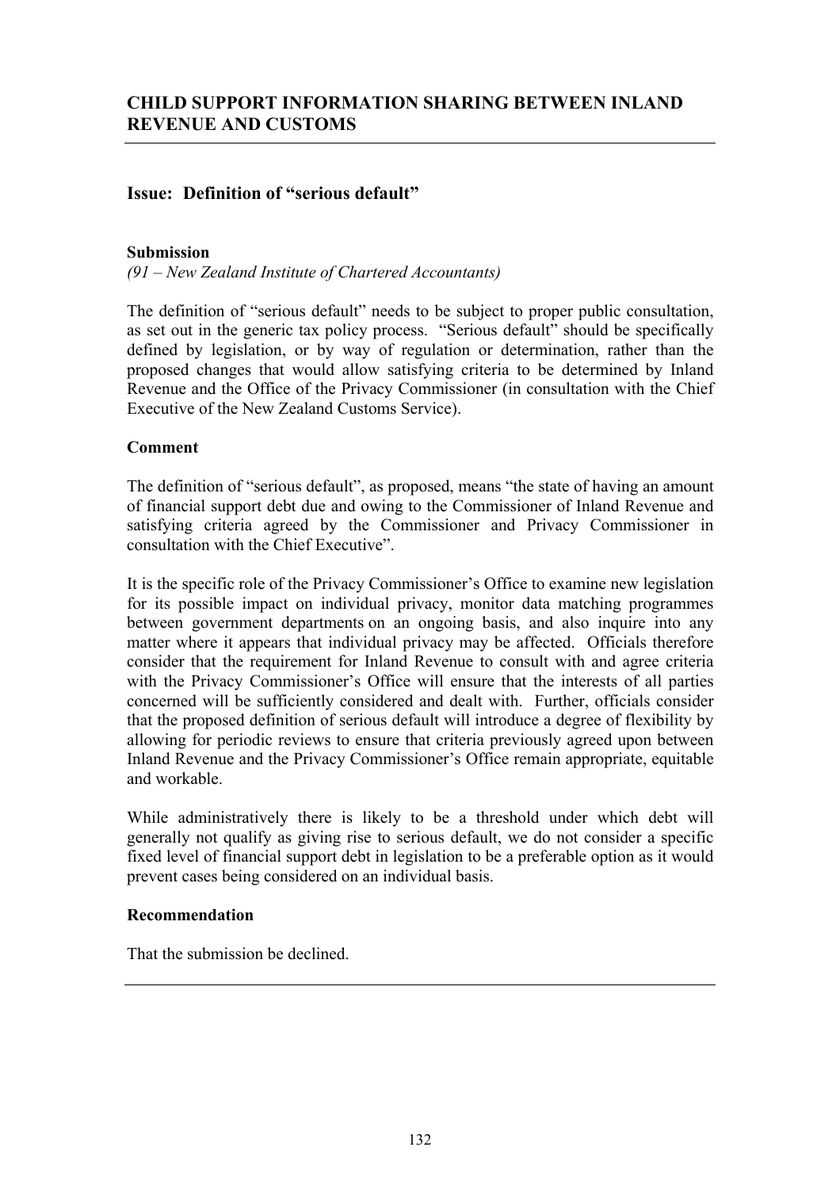## CHILD SUPPORT INFORMATION SHARING BETWEEN INLAND REVENUE AND CUSTOMS

### Issue: Definition of "serious default"

**Submission**

*(91 – New Zealand Institute of Chartered Accountants)*

The definition of "serious default" needs to be subject to proper public consultation, as set out in the generic tax policy process. "Serious default" should be specifically defined by legislation, or by way of regulation or determination, rather than the proposed changes that would allow satisfying criteria to be determined by Inland Revenue and the Office of the Privacy Commissioner (in consultation with the Chief Executive of the New Zealand Customs Service).

**Comment**

The definition of "serious default", as proposed, means "the state of having an amount of financial support debt due and owing to the Commissioner of Inland Revenue and satisfying criteria agreed by the Commissioner and Privacy Commissioner in consultation with the Chief Executive".

It is the specific role of the Privacy Commissioner's Office to examine new legislation for its possible impact on individual privacy, monitor data matching programmes between government departments on an ongoing basis, and also inquire into any matter where it appears that individual privacy may be affected. Officials therefore consider that the requirement for Inland Revenue to consult with and agree criteria with the Privacy Commissioner's Office will ensure that the interests of all parties concerned will be sufficiently considered and dealt with. Further, officials consider that the proposed definition of serious default will introduce a degree of flexibility by allowing for periodic reviews to ensure that criteria previously agreed upon between Inland Revenue and the Privacy Commissioner's Office remain appropriate, equitable and workable.

While administratively there is likely to be a threshold under which debt will generally not qualify as giving rise to serious default, we do not consider a specific fixed level of financial support debt in legislation to be a preferable option as it would prevent cases being considered on an individual basis.

**Recommendation**

That the submission be declined.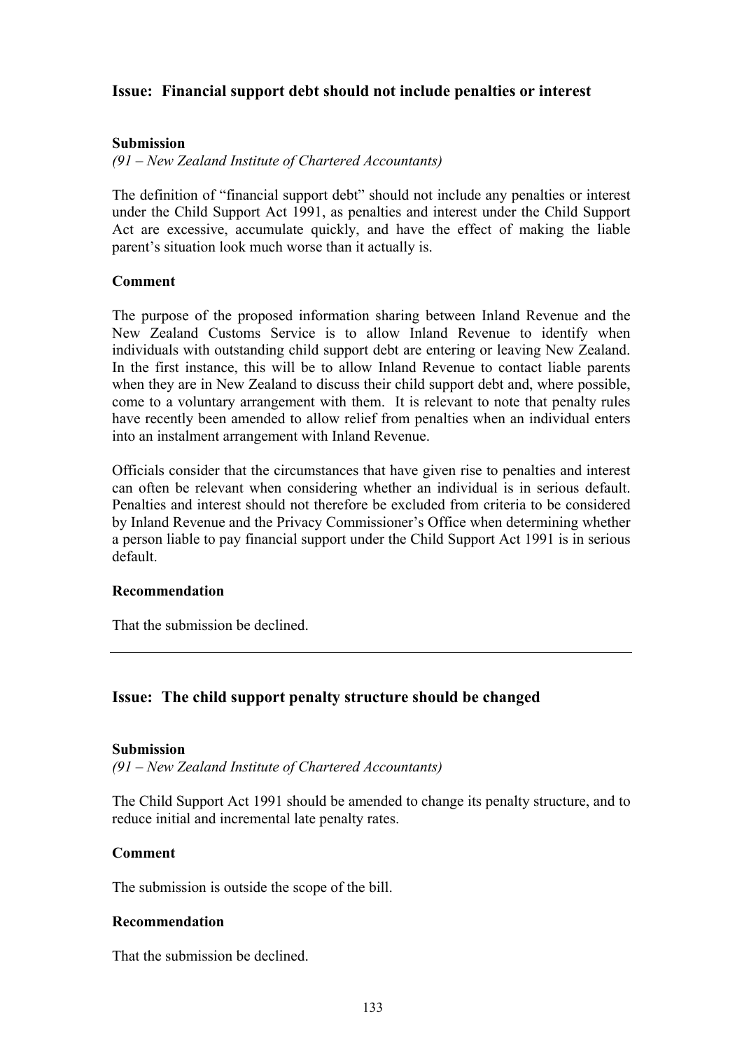## Issue: Financial support debt should not include penalties or interest

### Submission

*(91 – New Zealand Institute of Chartered Accountants)*

The definition of "financial support debt" should not include any penalties or interest under the Child Support Act 1991, as penalties and interest under the Child Support Act are excessive, accumulate quickly, and have the effect of making the liable parent's situation look much worse than it actually is.

### Comment

The purpose of the proposed information sharing between Inland Revenue and the New Zealand Customs Service is to allow Inland Revenue to identify when individuals with outstanding child support debt are entering or leaving New Zealand. In the first instance, this will be to allow Inland Revenue to contact liable parents when they are in New Zealand to discuss their child support debt and, where possible, come to a voluntary arrangement with them. It is relevant to note that penalty rules have recently been amended to allow relief from penalties when an individual enters into an instalment arrangement with Inland Revenue.

Officials consider that the circumstances that have given rise to penalties and interest can often be relevant when considering whether an individual is in serious default. Penalties and interest should not therefore be excluded from criteria to be considered by Inland Revenue and the Privacy Commissioner's Office when determining whether a person liable to pay financial support under the Child Support Act 1991 is in serious default.

### Recommendation

That the submission be declined.

---

## Issue: The child support penalty structure should be changed

### Submission

*(91 – New Zealand Institute of Chartered Accountants)*

The Child Support Act 1991 should be amended to change its penalty structure, and to reduce initial and incremental late penalty rates.

### Comment

The submission is outside the scope of the bill.

### Recommendation

That the submission be declined.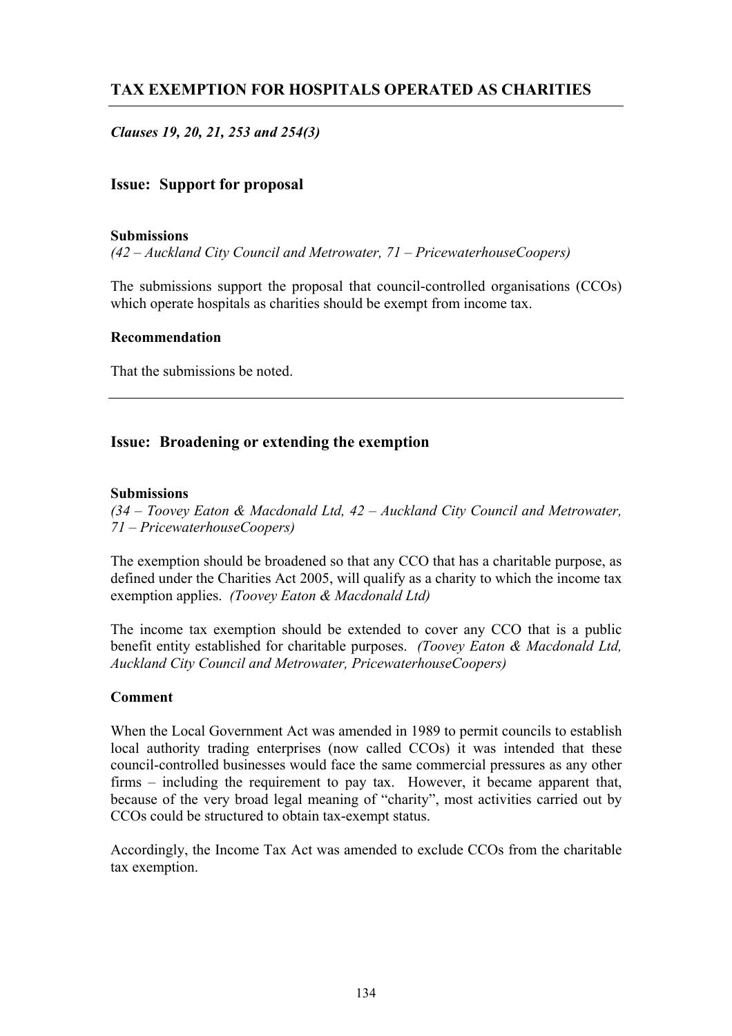## TAX EXEMPTION FOR HOSPITALS OPERATED AS CHARITIES

*Clauses 19, 20, 21, 253 and 254(3)*

### Issue: Support for proposal

**Submissions**

*(42 – Auckland City Council and Metrowater, 71 – PricewaterhouseCoopers)*

The submissions support the proposal that council-controlled organisations (CCOs) which operate hospitals as charities should be exempt from income tax.

**Recommendation**

That the submissions be noted.

---

### Issue: Broadening or extending the exemption

**Submissions**

*(34 – Toovey Eaton & Macdonald Ltd, 42 – Auckland City Council and Metrowater, 71 – PricewaterhouseCoopers)*

The exemption should be broadened so that any CCO that has a charitable purpose, as defined under the Charities Act 2005, will qualify as a charity to which the income tax exemption applies. *(Toovey Eaton & Macdonald Ltd)*

The income tax exemption should be extended to cover any CCO that is a public benefit entity established for charitable purposes. *(Toovey Eaton & Macdonald Ltd, Auckland City Council and Metrowater, PricewaterhouseCoopers)*

**Comment**

When the Local Government Act was amended in 1989 to permit councils to establish local authority trading enterprises (now called CCOs) it was intended that these council-controlled businesses would face the same commercial pressures as any other firms – including the requirement to pay tax. However, it became apparent that, because of the very broad legal meaning of "charity", most activities carried out by CCOs could be structured to obtain tax-exempt status.

Accordingly, the Income Tax Act was amended to exclude CCOs from the charitable tax exemption.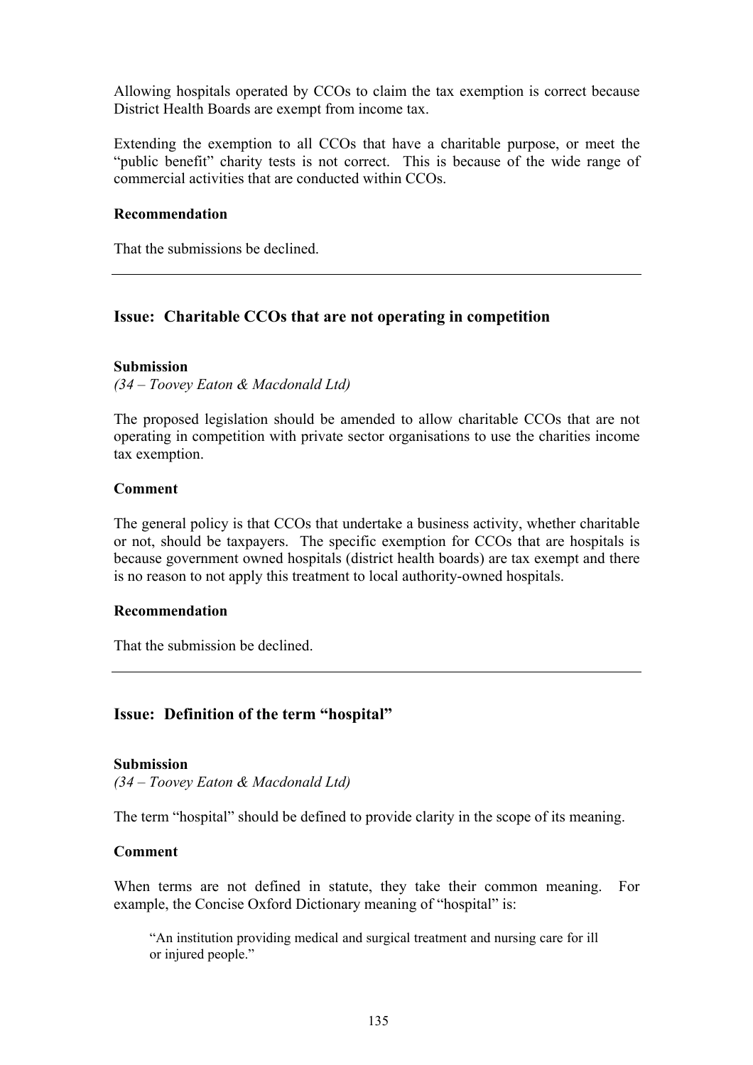Allowing hospitals operated by CCOs to claim the tax exemption is correct because District Health Boards are exempt from income tax.

Extending the exemption to all CCOs that have a charitable purpose, or meet the "public benefit" charity tests is not correct. This is because of the wide range of commercial activities that are conducted within CCOs.

**Recommendation**

That the submissions be declined.

---

## Issue: Charitable CCOs that are not operating in competition

**Submission**

*(34 – Toovey Eaton & Macdonald Ltd)*

The proposed legislation should be amended to allow charitable CCOs that are not operating in competition with private sector organisations to use the charities income tax exemption.

**Comment**

The general policy is that CCOs that undertake a business activity, whether charitable or not, should be taxpayers. The specific exemption for CCOs that are hospitals is because government owned hospitals (district health boards) are tax exempt and there is no reason to not apply this treatment to local authority-owned hospitals.

**Recommendation**

That the submission be declined.

---

## Issue: Definition of the term "hospital"

**Submission**

*(34 – Toovey Eaton & Macdonald Ltd)*

The term "hospital" should be defined to provide clarity in the scope of its meaning.

**Comment**

When terms are not defined in statute, they take their common meaning. For example, the Concise Oxford Dictionary meaning of "hospital" is:

> "An institution providing medical and surgical treatment and nursing care for ill or injured people."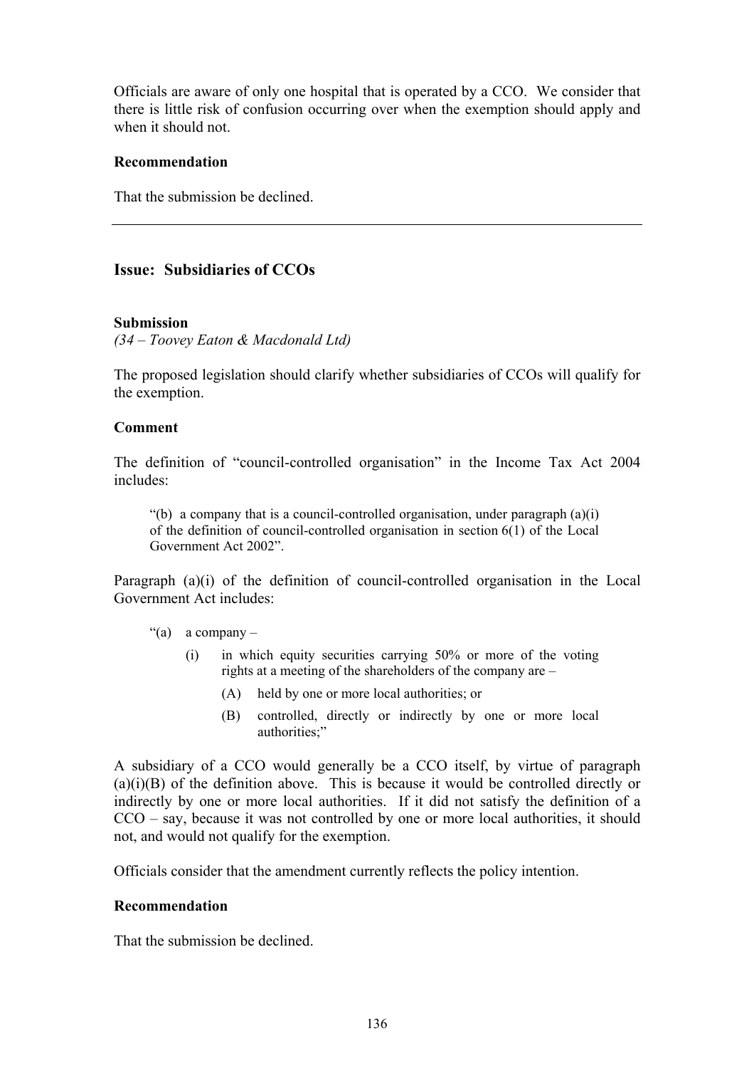Officials are aware of only one hospital that is operated by a CCO. We consider that there is little risk of confusion occurring over when the exemption should apply and when it should not.

**Recommendation**

That the submission be declined.

---

## Issue: Subsidiaries of CCOs

**Submission**
*(34 – Toovey Eaton & Macdonald Ltd)*

The proposed legislation should clarify whether subsidiaries of CCOs will qualify for the exemption.

**Comment**

The definition of "council-controlled organisation" in the Income Tax Act 2004 includes:

> "(b) a company that is a council-controlled organisation, under paragraph (a)(i) of the definition of council-controlled organisation in section 6(1) of the Local Government Act 2002".

Paragraph (a)(i) of the definition of council-controlled organisation in the Local Government Act includes:

> "(a) a company –
>
> (i) in which equity securities carrying 50% or more of the voting rights at a meeting of the shareholders of the company are –
>
> (A) held by one or more local authorities; or
>
> (B) controlled, directly or indirectly by one or more local authorities;"

A subsidiary of a CCO would generally be a CCO itself, by virtue of paragraph (a)(i)(B) of the definition above. This is because it would be controlled directly or indirectly by one or more local authorities. If it did not satisfy the definition of a CCO – say, because it was not controlled by one or more local authorities, it should not, and would not qualify for the exemption.

Officials consider that the amendment currently reflects the policy intention.

**Recommendation**

That the submission be declined.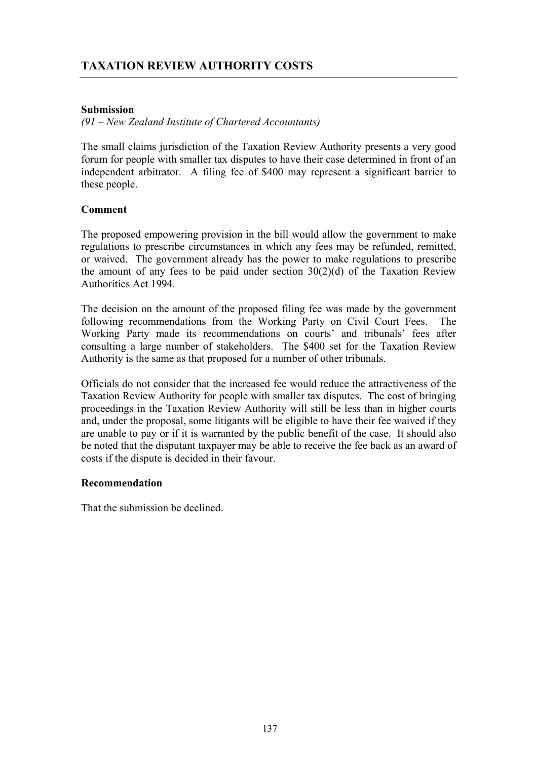## TAXATION REVIEW AUTHORITY COSTS

**Submission**

*(91 – New Zealand Institute of Chartered Accountants)*

The small claims jurisdiction of the Taxation Review Authority presents a very good forum for people with smaller tax disputes to have their case determined in front of an independent arbitrator. A filing fee of $400 may represent a significant barrier to these people.

**Comment**

The proposed empowering provision in the bill would allow the government to make regulations to prescribe circumstances in which any fees may be refunded, remitted, or waived. The government already has the power to make regulations to prescribe the amount of any fees to be paid under section 30(2)(d) of the Taxation Review Authorities Act 1994.

The decision on the amount of the proposed filing fee was made by the government following recommendations from the Working Party on Civil Court Fees. The Working Party made its recommendations on courts' and tribunals' fees after consulting a large number of stakeholders. The $400 set for the Taxation Review Authority is the same as that proposed for a number of other tribunals.

Officials do not consider that the increased fee would reduce the attractiveness of the Taxation Review Authority for people with smaller tax disputes. The cost of bringing proceedings in the Taxation Review Authority will still be less than in higher courts and, under the proposal, some litigants will be eligible to have their fee waived if they are unable to pay or if it is warranted by the public benefit of the case. It should also be noted that the disputant taxpayer may be able to receive the fee back as an award of costs if the dispute is decided in their favour.

**Recommendation**

That the submission be declined.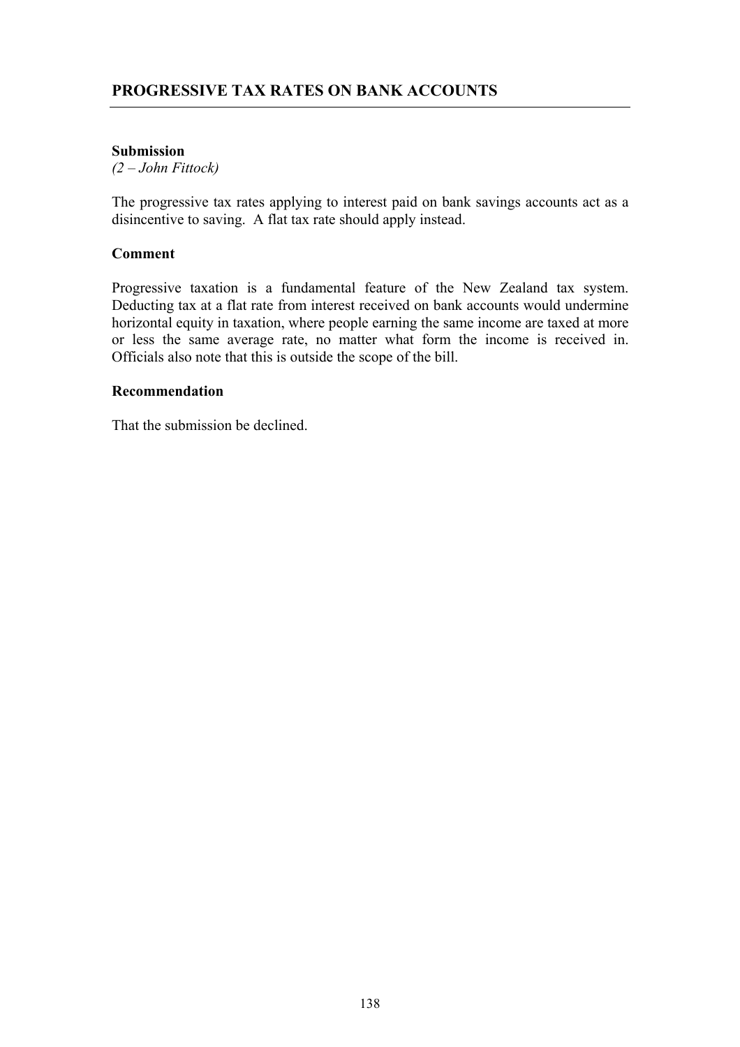## PROGRESSIVE TAX RATES ON BANK ACCOUNTS

**Submission**

*(2 – John Fittock)*

The progressive tax rates applying to interest paid on bank savings accounts act as a disincentive to saving. A flat tax rate should apply instead.

**Comment**

Progressive taxation is a fundamental feature of the New Zealand tax system. Deducting tax at a flat rate from interest received on bank accounts would undermine horizontal equity in taxation, where people earning the same income are taxed at more or less the same average rate, no matter what form the income is received in. Officials also note that this is outside the scope of the bill.

**Recommendation**

That the submission be declined.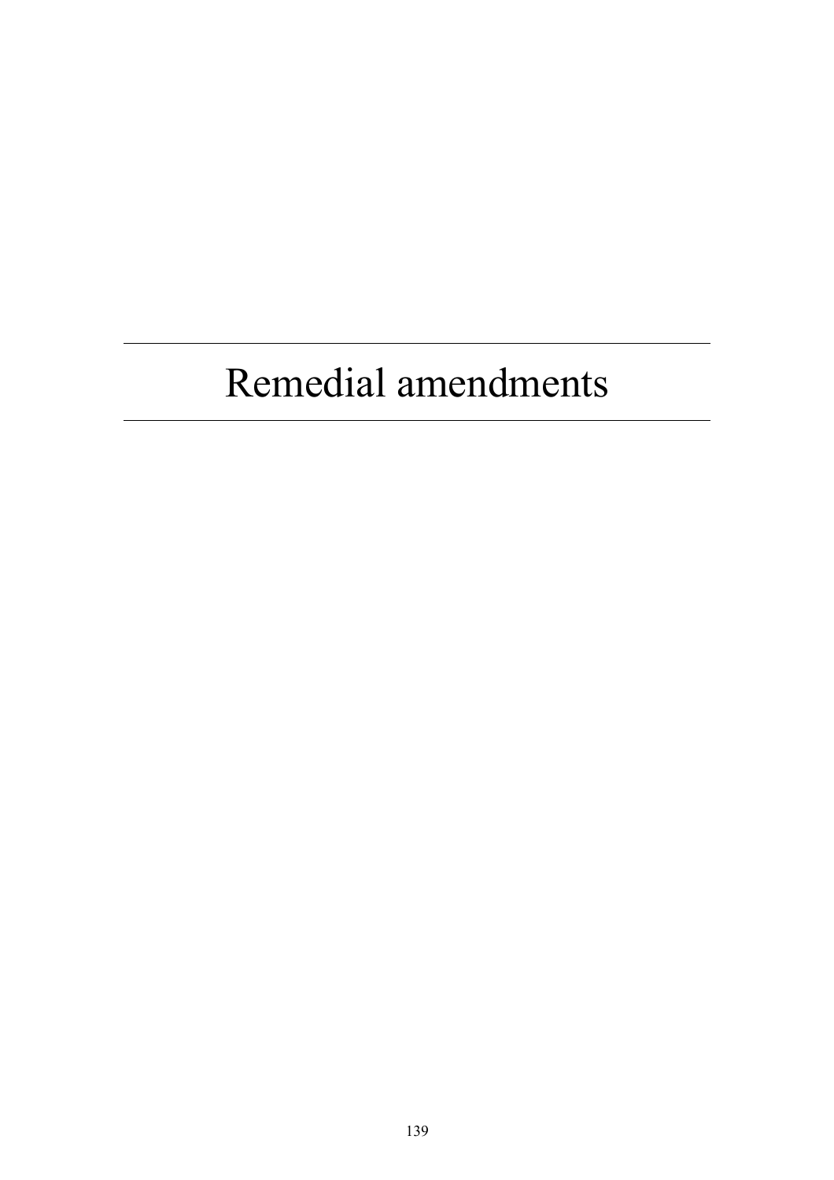# Remedial amendments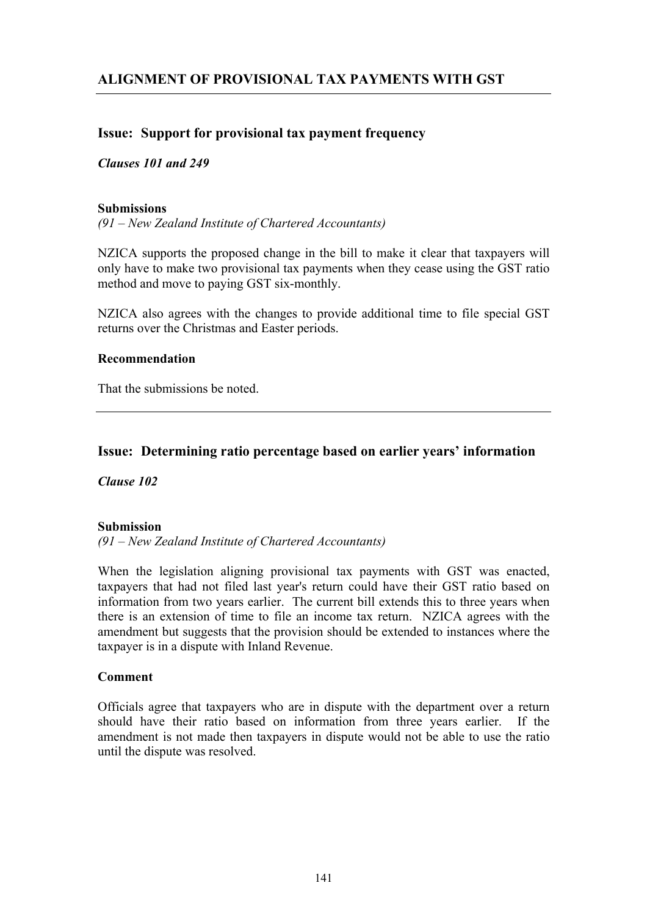## ALIGNMENT OF PROVISIONAL TAX PAYMENTS WITH GST

### Issue: Support for provisional tax payment frequency

***Clauses 101 and 249***

**Submissions**

*(91 – New Zealand Institute of Chartered Accountants)*

NZICA supports the proposed change in the bill to make it clear that taxpayers will only have to make two provisional tax payments when they cease using the GST ratio method and move to paying GST six-monthly.

NZICA also agrees with the changes to provide additional time to file special GST returns over the Christmas and Easter periods.

**Recommendation**

That the submissions be noted.

---

### Issue: Determining ratio percentage based on earlier years' information

***Clause 102***

**Submission**

*(91 – New Zealand Institute of Chartered Accountants)*

When the legislation aligning provisional tax payments with GST was enacted, taxpayers that had not filed last year's return could have their GST ratio based on information from two years earlier. The current bill extends this to three years when there is an extension of time to file an income tax return. NZICA agrees with the amendment but suggests that the provision should be extended to instances where the taxpayer is in a dispute with Inland Revenue.

**Comment**

Officials agree that taxpayers who are in dispute with the department over a return should have their ratio based on information from three years earlier. If the amendment is not made then taxpayers in dispute would not be able to use the ratio until the dispute was resolved.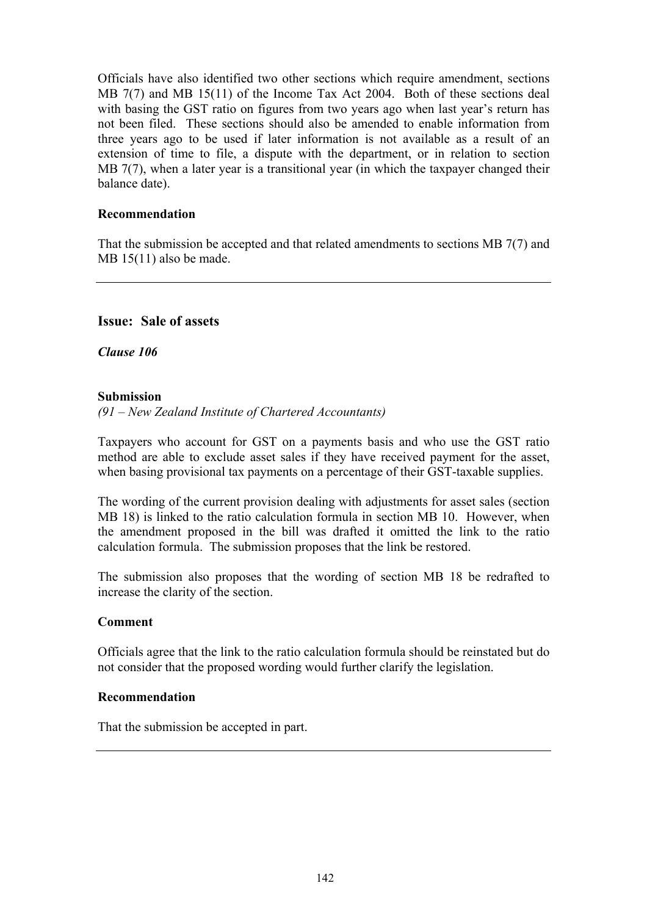Officials have also identified two other sections which require amendment, sections MB 7(7) and MB 15(11) of the Income Tax Act 2004. Both of these sections deal with basing the GST ratio on figures from two years ago when last year's return has not been filed. These sections should also be amended to enable information from three years ago to be used if later information is not available as a result of an extension of time to file, a dispute with the department, or in relation to section MB 7(7), when a later year is a transitional year (in which the taxpayer changed their balance date).

**Recommendation**

That the submission be accepted and that related amendments to sections MB 7(7) and MB 15(11) also be made.

---

## Issue: Sale of assets

***Clause 106***

**Submission**

*(91 – New Zealand Institute of Chartered Accountants)*

Taxpayers who account for GST on a payments basis and who use the GST ratio method are able to exclude asset sales if they have received payment for the asset, when basing provisional tax payments on a percentage of their GST-taxable supplies.

The wording of the current provision dealing with adjustments for asset sales (section MB 18) is linked to the ratio calculation formula in section MB 10. However, when the amendment proposed in the bill was drafted it omitted the link to the ratio calculation formula. The submission proposes that the link be restored.

The submission also proposes that the wording of section MB 18 be redrafted to increase the clarity of the section.

**Comment**

Officials agree that the link to the ratio calculation formula should be reinstated but do not consider that the proposed wording would further clarify the legislation.

**Recommendation**

That the submission be accepted in part.

---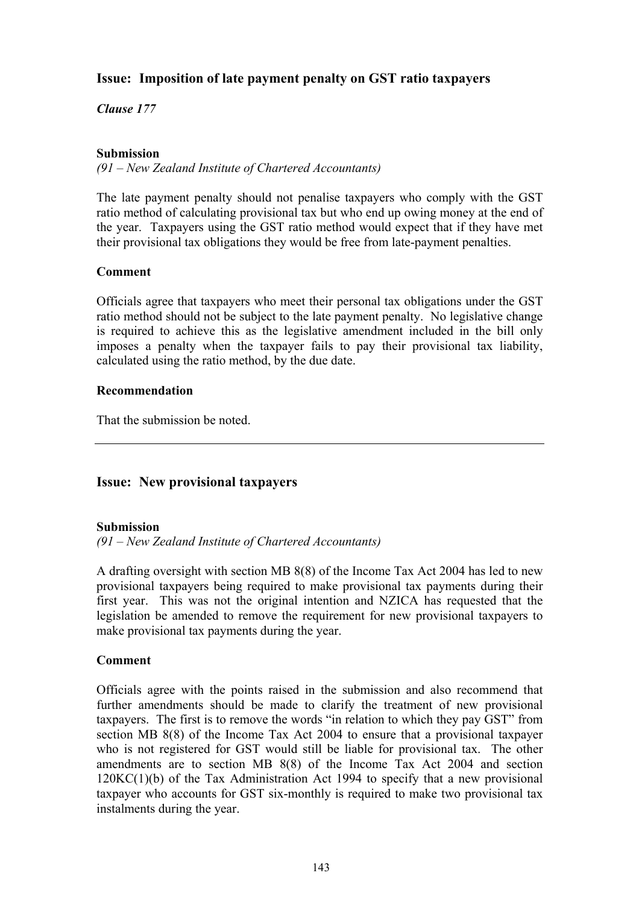## Issue: Imposition of late payment penalty on GST ratio taxpayers

***Clause 177***

### Submission

*(91 – New Zealand Institute of Chartered Accountants)*

The late payment penalty should not penalise taxpayers who comply with the GST ratio method of calculating provisional tax but who end up owing money at the end of the year. Taxpayers using the GST ratio method would expect that if they have met their provisional tax obligations they would be free from late-payment penalties.

### Comment

Officials agree that taxpayers who meet their personal tax obligations under the GST ratio method should not be subject to the late payment penalty. No legislative change is required to achieve this as the legislative amendment included in the bill only imposes a penalty when the taxpayer fails to pay their provisional tax liability, calculated using the ratio method, by the due date.

### Recommendation

That the submission be noted.

---

## Issue: New provisional taxpayers

### Submission

*(91 – New Zealand Institute of Chartered Accountants)*

A drafting oversight with section MB 8(8) of the Income Tax Act 2004 has led to new provisional taxpayers being required to make provisional tax payments during their first year. This was not the original intention and NZICA has requested that the legislation be amended to remove the requirement for new provisional taxpayers to make provisional tax payments during the year.

### Comment

Officials agree with the points raised in the submission and also recommend that further amendments should be made to clarify the treatment of new provisional taxpayers. The first is to remove the words "in relation to which they pay GST" from section MB 8(8) of the Income Tax Act 2004 to ensure that a provisional taxpayer who is not registered for GST would still be liable for provisional tax. The other amendments are to section MB 8(8) of the Income Tax Act 2004 and section 120KC(1)(b) of the Tax Administration Act 1994 to specify that a new provisional taxpayer who accounts for GST six-monthly is required to make two provisional tax instalments during the year.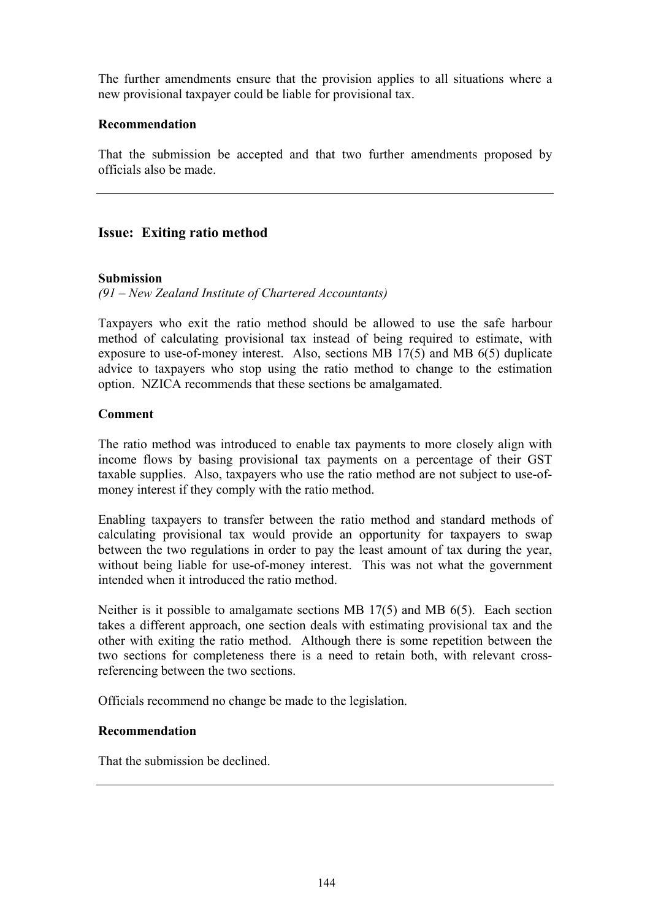The further amendments ensure that the provision applies to all situations where a new provisional taxpayer could be liable for provisional tax.

**Recommendation**

That the submission be accepted and that two further amendments proposed by officials also be made.

---

## Issue: Exiting ratio method

**Submission**

*(91 – New Zealand Institute of Chartered Accountants)*

Taxpayers who exit the ratio method should be allowed to use the safe harbour method of calculating provisional tax instead of being required to estimate, with exposure to use-of-money interest. Also, sections MB 17(5) and MB 6(5) duplicate advice to taxpayers who stop using the ratio method to change to the estimation option. NZICA recommends that these sections be amalgamated.

**Comment**

The ratio method was introduced to enable tax payments to more closely align with income flows by basing provisional tax payments on a percentage of their GST taxable supplies. Also, taxpayers who use the ratio method are not subject to use-of-money interest if they comply with the ratio method.

Enabling taxpayers to transfer between the ratio method and standard methods of calculating provisional tax would provide an opportunity for taxpayers to swap between the two regulations in order to pay the least amount of tax during the year, without being liable for use-of-money interest. This was not what the government intended when it introduced the ratio method.

Neither is it possible to amalgamate sections MB 17(5) and MB 6(5). Each section takes a different approach, one section deals with estimating provisional tax and the other with exiting the ratio method. Although there is some repetition between the two sections for completeness there is a need to retain both, with relevant cross-referencing between the two sections.

Officials recommend no change be made to the legislation.

**Recommendation**

That the submission be declined.

---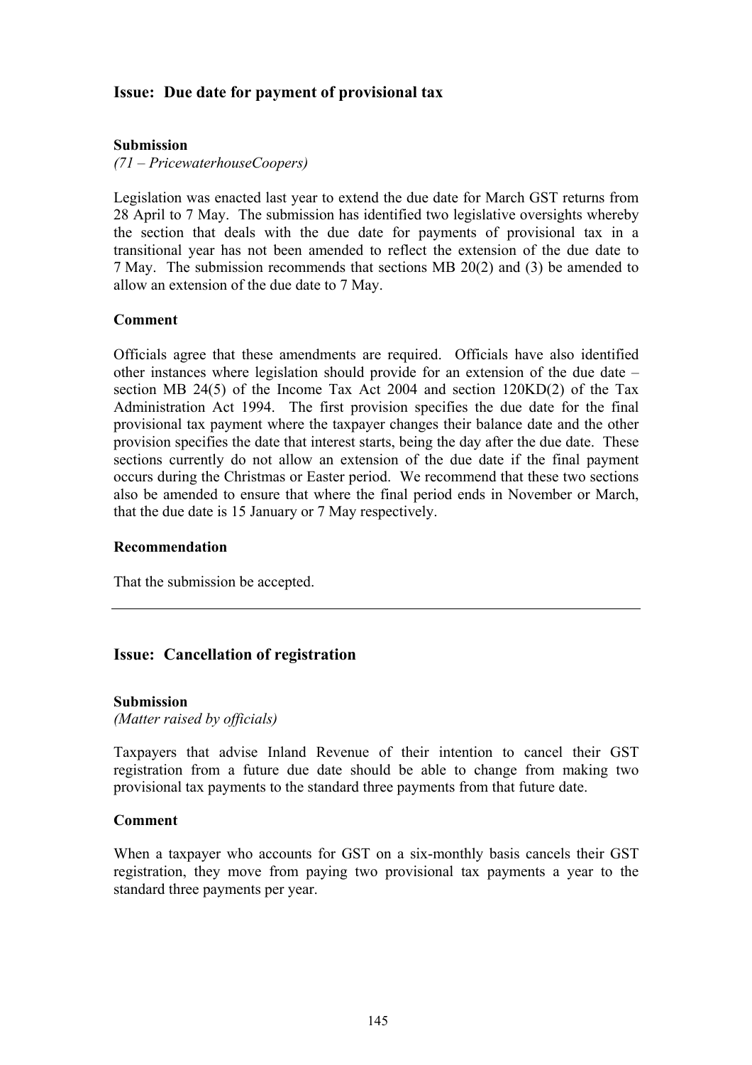## Issue: Due date for payment of provisional tax

**Submission**

*(71 – PricewaterhouseCoopers)*

Legislation was enacted last year to extend the due date for March GST returns from 28 April to 7 May. The submission has identified two legislative oversights whereby the section that deals with the due date for payments of provisional tax in a transitional year has not been amended to reflect the extension of the due date to 7 May. The submission recommends that sections MB 20(2) and (3) be amended to allow an extension of the due date to 7 May.

**Comment**

Officials agree that these amendments are required. Officials have also identified other instances where legislation should provide for an extension of the due date – section MB 24(5) of the Income Tax Act 2004 and section 120KD(2) of the Tax Administration Act 1994. The first provision specifies the due date for the final provisional tax payment where the taxpayer changes their balance date and the other provision specifies the date that interest starts, being the day after the due date. These sections currently do not allow an extension of the due date if the final payment occurs during the Christmas or Easter period. We recommend that these two sections also be amended to ensure that where the final period ends in November or March, that the due date is 15 January or 7 May respectively.

**Recommendation**

That the submission be accepted.

---

## Issue: Cancellation of registration

**Submission**

*(Matter raised by officials)*

Taxpayers that advise Inland Revenue of their intention to cancel their GST registration from a future due date should be able to change from making two provisional tax payments to the standard three payments from that future date.

**Comment**

When a taxpayer who accounts for GST on a six-monthly basis cancels their GST registration, they move from paying two provisional tax payments a year to the standard three payments per year.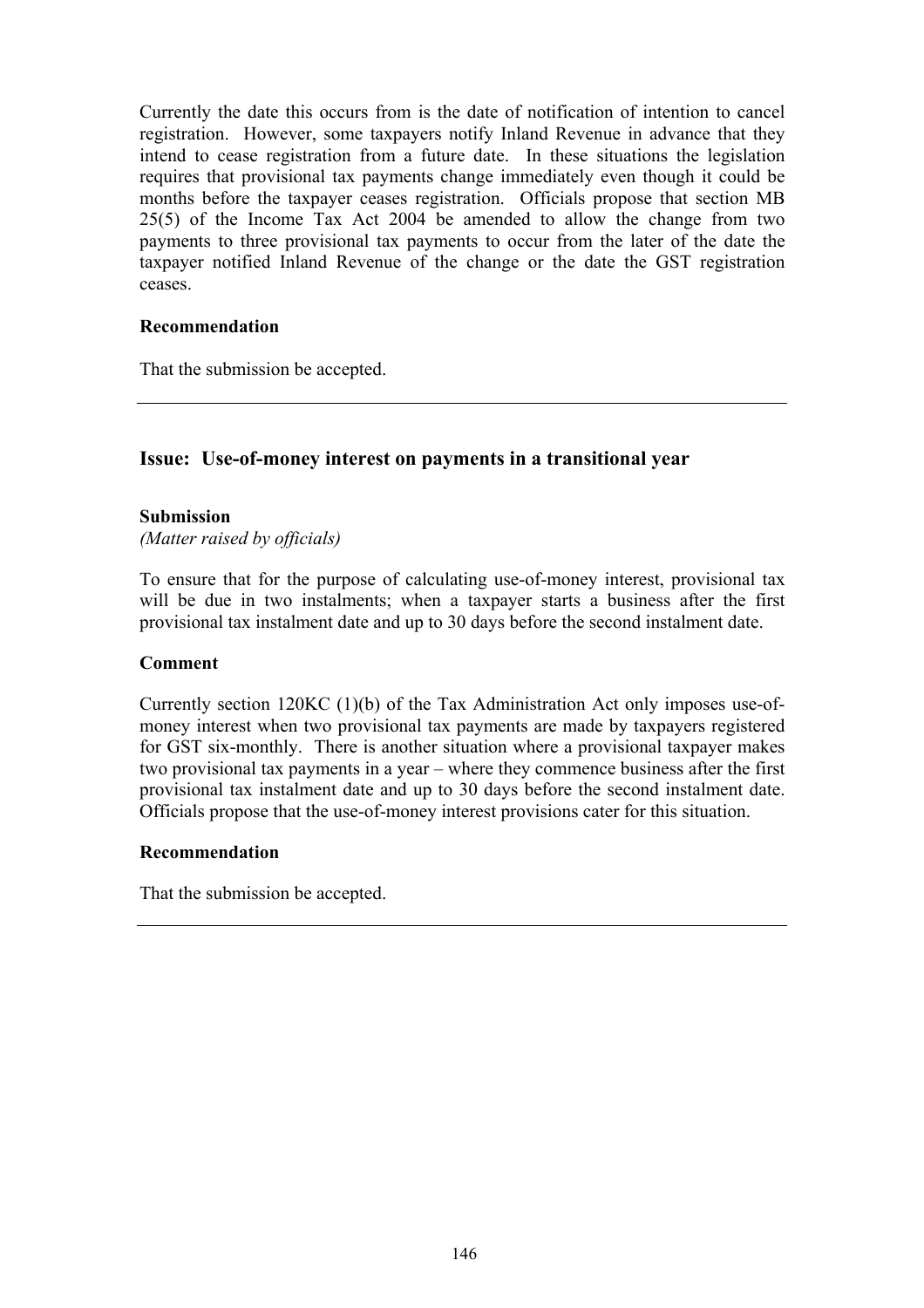Currently the date this occurs from is the date of notification of intention to cancel registration. However, some taxpayers notify Inland Revenue in advance that they intend to cease registration from a future date. In these situations the legislation requires that provisional tax payments change immediately even though it could be months before the taxpayer ceases registration. Officials propose that section MB 25(5) of the Income Tax Act 2004 be amended to allow the change from two payments to three provisional tax payments to occur from the later of the date the taxpayer notified Inland Revenue of the change or the date the GST registration ceases.

**Recommendation**

That the submission be accepted.

---

## Issue: Use-of-money interest on payments in a transitional year

**Submission**

*(Matter raised by officials)*

To ensure that for the purpose of calculating use-of-money interest, provisional tax will be due in two instalments; when a taxpayer starts a business after the first provisional tax instalment date and up to 30 days before the second instalment date.

**Comment**

Currently section 120KC (1)(b) of the Tax Administration Act only imposes use-of-money interest when two provisional tax payments are made by taxpayers registered for GST six-monthly. There is another situation where a provisional taxpayer makes two provisional tax payments in a year – where they commence business after the first provisional tax instalment date and up to 30 days before the second instalment date. Officials propose that the use-of-money interest provisions cater for this situation.

**Recommendation**

That the submission be accepted.

---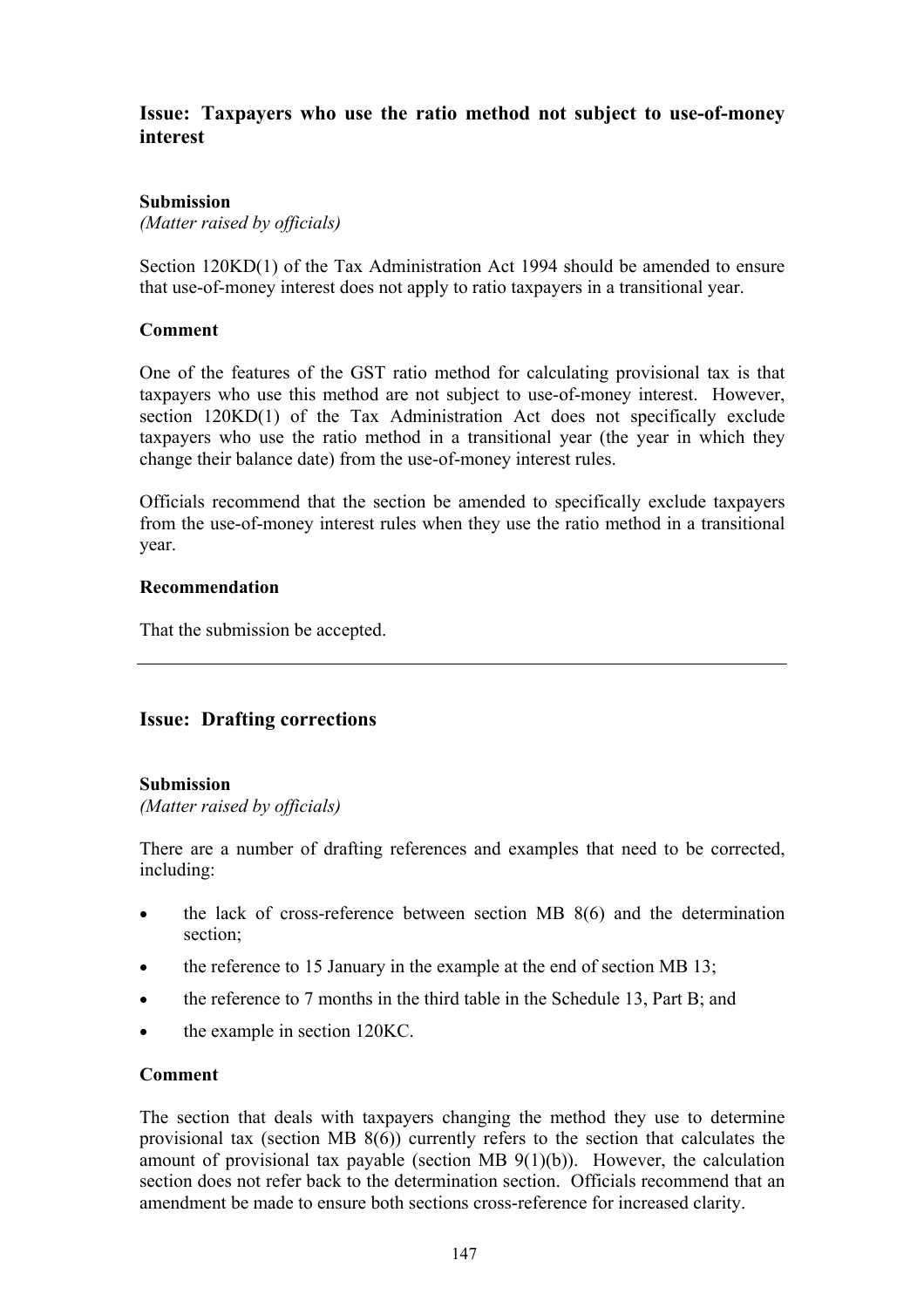### Issue: Taxpayers who use the ratio method not subject to use-of-money interest

**Submission**
*(Matter raised by officials)*

Section 120KD(1) of the Tax Administration Act 1994 should be amended to ensure that use-of-money interest does not apply to ratio taxpayers in a transitional year.

**Comment**

One of the features of the GST ratio method for calculating provisional tax is that taxpayers who use this method are not subject to use-of-money interest. However, section 120KD(1) of the Tax Administration Act does not specifically exclude taxpayers who use the ratio method in a transitional year (the year in which they change their balance date) from the use-of-money interest rules.

Officials recommend that the section be amended to specifically exclude taxpayers from the use-of-money interest rules when they use the ratio method in a transitional year.

**Recommendation**

That the submission be accepted.

---

### Issue: Drafting corrections

**Submission**
*(Matter raised by officials)*

There are a number of drafting references and examples that need to be corrected, including:

- the lack of cross-reference between section MB 8(6) and the determination section;
- the reference to 15 January in the example at the end of section MB 13;
- the reference to 7 months in the third table in the Schedule 13, Part B; and
- the example in section 120KC.

**Comment**

The section that deals with taxpayers changing the method they use to determine provisional tax (section MB 8(6)) currently refers to the section that calculates the amount of provisional tax payable (section MB 9(1)(b)). However, the calculation section does not refer back to the determination section. Officials recommend that an amendment be made to ensure both sections cross-reference for increased clarity.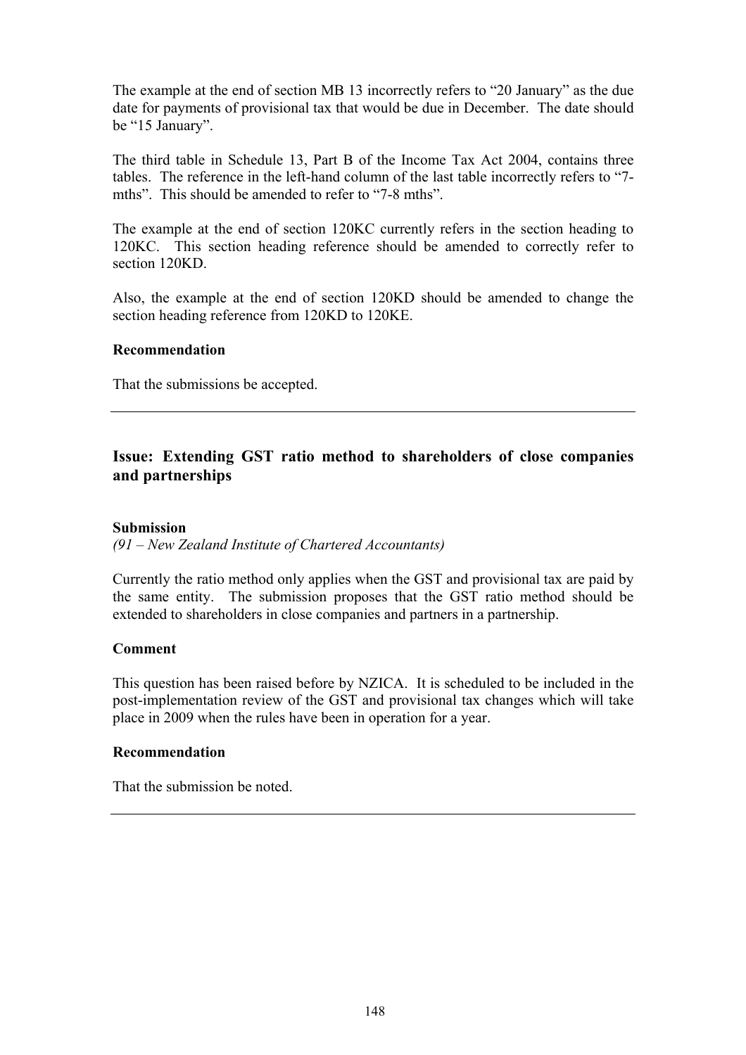The example at the end of section MB 13 incorrectly refers to "20 January" as the due date for payments of provisional tax that would be due in December. The date should be "15 January".

The third table in Schedule 13, Part B of the Income Tax Act 2004, contains three tables. The reference in the left-hand column of the last table incorrectly refers to "7-mths". This should be amended to refer to "7-8 mths".

The example at the end of section 120KC currently refers in the section heading to 120KC. This section heading reference should be amended to correctly refer to section 120KD.

Also, the example at the end of section 120KD should be amended to change the section heading reference from 120KD to 120KE.

**Recommendation**

That the submissions be accepted.

---

## Issue: Extending GST ratio method to shareholders of close companies and partnerships

**Submission**

*(91 – New Zealand Institute of Chartered Accountants)*

Currently the ratio method only applies when the GST and provisional tax are paid by the same entity. The submission proposes that the GST ratio method should be extended to shareholders in close companies and partners in a partnership.

**Comment**

This question has been raised before by NZICA. It is scheduled to be included in the post-implementation review of the GST and provisional tax changes which will take place in 2009 when the rules have been in operation for a year.

**Recommendation**

That the submission be noted.

---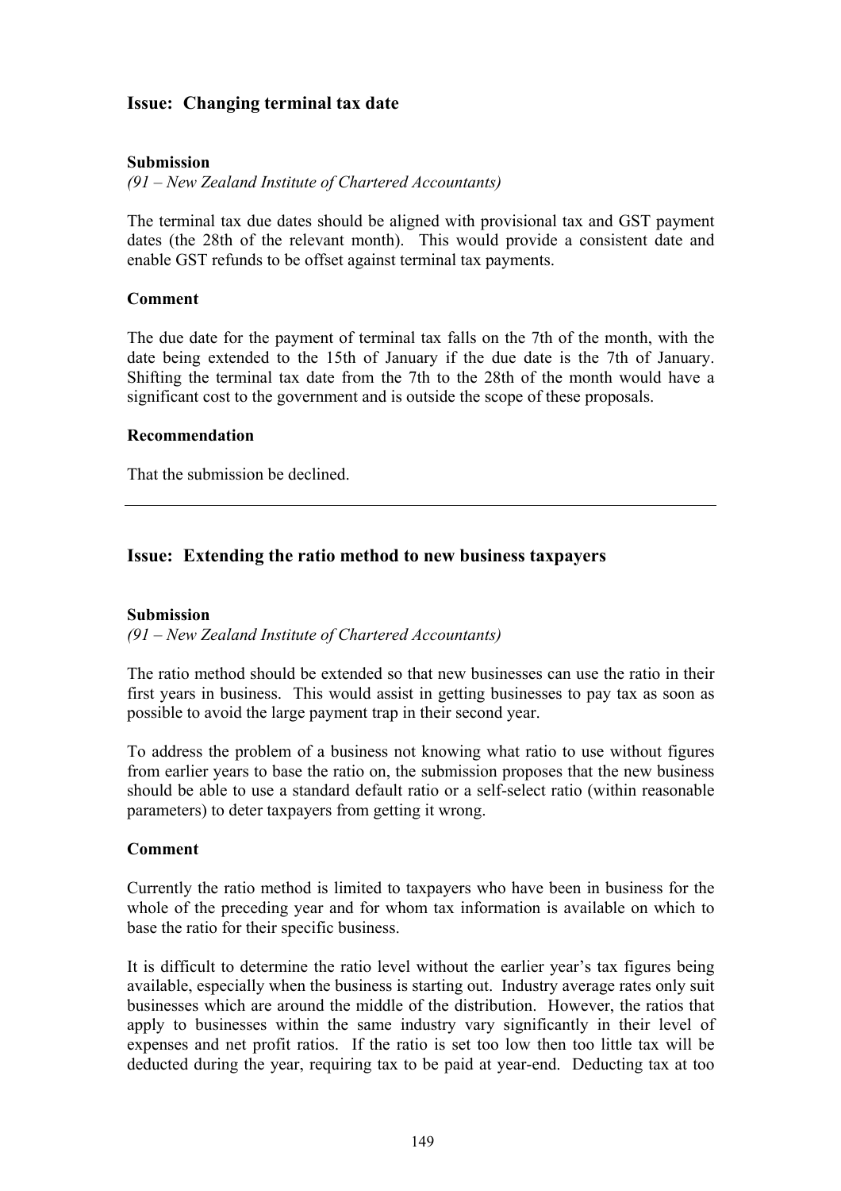## Issue: Changing terminal tax date

### Submission

*(91 – New Zealand Institute of Chartered Accountants)*

The terminal tax due dates should be aligned with provisional tax and GST payment dates (the 28th of the relevant month). This would provide a consistent date and enable GST refunds to be offset against terminal tax payments.

### Comment

The due date for the payment of terminal tax falls on the 7th of the month, with the date being extended to the 15th of January if the due date is the 7th of January. Shifting the terminal tax date from the 7th to the 28th of the month would have a significant cost to the government and is outside the scope of these proposals.

### Recommendation

That the submission be declined.

---

## Issue: Extending the ratio method to new business taxpayers

### Submission

*(91 – New Zealand Institute of Chartered Accountants)*

The ratio method should be extended so that new businesses can use the ratio in their first years in business. This would assist in getting businesses to pay tax as soon as possible to avoid the large payment trap in their second year.

To address the problem of a business not knowing what ratio to use without figures from earlier years to base the ratio on, the submission proposes that the new business should be able to use a standard default ratio or a self-select ratio (within reasonable parameters) to deter taxpayers from getting it wrong.

### Comment

Currently the ratio method is limited to taxpayers who have been in business for the whole of the preceding year and for whom tax information is available on which to base the ratio for their specific business.

It is difficult to determine the ratio level without the earlier year's tax figures being available, especially when the business is starting out. Industry average rates only suit businesses which are around the middle of the distribution. However, the ratios that apply to businesses within the same industry vary significantly in their level of expenses and net profit ratios. If the ratio is set too low then too little tax will be deducted during the year, requiring tax to be paid at year-end. Deducting tax at too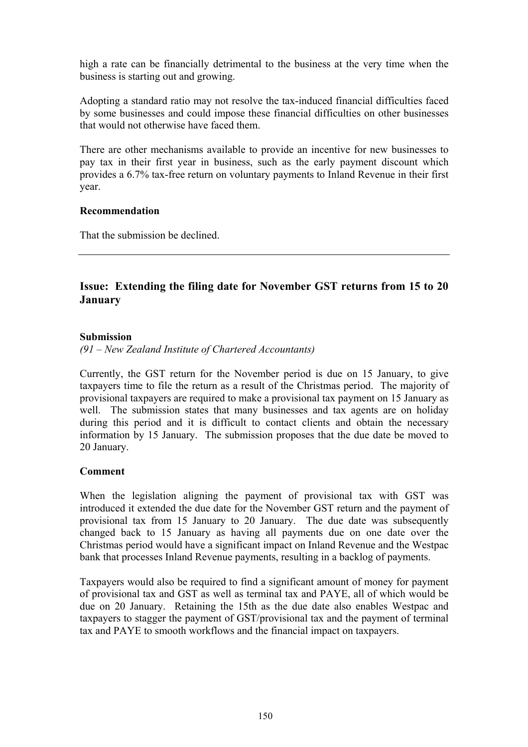high a rate can be financially detrimental to the business at the very time when the business is starting out and growing.

Adopting a standard ratio may not resolve the tax-induced financial difficulties faced by some businesses and could impose these financial difficulties on other businesses that would not otherwise have faced them.

There are other mechanisms available to provide an incentive for new businesses to pay tax in their first year in business, such as the early payment discount which provides a 6.7% tax-free return on voluntary payments to Inland Revenue in their first year.

**Recommendation**

That the submission be declined.

---

## Issue: Extending the filing date for November GST returns from 15 to 20 January

**Submission**

*(91 – New Zealand Institute of Chartered Accountants)*

Currently, the GST return for the November period is due on 15 January, to give taxpayers time to file the return as a result of the Christmas period. The majority of provisional taxpayers are required to make a provisional tax payment on 15 January as well. The submission states that many businesses and tax agents are on holiday during this period and it is difficult to contact clients and obtain the necessary information by 15 January. The submission proposes that the due date be moved to 20 January.

**Comment**

When the legislation aligning the payment of provisional tax with GST was introduced it extended the due date for the November GST return and the payment of provisional tax from 15 January to 20 January. The due date was subsequently changed back to 15 January as having all payments due on one date over the Christmas period would have a significant impact on Inland Revenue and the Westpac bank that processes Inland Revenue payments, resulting in a backlog of payments.

Taxpayers would also be required to find a significant amount of money for payment of provisional tax and GST as well as terminal tax and PAYE, all of which would be due on 20 January. Retaining the 15th as the due date also enables Westpac and taxpayers to stagger the payment of GST/provisional tax and the payment of terminal tax and PAYE to smooth workflows and the financial impact on taxpayers.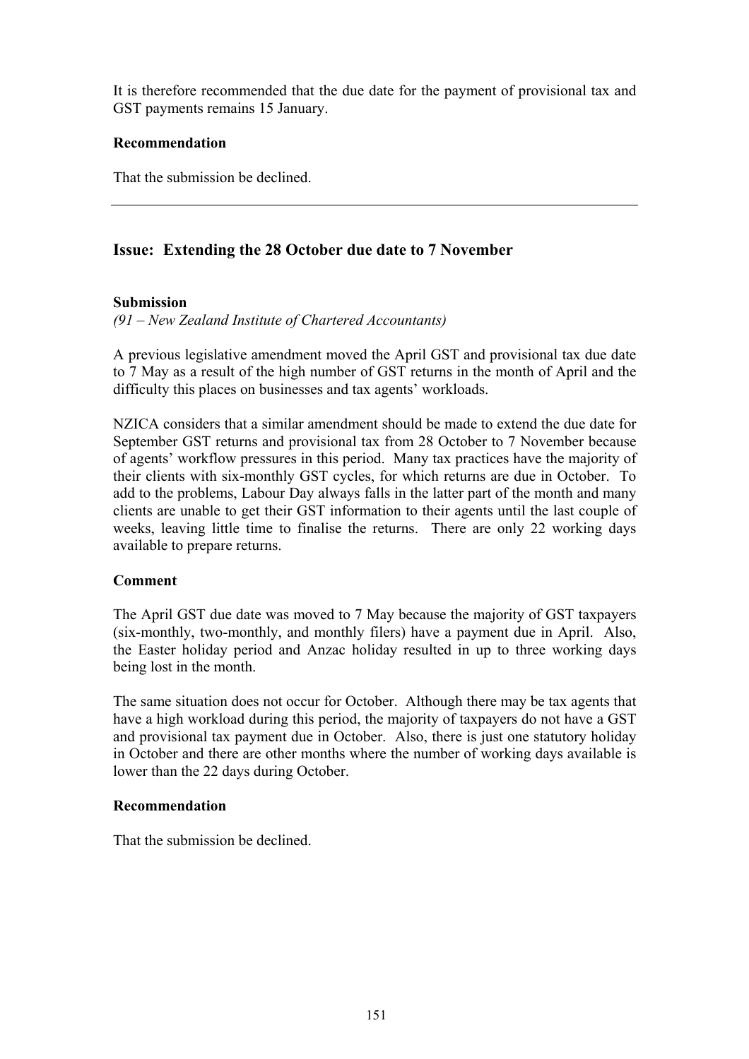It is therefore recommended that the due date for the payment of provisional tax and GST payments remains 15 January.

**Recommendation**

That the submission be declined.

---

## Issue: Extending the 28 October due date to 7 November

**Submission**

*(91 – New Zealand Institute of Chartered Accountants)*

A previous legislative amendment moved the April GST and provisional tax due date to 7 May as a result of the high number of GST returns in the month of April and the difficulty this places on businesses and tax agents' workloads.

NZICA considers that a similar amendment should be made to extend the due date for September GST returns and provisional tax from 28 October to 7 November because of agents' workflow pressures in this period. Many tax practices have the majority of their clients with six-monthly GST cycles, for which returns are due in October. To add to the problems, Labour Day always falls in the latter part of the month and many clients are unable to get their GST information to their agents until the last couple of weeks, leaving little time to finalise the returns. There are only 22 working days available to prepare returns.

**Comment**

The April GST due date was moved to 7 May because the majority of GST taxpayers (six-monthly, two-monthly, and monthly filers) have a payment due in April. Also, the Easter holiday period and Anzac holiday resulted in up to three working days being lost in the month.

The same situation does not occur for October. Although there may be tax agents that have a high workload during this period, the majority of taxpayers do not have a GST and provisional tax payment due in October. Also, there is just one statutory holiday in October and there are other months where the number of working days available is lower than the 22 days during October.

**Recommendation**

That the submission be declined.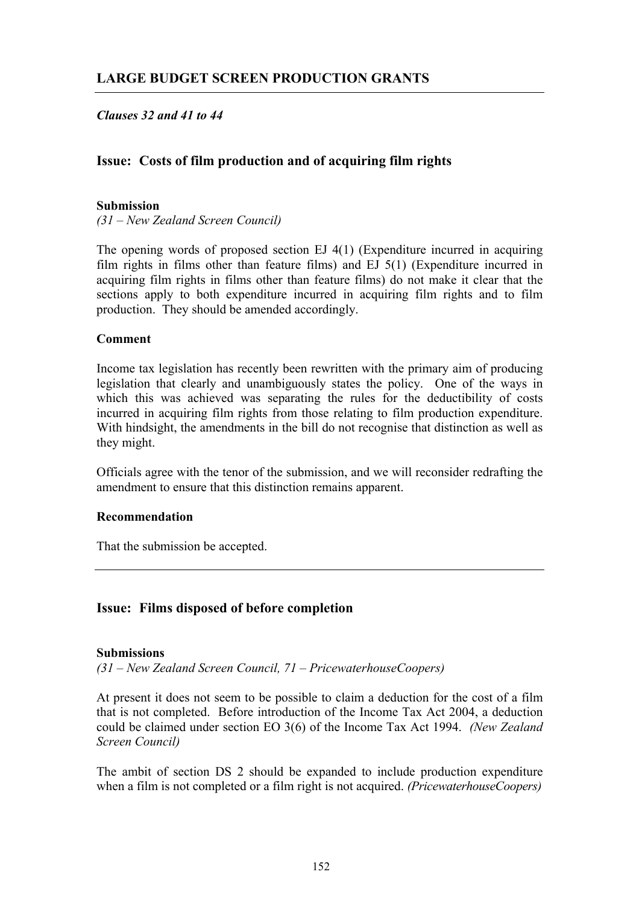## LARGE BUDGET SCREEN PRODUCTION GRANTS

***Clauses 32 and 41 to 44***

### Issue: Costs of film production and of acquiring film rights

**Submission**

*(31 – New Zealand Screen Council)*

The opening words of proposed section EJ 4(1) (Expenditure incurred in acquiring film rights in films other than feature films) and EJ 5(1) (Expenditure incurred in acquiring film rights in films other than feature films) do not make it clear that the sections apply to both expenditure incurred in acquiring film rights and to film production. They should be amended accordingly.

**Comment**

Income tax legislation has recently been rewritten with the primary aim of producing legislation that clearly and unambiguously states the policy. One of the ways in which this was achieved was separating the rules for the deductibility of costs incurred in acquiring film rights from those relating to film production expenditure. With hindsight, the amendments in the bill do not recognise that distinction as well as they might.

Officials agree with the tenor of the submission, and we will reconsider redrafting the amendment to ensure that this distinction remains apparent.

**Recommendation**

That the submission be accepted.

---

### Issue: Films disposed of before completion

**Submissions**

*(31 – New Zealand Screen Council, 71 – PricewaterhouseCoopers)*

At present it does not seem to be possible to claim a deduction for the cost of a film that is not completed. Before introduction of the Income Tax Act 2004, a deduction could be claimed under section EO 3(6) of the Income Tax Act 1994. *(New Zealand Screen Council)*

The ambit of section DS 2 should be expanded to include production expenditure when a film is not completed or a film right is not acquired. *(PricewaterhouseCoopers)*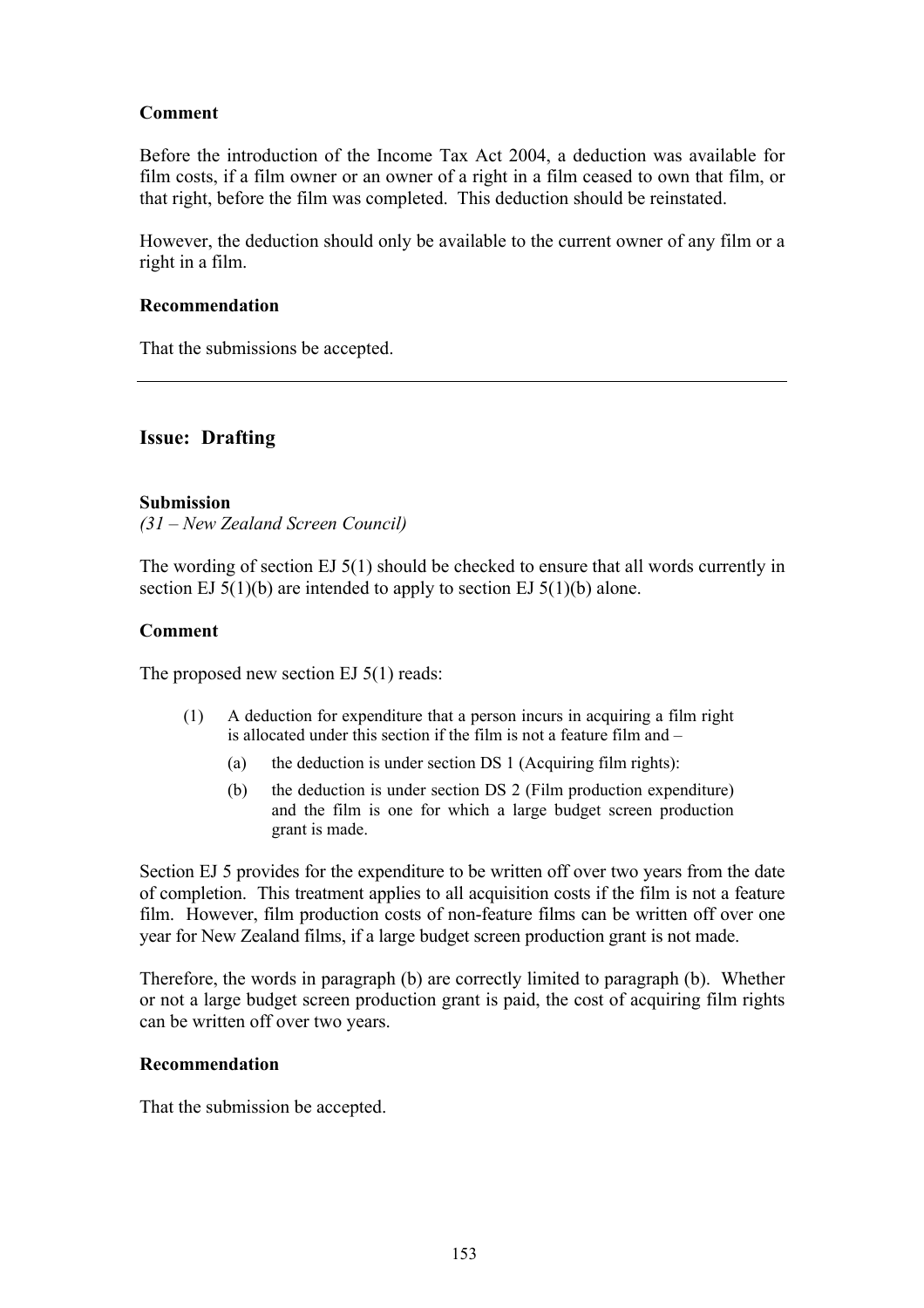**Comment**

Before the introduction of the Income Tax Act 2004, a deduction was available for film costs, if a film owner or an owner of a right in a film ceased to own that film, or that right, before the film was completed. This deduction should be reinstated.

However, the deduction should only be available to the current owner of any film or a right in a film.

**Recommendation**

That the submissions be accepted.

---

## Issue: Drafting

**Submission**

*(31 – New Zealand Screen Council)*

The wording of section EJ 5(1) should be checked to ensure that all words currently in section EJ 5(1)(b) are intended to apply to section EJ 5(1)(b) alone.

**Comment**

The proposed new section EJ 5(1) reads:

> (1) A deduction for expenditure that a person incurs in acquiring a film right is allocated under this section if the film is not a feature film and –
>
> (a) the deduction is under section DS 1 (Acquiring film rights):
>
> (b) the deduction is under section DS 2 (Film production expenditure) and the film is one for which a large budget screen production grant is made.

Section EJ 5 provides for the expenditure to be written off over two years from the date of completion. This treatment applies to all acquisition costs if the film is not a feature film. However, film production costs of non-feature films can be written off over one year for New Zealand films, if a large budget screen production grant is not made.

Therefore, the words in paragraph (b) are correctly limited to paragraph (b). Whether or not a large budget screen production grant is paid, the cost of acquiring film rights can be written off over two years.

**Recommendation**

That the submission be accepted.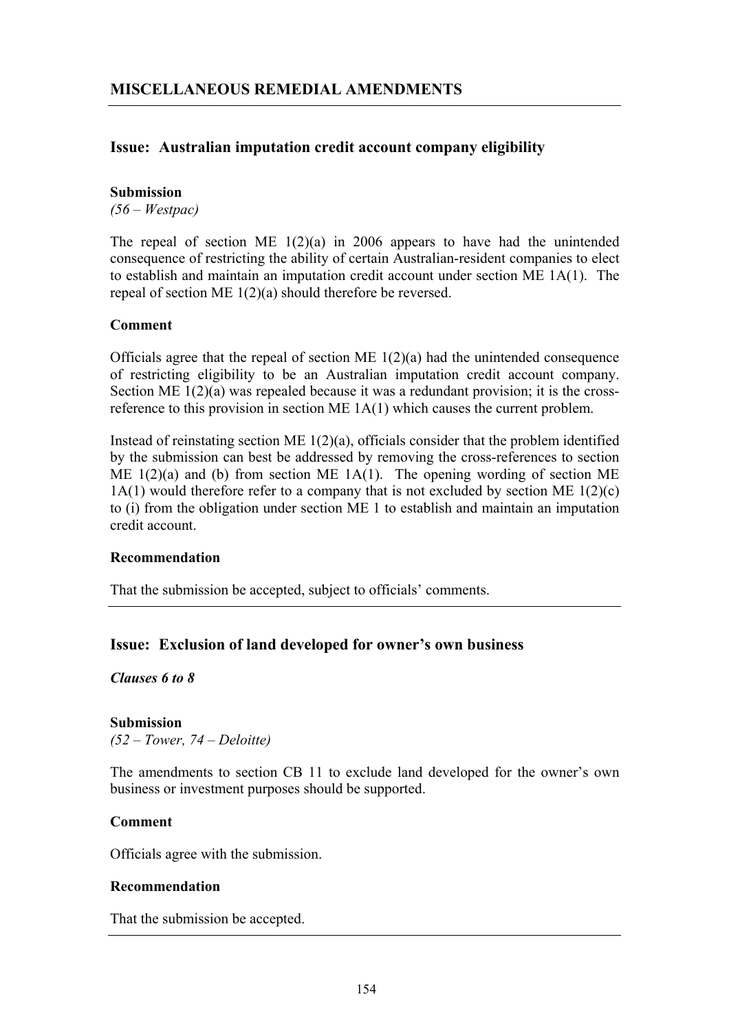## MISCELLANEOUS REMEDIAL AMENDMENTS

### Issue: Australian imputation credit account company eligibility

**Submission**

*(56 – Westpac)*

The repeal of section ME 1(2)(a) in 2006 appears to have had the unintended consequence of restricting the ability of certain Australian-resident companies to elect to establish and maintain an imputation credit account under section ME 1A(1). The repeal of section ME 1(2)(a) should therefore be reversed.

**Comment**

Officials agree that the repeal of section ME 1(2)(a) had the unintended consequence of restricting eligibility to be an Australian imputation credit account company. Section ME 1(2)(a) was repealed because it was a redundant provision; it is the cross-reference to this provision in section ME 1A(1) which causes the current problem.

Instead of reinstating section ME 1(2)(a), officials consider that the problem identified by the submission can best be addressed by removing the cross-references to section ME 1(2)(a) and (b) from section ME 1A(1). The opening wording of section ME 1A(1) would therefore refer to a company that is not excluded by section ME 1(2)(c) to (i) from the obligation under section ME 1 to establish and maintain an imputation credit account.

**Recommendation**

That the submission be accepted, subject to officials' comments.

### Issue: Exclusion of land developed for owner's own business

***Clauses 6 to 8***

**Submission**

*(52 – Tower, 74 – Deloitte)*

The amendments to section CB 11 to exclude land developed for the owner's own business or investment purposes should be supported.

**Comment**

Officials agree with the submission.

**Recommendation**

That the submission be accepted.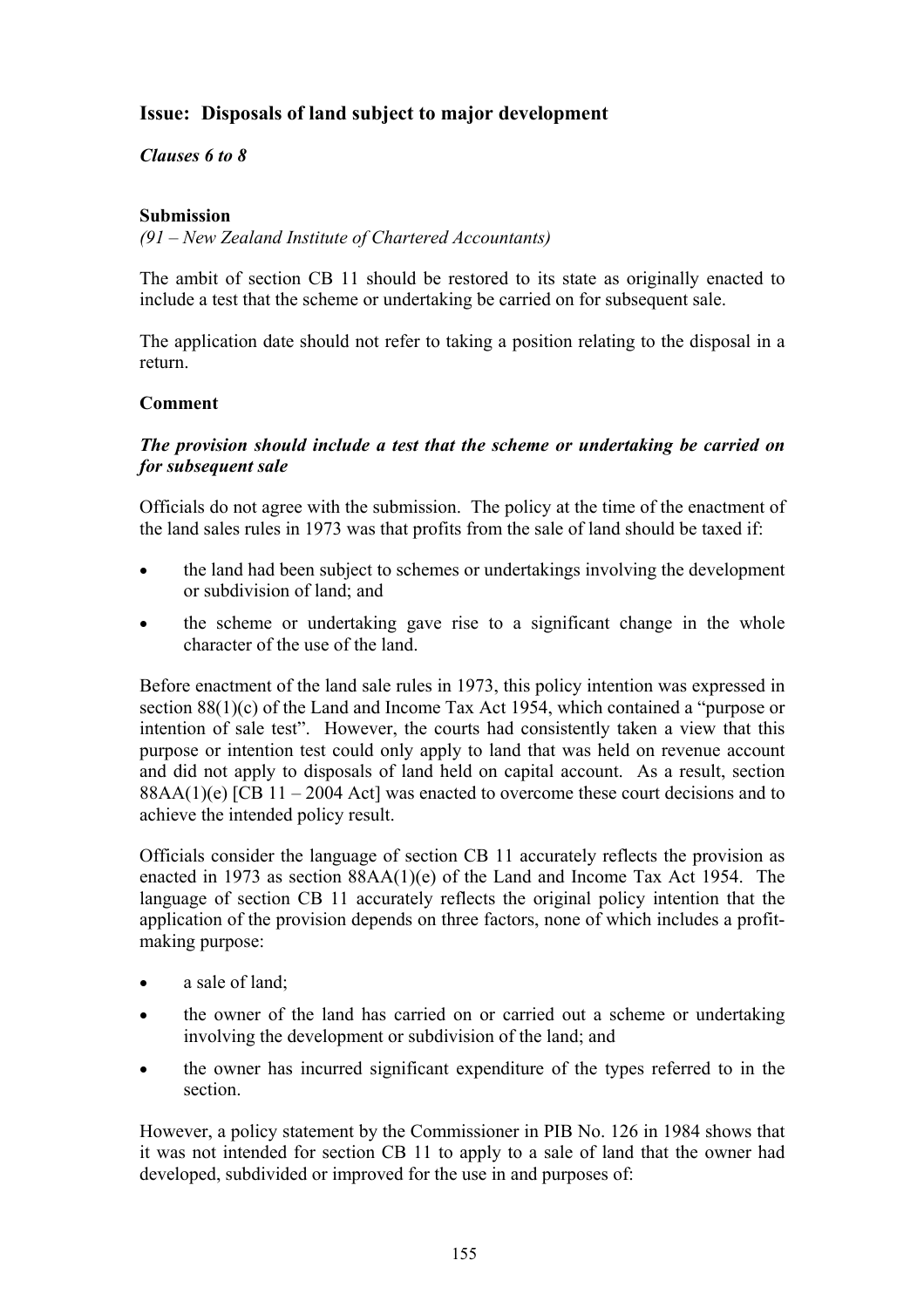## Issue: Disposals of land subject to major development

***Clauses 6 to 8***

**Submission**

*(91 – New Zealand Institute of Chartered Accountants)*

The ambit of section CB 11 should be restored to its state as originally enacted to include a test that the scheme or undertaking be carried on for subsequent sale.

The application date should not refer to taking a position relating to the disposal in a return.

**Comment**

***The provision should include a test that the scheme or undertaking be carried on for subsequent sale***

Officials do not agree with the submission. The policy at the time of the enactment of the land sales rules in 1973 was that profits from the sale of land should be taxed if:

- the land had been subject to schemes or undertakings involving the development or subdivision of land; and
- the scheme or undertaking gave rise to a significant change in the whole character of the use of the land.

Before enactment of the land sale rules in 1973, this policy intention was expressed in section 88(1)(c) of the Land and Income Tax Act 1954, which contained a "purpose or intention of sale test". However, the courts had consistently taken a view that this purpose or intention test could only apply to land that was held on revenue account and did not apply to disposals of land held on capital account. As a result, section 88AA(1)(e) [CB 11 – 2004 Act] was enacted to overcome these court decisions and to achieve the intended policy result.

Officials consider the language of section CB 11 accurately reflects the provision as enacted in 1973 as section 88AA(1)(e) of the Land and Income Tax Act 1954. The language of section CB 11 accurately reflects the original policy intention that the application of the provision depends on three factors, none of which includes a profit-making purpose:

- a sale of land;
- the owner of the land has carried on or carried out a scheme or undertaking involving the development or subdivision of the land; and
- the owner has incurred significant expenditure of the types referred to in the section.

However, a policy statement by the Commissioner in PIB No. 126 in 1984 shows that it was not intended for section CB 11 to apply to a sale of land that the owner had developed, subdivided or improved for the use in and purposes of: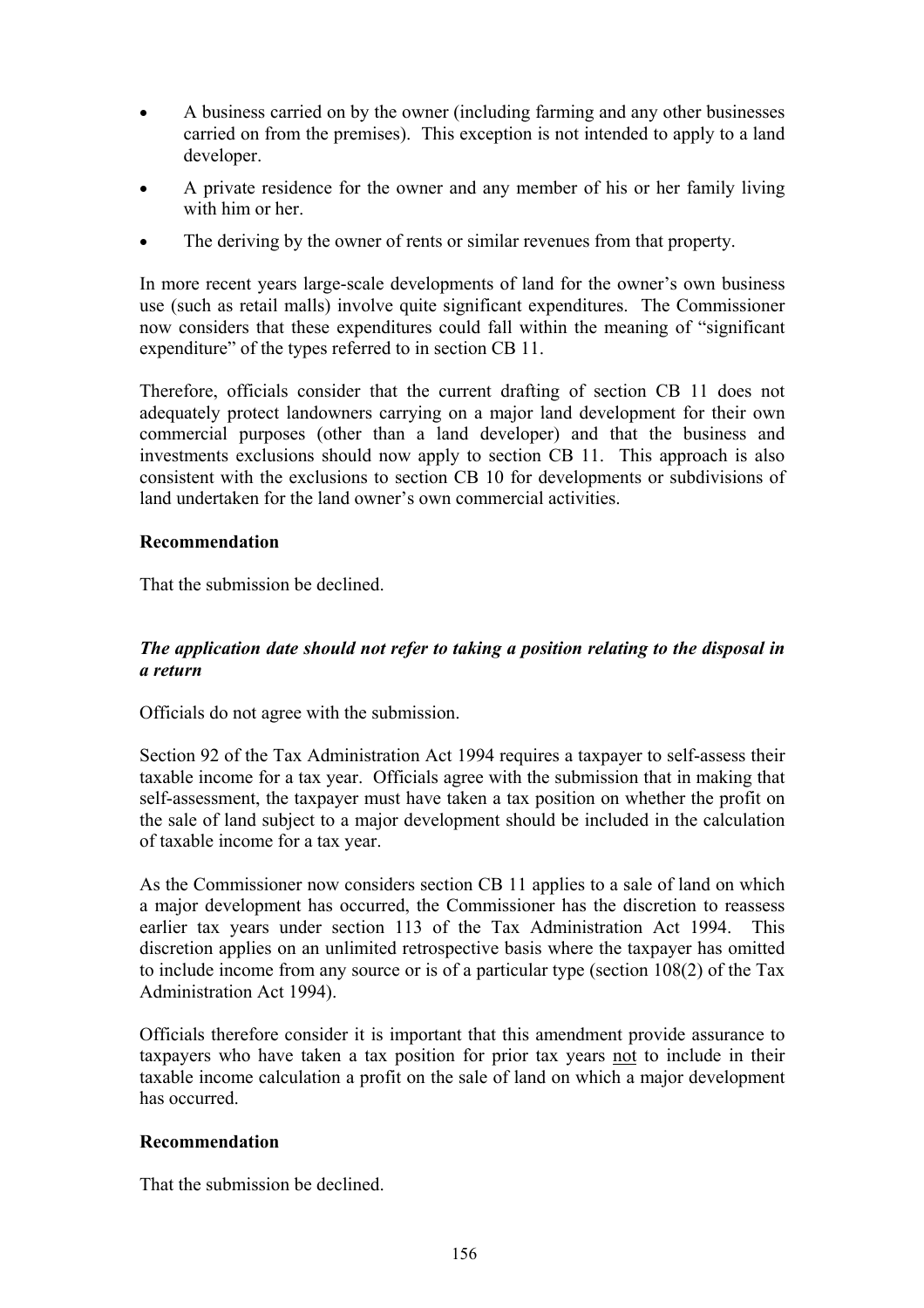- A business carried on by the owner (including farming and any other businesses carried on from the premises). This exception is not intended to apply to a land developer.
- A private residence for the owner and any member of his or her family living with him or her.
- The deriving by the owner of rents or similar revenues from that property.

In more recent years large-scale developments of land for the owner's own business use (such as retail malls) involve quite significant expenditures. The Commissioner now considers that these expenditures could fall within the meaning of "significant expenditure" of the types referred to in section CB 11.

Therefore, officials consider that the current drafting of section CB 11 does not adequately protect landowners carrying on a major land development for their own commercial purposes (other than a land developer) and that the business and investments exclusions should now apply to section CB 11. This approach is also consistent with the exclusions to section CB 10 for developments or subdivisions of land undertaken for the land owner's own commercial activities.

**Recommendation**

That the submission be declined.

### *The application date should not refer to taking a position relating to the disposal in a return*

Officials do not agree with the submission.

Section 92 of the Tax Administration Act 1994 requires a taxpayer to self-assess their taxable income for a tax year. Officials agree with the submission that in making that self-assessment, the taxpayer must have taken a tax position on whether the profit on the sale of land subject to a major development should be included in the calculation of taxable income for a tax year.

As the Commissioner now considers section CB 11 applies to a sale of land on which a major development has occurred, the Commissioner has the discretion to reassess earlier tax years under section 113 of the Tax Administration Act 1994. This discretion applies on an unlimited retrospective basis where the taxpayer has omitted to include income from any source or is of a particular type (section 108(2) of the Tax Administration Act 1994).

Officials therefore consider it is important that this amendment provide assurance to taxpayers who have taken a tax position for prior tax years <u>not</u> to include in their taxable income calculation a profit on the sale of land on which a major development has occurred.

**Recommendation**

That the submission be declined.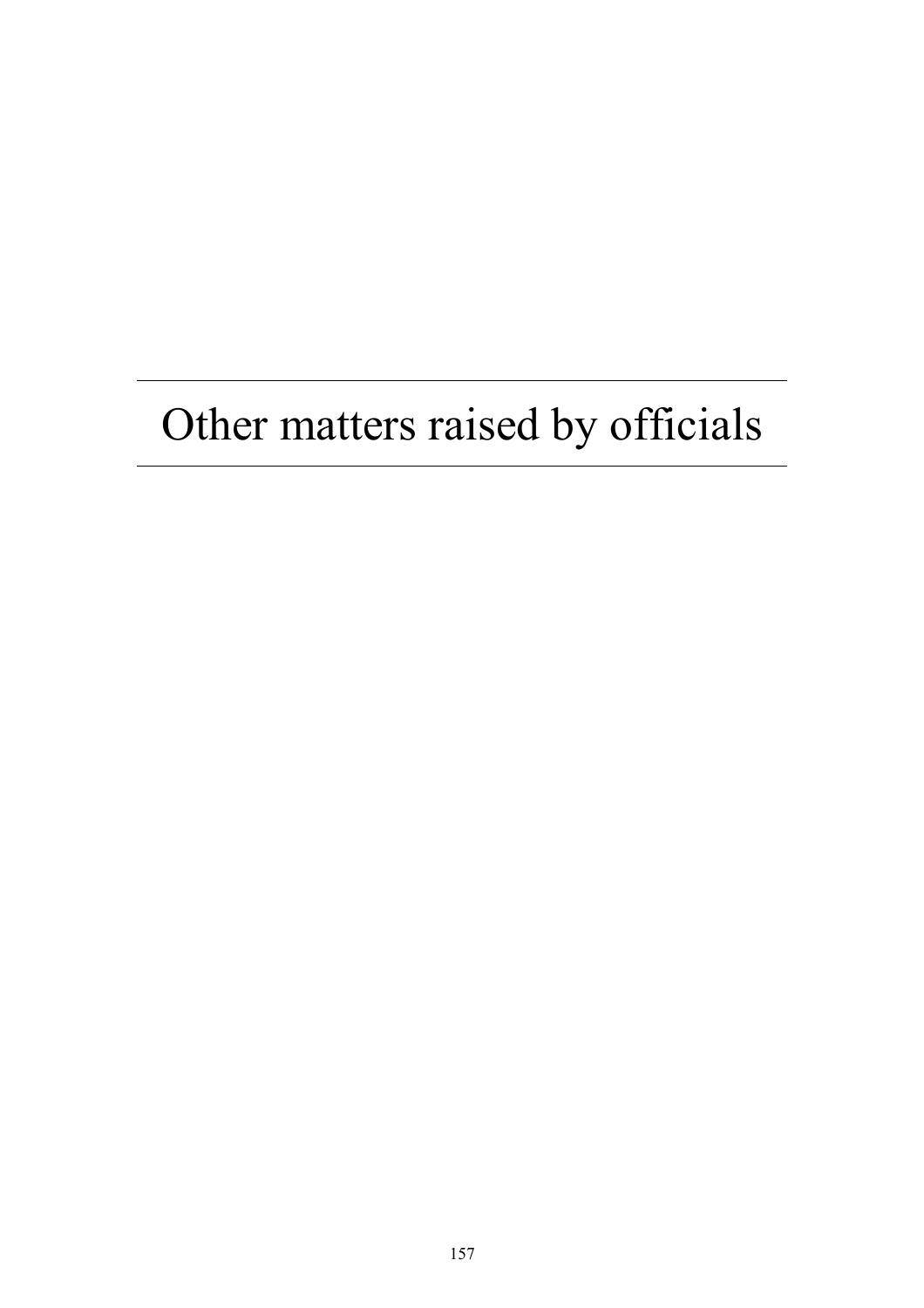# Other matters raised by officials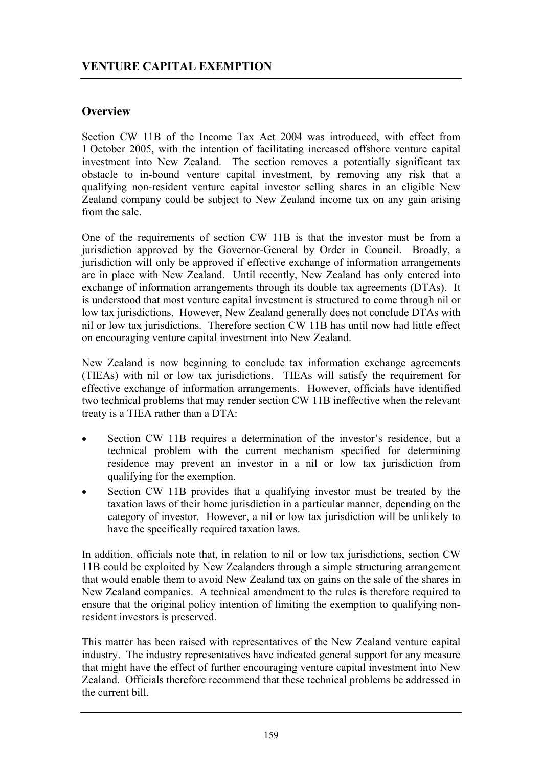## VENTURE CAPITAL EXEMPTION

### Overview

Section CW 11B of the Income Tax Act 2004 was introduced, with effect from 1 October 2005, with the intention of facilitating increased offshore venture capital investment into New Zealand. The section removes a potentially significant tax obstacle to in-bound venture capital investment, by removing any risk that a qualifying non-resident venture capital investor selling shares in an eligible New Zealand company could be subject to New Zealand income tax on any gain arising from the sale.

One of the requirements of section CW 11B is that the investor must be from a jurisdiction approved by the Governor-General by Order in Council. Broadly, a jurisdiction will only be approved if effective exchange of information arrangements are in place with New Zealand. Until recently, New Zealand has only entered into exchange of information arrangements through its double tax agreements (DTAs). It is understood that most venture capital investment is structured to come through nil or low tax jurisdictions. However, New Zealand generally does not conclude DTAs with nil or low tax jurisdictions. Therefore section CW 11B has until now had little effect on encouraging venture capital investment into New Zealand.

New Zealand is now beginning to conclude tax information exchange agreements (TIEAs) with nil or low tax jurisdictions. TIEAs will satisfy the requirement for effective exchange of information arrangements. However, officials have identified two technical problems that may render section CW 11B ineffective when the relevant treaty is a TIEA rather than a DTA:

- Section CW 11B requires a determination of the investor's residence, but a technical problem with the current mechanism specified for determining residence may prevent an investor in a nil or low tax jurisdiction from qualifying for the exemption.
- Section CW 11B provides that a qualifying investor must be treated by the taxation laws of their home jurisdiction in a particular manner, depending on the category of investor. However, a nil or low tax jurisdiction will be unlikely to have the specifically required taxation laws.

In addition, officials note that, in relation to nil or low tax jurisdictions, section CW 11B could be exploited by New Zealanders through a simple structuring arrangement that would enable them to avoid New Zealand tax on gains on the sale of the shares in New Zealand companies. A technical amendment to the rules is therefore required to ensure that the original policy intention of limiting the exemption to qualifying non-resident investors is preserved.

This matter has been raised with representatives of the New Zealand venture capital industry. The industry representatives have indicated general support for any measure that might have the effect of further encouraging venture capital investment into New Zealand. Officials therefore recommend that these technical problems be addressed in the current bill.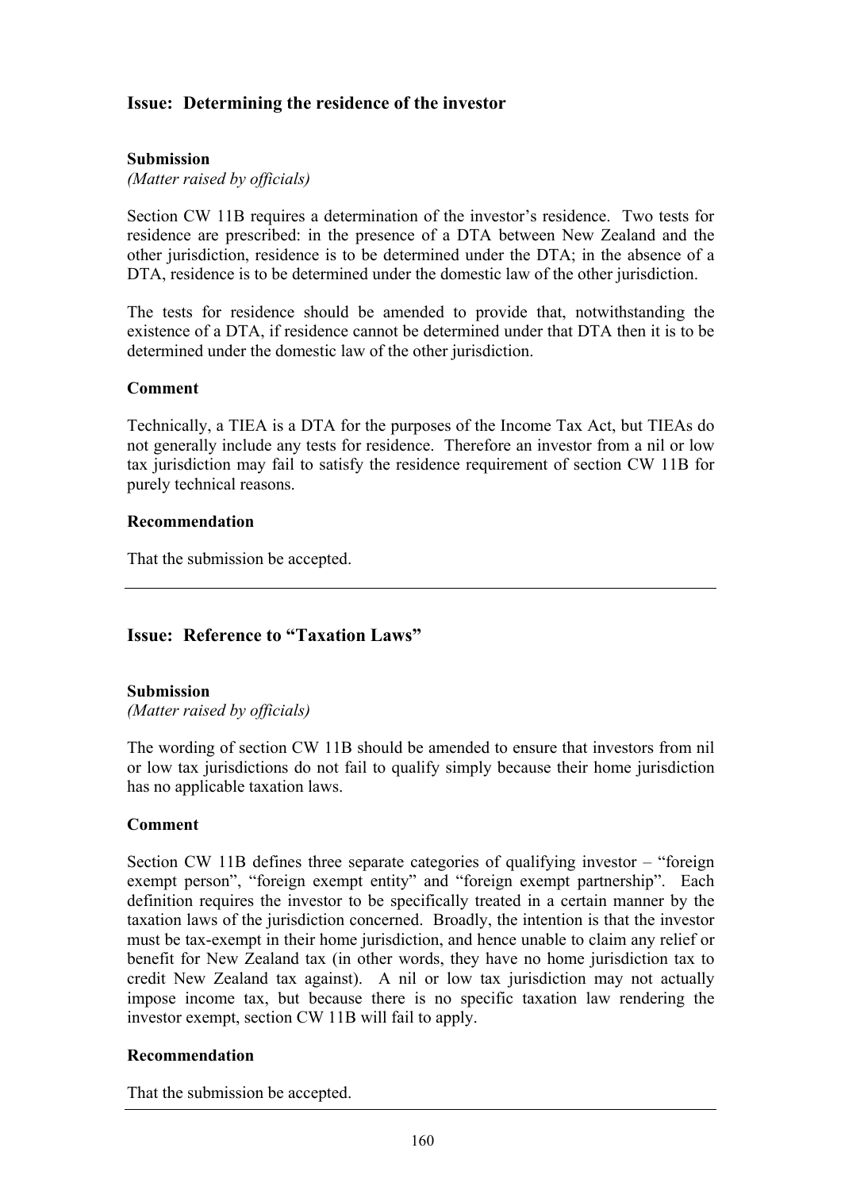## Issue: Determining the residence of the investor

**Submission**
*(Matter raised by officials)*

Section CW 11B requires a determination of the investor's residence. Two tests for residence are prescribed: in the presence of a DTA between New Zealand and the other jurisdiction, residence is to be determined under the DTA; in the absence of a DTA, residence is to be determined under the domestic law of the other jurisdiction.

The tests for residence should be amended to provide that, notwithstanding the existence of a DTA, if residence cannot be determined under that DTA then it is to be determined under the domestic law of the other jurisdiction.

**Comment**

Technically, a TIEA is a DTA for the purposes of the Income Tax Act, but TIEAs do not generally include any tests for residence. Therefore an investor from a nil or low tax jurisdiction may fail to satisfy the residence requirement of section CW 11B for purely technical reasons.

**Recommendation**

That the submission be accepted.

---

## Issue: Reference to "Taxation Laws"

**Submission**
*(Matter raised by officials)*

The wording of section CW 11B should be amended to ensure that investors from nil or low tax jurisdictions do not fail to qualify simply because their home jurisdiction has no applicable taxation laws.

**Comment**

Section CW 11B defines three separate categories of qualifying investor – "foreign exempt person", "foreign exempt entity" and "foreign exempt partnership". Each definition requires the investor to be specifically treated in a certain manner by the taxation laws of the jurisdiction concerned. Broadly, the intention is that the investor must be tax-exempt in their home jurisdiction, and hence unable to claim any relief or benefit for New Zealand tax (in other words, they have no home jurisdiction tax to credit New Zealand tax against). A nil or low tax jurisdiction may not actually impose income tax, but because there is no specific taxation law rendering the investor exempt, section CW 11B will fail to apply.

**Recommendation**

That the submission be accepted.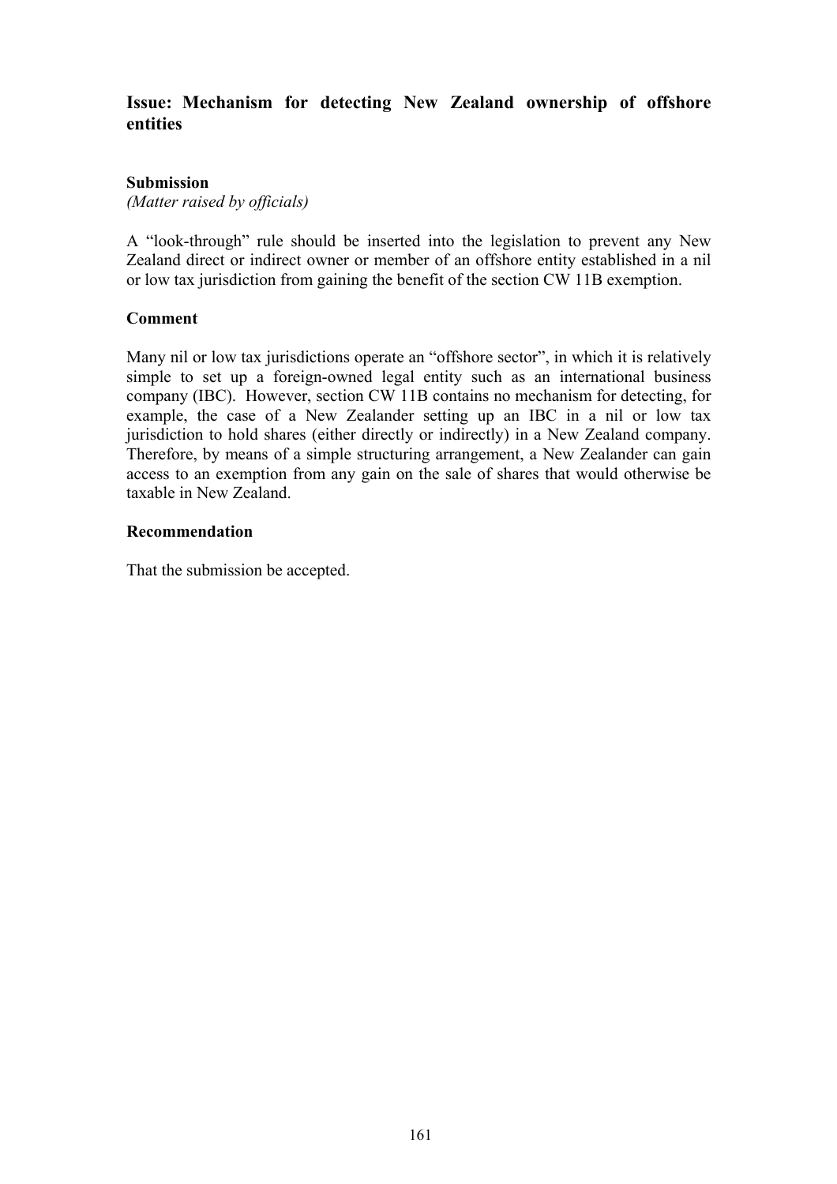## Issue: Mechanism for detecting New Zealand ownership of offshore entities

### Submission

*(Matter raised by officials)*

A "look-through" rule should be inserted into the legislation to prevent any New Zealand direct or indirect owner or member of an offshore entity established in a nil or low tax jurisdiction from gaining the benefit of the section CW 11B exemption.

### Comment

Many nil or low tax jurisdictions operate an "offshore sector", in which it is relatively simple to set up a foreign-owned legal entity such as an international business company (IBC). However, section CW 11B contains no mechanism for detecting, for example, the case of a New Zealander setting up an IBC in a nil or low tax jurisdiction to hold shares (either directly or indirectly) in a New Zealand company. Therefore, by means of a simple structuring arrangement, a New Zealander can gain access to an exemption from any gain on the sale of shares that would otherwise be taxable in New Zealand.

### Recommendation

That the submission be accepted.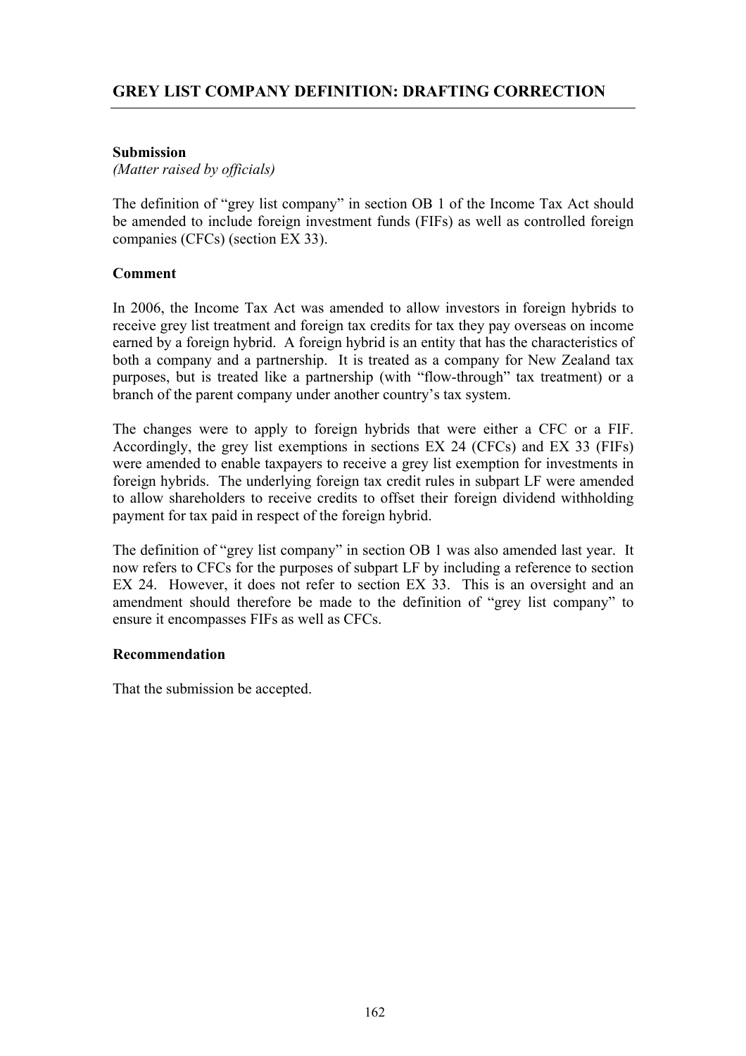## GREY LIST COMPANY DEFINITION: DRAFTING CORRECTION

**Submission**

*(Matter raised by officials)*

The definition of "grey list company" in section OB 1 of the Income Tax Act should be amended to include foreign investment funds (FIFs) as well as controlled foreign companies (CFCs) (section EX 33).

**Comment**

In 2006, the Income Tax Act was amended to allow investors in foreign hybrids to receive grey list treatment and foreign tax credits for tax they pay overseas on income earned by a foreign hybrid. A foreign hybrid is an entity that has the characteristics of both a company and a partnership. It is treated as a company for New Zealand tax purposes, but is treated like a partnership (with "flow-through" tax treatment) or a branch of the parent company under another country's tax system.

The changes were to apply to foreign hybrids that were either a CFC or a FIF. Accordingly, the grey list exemptions in sections EX 24 (CFCs) and EX 33 (FIFs) were amended to enable taxpayers to receive a grey list exemption for investments in foreign hybrids. The underlying foreign tax credit rules in subpart LF were amended to allow shareholders to receive credits to offset their foreign dividend withholding payment for tax paid in respect of the foreign hybrid.

The definition of "grey list company" in section OB 1 was also amended last year. It now refers to CFCs for the purposes of subpart LF by including a reference to section EX 24. However, it does not refer to section EX 33. This is an oversight and an amendment should therefore be made to the definition of "grey list company" to ensure it encompasses FIFs as well as CFCs.

**Recommendation**

That the submission be accepted.